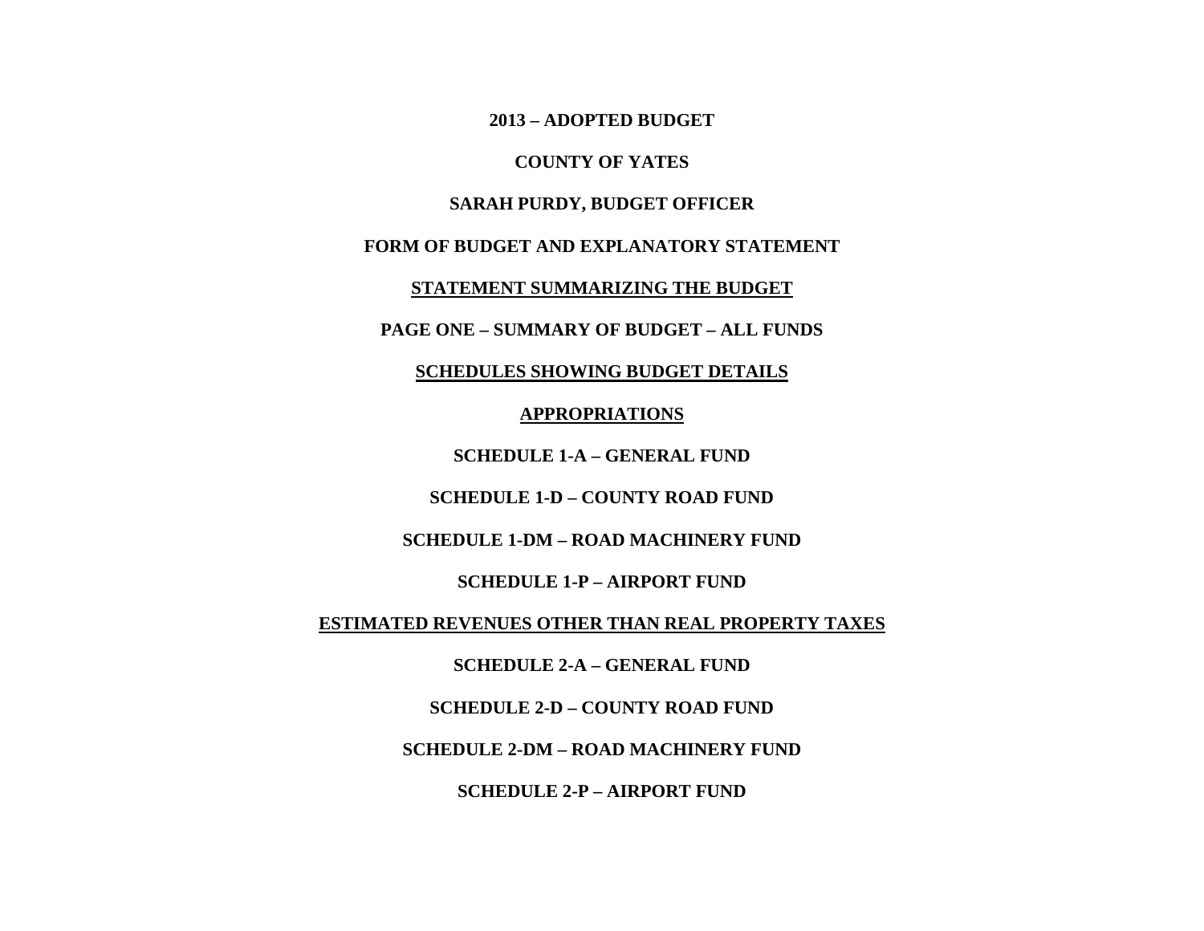**2013 – ADOPTED BUDGET**

**COUNTY OF YATES**

**SARAH PURDY, BUDGET OFFICER**

**FORM OF BUDGET AND EXPLANATORY STATEMENT**

**STATEMENT SUMMARIZING THE BUDGET**

**PAGE ONE – SUMMARY OF BUDGET – ALL FUNDS**

**SCHEDULES SHOWING BUDGET DETAILS**

**APPROPRIATIONS**

**SCHEDULE 1-A – GENERAL FUND**

**SCHEDULE 1-D – COUNTY ROAD FUND**

**SCHEDULE 1-DM – ROAD MACHINERY FUND**

**SCHEDULE 1-P – AIRPORT FUND**

**ESTIMATED REVENUES OTHER THAN REAL PROPERTY TAXES**

**SCHEDULE 2-A – GENERAL FUND**

**SCHEDULE 2-D – COUNTY ROAD FUND**

**SCHEDULE 2-DM – ROAD MACHINERY FUND**

**SCHEDULE 2-P – AIRPORT FUND**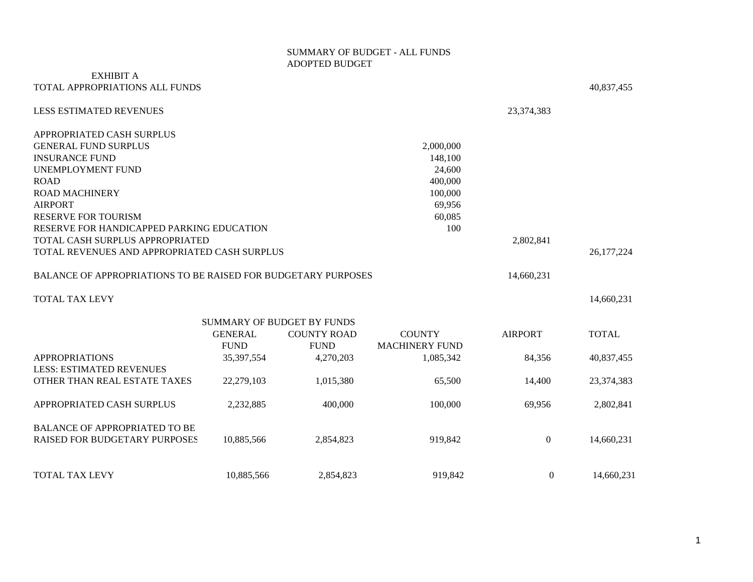# SUMMARY OF BUDGET - ALL FUNDS
## ADOPTED BUDGET

EXHIBIT A

| | | | |
|---|---|---|---|
| TOTAL APPROPRIATIONS ALL FUNDS | | | 40,837,455 |
| | | | |
| LESS ESTIMATED REVENUES | | 23,374,383 | |
| | | | |
| APPROPRIATED CASH SURPLUS | | | |
| GENERAL FUND SURPLUS | 2,000,000 | | |
| INSURANCE FUND | 148,100 | | |
| UNEMPLOYMENT FUND | 24,600 | | |
| ROAD | 400,000 | | |
| ROAD MACHINERY | 100,000 | | |
| AIRPORT | 69,956 | | |
| RESERVE FOR TOURISM | 60,085 | | |
| RESERVE FOR HANDICAPPED PARKING EDUCATION | 100 | | |
| TOTAL CASH SURPLUS APPROPRIATED | | 2,802,841 | |
| TOTAL REVENUES AND APPROPRIATED CASH SURPLUS | | | 26,177,224 |
| | | | |
| BALANCE OF APPROPRIATIONS TO BE RAISED FOR BUDGETARY PURPOSES | | 14,660,231 | |
| | | | |
| TOTAL TAX LEVY | | | 14,660,231 |

## SUMMARY OF BUDGET BY FUNDS

| | GENERAL FUND | COUNTY ROAD FUND | COUNTY MACHINERY FUND | AIRPORT | TOTAL |
|---|---|---|---|---|---|
| APPROPRIATIONS | 35,397,554 | 4,270,203 | 1,085,342 | 84,356 | 40,837,455 |
| LESS: ESTIMATED REVENUES OTHER THAN REAL ESTATE TAXES | 22,279,103 | 1,015,380 | 65,500 | 14,400 | 23,374,383 |
| APPROPRIATED CASH SURPLUS | 2,232,885 | 400,000 | 100,000 | 69,956 | 2,802,841 |
| BALANCE OF APPROPRIATED TO BE RAISED FOR BUDGETARY PURPOSES | 10,885,566 | 2,854,823 | 919,842 | 0 | 14,660,231 |
| TOTAL TAX LEVY | 10,885,566 | 2,854,823 | 919,842 | 0 | 14,660,231 |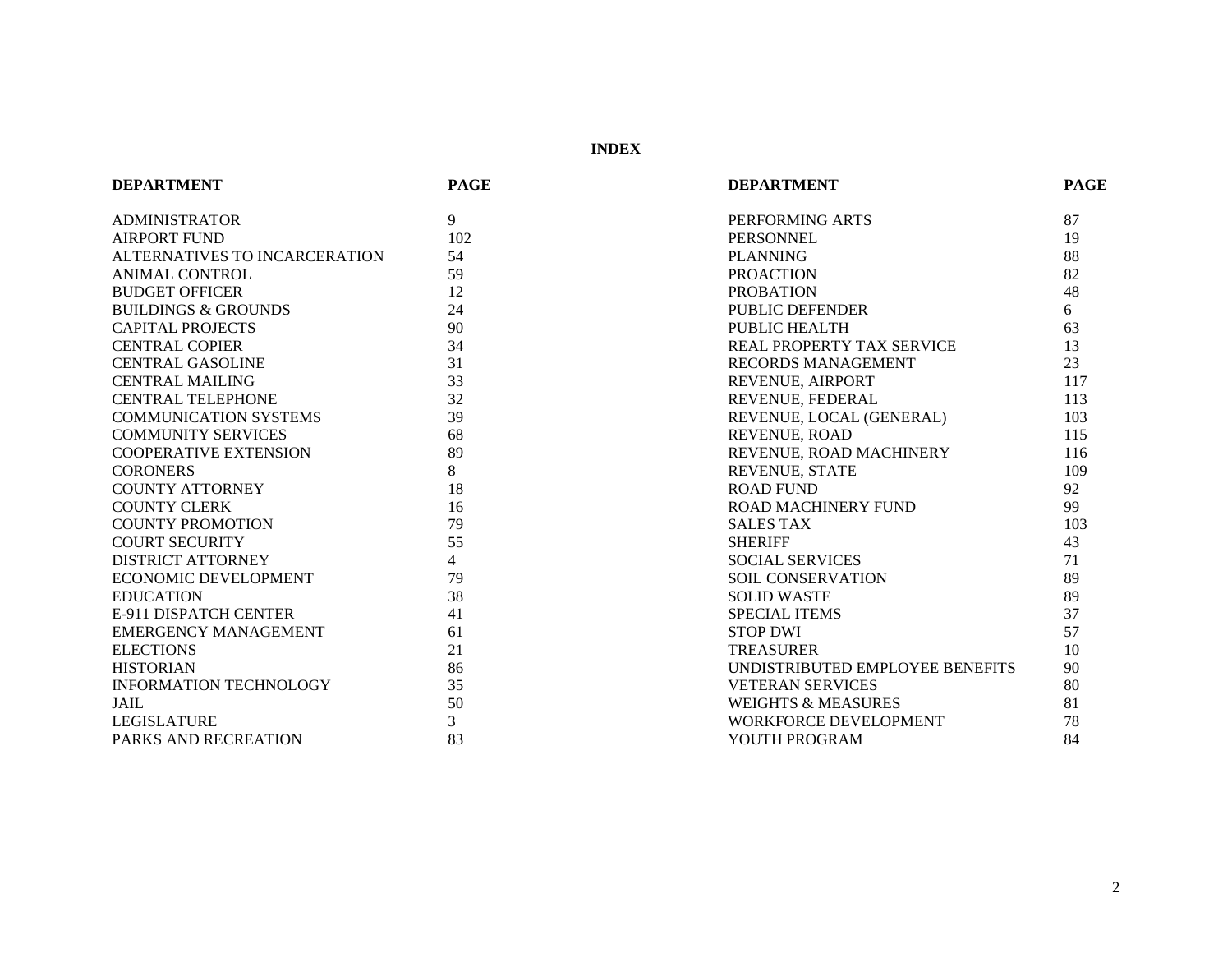**INDEX**

| DEPARTMENT | PAGE | DEPARTMENT | PAGE |
|---|---|---|---|
| ADMINISTRATOR | 9 | PERFORMING ARTS | 87 |
| AIRPORT FUND | 102 | PERSONNEL | 19 |
| ALTERNATIVES TO INCARCERATION | 54 | PLANNING | 88 |
| ANIMAL CONTROL | 59 | PROACTION | 82 |
| BUDGET OFFICER | 12 | PROBATION | 48 |
| BUILDINGS & GROUNDS | 24 | PUBLIC DEFENDER | 6 |
| CAPITAL PROJECTS | 90 | PUBLIC HEALTH | 63 |
| CENTRAL COPIER | 34 | REAL PROPERTY TAX SERVICE | 13 |
| CENTRAL GASOLINE | 31 | RECORDS MANAGEMENT | 23 |
| CENTRAL MAILING | 33 | REVENUE, AIRPORT | 117 |
| CENTRAL TELEPHONE | 32 | REVENUE, FEDERAL | 113 |
| COMMUNICATION SYSTEMS | 39 | REVENUE, LOCAL (GENERAL) | 103 |
| COMMUNITY SERVICES | 68 | REVENUE, ROAD | 115 |
| COOPERATIVE EXTENSION | 89 | REVENUE, ROAD MACHINERY | 116 |
| CORONERS | 8 | REVENUE, STATE | 109 |
| COUNTY ATTORNEY | 18 | ROAD FUND | 92 |
| COUNTY CLERK | 16 | ROAD MACHINERY FUND | 99 |
| COUNTY PROMOTION | 79 | SALES TAX | 103 |
| COURT SECURITY | 55 | SHERIFF | 43 |
| DISTRICT ATTORNEY | 4 | SOCIAL SERVICES | 71 |
| ECONOMIC DEVELOPMENT | 79 | SOIL CONSERVATION | 89 |
| EDUCATION | 38 | SOLID WASTE | 89 |
| E-911 DISPATCH CENTER | 41 | SPECIAL ITEMS | 37 |
| EMERGENCY MANAGEMENT | 61 | STOP DWI | 57 |
| ELECTIONS | 21 | TREASURER | 10 |
| HISTORIAN | 86 | UNDISTRIBUTED EMPLOYEE BENEFITS | 90 |
| INFORMATION TECHNOLOGY | 35 | VETERAN SERVICES | 80 |
| JAIL | 50 | WEIGHTS & MEASURES | 81 |
| LEGISLATURE | 3 | WORKFORCE DEVELOPMENT | 78 |
| PARKS AND RECREATION | 83 | YOUTH PROGRAM | 84 |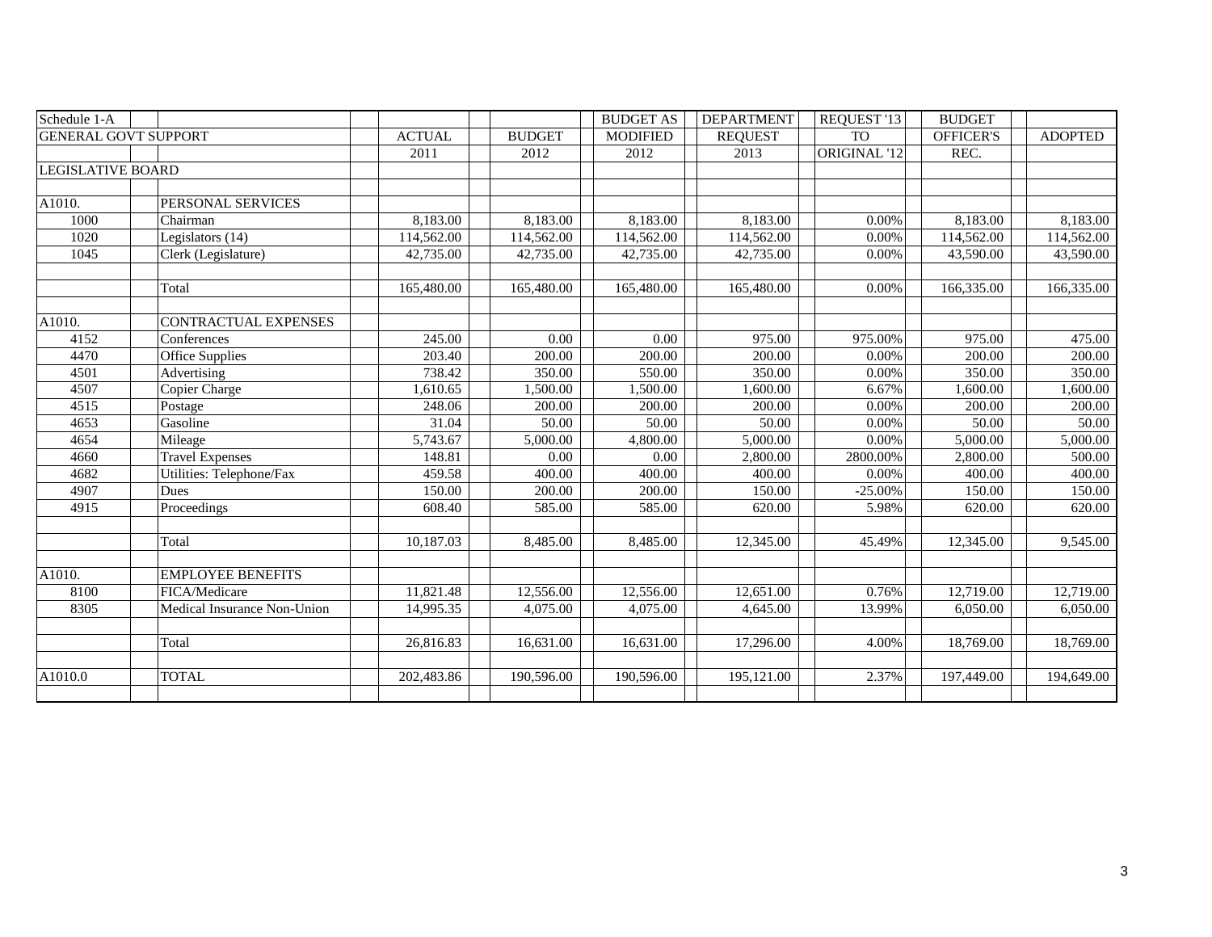| Schedule 1-A | | | | BUDGET AS | DEPARTMENT | REQUEST '13 | BUDGET | |
|---|---|---|---|---|---|---|---|---|
| GENERAL GOVT SUPPORT | | ACTUAL | BUDGET | MODIFIED | REQUEST | TO | OFFICER'S | ADOPTED |
| | | 2011 | 2012 | 2012 | 2013 | ORIGINAL '12 | REC. | |
| LEGISLATIVE BOARD | | | | | | | | |
| | | | | | | | | |
| A1010. | PERSONAL SERVICES | | | | | | | |
| 1000 | Chairman | 8,183.00 | 8,183.00 | 8,183.00 | 8,183.00 | 0.00% | 8,183.00 | 8,183.00 |
| 1020 | Legislators (14) | 114,562.00 | 114,562.00 | 114,562.00 | 114,562.00 | 0.00% | 114,562.00 | 114,562.00 |
| 1045 | Clerk (Legislature) | 42,735.00 | 42,735.00 | 42,735.00 | 42,735.00 | 0.00% | 43,590.00 | 43,590.00 |
| | | | | | | | | |
| | Total | 165,480.00 | 165,480.00 | 165,480.00 | 165,480.00 | 0.00% | 166,335.00 | 166,335.00 |
| | | | | | | | | |
| A1010. | CONTRACTUAL EXPENSES | | | | | | | |
| 4152 | Conferences | 245.00 | 0.00 | 0.00 | 975.00 | 975.00% | 975.00 | 475.00 |
| 4470 | Office Supplies | 203.40 | 200.00 | 200.00 | 200.00 | 0.00% | 200.00 | 200.00 |
| 4501 | Advertising | 738.42 | 350.00 | 550.00 | 350.00 | 0.00% | 350.00 | 350.00 |
| 4507 | Copier Charge | 1,610.65 | 1,500.00 | 1,500.00 | 1,600.00 | 6.67% | 1,600.00 | 1,600.00 |
| 4515 | Postage | 248.06 | 200.00 | 200.00 | 200.00 | 0.00% | 200.00 | 200.00 |
| 4653 | Gasoline | 31.04 | 50.00 | 50.00 | 50.00 | 0.00% | 50.00 | 50.00 |
| 4654 | Mileage | 5,743.67 | 5,000.00 | 4,800.00 | 5,000.00 | 0.00% | 5,000.00 | 5,000.00 |
| 4660 | Travel Expenses | 148.81 | 0.00 | 0.00 | 2,800.00 | 2800.00% | 2,800.00 | 500.00 |
| 4682 | Utilities: Telephone/Fax | 459.58 | 400.00 | 400.00 | 400.00 | 0.00% | 400.00 | 400.00 |
| 4907 | Dues | 150.00 | 200.00 | 200.00 | 150.00 | -25.00% | 150.00 | 150.00 |
| 4915 | Proceedings | 608.40 | 585.00 | 585.00 | 620.00 | 5.98% | 620.00 | 620.00 |
| | | | | | | | | |
| | Total | 10,187.03 | 8,485.00 | 8,485.00 | 12,345.00 | 45.49% | 12,345.00 | 9,545.00 |
| | | | | | | | | |
| A1010. | EMPLOYEE BENEFITS | | | | | | | |
| 8100 | FICA/Medicare | 11,821.48 | 12,556.00 | 12,556.00 | 12,651.00 | 0.76% | 12,719.00 | 12,719.00 |
| 8305 | Medical Insurance Non-Union | 14,995.35 | 4,075.00 | 4,075.00 | 4,645.00 | 13.99% | 6,050.00 | 6,050.00 |
| | | | | | | | | |
| | Total | 26,816.83 | 16,631.00 | 16,631.00 | 17,296.00 | 4.00% | 18,769.00 | 18,769.00 |
| | | | | | | | | |
| A1010.0 | TOTAL | 202,483.86 | 190,596.00 | 190,596.00 | 195,121.00 | 2.37% | 197,449.00 | 194,649.00 |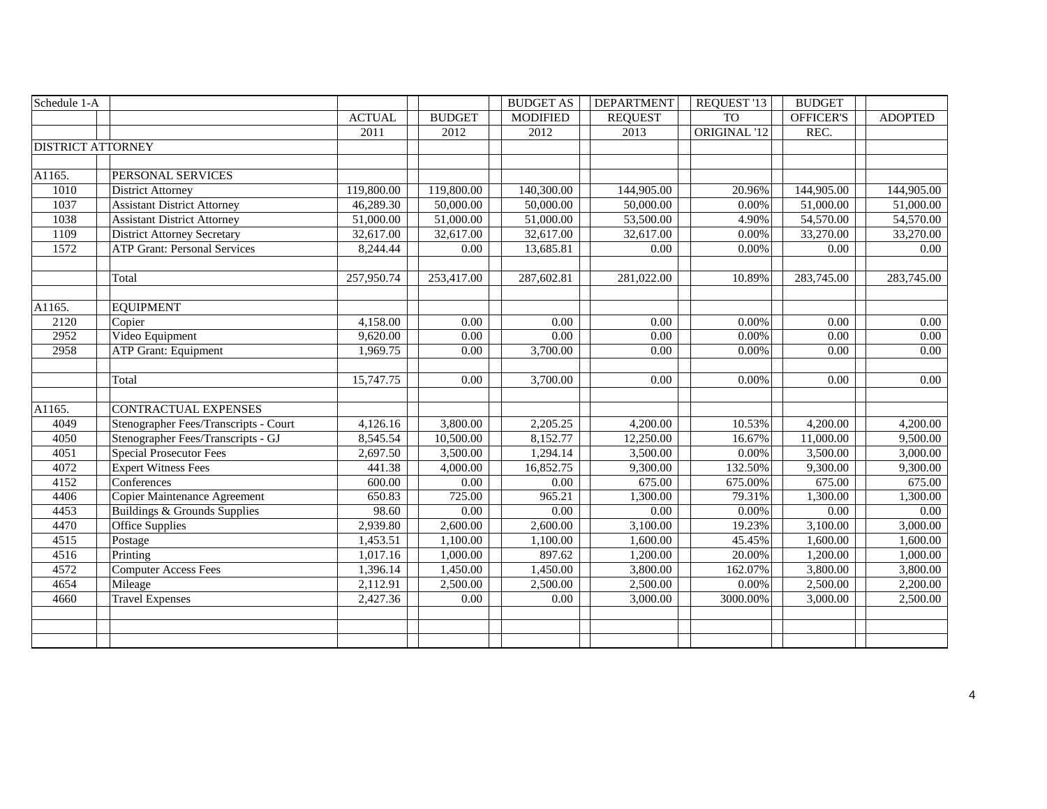| Schedule 1-A | | ACTUAL | BUDGET | BUDGET AS MODIFIED | DEPARTMENT REQUEST | REQUEST '13 TO ORIGINAL '12 | BUDGET OFFICER'S REC. | ADOPTED |
|---|---|---|---|---|---|---|---|---|
| | | 2011 | 2012 | 2012 | 2013 | | | |
| DISTRICT ATTORNEY | | | | | | | | |
| A1165. | PERSONAL SERVICES | | | | | | | |
| 1010 | District Attorney | 119,800.00 | 119,800.00 | 140,300.00 | 144,905.00 | 20.96% | 144,905.00 | 144,905.00 |
| 1037 | Assistant District Attorney | 46,289.30 | 50,000.00 | 50,000.00 | 50,000.00 | 0.00% | 51,000.00 | 51,000.00 |
| 1038 | Assistant District Attorney | 51,000.00 | 51,000.00 | 51,000.00 | 53,500.00 | 4.90% | 54,570.00 | 54,570.00 |
| 1109 | District Attorney Secretary | 32,617.00 | 32,617.00 | 32,617.00 | 32,617.00 | 0.00% | 33,270.00 | 33,270.00 |
| 1572 | ATP Grant: Personal Services | 8,244.44 | 0.00 | 13,685.81 | 0.00 | 0.00% | 0.00 | 0.00 |
| | Total | 257,950.74 | 253,417.00 | 287,602.81 | 281,022.00 | 10.89% | 283,745.00 | 283,745.00 |
| A1165. | EQUIPMENT | | | | | | | |
| 2120 | Copier | 4,158.00 | 0.00 | 0.00 | 0.00 | 0.00% | 0.00 | 0.00 |
| 2952 | Video Equipment | 9,620.00 | 0.00 | 0.00 | 0.00 | 0.00% | 0.00 | 0.00 |
| 2958 | ATP Grant: Equipment | 1,969.75 | 0.00 | 3,700.00 | 0.00 | 0.00% | 0.00 | 0.00 |
| | Total | 15,747.75 | 0.00 | 3,700.00 | 0.00 | 0.00% | 0.00 | 0.00 |
| A1165. | CONTRACTUAL EXPENSES | | | | | | | |
| 4049 | Stenographer Fees/Transcripts - Court | 4,126.16 | 3,800.00 | 2,205.25 | 4,200.00 | 10.53% | 4,200.00 | 4,200.00 |
| 4050 | Stenographer Fees/Transcripts - GJ | 8,545.54 | 10,500.00 | 8,152.77 | 12,250.00 | 16.67% | 11,000.00 | 9,500.00 |
| 4051 | Special Prosecutor Fees | 2,697.50 | 3,500.00 | 1,294.14 | 3,500.00 | 0.00% | 3,500.00 | 3,000.00 |
| 4072 | Expert Witness Fees | 441.38 | 4,000.00 | 16,852.75 | 9,300.00 | 132.50% | 9,300.00 | 9,300.00 |
| 4152 | Conferences | 600.00 | 0.00 | 0.00 | 675.00 | 675.00% | 675.00 | 675.00 |
| 4406 | Copier Maintenance Agreement | 650.83 | 725.00 | 965.21 | 1,300.00 | 79.31% | 1,300.00 | 1,300.00 |
| 4453 | Buildings & Grounds Supplies | 98.60 | 0.00 | 0.00 | 0.00 | 0.00% | 0.00 | 0.00 |
| 4470 | Office Supplies | 2,939.80 | 2,600.00 | 2,600.00 | 3,100.00 | 19.23% | 3,100.00 | 3,000.00 |
| 4515 | Postage | 1,453.51 | 1,100.00 | 1,100.00 | 1,600.00 | 45.45% | 1,600.00 | 1,600.00 |
| 4516 | Printing | 1,017.16 | 1,000.00 | 897.62 | 1,200.00 | 20.00% | 1,200.00 | 1,000.00 |
| 4572 | Computer Access Fees | 1,396.14 | 1,450.00 | 1,450.00 | 3,800.00 | 162.07% | 3,800.00 | 3,800.00 |
| 4654 | Mileage | 2,112.91 | 2,500.00 | 2,500.00 | 2,500.00 | 0.00% | 2,500.00 | 2,200.00 |
| 4660 | Travel Expenses | 2,427.36 | 0.00 | 0.00 | 3,000.00 | 3000.00% | 3,000.00 | 2,500.00 |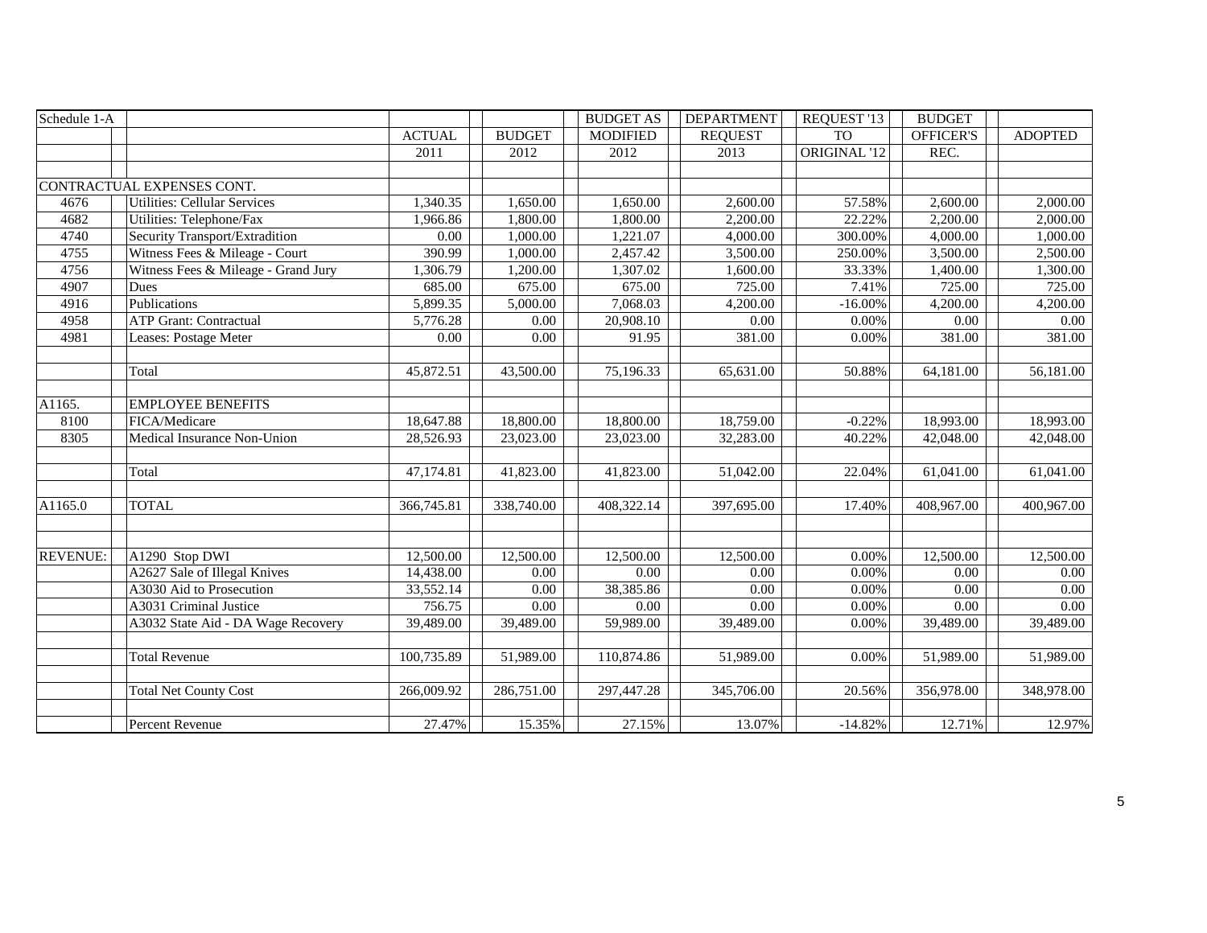| Schedule 1-A | | | | BUDGET AS | DEPARTMENT | REQUEST '13 | BUDGET | |
|---|---|---|---|---|---|---|---|---|
| | | ACTUAL | BUDGET | MODIFIED | REQUEST | TO | OFFICER'S | ADOPTED |
| | | 2011 | 2012 | 2012 | 2013 | ORIGINAL '12 | REC. | |
| | | | | | | | | |
| CONTRACTUAL EXPENSES CONT. | | | | | | | | |
| 4676 | Utilities: Cellular Services | 1,340.35 | 1,650.00 | 1,650.00 | 2,600.00 | 57.58% | 2,600.00 | 2,000.00 |
| 4682 | Utilities: Telephone/Fax | 1,966.86 | 1,800.00 | 1,800.00 | 2,200.00 | 22.22% | 2,200.00 | 2,000.00 |
| 4740 | Security Transport/Extradition | 0.00 | 1,000.00 | 1,221.07 | 4,000.00 | 300.00% | 4,000.00 | 1,000.00 |
| 4755 | Witness Fees & Mileage - Court | 390.99 | 1,000.00 | 2,457.42 | 3,500.00 | 250.00% | 3,500.00 | 2,500.00 |
| 4756 | Witness Fees & Mileage - Grand Jury | 1,306.79 | 1,200.00 | 1,307.02 | 1,600.00 | 33.33% | 1,400.00 | 1,300.00 |
| 4907 | Dues | 685.00 | 675.00 | 675.00 | 725.00 | 7.41% | 725.00 | 725.00 |
| 4916 | Publications | 5,899.35 | 5,000.00 | 7,068.03 | 4,200.00 | -16.00% | 4,200.00 | 4,200.00 |
| 4958 | ATP Grant: Contractual | 5,776.28 | 0.00 | 20,908.10 | 0.00 | 0.00% | 0.00 | 0.00 |
| 4981 | Leases: Postage Meter | 0.00 | 0.00 | 91.95 | 381.00 | 0.00% | 381.00 | 381.00 |
| | | | | | | | | |
| | Total | 45,872.51 | 43,500.00 | 75,196.33 | 65,631.00 | 50.88% | 64,181.00 | 56,181.00 |
| | | | | | | | | |
| A1165. | EMPLOYEE BENEFITS | | | | | | | |
| 8100 | FICA/Medicare | 18,647.88 | 18,800.00 | 18,800.00 | 18,759.00 | -0.22% | 18,993.00 | 18,993.00 |
| 8305 | Medical Insurance Non-Union | 28,526.93 | 23,023.00 | 23,023.00 | 32,283.00 | 40.22% | 42,048.00 | 42,048.00 |
| | | | | | | | | |
| | Total | 47,174.81 | 41,823.00 | 41,823.00 | 51,042.00 | 22.04% | 61,041.00 | 61,041.00 |
| | | | | | | | | |
| A1165.0 | TOTAL | 366,745.81 | 338,740.00 | 408,322.14 | 397,695.00 | 17.40% | 408,967.00 | 400,967.00 |
| | | | | | | | | |
| | | | | | | | | |
| REVENUE: | A1290 Stop DWI | 12,500.00 | 12,500.00 | 12,500.00 | 12,500.00 | 0.00% | 12,500.00 | 12,500.00 |
| | A2627 Sale of Illegal Knives | 14,438.00 | 0.00 | 0.00 | 0.00 | 0.00% | 0.00 | 0.00 |
| | A3030 Aid to Prosecution | 33,552.14 | 0.00 | 38,385.86 | 0.00 | 0.00% | 0.00 | 0.00 |
| | A3031 Criminal Justice | 756.75 | 0.00 | 0.00 | 0.00 | 0.00% | 0.00 | 0.00 |
| | A3032 State Aid - DA Wage Recovery | 39,489.00 | 39,489.00 | 59,989.00 | 39,489.00 | 0.00% | 39,489.00 | 39,489.00 |
| | | | | | | | | |
| | Total Revenue | 100,735.89 | 51,989.00 | 110,874.86 | 51,989.00 | 0.00% | 51,989.00 | 51,989.00 |
| | | | | | | | | |
| | Total Net County Cost | 266,009.92 | 286,751.00 | 297,447.28 | 345,706.00 | 20.56% | 356,978.00 | 348,978.00 |
| | | | | | | | | |
| | Percent Revenue | 27.47% | 15.35% | 27.15% | 13.07% | -14.82% | 12.71% | 12.97% |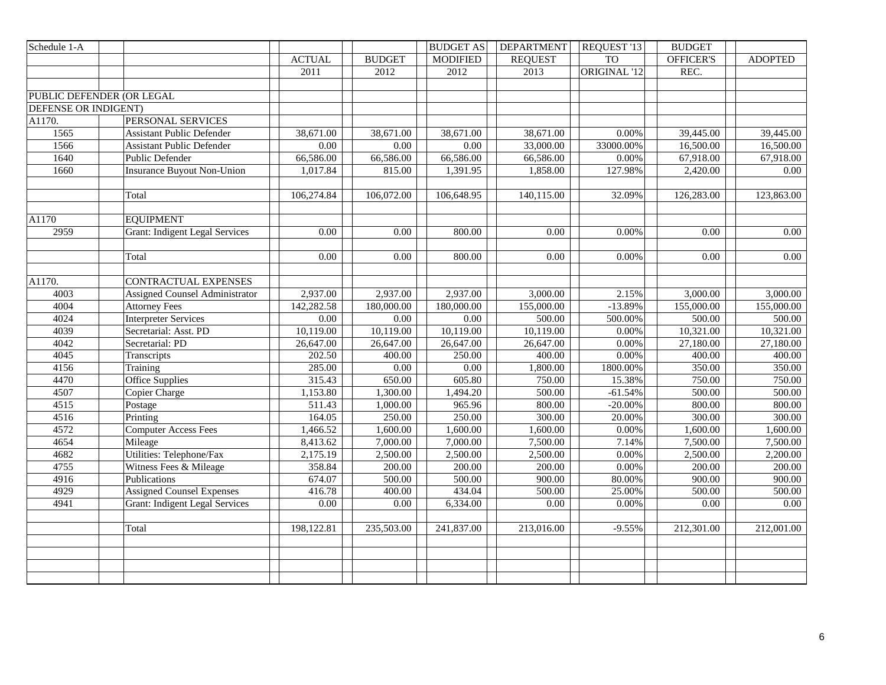| Schedule 1-A | | ACTUAL 2011 | BUDGET 2012 | BUDGET AS MODIFIED 2012 | DEPARTMENT REQUEST 2013 | REQUEST '13 TO ORIGINAL '12 | BUDGET OFFICER'S REC. | ADOPTED |
|---|---|---|---|---|---|---|---|---|
| PUBLIC DEFENDER (OR LEGAL DEFENSE OR INDIGENT) | | | | | | | | |
| A1170. | PERSONAL SERVICES | | | | | | | |
| 1565 | Assistant Public Defender | 38,671.00 | 38,671.00 | 38,671.00 | 38,671.00 | 0.00% | 39,445.00 | 39,445.00 |
| 1566 | Assistant Public Defender | 0.00 | 0.00 | 0.00 | 33,000.00 | 33000.00% | 16,500.00 | 16,500.00 |
| 1640 | Public Defender | 66,586.00 | 66,586.00 | 66,586.00 | 66,586.00 | 0.00% | 67,918.00 | 67,918.00 |
| 1660 | Insurance Buyout Non-Union | 1,017.84 | 815.00 | 1,391.95 | 1,858.00 | 127.98% | 2,420.00 | 0.00 |
| | Total | 106,274.84 | 106,072.00 | 106,648.95 | 140,115.00 | 32.09% | 126,283.00 | 123,863.00 |
| A1170 | EQUIPMENT | | | | | | | |
| 2959 | Grant: Indigent Legal Services | 0.00 | 0.00 | 800.00 | 0.00 | 0.00% | 0.00 | 0.00 |
| | Total | 0.00 | 0.00 | 800.00 | 0.00 | 0.00% | 0.00 | 0.00 |
| A1170. | CONTRACTUAL EXPENSES | | | | | | | |
| 4003 | Assigned Counsel Administrator | 2,937.00 | 2,937.00 | 2,937.00 | 3,000.00 | 2.15% | 3,000.00 | 3,000.00 |
| 4004 | Attorney Fees | 142,282.58 | 180,000.00 | 180,000.00 | 155,000.00 | -13.89% | 155,000.00 | 155,000.00 |
| 4024 | Interpreter Services | 0.00 | 0.00 | 0.00 | 500.00 | 500.00% | 500.00 | 500.00 |
| 4039 | Secretarial: Asst. PD | 10,119.00 | 10,119.00 | 10,119.00 | 10,119.00 | 0.00% | 10,321.00 | 10,321.00 |
| 4042 | Secretarial: PD | 26,647.00 | 26,647.00 | 26,647.00 | 26,647.00 | 0.00% | 27,180.00 | 27,180.00 |
| 4045 | Transcripts | 202.50 | 400.00 | 250.00 | 400.00 | 0.00% | 400.00 | 400.00 |
| 4156 | Training | 285.00 | 0.00 | 0.00 | 1,800.00 | 1800.00% | 350.00 | 350.00 |
| 4470 | Office Supplies | 315.43 | 650.00 | 605.80 | 750.00 | 15.38% | 750.00 | 750.00 |
| 4507 | Copier Charge | 1,153.80 | 1,300.00 | 1,494.20 | 500.00 | -61.54% | 500.00 | 500.00 |
| 4515 | Postage | 511.43 | 1,000.00 | 965.96 | 800.00 | -20.00% | 800.00 | 800.00 |
| 4516 | Printing | 164.05 | 250.00 | 250.00 | 300.00 | 20.00% | 300.00 | 300.00 |
| 4572 | Computer Access Fees | 1,466.52 | 1,600.00 | 1,600.00 | 1,600.00 | 0.00% | 1,600.00 | 1,600.00 |
| 4654 | Mileage | 8,413.62 | 7,000.00 | 7,000.00 | 7,500.00 | 7.14% | 7,500.00 | 7,500.00 |
| 4682 | Utilities: Telephone/Fax | 2,175.19 | 2,500.00 | 2,500.00 | 2,500.00 | 0.00% | 2,500.00 | 2,200.00 |
| 4755 | Witness Fees & Mileage | 358.84 | 200.00 | 200.00 | 200.00 | 0.00% | 200.00 | 200.00 |
| 4916 | Publications | 674.07 | 500.00 | 500.00 | 900.00 | 80.00% | 900.00 | 900.00 |
| 4929 | Assigned Counsel Expenses | 416.78 | 400.00 | 434.04 | 500.00 | 25.00% | 500.00 | 500.00 |
| 4941 | Grant: Indigent Legal Services | 0.00 | 0.00 | 6,334.00 | 0.00 | 0.00% | 0.00 | 0.00 |
| | Total | 198,122.81 | 235,503.00 | 241,837.00 | 213,016.00 | -9.55% | 212,301.00 | 212,001.00 |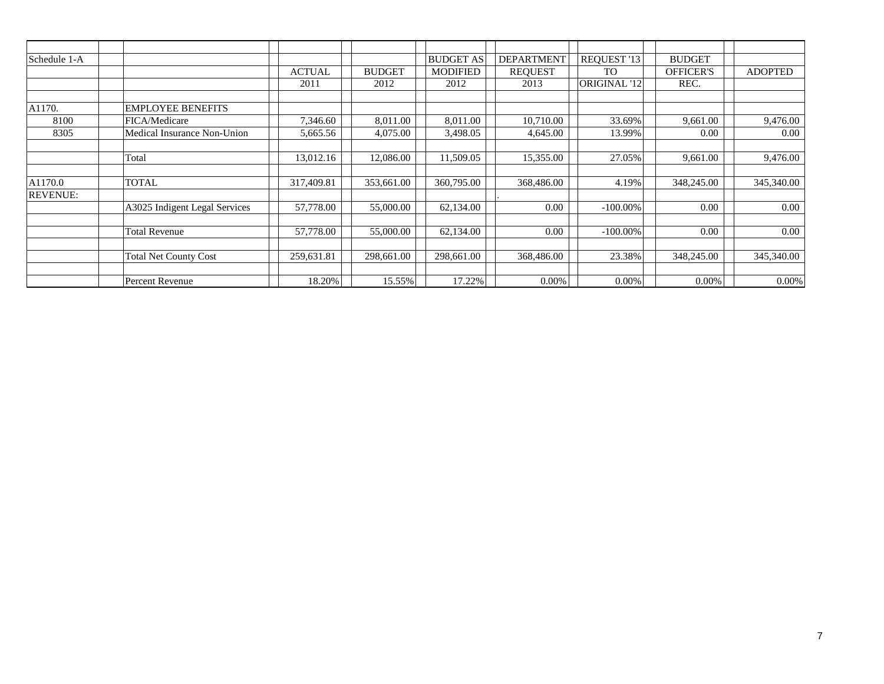| | | | | | | | | |
|---|---|---|---|---|---|---|---|---|
| Schedule 1-A | | | | BUDGET AS | DEPARTMENT | REQUEST '13 | BUDGET | |
| | | ACTUAL | BUDGET | MODIFIED | REQUEST | TO | OFFICER'S | ADOPTED |
| | | 2011 | 2012 | 2012 | 2013 | ORIGINAL '12 | REC. | |
| | | | | | | | | |
| A1170. | EMPLOYEE BENEFITS | | | | | | | |
| 8100 | FICA/Medicare | 7,346.60 | 8,011.00 | 8,011.00 | 10,710.00 | 33.69% | 9,661.00 | 9,476.00 |
| 8305 | Medical Insurance Non-Union | 5,665.56 | 4,075.00 | 3,498.05 | 4,645.00 | 13.99% | 0.00 | 0.00 |
| | | | | | | | | |
| | Total | 13,012.16 | 12,086.00 | 11,509.05 | 15,355.00 | 27.05% | 9,661.00 | 9,476.00 |
| | | | | | | | | |
| A1170.0 | TOTAL | 317,409.81 | 353,661.00 | 360,795.00 | 368,486.00 | 4.19% | 348,245.00 | 345,340.00 |
| REVENUE: | | | | | . | | | |
| | A3025 Indigent Legal Services | 57,778.00 | 55,000.00 | 62,134.00 | 0.00 | -100.00% | 0.00 | 0.00 |
| | | | | | | | | |
| | Total Revenue | 57,778.00 | 55,000.00 | 62,134.00 | 0.00 | -100.00% | 0.00 | 0.00 |
| | | | | | | | | |
| | Total Net County Cost | 259,631.81 | 298,661.00 | 298,661.00 | 368,486.00 | 23.38% | 348,245.00 | 345,340.00 |
| | | | | | | | | |
| | Percent Revenue | 18.20% | 15.55% | 17.22% | 0.00% | 0.00% | 0.00% | 0.00% |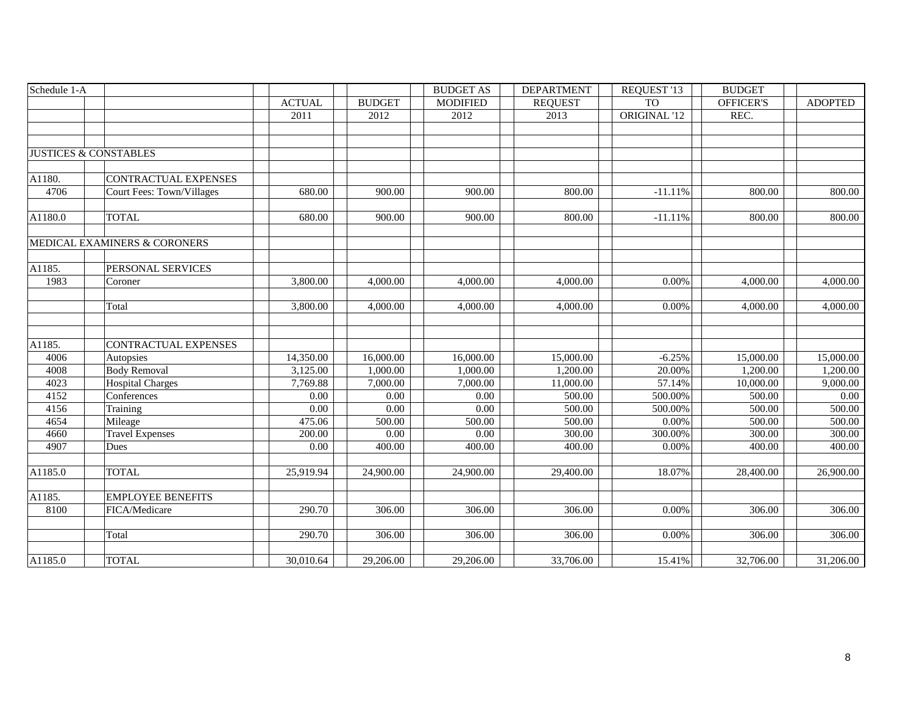| Schedule 1-A | | ACTUAL | BUDGET | BUDGET AS MODIFIED | DEPARTMENT REQUEST | REQUEST '13 TO ORIGINAL '12 | BUDGET OFFICER'S REC. | ADOPTED |
|---|---|---|---|---|---|---|---|---|
| | | 2011 | 2012 | 2012 | 2013 | | | |
| JUSTICES & CONSTABLES | | | | | | | | |
| A1180. | CONTRACTUAL EXPENSES | | | | | | | |
| 4706 | Court Fees: Town/Villages | 680.00 | 900.00 | 900.00 | 800.00 | -11.11% | 800.00 | 800.00 |
| A1180.0 | TOTAL | 680.00 | 900.00 | 900.00 | 800.00 | -11.11% | 800.00 | 800.00 |
| MEDICAL EXAMINERS & CORONERS | | | | | | | | |
| A1185. | PERSONAL SERVICES | | | | | | | |
| 1983 | Coroner | 3,800.00 | 4,000.00 | 4,000.00 | 4,000.00 | 0.00% | 4,000.00 | 4,000.00 |
| | Total | 3,800.00 | 4,000.00 | 4,000.00 | 4,000.00 | 0.00% | 4,000.00 | 4,000.00 |
| A1185. | CONTRACTUAL EXPENSES | | | | | | | |
| 4006 | Autopsies | 14,350.00 | 16,000.00 | 16,000.00 | 15,000.00 | -6.25% | 15,000.00 | 15,000.00 |
| 4008 | Body Removal | 3,125.00 | 1,000.00 | 1,000.00 | 1,200.00 | 20.00% | 1,200.00 | 1,200.00 |
| 4023 | Hospital Charges | 7,769.88 | 7,000.00 | 7,000.00 | 11,000.00 | 57.14% | 10,000.00 | 9,000.00 |
| 4152 | Conferences | 0.00 | 0.00 | 0.00 | 500.00 | 500.00% | 500.00 | 0.00 |
| 4156 | Training | 0.00 | 0.00 | 0.00 | 500.00 | 500.00% | 500.00 | 500.00 |
| 4654 | Mileage | 475.06 | 500.00 | 500.00 | 500.00 | 0.00% | 500.00 | 500.00 |
| 4660 | Travel Expenses | 200.00 | 0.00 | 0.00 | 300.00 | 300.00% | 300.00 | 300.00 |
| 4907 | Dues | 0.00 | 400.00 | 400.00 | 400.00 | 0.00% | 400.00 | 400.00 |
| A1185.0 | TOTAL | 25,919.94 | 24,900.00 | 24,900.00 | 29,400.00 | 18.07% | 28,400.00 | 26,900.00 |
| A1185. | EMPLOYEE BENEFITS | | | | | | | |
| 8100 | FICA/Medicare | 290.70 | 306.00 | 306.00 | 306.00 | 0.00% | 306.00 | 306.00 |
| | Total | 290.70 | 306.00 | 306.00 | 306.00 | 0.00% | 306.00 | 306.00 |
| A1185.0 | TOTAL | 30,010.64 | 29,206.00 | 29,206.00 | 33,706.00 | 15.41% | 32,706.00 | 31,206.00 |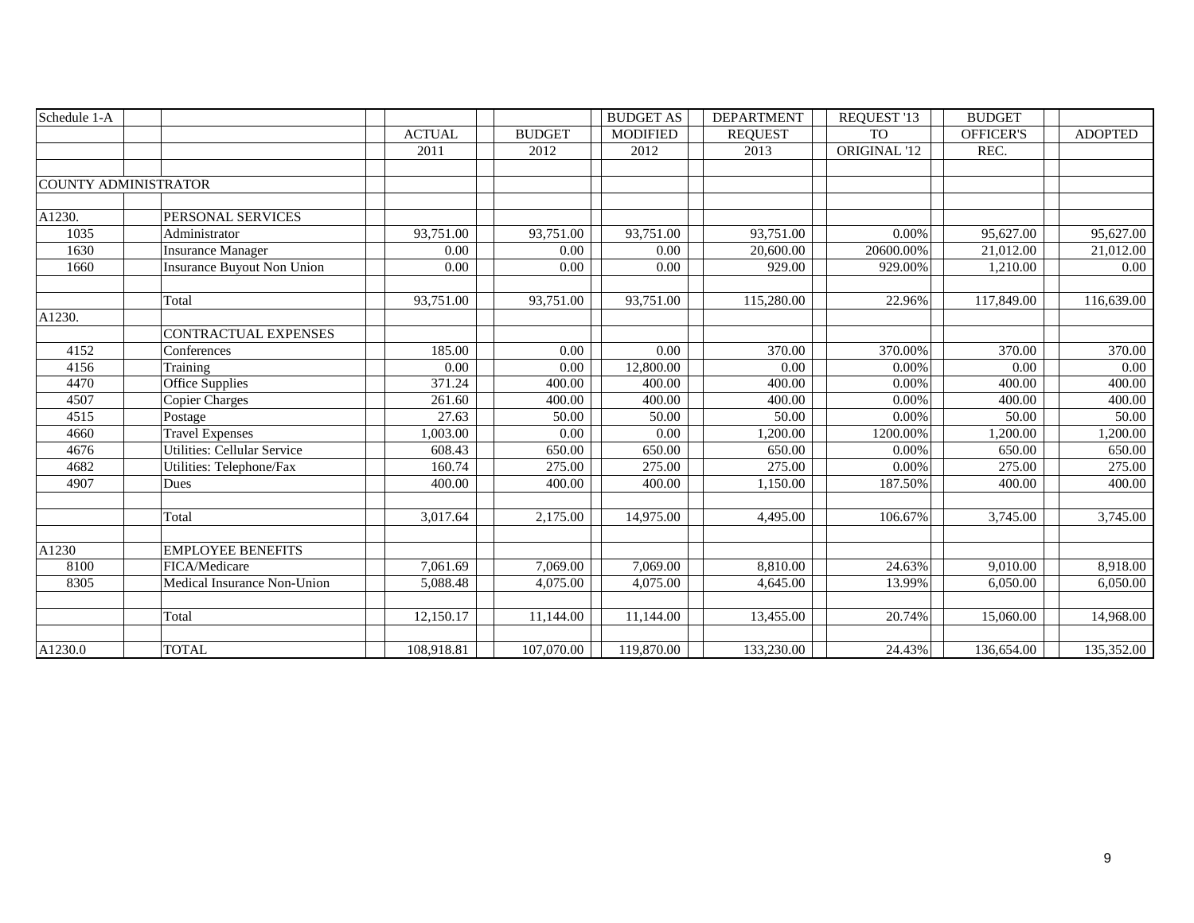| Schedule 1-A | | ACTUAL | BUDGET | BUDGET AS MODIFIED | DEPARTMENT REQUEST | REQUEST '13 TO | BUDGET OFFICER'S | ADOPTED |
|---|---|---|---|---|---|---|---|---|
| | | 2011 | 2012 | 2012 | 2013 | ORIGINAL '12 | REC. | |
| COUNTY ADMINISTRATOR | | | | | | | | |
| A1230. | PERSONAL SERVICES | | | | | | | |
| 1035 | Administrator | 93,751.00 | 93,751.00 | 93,751.00 | 93,751.00 | 0.00% | 95,627.00 | 95,627.00 |
| 1630 | Insurance Manager | 0.00 | 0.00 | 0.00 | 20,600.00 | 20600.00% | 21,012.00 | 21,012.00 |
| 1660 | Insurance Buyout Non Union | 0.00 | 0.00 | 0.00 | 929.00 | 929.00% | 1,210.00 | 0.00 |
| | Total | 93,751.00 | 93,751.00 | 93,751.00 | 115,280.00 | 22.96% | 117,849.00 | 116,639.00 |
| A1230. | | | | | | | | |
| | CONTRACTUAL EXPENSES | | | | | | | |
| 4152 | Conferences | 185.00 | 0.00 | 0.00 | 370.00 | 370.00% | 370.00 | 370.00 |
| 4156 | Training | 0.00 | 0.00 | 12,800.00 | 0.00 | 0.00% | 0.00 | 0.00 |
| 4470 | Office Supplies | 371.24 | 400.00 | 400.00 | 400.00 | 0.00% | 400.00 | 400.00 |
| 4507 | Copier Charges | 261.60 | 400.00 | 400.00 | 400.00 | 0.00% | 400.00 | 400.00 |
| 4515 | Postage | 27.63 | 50.00 | 50.00 | 50.00 | 0.00% | 50.00 | 50.00 |
| 4660 | Travel Expenses | 1,003.00 | 0.00 | 0.00 | 1,200.00 | 1200.00% | 1,200.00 | 1,200.00 |
| 4676 | Utilities: Cellular Service | 608.43 | 650.00 | 650.00 | 650.00 | 0.00% | 650.00 | 650.00 |
| 4682 | Utilities: Telephone/Fax | 160.74 | 275.00 | 275.00 | 275.00 | 0.00% | 275.00 | 275.00 |
| 4907 | Dues | 400.00 | 400.00 | 400.00 | 1,150.00 | 187.50% | 400.00 | 400.00 |
| | Total | 3,017.64 | 2,175.00 | 14,975.00 | 4,495.00 | 106.67% | 3,745.00 | 3,745.00 |
| A1230 | EMPLOYEE BENEFITS | | | | | | | |
| 8100 | FICA/Medicare | 7,061.69 | 7,069.00 | 7,069.00 | 8,810.00 | 24.63% | 9,010.00 | 8,918.00 |
| 8305 | Medical Insurance Non-Union | 5,088.48 | 4,075.00 | 4,075.00 | 4,645.00 | 13.99% | 6,050.00 | 6,050.00 |
| | Total | 12,150.17 | 11,144.00 | 11,144.00 | 13,455.00 | 20.74% | 15,060.00 | 14,968.00 |
| A1230.0 | TOTAL | 108,918.81 | 107,070.00 | 119,870.00 | 133,230.00 | 24.43% | 136,654.00 | 135,352.00 |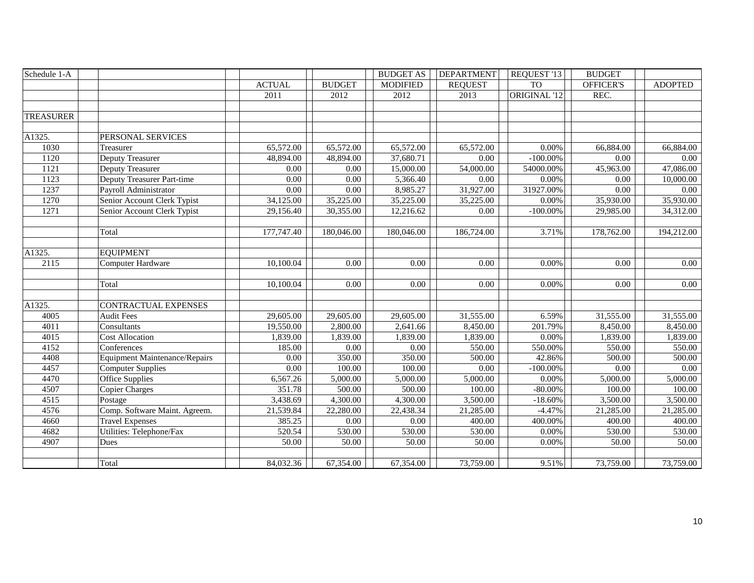| Schedule 1-A | | ACTUAL | BUDGET | BUDGET AS MODIFIED | DEPARTMENT REQUEST | REQUEST '13 TO ORIGINAL '12 | BUDGET OFFICER'S REC. | ADOPTED |
|---|---|---|---|---|---|---|---|---|
| | | 2011 | 2012 | 2012 | 2013 | | | |
| TREASURER | | | | | | | | |
| A1325. | PERSONAL SERVICES | | | | | | | |
| 1030 | Treasurer | 65,572.00 | 65,572.00 | 65,572.00 | 65,572.00 | 0.00% | 66,884.00 | 66,884.00 |
| 1120 | Deputy Treasurer | 48,894.00 | 48,894.00 | 37,680.71 | 0.00 | -100.00% | 0.00 | 0.00 |
| 1121 | Deputy Treasurer | 0.00 | 0.00 | 15,000.00 | 54,000.00 | 54000.00% | 45,963.00 | 47,086.00 |
| 1123 | Deputy Treasurer Part-time | 0.00 | 0.00 | 5,366.40 | 0.00 | 0.00% | 0.00 | 10,000.00 |
| 1237 | Payroll Administrator | 0.00 | 0.00 | 8,985.27 | 31,927.00 | 31927.00% | 0.00 | 0.00 |
| 1270 | Senior Account Clerk Typist | 34,125.00 | 35,225.00 | 35,225.00 | 35,225.00 | 0.00% | 35,930.00 | 35,930.00 |
| 1271 | Senior Account Clerk Typist | 29,156.40 | 30,355.00 | 12,216.62 | 0.00 | -100.00% | 29,985.00 | 34,312.00 |
| | Total | 177,747.40 | 180,046.00 | 180,046.00 | 186,724.00 | 3.71% | 178,762.00 | 194,212.00 |
| A1325. | EQUIPMENT | | | | | | | |
| 2115 | Computer Hardware | 10,100.04 | 0.00 | 0.00 | 0.00 | 0.00% | 0.00 | 0.00 |
| | Total | 10,100.04 | 0.00 | 0.00 | 0.00 | 0.00% | 0.00 | 0.00 |
| A1325. | CONTRACTUAL EXPENSES | | | | | | | |
| 4005 | Audit Fees | 29,605.00 | 29,605.00 | 29,605.00 | 31,555.00 | 6.59% | 31,555.00 | 31,555.00 |
| 4011 | Consultants | 19,550.00 | 2,800.00 | 2,641.66 | 8,450.00 | 201.79% | 8,450.00 | 8,450.00 |
| 4015 | Cost Allocation | 1,839.00 | 1,839.00 | 1,839.00 | 1,839.00 | 0.00% | 1,839.00 | 1,839.00 |
| 4152 | Conferences | 185.00 | 0.00 | 0.00 | 550.00 | 550.00% | 550.00 | 550.00 |
| 4408 | Equipment Maintenance/Repairs | 0.00 | 350.00 | 350.00 | 500.00 | 42.86% | 500.00 | 500.00 |
| 4457 | Computer Supplies | 0.00 | 100.00 | 100.00 | 0.00 | -100.00% | 0.00 | 0.00 |
| 4470 | Office Supplies | 6,567.26 | 5,000.00 | 5,000.00 | 5,000.00 | 0.00% | 5,000.00 | 5,000.00 |
| 4507 | Copier Charges | 351.78 | 500.00 | 500.00 | 100.00 | -80.00% | 100.00 | 100.00 |
| 4515 | Postage | 3,438.69 | 4,300.00 | 4,300.00 | 3,500.00 | -18.60% | 3,500.00 | 3,500.00 |
| 4576 | Comp. Software Maint. Agreem. | 21,539.84 | 22,280.00 | 22,438.34 | 21,285.00 | -4.47% | 21,285.00 | 21,285.00 |
| 4660 | Travel Expenses | 385.25 | 0.00 | 0.00 | 400.00 | 400.00% | 400.00 | 400.00 |
| 4682 | Utilities: Telephone/Fax | 520.54 | 530.00 | 530.00 | 530.00 | 0.00% | 530.00 | 530.00 |
| 4907 | Dues | 50.00 | 50.00 | 50.00 | 50.00 | 0.00% | 50.00 | 50.00 |
| | Total | 84,032.36 | 67,354.00 | 67,354.00 | 73,759.00 | 9.51% | 73,759.00 | 73,759.00 |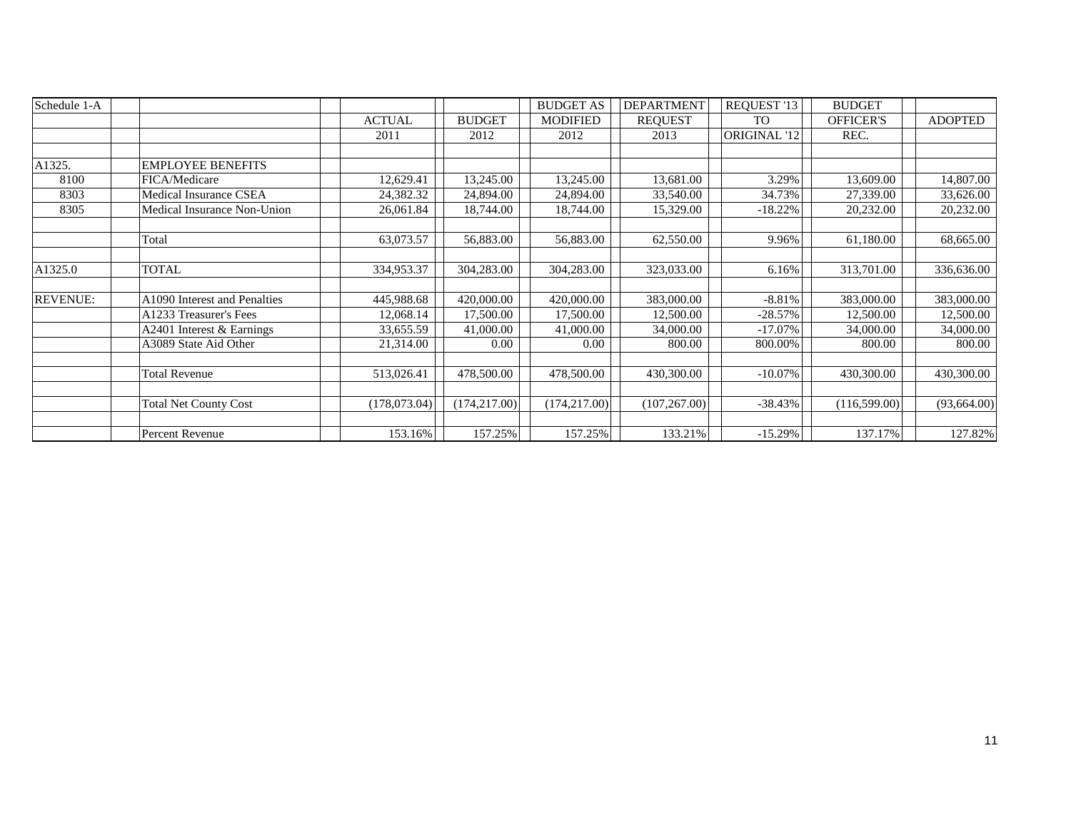| Schedule 1-A | | ACTUAL | BUDGET | BUDGET AS MODIFIED | DEPARTMENT REQUEST | REQUEST '13 TO ORIGINAL '12 | BUDGET OFFICER'S REC. | ADOPTED |
|---|---|---|---|---|---|---|---|---|
| | | 2011 | 2012 | 2012 | 2013 | | | |
| | | | | | | | | |
| A1325. | EMPLOYEE BENEFITS | | | | | | | |
| 8100 | FICA/Medicare | 12,629.41 | 13,245.00 | 13,245.00 | 13,681.00 | 3.29% | 13,609.00 | 14,807.00 |
| 8303 | Medical Insurance CSEA | 24,382.32 | 24,894.00 | 24,894.00 | 33,540.00 | 34.73% | 27,339.00 | 33,626.00 |
| 8305 | Medical Insurance Non-Union | 26,061.84 | 18,744.00 | 18,744.00 | 15,329.00 | -18.22% | 20,232.00 | 20,232.00 |
| | | | | | | | | |
| | Total | 63,073.57 | 56,883.00 | 56,883.00 | 62,550.00 | 9.96% | 61,180.00 | 68,665.00 |
| | | | | | | | | |
| A1325.0 | TOTAL | 334,953.37 | 304,283.00 | 304,283.00 | 323,033.00 | 6.16% | 313,701.00 | 336,636.00 |
| | | | | | | | | |
| REVENUE: | A1090 Interest and Penalties | 445,988.68 | 420,000.00 | 420,000.00 | 383,000.00 | -8.81% | 383,000.00 | 383,000.00 |
| | A1233 Treasurer's Fees | 12,068.14 | 17,500.00 | 17,500.00 | 12,500.00 | -28.57% | 12,500.00 | 12,500.00 |
| | A2401 Interest & Earnings | 33,655.59 | 41,000.00 | 41,000.00 | 34,000.00 | -17.07% | 34,000.00 | 34,000.00 |
| | A3089 State Aid Other | 21,314.00 | 0.00 | 0.00 | 800.00 | 800.00% | 800.00 | 800.00 |
| | | | | | | | | |
| | Total Revenue | 513,026.41 | 478,500.00 | 478,500.00 | 430,300.00 | -10.07% | 430,300.00 | 430,300.00 |
| | | | | | | | | |
| | Total Net County Cost | (178,073.04) | (174,217.00) | (174,217.00) | (107,267.00) | -38.43% | (116,599.00) | (93,664.00) |
| | | | | | | | | |
| | Percent Revenue | 153.16% | 157.25% | 157.25% | 133.21% | -15.29% | 137.17% | 127.82% |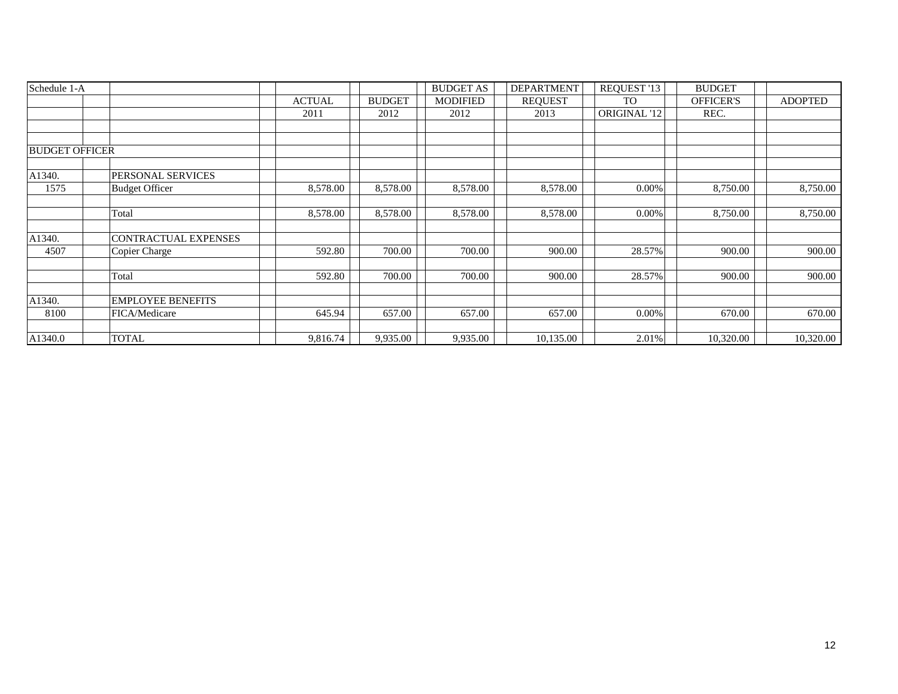| Schedule 1-A | | | ACTUAL 2011 | BUDGET 2012 | BUDGET AS MODIFIED 2012 | DEPARTMENT REQUEST 2013 | REQUEST '13 TO ORIGINAL '12 | BUDGET OFFICER'S REC. | ADOPTED |
|---|---|---|---|---|---|---|---|---|---|
| BUDGET OFFICER | | | | | | | | | |
| A1340. | | PERSONAL SERVICES | | | | | | | |
| 1575 | | Budget Officer | 8,578.00 | 8,578.00 | 8,578.00 | 8,578.00 | 0.00% | 8,750.00 | 8,750.00 |
| | | Total | 8,578.00 | 8,578.00 | 8,578.00 | 8,578.00 | 0.00% | 8,750.00 | 8,750.00 |
| A1340. | | CONTRACTUAL EXPENSES | | | | | | | |
| 4507 | | Copier Charge | 592.80 | 700.00 | 700.00 | 900.00 | 28.57% | 900.00 | 900.00 |
| | | Total | 592.80 | 700.00 | 700.00 | 900.00 | 28.57% | 900.00 | 900.00 |
| A1340. | | EMPLOYEE BENEFITS | | | | | | | |
| 8100 | | FICA/Medicare | 645.94 | 657.00 | 657.00 | 657.00 | 0.00% | 670.00 | 670.00 |
| A1340.0 | | TOTAL | 9,816.74 | 9,935.00 | 9,935.00 | 10,135.00 | 2.01% | 10,320.00 | 10,320.00 |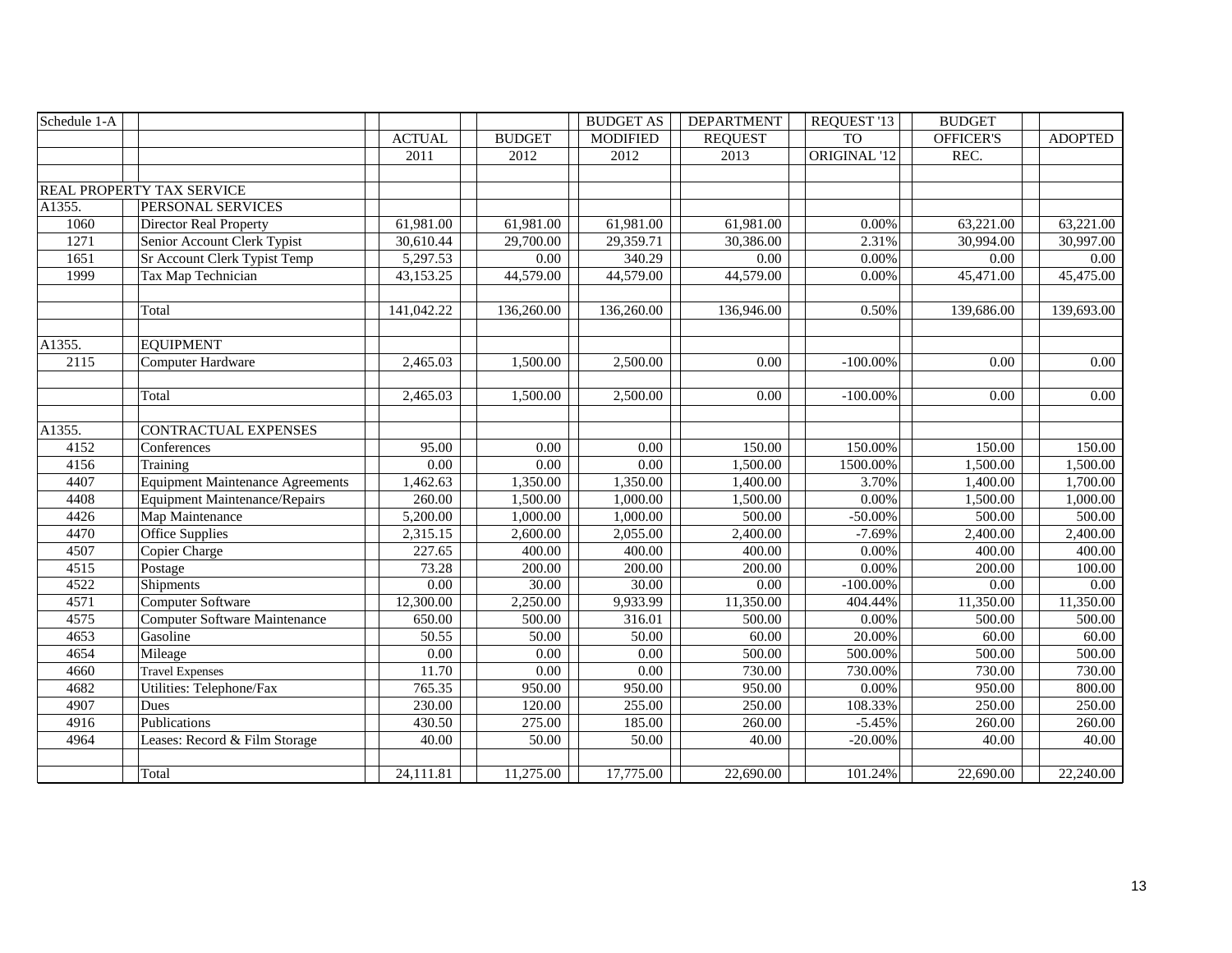| Schedule 1-A | | ACTUAL | BUDGET | BUDGET AS MODIFIED | DEPARTMENT REQUEST | REQUEST '13 TO | BUDGET OFFICER'S | ADOPTED |
|---|---|---|---|---|---|---|---|---|
| | | 2011 | 2012 | 2012 | 2013 | ORIGINAL '12 | REC. | |
| REAL PROPERTY TAX SERVICE | | | | | | | | |
| A1355. | PERSONAL SERVICES | | | | | | | |
| 1060 | Director Real Property | 61,981.00 | 61,981.00 | 61,981.00 | 61,981.00 | 0.00% | 63,221.00 | 63,221.00 |
| 1271 | Senior Account Clerk Typist | 30,610.44 | 29,700.00 | 29,359.71 | 30,386.00 | 2.31% | 30,994.00 | 30,997.00 |
| 1651 | Sr Account Clerk Typist Temp | 5,297.53 | 0.00 | 340.29 | 0.00 | 0.00% | 0.00 | 0.00 |
| 1999 | Tax Map Technician | 43,153.25 | 44,579.00 | 44,579.00 | 44,579.00 | 0.00% | 45,471.00 | 45,475.00 |
| | Total | 141,042.22 | 136,260.00 | 136,260.00 | 136,946.00 | 0.50% | 139,686.00 | 139,693.00 |
| A1355. | EQUIPMENT | | | | | | | |
| 2115 | Computer Hardware | 2,465.03 | 1,500.00 | 2,500.00 | 0.00 | -100.00% | 0.00 | 0.00 |
| | Total | 2,465.03 | 1,500.00 | 2,500.00 | 0.00 | -100.00% | 0.00 | 0.00 |
| A1355. | CONTRACTUAL EXPENSES | | | | | | | |
| 4152 | Conferences | 95.00 | 0.00 | 0.00 | 150.00 | 150.00% | 150.00 | 150.00 |
| 4156 | Training | 0.00 | 0.00 | 0.00 | 1,500.00 | 1500.00% | 1,500.00 | 1,500.00 |
| 4407 | Equipment Maintenance Agreements | 1,462.63 | 1,350.00 | 1,350.00 | 1,400.00 | 3.70% | 1,400.00 | 1,700.00 |
| 4408 | Equipment Maintenance/Repairs | 260.00 | 1,500.00 | 1,000.00 | 1,500.00 | 0.00% | 1,500.00 | 1,000.00 |
| 4426 | Map Maintenance | 5,200.00 | 1,000.00 | 1,000.00 | 500.00 | -50.00% | 500.00 | 500.00 |
| 4470 | Office Supplies | 2,315.15 | 2,600.00 | 2,055.00 | 2,400.00 | -7.69% | 2,400.00 | 2,400.00 |
| 4507 | Copier Charge | 227.65 | 400.00 | 400.00 | 400.00 | 0.00% | 400.00 | 400.00 |
| 4515 | Postage | 73.28 | 200.00 | 200.00 | 200.00 | 0.00% | 200.00 | 100.00 |
| 4522 | Shipments | 0.00 | 30.00 | 30.00 | 0.00 | -100.00% | 0.00 | 0.00 |
| 4571 | Computer Software | 12,300.00 | 2,250.00 | 9,933.99 | 11,350.00 | 404.44% | 11,350.00 | 11,350.00 |
| 4575 | Computer Software Maintenance | 650.00 | 500.00 | 316.01 | 500.00 | 0.00% | 500.00 | 500.00 |
| 4653 | Gasoline | 50.55 | 50.00 | 50.00 | 60.00 | 20.00% | 60.00 | 60.00 |
| 4654 | Mileage | 0.00 | 0.00 | 0.00 | 500.00 | 500.00% | 500.00 | 500.00 |
| 4660 | Travel Expenses | 11.70 | 0.00 | 0.00 | 730.00 | 730.00% | 730.00 | 730.00 |
| 4682 | Utilities: Telephone/Fax | 765.35 | 950.00 | 950.00 | 950.00 | 0.00% | 950.00 | 800.00 |
| 4907 | Dues | 230.00 | 120.00 | 255.00 | 250.00 | 108.33% | 250.00 | 250.00 |
| 4916 | Publications | 430.50 | 275.00 | 185.00 | 260.00 | -5.45% | 260.00 | 260.00 |
| 4964 | Leases: Record & Film Storage | 40.00 | 50.00 | 50.00 | 40.00 | -20.00% | 40.00 | 40.00 |
| | Total | 24,111.81 | 11,275.00 | 17,775.00 | 22,690.00 | 101.24% | 22,690.00 | 22,240.00 |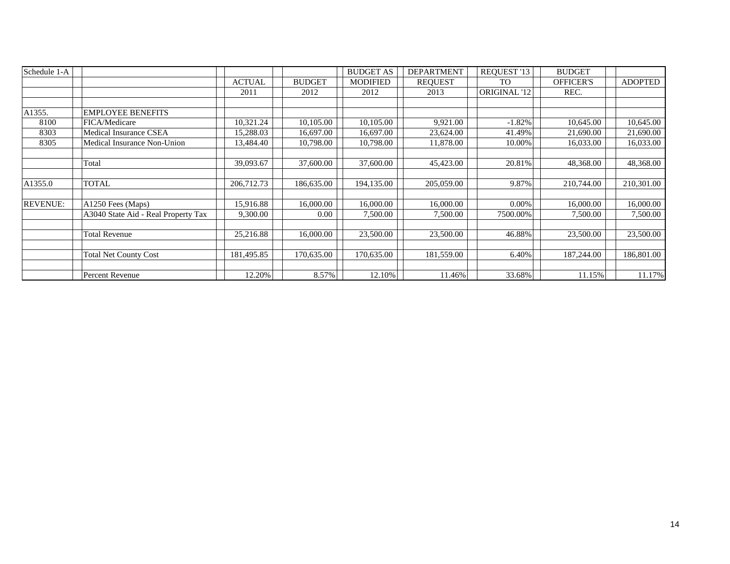| Schedule 1-A | | ACTUAL 2011 | BUDGET 2012 | BUDGET AS MODIFIED 2012 | DEPARTMENT REQUEST 2013 | REQUEST '13 TO ORIGINAL '12 | BUDGET OFFICER'S REC. | ADOPTED |
|---|---|---|---|---|---|---|---|---|
| A1355. | EMPLOYEE BENEFITS | | | | | | | |
| 8100 | FICA/Medicare | 10,321.24 | 10,105.00 | 10,105.00 | 9,921.00 | -1.82% | 10,645.00 | 10,645.00 |
| 8303 | Medical Insurance CSEA | 15,288.03 | 16,697.00 | 16,697.00 | 23,624.00 | 41.49% | 21,690.00 | 21,690.00 |
| 8305 | Medical Insurance Non-Union | 13,484.40 | 10,798.00 | 10,798.00 | 11,878.00 | 10.00% | 16,033.00 | 16,033.00 |
| | Total | 39,093.67 | 37,600.00 | 37,600.00 | 45,423.00 | 20.81% | 48,368.00 | 48,368.00 |
| A1355.0 | TOTAL | 206,712.73 | 186,635.00 | 194,135.00 | 205,059.00 | 9.87% | 210,744.00 | 210,301.00 |
| REVENUE: | A1250 Fees (Maps) | 15,916.88 | 16,000.00 | 16,000.00 | 16,000.00 | 0.00% | 16,000.00 | 16,000.00 |
| | A3040 State Aid - Real Property Tax | 9,300.00 | 0.00 | 7,500.00 | 7,500.00 | 7500.00% | 7,500.00 | 7,500.00 |
| | Total Revenue | 25,216.88 | 16,000.00 | 23,500.00 | 23,500.00 | 46.88% | 23,500.00 | 23,500.00 |
| | Total Net County Cost | 181,495.85 | 170,635.00 | 170,635.00 | 181,559.00 | 6.40% | 187,244.00 | 186,801.00 |
| | Percent Revenue | 12.20% | 8.57% | 12.10% | 11.46% | 33.68% | 11.15% | 11.17% |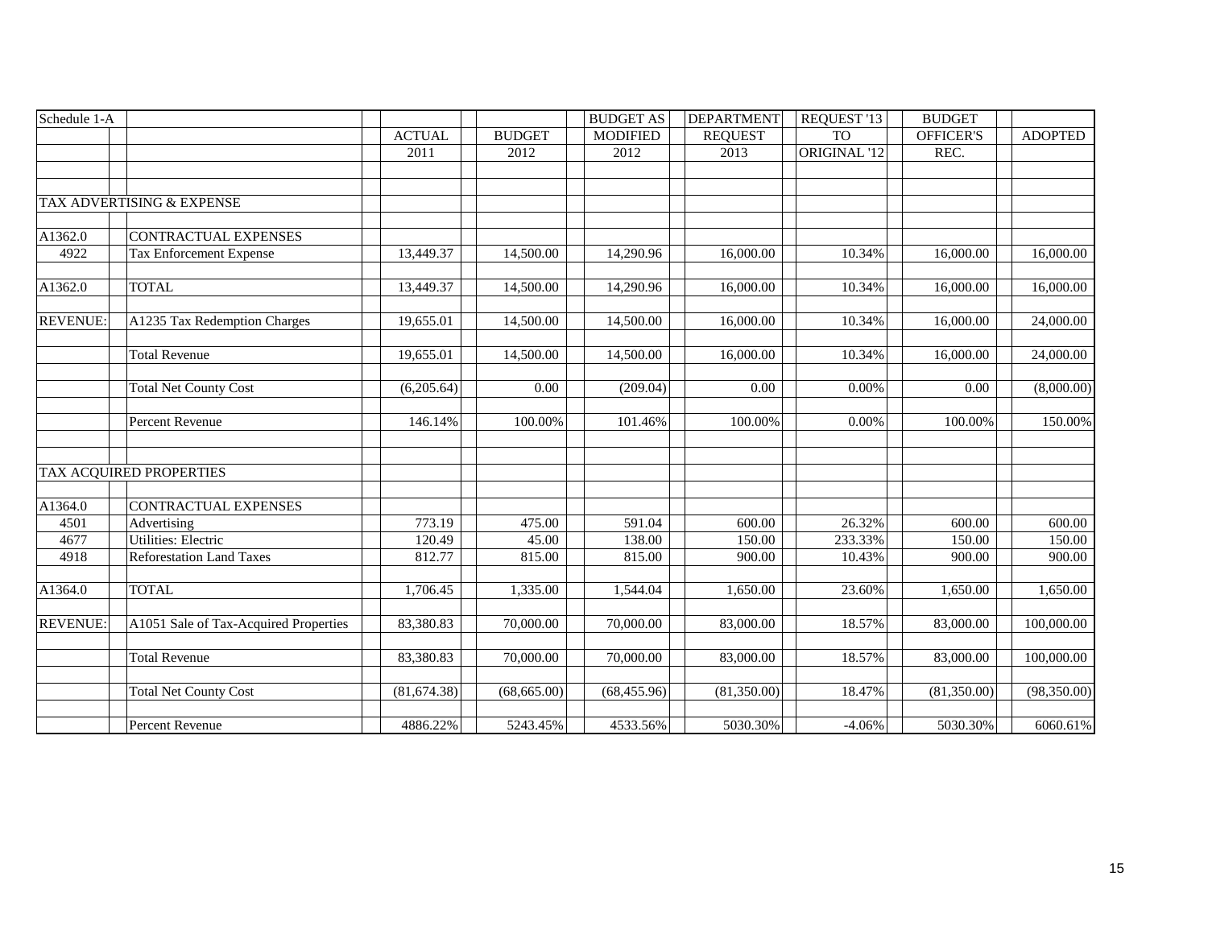| Schedule 1-A | | ACTUAL | BUDGET | BUDGET AS MODIFIED | DEPARTMENT REQUEST | REQUEST '13 TO ORIGINAL '12 | BUDGET OFFICER'S REC. | ADOPTED |
|---|---|---|---|---|---|---|---|---|
| | | 2011 | 2012 | 2012 | 2013 | | | |
| TAX ADVERTISING & EXPENSE | | | | | | | | |
| A1362.0 | CONTRACTUAL EXPENSES | | | | | | | |
| 4922 | Tax Enforcement Expense | 13,449.37 | 14,500.00 | 14,290.96 | 16,000.00 | 10.34% | 16,000.00 | 16,000.00 |
| A1362.0 | TOTAL | 13,449.37 | 14,500.00 | 14,290.96 | 16,000.00 | 10.34% | 16,000.00 | 16,000.00 |
| REVENUE: | A1235 Tax Redemption Charges | 19,655.01 | 14,500.00 | 14,500.00 | 16,000.00 | 10.34% | 16,000.00 | 24,000.00 |
| | Total Revenue | 19,655.01 | 14,500.00 | 14,500.00 | 16,000.00 | 10.34% | 16,000.00 | 24,000.00 |
| | Total Net County Cost | (6,205.64) | 0.00 | (209.04) | 0.00 | 0.00% | 0.00 | (8,000.00) |
| | Percent Revenue | 146.14% | 100.00% | 101.46% | 100.00% | 0.00% | 100.00% | 150.00% |
| TAX ACQUIRED PROPERTIES | | | | | | | | |
| A1364.0 | CONTRACTUAL EXPENSES | | | | | | | |
| 4501 | Advertising | 773.19 | 475.00 | 591.04 | 600.00 | 26.32% | 600.00 | 600.00 |
| 4677 | Utilities: Electric | 120.49 | 45.00 | 138.00 | 150.00 | 233.33% | 150.00 | 150.00 |
| 4918 | Reforestation Land Taxes | 812.77 | 815.00 | 815.00 | 900.00 | 10.43% | 900.00 | 900.00 |
| A1364.0 | TOTAL | 1,706.45 | 1,335.00 | 1,544.04 | 1,650.00 | 23.60% | 1,650.00 | 1,650.00 |
| REVENUE: | A1051 Sale of Tax-Acquired Properties | 83,380.83 | 70,000.00 | 70,000.00 | 83,000.00 | 18.57% | 83,000.00 | 100,000.00 |
| | Total Revenue | 83,380.83 | 70,000.00 | 70,000.00 | 83,000.00 | 18.57% | 83,000.00 | 100,000.00 |
| | Total Net County Cost | (81,674.38) | (68,665.00) | (68,455.96) | (81,350.00) | 18.47% | (81,350.00) | (98,350.00) |
| | Percent Revenue | 4886.22% | 5243.45% | 4533.56% | 5030.30% | -4.06% | 5030.30% | 6060.61% |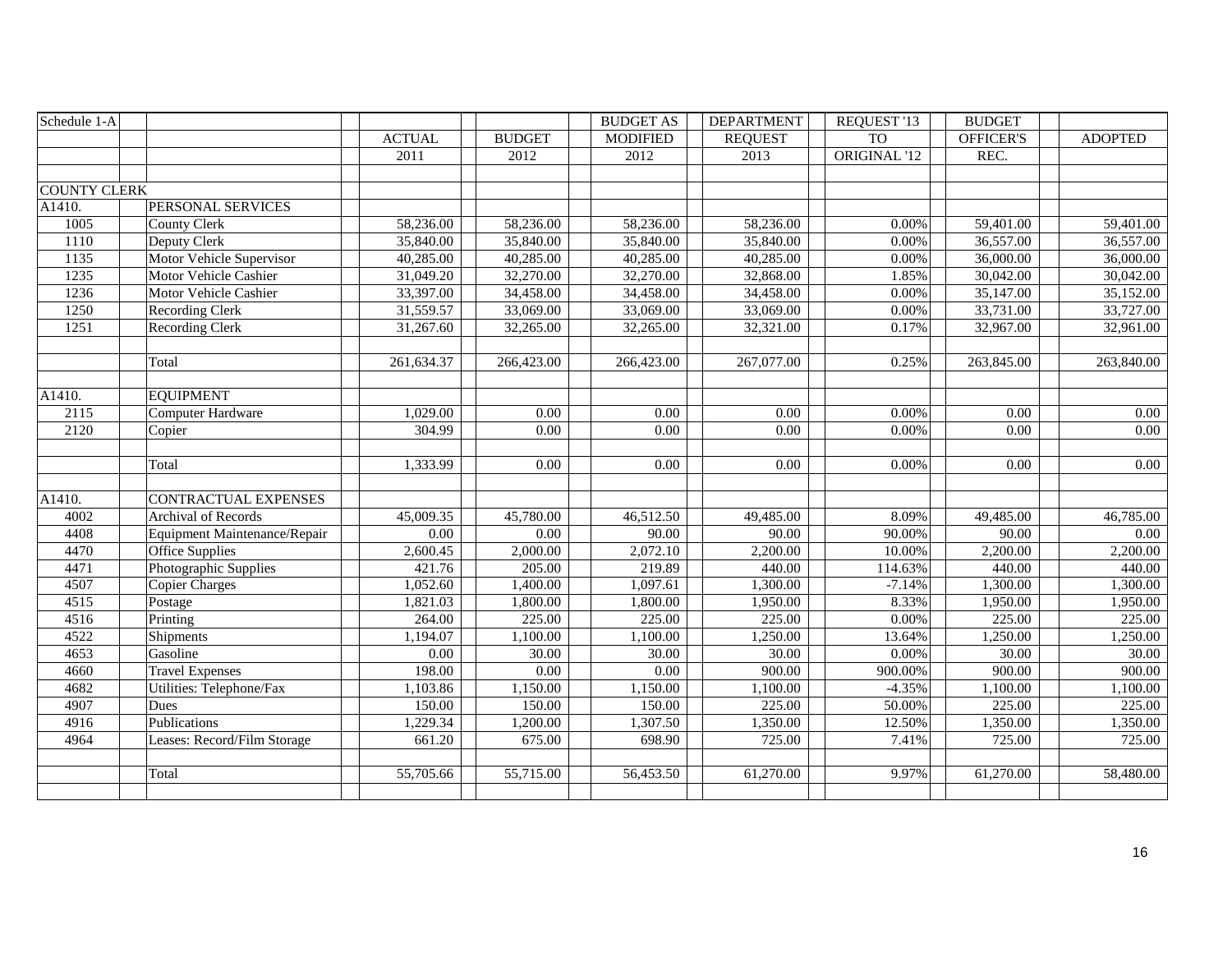| Schedule 1-A | | ACTUAL | BUDGET | BUDGET AS MODIFIED | DEPARTMENT REQUEST | REQUEST '13 TO ORIGINAL '12 | BUDGET OFFICER'S REC. | ADOPTED |
|---|---|---|---|---|---|---|---|---|
| | | 2011 | 2012 | 2012 | 2013 | | | |
| COUNTY CLERK | | | | | | | | |
| A1410. | PERSONAL SERVICES | | | | | | | |
| 1005 | County Clerk | 58,236.00 | 58,236.00 | 58,236.00 | 58,236.00 | 0.00% | 59,401.00 | 59,401.00 |
| 1110 | Deputy Clerk | 35,840.00 | 35,840.00 | 35,840.00 | 35,840.00 | 0.00% | 36,557.00 | 36,557.00 |
| 1135 | Motor Vehicle Supervisor | 40,285.00 | 40,285.00 | 40,285.00 | 40,285.00 | 0.00% | 36,000.00 | 36,000.00 |
| 1235 | Motor Vehicle Cashier | 31,049.20 | 32,270.00 | 32,270.00 | 32,868.00 | 1.85% | 30,042.00 | 30,042.00 |
| 1236 | Motor Vehicle Cashier | 33,397.00 | 34,458.00 | 34,458.00 | 34,458.00 | 0.00% | 35,147.00 | 35,152.00 |
| 1250 | Recording Clerk | 31,559.57 | 33,069.00 | 33,069.00 | 33,069.00 | 0.00% | 33,731.00 | 33,727.00 |
| 1251 | Recording Clerk | 31,267.60 | 32,265.00 | 32,265.00 | 32,321.00 | 0.17% | 32,967.00 | 32,961.00 |
| | Total | 261,634.37 | 266,423.00 | 266,423.00 | 267,077.00 | 0.25% | 263,845.00 | 263,840.00 |
| A1410. | EQUIPMENT | | | | | | | |
| 2115 | Computer Hardware | 1,029.00 | 0.00 | 0.00 | 0.00 | 0.00% | 0.00 | 0.00 |
| 2120 | Copier | 304.99 | 0.00 | 0.00 | 0.00 | 0.00% | 0.00 | 0.00 |
| | Total | 1,333.99 | 0.00 | 0.00 | 0.00 | 0.00% | 0.00 | 0.00 |
| A1410. | CONTRACTUAL EXPENSES | | | | | | | |
| 4002 | Archival of Records | 45,009.35 | 45,780.00 | 46,512.50 | 49,485.00 | 8.09% | 49,485.00 | 46,785.00 |
| 4408 | Equipment Maintenance/Repair | 0.00 | 0.00 | 90.00 | 90.00 | 90.00% | 90.00 | 0.00 |
| 4470 | Office Supplies | 2,600.45 | 2,000.00 | 2,072.10 | 2,200.00 | 10.00% | 2,200.00 | 2,200.00 |
| 4471 | Photographic Supplies | 421.76 | 205.00 | 219.89 | 440.00 | 114.63% | 440.00 | 440.00 |
| 4507 | Copier Charges | 1,052.60 | 1,400.00 | 1,097.61 | 1,300.00 | -7.14% | 1,300.00 | 1,300.00 |
| 4515 | Postage | 1,821.03 | 1,800.00 | 1,800.00 | 1,950.00 | 8.33% | 1,950.00 | 1,950.00 |
| 4516 | Printing | 264.00 | 225.00 | 225.00 | 225.00 | 0.00% | 225.00 | 225.00 |
| 4522 | Shipments | 1,194.07 | 1,100.00 | 1,100.00 | 1,250.00 | 13.64% | 1,250.00 | 1,250.00 |
| 4653 | Gasoline | 0.00 | 30.00 | 30.00 | 30.00 | 0.00% | 30.00 | 30.00 |
| 4660 | Travel Expenses | 198.00 | 0.00 | 0.00 | 900.00 | 900.00% | 900.00 | 900.00 |
| 4682 | Utilities: Telephone/Fax | 1,103.86 | 1,150.00 | 1,150.00 | 1,100.00 | -4.35% | 1,100.00 | 1,100.00 |
| 4907 | Dues | 150.00 | 150.00 | 150.00 | 225.00 | 50.00% | 225.00 | 225.00 |
| 4916 | Publications | 1,229.34 | 1,200.00 | 1,307.50 | 1,350.00 | 12.50% | 1,350.00 | 1,350.00 |
| 4964 | Leases: Record/Film Storage | 661.20 | 675.00 | 698.90 | 725.00 | 7.41% | 725.00 | 725.00 |
| | Total | 55,705.66 | 55,715.00 | 56,453.50 | 61,270.00 | 9.97% | 61,270.00 | 58,480.00 |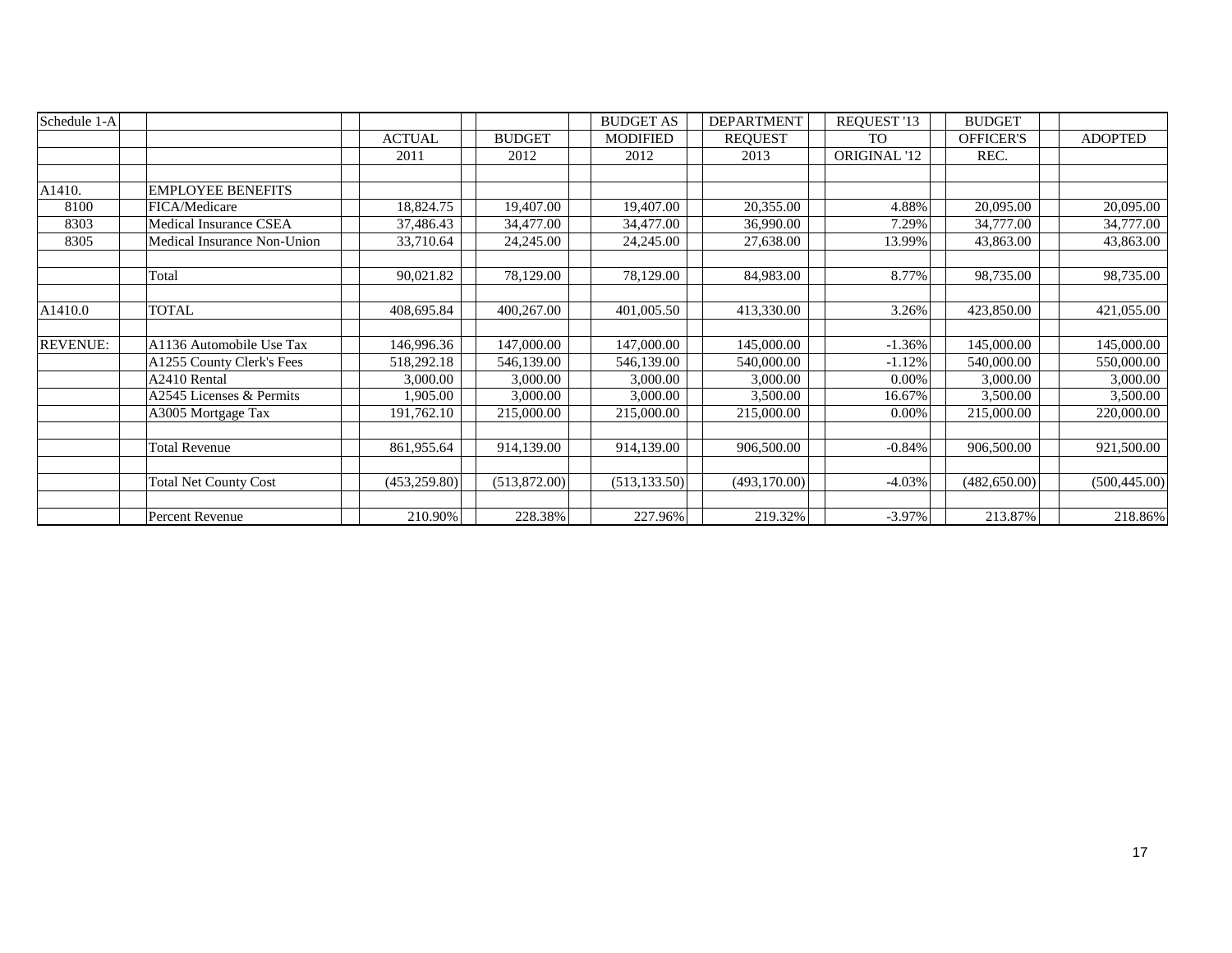| Schedule 1-A | | ACTUAL | BUDGET | BUDGET AS MODIFIED | DEPARTMENT REQUEST | REQUEST '13 TO ORIGINAL '12 | BUDGET OFFICER'S REC. | ADOPTED |
|---|---|---|---|---|---|---|---|---|
| | | 2011 | 2012 | 2012 | 2013 | | | |
| | | | | | | | | |
| A1410. | EMPLOYEE BENEFITS | | | | | | | |
| 8100 | FICA/Medicare | 18,824.75 | 19,407.00 | 19,407.00 | 20,355.00 | 4.88% | 20,095.00 | 20,095.00 |
| 8303 | Medical Insurance CSEA | 37,486.43 | 34,477.00 | 34,477.00 | 36,990.00 | 7.29% | 34,777.00 | 34,777.00 |
| 8305 | Medical Insurance Non-Union | 33,710.64 | 24,245.00 | 24,245.00 | 27,638.00 | 13.99% | 43,863.00 | 43,863.00 |
| | | | | | | | | |
| | Total | 90,021.82 | 78,129.00 | 78,129.00 | 84,983.00 | 8.77% | 98,735.00 | 98,735.00 |
| | | | | | | | | |
| A1410.0 | TOTAL | 408,695.84 | 400,267.00 | 401,005.50 | 413,330.00 | 3.26% | 423,850.00 | 421,055.00 |
| | | | | | | | | |
| REVENUE: | A1136 Automobile Use Tax | 146,996.36 | 147,000.00 | 147,000.00 | 145,000.00 | -1.36% | 145,000.00 | 145,000.00 |
| | A1255 County Clerk's Fees | 518,292.18 | 546,139.00 | 546,139.00 | 540,000.00 | -1.12% | 540,000.00 | 550,000.00 |
| | A2410 Rental | 3,000.00 | 3,000.00 | 3,000.00 | 3,000.00 | 0.00% | 3,000.00 | 3,000.00 |
| | A2545 Licenses & Permits | 1,905.00 | 3,000.00 | 3,000.00 | 3,500.00 | 16.67% | 3,500.00 | 3,500.00 |
| | A3005 Mortgage Tax | 191,762.10 | 215,000.00 | 215,000.00 | 215,000.00 | 0.00% | 215,000.00 | 220,000.00 |
| | | | | | | | | |
| | Total Revenue | 861,955.64 | 914,139.00 | 914,139.00 | 906,500.00 | -0.84% | 906,500.00 | 921,500.00 |
| | | | | | | | | |
| | Total Net County Cost | (453,259.80) | (513,872.00) | (513,133.50) | (493,170.00) | -4.03% | (482,650.00) | (500,445.00) |
| | | | | | | | | |
| | Percent Revenue | 210.90% | 228.38% | 227.96% | 219.32% | -3.97% | 213.87% | 218.86% |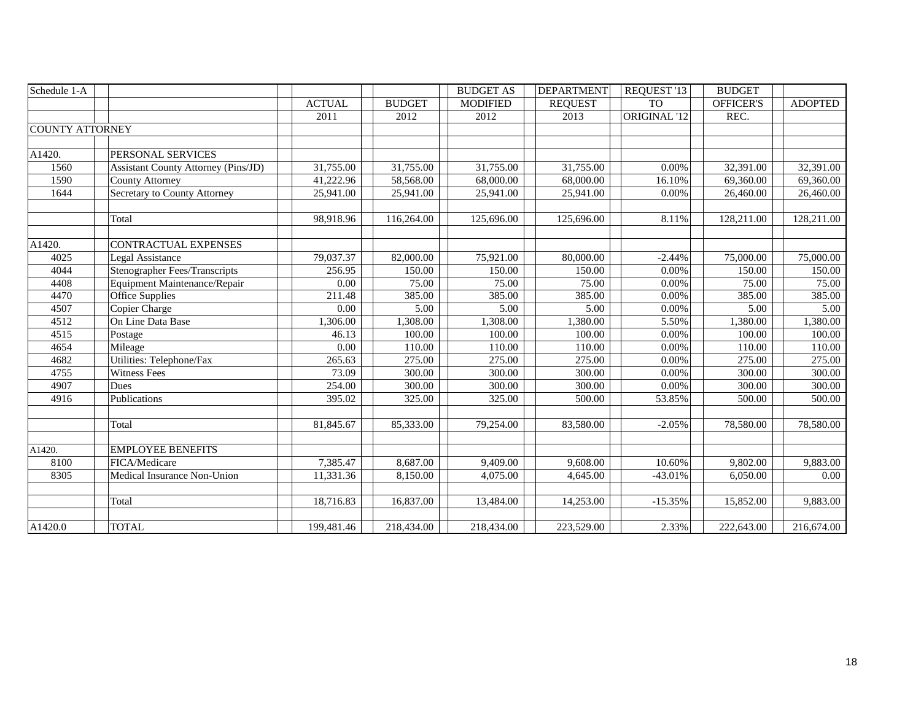| Schedule 1-A | | ACTUAL 2011 | BUDGET 2012 | BUDGET AS MODIFIED 2012 | DEPARTMENT REQUEST 2013 | REQUEST '13 TO ORIGINAL '12 | BUDGET OFFICER'S REC. | ADOPTED |
|---|---|---|---|---|---|---|---|---|
| COUNTY ATTORNEY | | | | | | | | |
| | | | | | | | | |
| A1420. | PERSONAL SERVICES | | | | | | | |
| 1560 | Assistant County Attorney (Pins/JD) | 31,755.00 | 31,755.00 | 31,755.00 | 31,755.00 | 0.00% | 32,391.00 | 32,391.00 |
| 1590 | County Attorney | 41,222.96 | 58,568.00 | 68,000.00 | 68,000.00 | 16.10% | 69,360.00 | 69,360.00 |
| 1644 | Secretary to County Attorney | 25,941.00 | 25,941.00 | 25,941.00 | 25,941.00 | 0.00% | 26,460.00 | 26,460.00 |
| | | | | | | | | |
| | Total | 98,918.96 | 116,264.00 | 125,696.00 | 125,696.00 | 8.11% | 128,211.00 | 128,211.00 |
| | | | | | | | | |
| A1420. | CONTRACTUAL EXPENSES | | | | | | | |
| 4025 | Legal Assistance | 79,037.37 | 82,000.00 | 75,921.00 | 80,000.00 | -2.44% | 75,000.00 | 75,000.00 |
| 4044 | Stenographer Fees/Transcripts | 256.95 | 150.00 | 150.00 | 150.00 | 0.00% | 150.00 | 150.00 |
| 4408 | Equipment Maintenance/Repair | 0.00 | 75.00 | 75.00 | 75.00 | 0.00% | 75.00 | 75.00 |
| 4470 | Office Supplies | 211.48 | 385.00 | 385.00 | 385.00 | 0.00% | 385.00 | 385.00 |
| 4507 | Copier Charge | 0.00 | 5.00 | 5.00 | 5.00 | 0.00% | 5.00 | 5.00 |
| 4512 | On Line Data Base | 1,306.00 | 1,308.00 | 1,308.00 | 1,380.00 | 5.50% | 1,380.00 | 1,380.00 |
| 4515 | Postage | 46.13 | 100.00 | 100.00 | 100.00 | 0.00% | 100.00 | 100.00 |
| 4654 | Mileage | 0.00 | 110.00 | 110.00 | 110.00 | 0.00% | 110.00 | 110.00 |
| 4682 | Utilities: Telephone/Fax | 265.63 | 275.00 | 275.00 | 275.00 | 0.00% | 275.00 | 275.00 |
| 4755 | Witness Fees | 73.09 | 300.00 | 300.00 | 300.00 | 0.00% | 300.00 | 300.00 |
| 4907 | Dues | 254.00 | 300.00 | 300.00 | 300.00 | 0.00% | 300.00 | 300.00 |
| 4916 | Publications | 395.02 | 325.00 | 325.00 | 500.00 | 53.85% | 500.00 | 500.00 |
| | | | | | | | | |
| | Total | 81,845.67 | 85,333.00 | 79,254.00 | 83,580.00 | -2.05% | 78,580.00 | 78,580.00 |
| | | | | | | | | |
| A1420. | EMPLOYEE BENEFITS | | | | | | | |
| 8100 | FICA/Medicare | 7,385.47 | 8,687.00 | 9,409.00 | 9,608.00 | 10.60% | 9,802.00 | 9,883.00 |
| 8305 | Medical Insurance Non-Union | 11,331.36 | 8,150.00 | 4,075.00 | 4,645.00 | -43.01% | 6,050.00 | 0.00 |
| | | | | | | | | |
| | Total | 18,716.83 | 16,837.00 | 13,484.00 | 14,253.00 | -15.35% | 15,852.00 | 9,883.00 |
| | | | | | | | | |
| A1420.0 | TOTAL | 199,481.46 | 218,434.00 | 218,434.00 | 223,529.00 | 2.33% | 222,643.00 | 216,674.00 |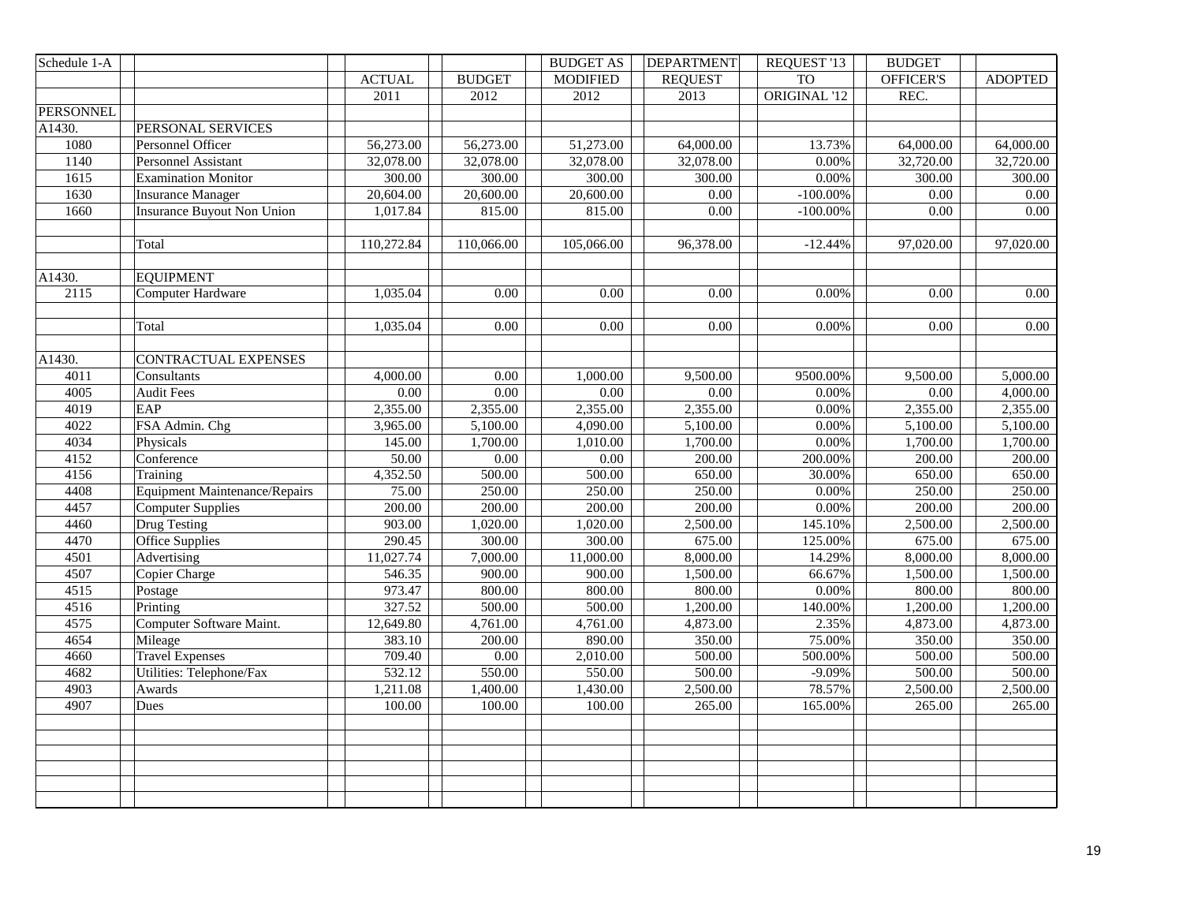| Schedule 1-A | | | | BUDGET AS | DEPARTMENT | REQUEST '13 | BUDGET | |
|---|---|---|---|---|---|---|---|---|
| | | ACTUAL | BUDGET | MODIFIED | REQUEST | TO | OFFICER'S | ADOPTED |
| | | 2011 | 2012 | 2012 | 2013 | ORIGINAL '12 | REC. | |
| PERSONNEL | | | | | | | | |
| A1430. | PERSONAL SERVICES | | | | | | | |
| 1080 | Personnel Officer | 56,273.00 | 56,273.00 | 51,273.00 | 64,000.00 | 13.73% | 64,000.00 | 64,000.00 |
| 1140 | Personnel Assistant | 32,078.00 | 32,078.00 | 32,078.00 | 32,078.00 | 0.00% | 32,720.00 | 32,720.00 |
| 1615 | Examination Monitor | 300.00 | 300.00 | 300.00 | 300.00 | 0.00% | 300.00 | 300.00 |
| 1630 | Insurance Manager | 20,604.00 | 20,600.00 | 20,600.00 | 0.00 | -100.00% | 0.00 | 0.00 |
| 1660 | Insurance Buyout Non Union | 1,017.84 | 815.00 | 815.00 | 0.00 | -100.00% | 0.00 | 0.00 |
| | | | | | | | | |
| | Total | 110,272.84 | 110,066.00 | 105,066.00 | 96,378.00 | -12.44% | 97,020.00 | 97,020.00 |
| | | | | | | | | |
| A1430. | EQUIPMENT | | | | | | | |
| 2115 | Computer Hardware | 1,035.04 | 0.00 | 0.00 | 0.00 | 0.00% | 0.00 | 0.00 |
| | | | | | | | | |
| | Total | 1,035.04 | 0.00 | 0.00 | 0.00 | 0.00% | 0.00 | 0.00 |
| | | | | | | | | |
| A1430. | CONTRACTUAL EXPENSES | | | | | | | |
| 4011 | Consultants | 4,000.00 | 0.00 | 1,000.00 | 9,500.00 | 9500.00% | 9,500.00 | 5,000.00 |
| 4005 | Audit Fees | 0.00 | 0.00 | 0.00 | 0.00 | 0.00% | 0.00 | 4,000.00 |
| 4019 | EAP | 2,355.00 | 2,355.00 | 2,355.00 | 2,355.00 | 0.00% | 2,355.00 | 2,355.00 |
| 4022 | FSA Admin. Chg | 3,965.00 | 5,100.00 | 4,090.00 | 5,100.00 | 0.00% | 5,100.00 | 5,100.00 |
| 4034 | Physicals | 145.00 | 1,700.00 | 1,010.00 | 1,700.00 | 0.00% | 1,700.00 | 1,700.00 |
| 4152 | Conference | 50.00 | 0.00 | 0.00 | 200.00 | 200.00% | 200.00 | 200.00 |
| 4156 | Training | 4,352.50 | 500.00 | 500.00 | 650.00 | 30.00% | 650.00 | 650.00 |
| 4408 | Equipment Maintenance/Repairs | 75.00 | 250.00 | 250.00 | 250.00 | 0.00% | 250.00 | 250.00 |
| 4457 | Computer Supplies | 200.00 | 200.00 | 200.00 | 200.00 | 0.00% | 200.00 | 200.00 |
| 4460 | Drug Testing | 903.00 | 1,020.00 | 1,020.00 | 2,500.00 | 145.10% | 2,500.00 | 2,500.00 |
| 4470 | Office Supplies | 290.45 | 300.00 | 300.00 | 675.00 | 125.00% | 675.00 | 675.00 |
| 4501 | Advertising | 11,027.74 | 7,000.00 | 11,000.00 | 8,000.00 | 14.29% | 8,000.00 | 8,000.00 |
| 4507 | Copier Charge | 546.35 | 900.00 | 900.00 | 1,500.00 | 66.67% | 1,500.00 | 1,500.00 |
| 4515 | Postage | 973.47 | 800.00 | 800.00 | 800.00 | 0.00% | 800.00 | 800.00 |
| 4516 | Printing | 327.52 | 500.00 | 500.00 | 1,200.00 | 140.00% | 1,200.00 | 1,200.00 |
| 4575 | Computer Software Maint. | 12,649.80 | 4,761.00 | 4,761.00 | 4,873.00 | 2.35% | 4,873.00 | 4,873.00 |
| 4654 | Mileage | 383.10 | 200.00 | 890.00 | 350.00 | 75.00% | 350.00 | 350.00 |
| 4660 | Travel Expenses | 709.40 | 0.00 | 2,010.00 | 500.00 | 500.00% | 500.00 | 500.00 |
| 4682 | Utilities: Telephone/Fax | 532.12 | 550.00 | 550.00 | 500.00 | -9.09% | 500.00 | 500.00 |
| 4903 | Awards | 1,211.08 | 1,400.00 | 1,430.00 | 2,500.00 | 78.57% | 2,500.00 | 2,500.00 |
| 4907 | Dues | 100.00 | 100.00 | 100.00 | 265.00 | 165.00% | 265.00 | 265.00 |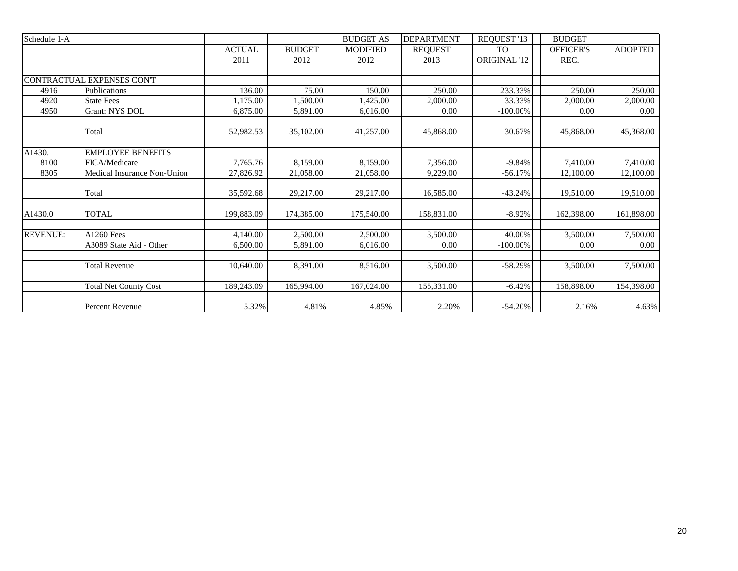| Schedule 1-A | | ACTUAL 2011 | BUDGET 2012 | BUDGET AS MODIFIED 2012 | DEPARTMENT REQUEST 2013 | REQUEST '13 TO ORIGINAL '12 | BUDGET OFFICER'S REC. | ADOPTED |
|---|---|---|---|---|---|---|---|---|
| CONTRACTUAL EXPENSES CON'T | | | | | | | | |
| 4916 | Publications | 136.00 | 75.00 | 150.00 | 250.00 | 233.33% | 250.00 | 250.00 |
| 4920 | State Fees | 1,175.00 | 1,500.00 | 1,425.00 | 2,000.00 | 33.33% | 2,000.00 | 2,000.00 |
| 4950 | Grant: NYS DOL | 6,875.00 | 5,891.00 | 6,016.00 | 0.00 | -100.00% | 0.00 | 0.00 |
| | Total | 52,982.53 | 35,102.00 | 41,257.00 | 45,868.00 | 30.67% | 45,868.00 | 45,368.00 |
| A1430. | EMPLOYEE BENEFITS | | | | | | | |
| 8100 | FICA/Medicare | 7,765.76 | 8,159.00 | 8,159.00 | 7,356.00 | -9.84% | 7,410.00 | 7,410.00 |
| 8305 | Medical Insurance Non-Union | 27,826.92 | 21,058.00 | 21,058.00 | 9,229.00 | -56.17% | 12,100.00 | 12,100.00 |
| | Total | 35,592.68 | 29,217.00 | 29,217.00 | 16,585.00 | -43.24% | 19,510.00 | 19,510.00 |
| A1430.0 | TOTAL | 199,883.09 | 174,385.00 | 175,540.00 | 158,831.00 | -8.92% | 162,398.00 | 161,898.00 |
| REVENUE: | A1260 Fees | 4,140.00 | 2,500.00 | 2,500.00 | 3,500.00 | 40.00% | 3,500.00 | 7,500.00 |
| | A3089 State Aid - Other | 6,500.00 | 5,891.00 | 6,016.00 | 0.00 | -100.00% | 0.00 | 0.00 |
| | Total Revenue | 10,640.00 | 8,391.00 | 8,516.00 | 3,500.00 | -58.29% | 3,500.00 | 7,500.00 |
| | Total Net County Cost | 189,243.09 | 165,994.00 | 167,024.00 | 155,331.00 | -6.42% | 158,898.00 | 154,398.00 |
| | Percent Revenue | 5.32% | 4.81% | 4.85% | 2.20% | -54.20% | 2.16% | 4.63% |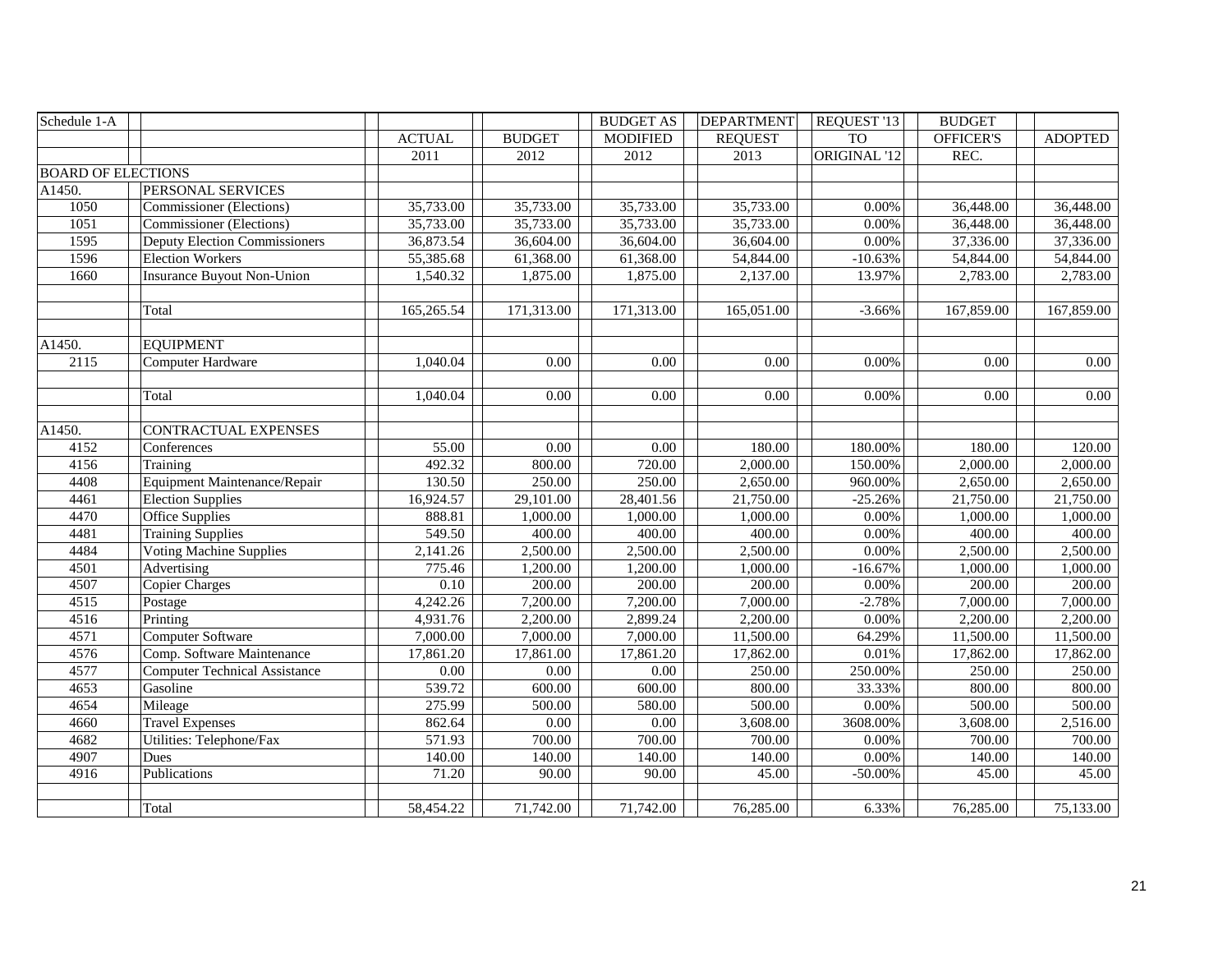| Schedule 1-A | | ACTUAL | BUDGET | BUDGET AS MODIFIED | DEPARTMENT REQUEST | REQUEST '13 TO ORIGINAL '12 | BUDGET OFFICER'S REC. | ADOPTED |
|---|---|---|---|---|---|---|---|---|
| | | 2011 | 2012 | 2012 | 2013 | | | |
| BOARD OF ELECTIONS | | | | | | | | |
| A1450. | PERSONAL SERVICES | | | | | | | |
| 1050 | Commissioner (Elections) | 35,733.00 | 35,733.00 | 35,733.00 | 35,733.00 | 0.00% | 36,448.00 | 36,448.00 |
| 1051 | Commissioner (Elections) | 35,733.00 | 35,733.00 | 35,733.00 | 35,733.00 | 0.00% | 36,448.00 | 36,448.00 |
| 1595 | Deputy Election Commissioners | 36,873.54 | 36,604.00 | 36,604.00 | 36,604.00 | 0.00% | 37,336.00 | 37,336.00 |
| 1596 | Election Workers | 55,385.68 | 61,368.00 | 61,368.00 | 54,844.00 | -10.63% | 54,844.00 | 54,844.00 |
| 1660 | Insurance Buyout Non-Union | 1,540.32 | 1,875.00 | 1,875.00 | 2,137.00 | 13.97% | 2,783.00 | 2,783.00 |
| | | | | | | | | |
| | Total | 165,265.54 | 171,313.00 | 171,313.00 | 165,051.00 | -3.66% | 167,859.00 | 167,859.00 |
| | | | | | | | | |
| A1450. | EQUIPMENT | | | | | | | |
| 2115 | Computer Hardware | 1,040.04 | 0.00 | 0.00 | 0.00 | 0.00% | 0.00 | 0.00 |
| | | | | | | | | |
| | Total | 1,040.04 | 0.00 | 0.00 | 0.00 | 0.00% | 0.00 | 0.00 |
| | | | | | | | | |
| A1450. | CONTRACTUAL EXPENSES | | | | | | | |
| 4152 | Conferences | 55.00 | 0.00 | 0.00 | 180.00 | 180.00% | 180.00 | 120.00 |
| 4156 | Training | 492.32 | 800.00 | 720.00 | 2,000.00 | 150.00% | 2,000.00 | 2,000.00 |
| 4408 | Equipment Maintenance/Repair | 130.50 | 250.00 | 250.00 | 2,650.00 | 960.00% | 2,650.00 | 2,650.00 |
| 4461 | Election Supplies | 16,924.57 | 29,101.00 | 28,401.56 | 21,750.00 | -25.26% | 21,750.00 | 21,750.00 |
| 4470 | Office Supplies | 888.81 | 1,000.00 | 1,000.00 | 1,000.00 | 0.00% | 1,000.00 | 1,000.00 |
| 4481 | Training Supplies | 549.50 | 400.00 | 400.00 | 400.00 | 0.00% | 400.00 | 400.00 |
| 4484 | Voting Machine Supplies | 2,141.26 | 2,500.00 | 2,500.00 | 2,500.00 | 0.00% | 2,500.00 | 2,500.00 |
| 4501 | Advertising | 775.46 | 1,200.00 | 1,200.00 | 1,000.00 | -16.67% | 1,000.00 | 1,000.00 |
| 4507 | Copier Charges | 0.10 | 200.00 | 200.00 | 200.00 | 0.00% | 200.00 | 200.00 |
| 4515 | Postage | 4,242.26 | 7,200.00 | 7,200.00 | 7,000.00 | -2.78% | 7,000.00 | 7,000.00 |
| 4516 | Printing | 4,931.76 | 2,200.00 | 2,899.24 | 2,200.00 | 0.00% | 2,200.00 | 2,200.00 |
| 4571 | Computer Software | 7,000.00 | 7,000.00 | 7,000.00 | 11,500.00 | 64.29% | 11,500.00 | 11,500.00 |
| 4576 | Comp. Software Maintenance | 17,861.20 | 17,861.00 | 17,861.20 | 17,862.00 | 0.01% | 17,862.00 | 17,862.00 |
| 4577 | Computer Technical Assistance | 0.00 | 0.00 | 0.00 | 250.00 | 250.00% | 250.00 | 250.00 |
| 4653 | Gasoline | 539.72 | 600.00 | 600.00 | 800.00 | 33.33% | 800.00 | 800.00 |
| 4654 | Mileage | 275.99 | 500.00 | 580.00 | 500.00 | 0.00% | 500.00 | 500.00 |
| 4660 | Travel Expenses | 862.64 | 0.00 | 0.00 | 3,608.00 | 3608.00% | 3,608.00 | 2,516.00 |
| 4682 | Utilities: Telephone/Fax | 571.93 | 700.00 | 700.00 | 700.00 | 0.00% | 700.00 | 700.00 |
| 4907 | Dues | 140.00 | 140.00 | 140.00 | 140.00 | 0.00% | 140.00 | 140.00 |
| 4916 | Publications | 71.20 | 90.00 | 90.00 | 45.00 | -50.00% | 45.00 | 45.00 |
| | | | | | | | | |
| | Total | 58,454.22 | 71,742.00 | 71,742.00 | 76,285.00 | 6.33% | 76,285.00 | 75,133.00 |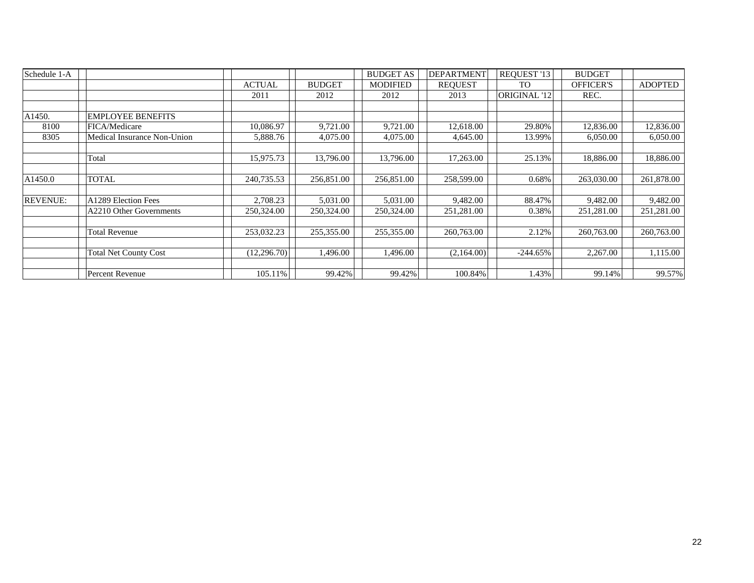| Schedule 1-A | | ACTUAL 2011 | BUDGET 2012 | BUDGET AS MODIFIED 2012 | DEPARTMENT REQUEST 2013 | REQUEST '13 TO ORIGINAL '12 | BUDGET OFFICER'S REC. | ADOPTED |
|---|---|---|---|---|---|---|---|---|
| | | | | | | | | |
| A1450. | EMPLOYEE BENEFITS | | | | | | | |
| 8100 | FICA/Medicare | 10,086.97 | 9,721.00 | 9,721.00 | 12,618.00 | 29.80% | 12,836.00 | 12,836.00 |
| 8305 | Medical Insurance Non-Union | 5,888.76 | 4,075.00 | 4,075.00 | 4,645.00 | 13.99% | 6,050.00 | 6,050.00 |
| | | | | | | | | |
| | Total | 15,975.73 | 13,796.00 | 13,796.00 | 17,263.00 | 25.13% | 18,886.00 | 18,886.00 |
| | | | | | | | | |
| A1450.0 | TOTAL | 240,735.53 | 256,851.00 | 256,851.00 | 258,599.00 | 0.68% | 263,030.00 | 261,878.00 |
| | | | | | | | | |
| REVENUE: | A1289 Election Fees | 2,708.23 | 5,031.00 | 5,031.00 | 9,482.00 | 88.47% | 9,482.00 | 9,482.00 |
| | A2210 Other Governments | 250,324.00 | 250,324.00 | 250,324.00 | 251,281.00 | 0.38% | 251,281.00 | 251,281.00 |
| | | | | | | | | |
| | Total Revenue | 253,032.23 | 255,355.00 | 255,355.00 | 260,763.00 | 2.12% | 260,763.00 | 260,763.00 |
| | | | | | | | | |
| | Total Net County Cost | (12,296.70) | 1,496.00 | 1,496.00 | (2,164.00) | -244.65% | 2,267.00 | 1,115.00 |
| | | | | | | | | |
| | Percent Revenue | 105.11% | 99.42% | 99.42% | 100.84% | 1.43% | 99.14% | 99.57% |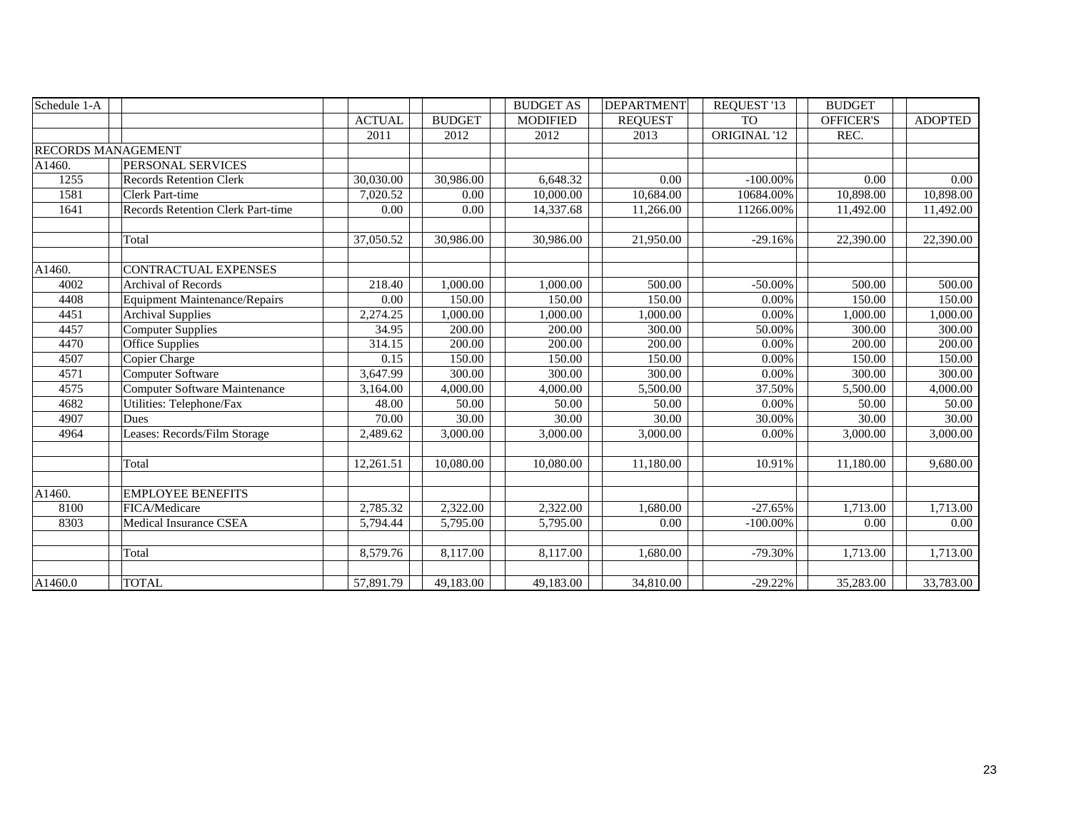| Schedule 1-A | | ACTUAL 2011 | BUDGET 2012 | BUDGET AS MODIFIED 2012 | DEPARTMENT REQUEST 2013 | REQUEST '13 TO ORIGINAL '12 | BUDGET OFFICER'S REC. | ADOPTED |
|---|---|---|---|---|---|---|---|---|
| RECORDS MANAGEMENT | | | | | | | | |
| A1460. | PERSONAL SERVICES | | | | | | | |
| 1255 | Records Retention Clerk | 30,030.00 | 30,986.00 | 6,648.32 | 0.00 | -100.00% | 0.00 | 0.00 |
| 1581 | Clerk Part-time | 7,020.52 | 0.00 | 10,000.00 | 10,684.00 | 10684.00% | 10,898.00 | 10,898.00 |
| 1641 | Records Retention Clerk Part-time | 0.00 | 0.00 | 14,337.68 | 11,266.00 | 11266.00% | 11,492.00 | 11,492.00 |
| | | | | | | | | |
| | Total | 37,050.52 | 30,986.00 | 30,986.00 | 21,950.00 | -29.16% | 22,390.00 | 22,390.00 |
| | | | | | | | | |
| A1460. | CONTRACTUAL EXPENSES | | | | | | | |
| 4002 | Archival of Records | 218.40 | 1,000.00 | 1,000.00 | 500.00 | -50.00% | 500.00 | 500.00 |
| 4408 | Equipment Maintenance/Repairs | 0.00 | 150.00 | 150.00 | 150.00 | 0.00% | 150.00 | 150.00 |
| 4451 | Archival Supplies | 2,274.25 | 1,000.00 | 1,000.00 | 1,000.00 | 0.00% | 1,000.00 | 1,000.00 |
| 4457 | Computer Supplies | 34.95 | 200.00 | 200.00 | 300.00 | 50.00% | 300.00 | 300.00 |
| 4470 | Office Supplies | 314.15 | 200.00 | 200.00 | 200.00 | 0.00% | 200.00 | 200.00 |
| 4507 | Copier Charge | 0.15 | 150.00 | 150.00 | 150.00 | 0.00% | 150.00 | 150.00 |
| 4571 | Computer Software | 3,647.99 | 300.00 | 300.00 | 300.00 | 0.00% | 300.00 | 300.00 |
| 4575 | Computer Software Maintenance | 3,164.00 | 4,000.00 | 4,000.00 | 5,500.00 | 37.50% | 5,500.00 | 4,000.00 |
| 4682 | Utilities: Telephone/Fax | 48.00 | 50.00 | 50.00 | 50.00 | 0.00% | 50.00 | 50.00 |
| 4907 | Dues | 70.00 | 30.00 | 30.00 | 30.00 | 30.00% | 30.00 | 30.00 |
| 4964 | Leases: Records/Film Storage | 2,489.62 | 3,000.00 | 3,000.00 | 3,000.00 | 0.00% | 3,000.00 | 3,000.00 |
| | | | | | | | | |
| | Total | 12,261.51 | 10,080.00 | 10,080.00 | 11,180.00 | 10.91% | 11,180.00 | 9,680.00 |
| | | | | | | | | |
| A1460. | EMPLOYEE BENEFITS | | | | | | | |
| 8100 | FICA/Medicare | 2,785.32 | 2,322.00 | 2,322.00 | 1,680.00 | -27.65% | 1,713.00 | 1,713.00 |
| 8303 | Medical Insurance CSEA | 5,794.44 | 5,795.00 | 5,795.00 | 0.00 | -100.00% | 0.00 | 0.00 |
| | | | | | | | | |
| | Total | 8,579.76 | 8,117.00 | 8,117.00 | 1,680.00 | -79.30% | 1,713.00 | 1,713.00 |
| | | | | | | | | |
| A1460.0 | TOTAL | 57,891.79 | 49,183.00 | 49,183.00 | 34,810.00 | -29.22% | 35,283.00 | 33,783.00 |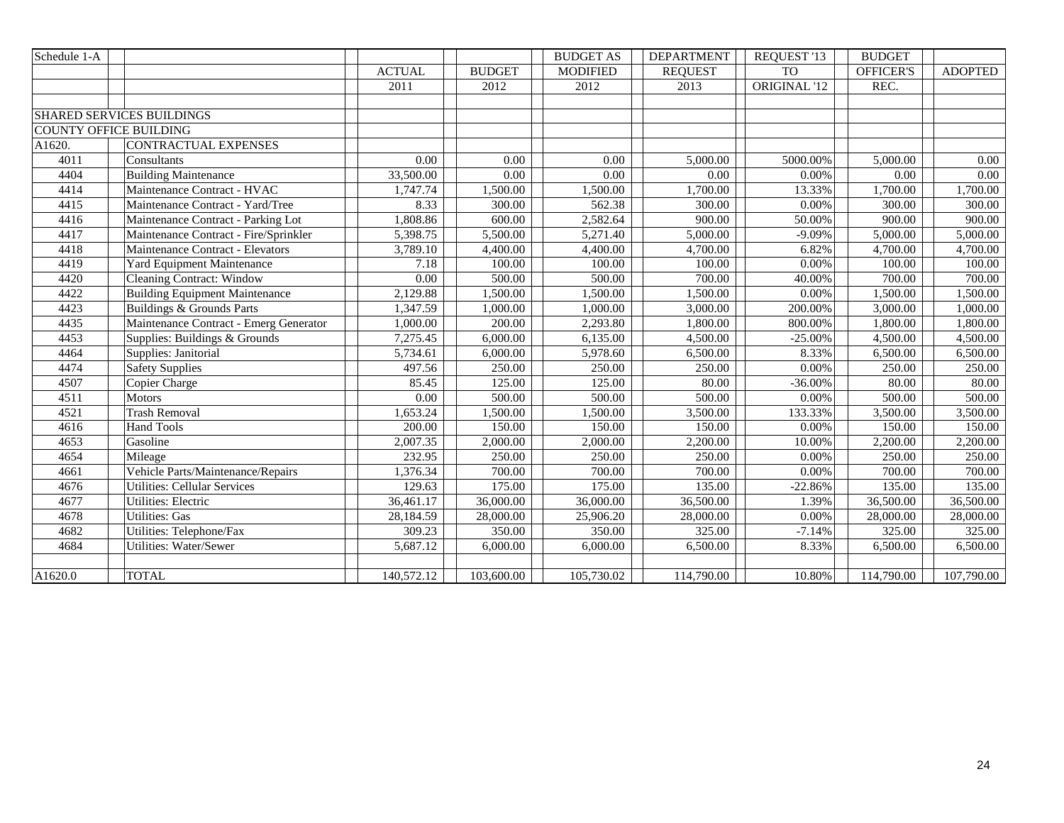| Schedule 1-A | | ACTUAL | BUDGET | BUDGET AS MODIFIED | DEPARTMENT REQUEST | REQUEST '13 TO ORIGINAL '12 | BUDGET OFFICER'S REC. | ADOPTED |
|---|---|---|---|---|---|---|---|---|
| | | 2011 | 2012 | 2012 | 2013 | | | |
| SHARED SERVICES BUILDINGS | | | | | | | | |
| COUNTY OFFICE BUILDING | | | | | | | | |
| A1620. | CONTRACTUAL EXPENSES | | | | | | | |
| 4011 | Consultants | 0.00 | 0.00 | 0.00 | 5,000.00 | 5000.00% | 5,000.00 | 0.00 |
| 4404 | Building Maintenance | 33,500.00 | 0.00 | 0.00 | 0.00 | 0.00% | 0.00 | 0.00 |
| 4414 | Maintenance Contract - HVAC | 1,747.74 | 1,500.00 | 1,500.00 | 1,700.00 | 13.33% | 1,700.00 | 1,700.00 |
| 4415 | Maintenance Contract - Yard/Tree | 8.33 | 300.00 | 562.38 | 300.00 | 0.00% | 300.00 | 300.00 |
| 4416 | Maintenance Contract - Parking Lot | 1,808.86 | 600.00 | 2,582.64 | 900.00 | 50.00% | 900.00 | 900.00 |
| 4417 | Maintenance Contract - Fire/Sprinkler | 5,398.75 | 5,500.00 | 5,271.40 | 5,000.00 | -9.09% | 5,000.00 | 5,000.00 |
| 4418 | Maintenance Contract - Elevators | 3,789.10 | 4,400.00 | 4,400.00 | 4,700.00 | 6.82% | 4,700.00 | 4,700.00 |
| 4419 | Yard Equipment Maintenance | 7.18 | 100.00 | 100.00 | 100.00 | 0.00% | 100.00 | 100.00 |
| 4420 | Cleaning Contract: Window | 0.00 | 500.00 | 500.00 | 700.00 | 40.00% | 700.00 | 700.00 |
| 4422 | Building Equipment Maintenance | 2,129.88 | 1,500.00 | 1,500.00 | 1,500.00 | 0.00% | 1,500.00 | 1,500.00 |
| 4423 | Buildings & Grounds Parts | 1,347.59 | 1,000.00 | 1,000.00 | 3,000.00 | 200.00% | 3,000.00 | 1,000.00 |
| 4435 | Maintenance Contract - Emerg Generator | 1,000.00 | 200.00 | 2,293.80 | 1,800.00 | 800.00% | 1,800.00 | 1,800.00 |
| 4453 | Supplies: Buildings & Grounds | 7,275.45 | 6,000.00 | 6,135.00 | 4,500.00 | -25.00% | 4,500.00 | 4,500.00 |
| 4464 | Supplies: Janitorial | 5,734.61 | 6,000.00 | 5,978.60 | 6,500.00 | 8.33% | 6,500.00 | 6,500.00 |
| 4474 | Safety Supplies | 497.56 | 250.00 | 250.00 | 250.00 | 0.00% | 250.00 | 250.00 |
| 4507 | Copier Charge | 85.45 | 125.00 | 125.00 | 80.00 | -36.00% | 80.00 | 80.00 |
| 4511 | Motors | 0.00 | 500.00 | 500.00 | 500.00 | 0.00% | 500.00 | 500.00 |
| 4521 | Trash Removal | 1,653.24 | 1,500.00 | 1,500.00 | 3,500.00 | 133.33% | 3,500.00 | 3,500.00 |
| 4616 | Hand Tools | 200.00 | 150.00 | 150.00 | 150.00 | 0.00% | 150.00 | 150.00 |
| 4653 | Gasoline | 2,007.35 | 2,000.00 | 2,000.00 | 2,200.00 | 10.00% | 2,200.00 | 2,200.00 |
| 4654 | Mileage | 232.95 | 250.00 | 250.00 | 250.00 | 0.00% | 250.00 | 250.00 |
| 4661 | Vehicle Parts/Maintenance/Repairs | 1,376.34 | 700.00 | 700.00 | 700.00 | 0.00% | 700.00 | 700.00 |
| 4676 | Utilities: Cellular Services | 129.63 | 175.00 | 175.00 | 135.00 | -22.86% | 135.00 | 135.00 |
| 4677 | Utilities: Electric | 36,461.17 | 36,000.00 | 36,000.00 | 36,500.00 | 1.39% | 36,500.00 | 36,500.00 |
| 4678 | Utilities: Gas | 28,184.59 | 28,000.00 | 25,906.20 | 28,000.00 | 0.00% | 28,000.00 | 28,000.00 |
| 4682 | Utilities: Telephone/Fax | 309.23 | 350.00 | 350.00 | 325.00 | -7.14% | 325.00 | 325.00 |
| 4684 | Utilities: Water/Sewer | 5,687.12 | 6,000.00 | 6,000.00 | 6,500.00 | 8.33% | 6,500.00 | 6,500.00 |
| | | | | | | | | |
| A1620.0 | TOTAL | 140,572.12 | 103,600.00 | 105,730.02 | 114,790.00 | 10.80% | 114,790.00 | 107,790.00 |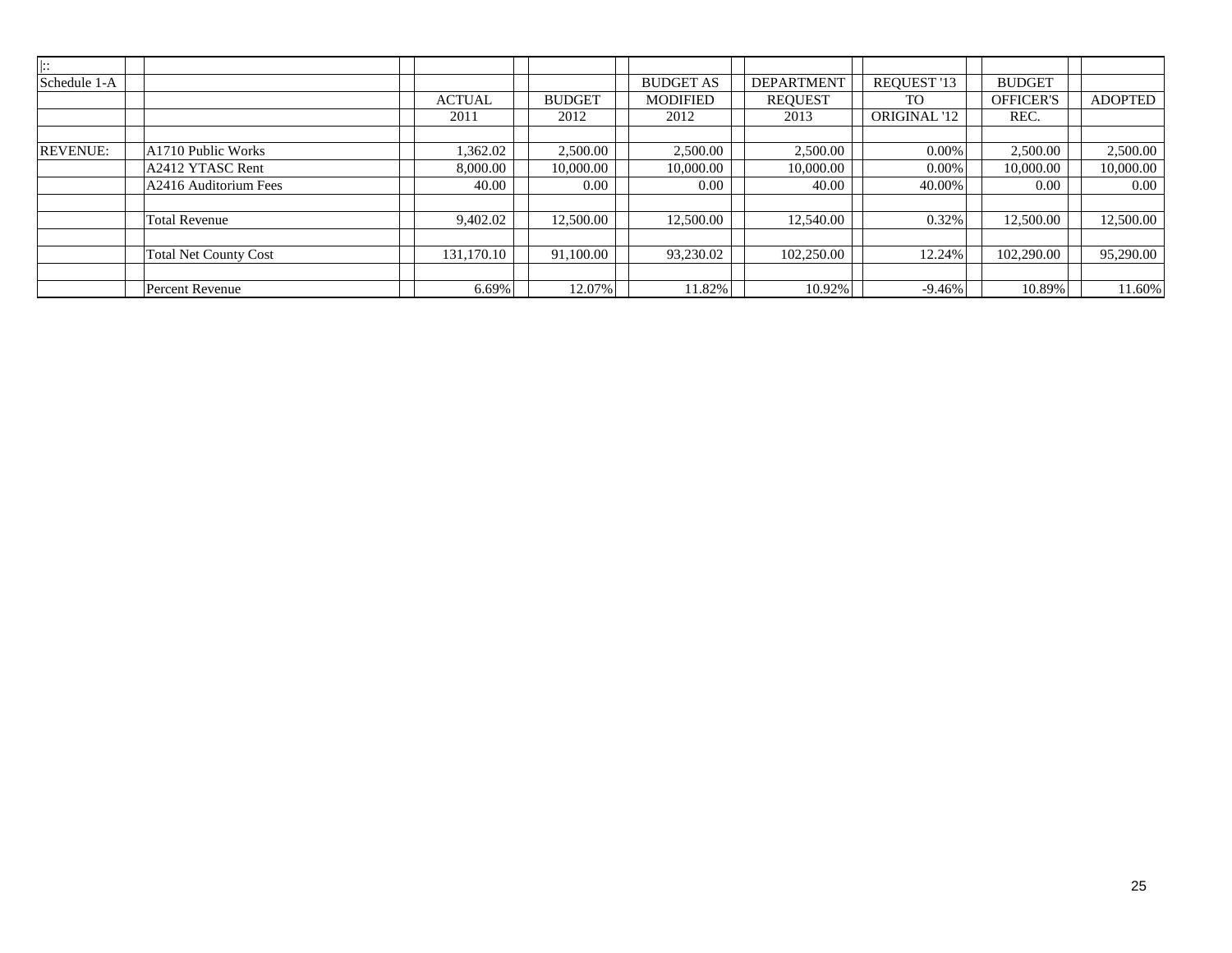| \|:: | | ACTUAL | BUDGET | BUDGET AS MODIFIED | DEPARTMENT REQUEST | REQUEST '13 TO ORIGINAL '12 | BUDGET OFFICER'S REC. | ADOPTED |
|---|---|---|---|---|---|---|---|---|
| Schedule 1-A | | 2011 | 2012 | 2012 | 2013 | | | |
| | | | | | | | | |
| REVENUE: | A1710 Public Works | 1,362.02 | 2,500.00 | 2,500.00 | 2,500.00 | 0.00% | 2,500.00 | 2,500.00 |
| | A2412 YTASC Rent | 8,000.00 | 10,000.00 | 10,000.00 | 10,000.00 | 0.00% | 10,000.00 | 10,000.00 |
| | A2416 Auditorium Fees | 40.00 | 0.00 | 0.00 | 40.00 | 40.00% | 0.00 | 0.00 |
| | | | | | | | | |
| | Total Revenue | 9,402.02 | 12,500.00 | 12,500.00 | 12,540.00 | 0.32% | 12,500.00 | 12,500.00 |
| | | | | | | | | |
| | Total Net County Cost | 131,170.10 | 91,100.00 | 93,230.02 | 102,250.00 | 12.24% | 102,290.00 | 95,290.00 |
| | | | | | | | | |
| | Percent Revenue | 6.69% | 12.07% | 11.82% | 10.92% | -9.46% | 10.89% | 11.60% |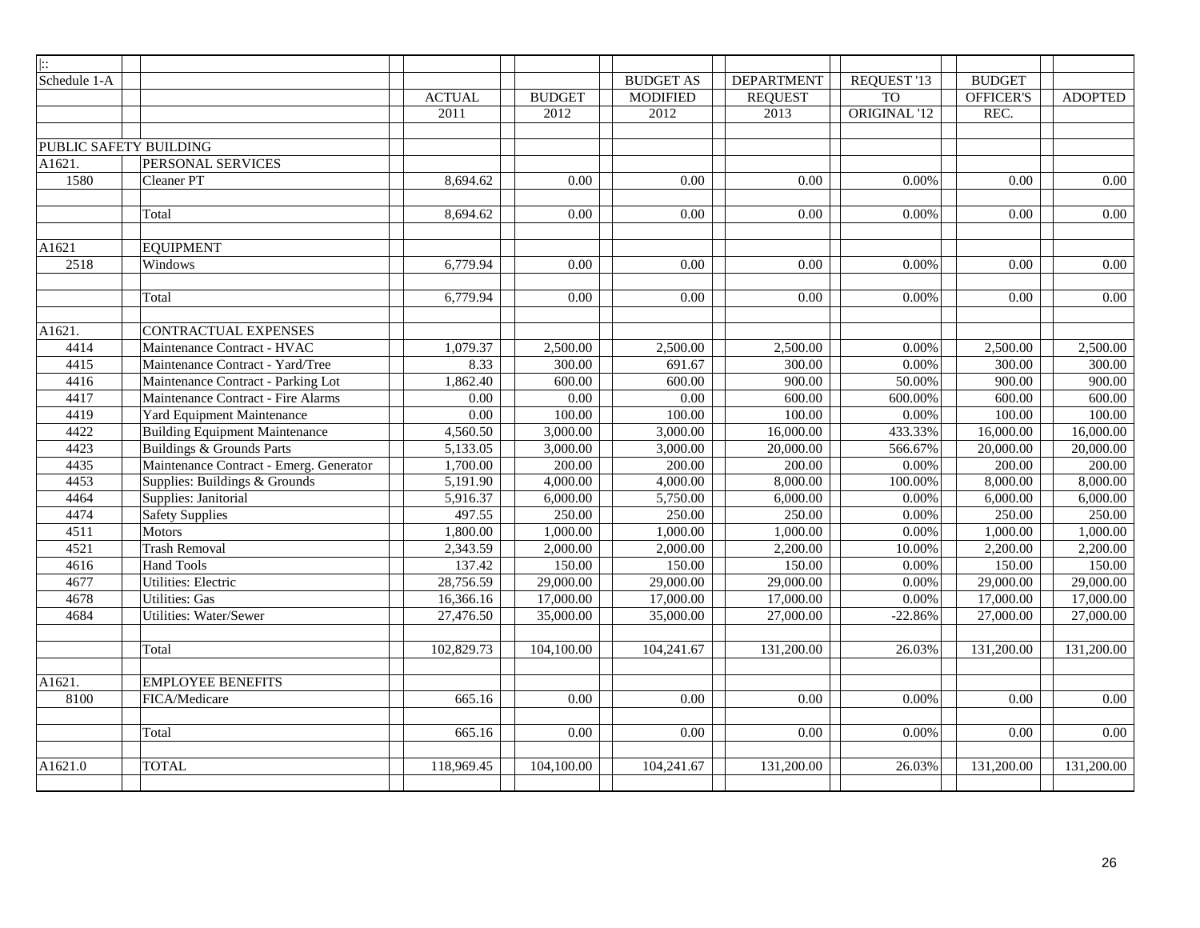| |:: | | | | | | | | |
|---|---|---|---|---|---|---|---|---|
| Schedule 1-A | | ACTUAL | BUDGET | BUDGET AS MODIFIED | DEPARTMENT REQUEST | REQUEST '13 TO ORIGINAL '12 | BUDGET OFFICER'S REC. | ADOPTED |
| | | 2011 | 2012 | 2012 | 2013 | | | |
| PUBLIC SAFETY BUILDING | | | | | | | | |
| A1621. | PERSONAL SERVICES | | | | | | | |
| 1580 | Cleaner PT | 8,694.62 | 0.00 | 0.00 | 0.00 | 0.00% | 0.00 | 0.00 |
| | Total | 8,694.62 | 0.00 | 0.00 | 0.00 | 0.00% | 0.00 | 0.00 |
| A1621 | EQUIPMENT | | | | | | | |
| 2518 | Windows | 6,779.94 | 0.00 | 0.00 | 0.00 | 0.00% | 0.00 | 0.00 |
| | Total | 6,779.94 | 0.00 | 0.00 | 0.00 | 0.00% | 0.00 | 0.00 |
| A1621. | CONTRACTUAL EXPENSES | | | | | | | |
| 4414 | Maintenance Contract - HVAC | 1,079.37 | 2,500.00 | 2,500.00 | 2,500.00 | 0.00% | 2,500.00 | 2,500.00 |
| 4415 | Maintenance Contract - Yard/Tree | 8.33 | 300.00 | 691.67 | 300.00 | 0.00% | 300.00 | 300.00 |
| 4416 | Maintenance Contract - Parking Lot | 1,862.40 | 600.00 | 600.00 | 900.00 | 50.00% | 900.00 | 900.00 |
| 4417 | Maintenance Contract - Fire Alarms | 0.00 | 0.00 | 0.00 | 600.00 | 600.00% | 600.00 | 600.00 |
| 4419 | Yard Equipment Maintenance | 0.00 | 100.00 | 100.00 | 100.00 | 0.00% | 100.00 | 100.00 |
| 4422 | Building Equipment Maintenance | 4,560.50 | 3,000.00 | 3,000.00 | 16,000.00 | 433.33% | 16,000.00 | 16,000.00 |
| 4423 | Buildings & Grounds Parts | 5,133.05 | 3,000.00 | 3,000.00 | 20,000.00 | 566.67% | 20,000.00 | 20,000.00 |
| 4435 | Maintenance Contract - Emerg. Generator | 1,700.00 | 200.00 | 200.00 | 200.00 | 0.00% | 200.00 | 200.00 |
| 4453 | Supplies: Buildings & Grounds | 5,191.90 | 4,000.00 | 4,000.00 | 8,000.00 | 100.00% | 8,000.00 | 8,000.00 |
| 4464 | Supplies: Janitorial | 5,916.37 | 6,000.00 | 5,750.00 | 6,000.00 | 0.00% | 6,000.00 | 6,000.00 |
| 4474 | Safety Supplies | 497.55 | 250.00 | 250.00 | 250.00 | 0.00% | 250.00 | 250.00 |
| 4511 | Motors | 1,800.00 | 1,000.00 | 1,000.00 | 1,000.00 | 0.00% | 1,000.00 | 1,000.00 |
| 4521 | Trash Removal | 2,343.59 | 2,000.00 | 2,000.00 | 2,200.00 | 10.00% | 2,200.00 | 2,200.00 |
| 4616 | Hand Tools | 137.42 | 150.00 | 150.00 | 150.00 | 0.00% | 150.00 | 150.00 |
| 4677 | Utilities: Electric | 28,756.59 | 29,000.00 | 29,000.00 | 29,000.00 | 0.00% | 29,000.00 | 29,000.00 |
| 4678 | Utilities: Gas | 16,366.16 | 17,000.00 | 17,000.00 | 17,000.00 | 0.00% | 17,000.00 | 17,000.00 |
| 4684 | Utilities: Water/Sewer | 27,476.50 | 35,000.00 | 35,000.00 | 27,000.00 | -22.86% | 27,000.00 | 27,000.00 |
| | Total | 102,829.73 | 104,100.00 | 104,241.67 | 131,200.00 | 26.03% | 131,200.00 | 131,200.00 |
| A1621. | EMPLOYEE BENEFITS | | | | | | | |
| 8100 | FICA/Medicare | 665.16 | 0.00 | 0.00 | 0.00 | 0.00% | 0.00 | 0.00 |
| | Total | 665.16 | 0.00 | 0.00 | 0.00 | 0.00% | 0.00 | 0.00 |
| A1621.0 | TOTAL | 118,969.45 | 104,100.00 | 104,241.67 | 131,200.00 | 26.03% | 131,200.00 | 131,200.00 |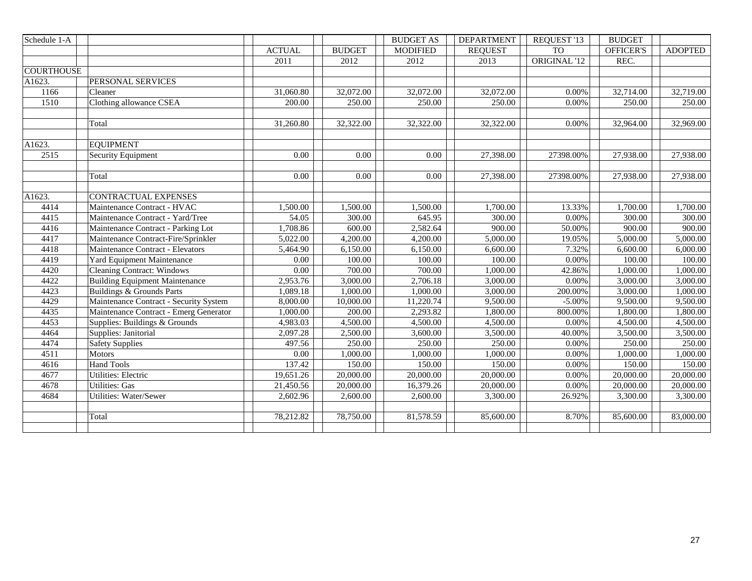| Schedule 1-A | | ACTUAL | BUDGET | BUDGET AS MODIFIED | DEPARTMENT REQUEST | REQUEST '13 TO | BUDGET OFFICER'S | ADOPTED |
|---|---|---|---|---|---|---|---|---|
| | | 2011 | 2012 | 2012 | 2013 | ORIGINAL '12 | REC. | |
| COURTHOUSE | | | | | | | | |
| A1623. | PERSONAL SERVICES | | | | | | | |
| 1166 | Cleaner | 31,060.80 | 32,072.00 | 32,072.00 | 32,072.00 | 0.00% | 32,714.00 | 32,719.00 |
| 1510 | Clothing allowance CSEA | 200.00 | 250.00 | 250.00 | 250.00 | 0.00% | 250.00 | 250.00 |
| | | | | | | | | |
| | Total | 31,260.80 | 32,322.00 | 32,322.00 | 32,322.00 | 0.00% | 32,964.00 | 32,969.00 |
| | | | | | | | | |
| A1623. | EQUIPMENT | | | | | | | |
| 2515 | Security Equipment | 0.00 | 0.00 | 0.00 | 27,398.00 | 27398.00% | 27,938.00 | 27,938.00 |
| | | | | | | | | |
| | Total | 0.00 | 0.00 | 0.00 | 27,398.00 | 27398.00% | 27,938.00 | 27,938.00 |
| | | | | | | | | |
| A1623. | CONTRACTUAL EXPENSES | | | | | | | |
| 4414 | Maintenance Contract - HVAC | 1,500.00 | 1,500.00 | 1,500.00 | 1,700.00 | 13.33% | 1,700.00 | 1,700.00 |
| 4415 | Maintenance Contract - Yard/Tree | 54.05 | 300.00 | 645.95 | 300.00 | 0.00% | 300.00 | 300.00 |
| 4416 | Maintenance Contract - Parking Lot | 1,708.86 | 600.00 | 2,582.64 | 900.00 | 50.00% | 900.00 | 900.00 |
| 4417 | Maintenance Contract-Fire/Sprinkler | 5,022.00 | 4,200.00 | 4,200.00 | 5,000.00 | 19.05% | 5,000.00 | 5,000.00 |
| 4418 | Maintenance Contract - Elevators | 5,464.90 | 6,150.00 | 6,150.00 | 6,600.00 | 7.32% | 6,600.00 | 6,000.00 |
| 4419 | Yard Equipment Maintenance | 0.00 | 100.00 | 100.00 | 100.00 | 0.00% | 100.00 | 100.00 |
| 4420 | Cleaning Contract: Windows | 0.00 | 700.00 | 700.00 | 1,000.00 | 42.86% | 1,000.00 | 1,000.00 |
| 4422 | Building Equipment Maintenance | 2,953.76 | 3,000.00 | 2,706.18 | 3,000.00 | 0.00% | 3,000.00 | 3,000.00 |
| 4423 | Buildings & Grounds Parts | 1,089.18 | 1,000.00 | 1,000.00 | 3,000.00 | 200.00% | 3,000.00 | 1,000.00 |
| 4429 | Maintenance Contract - Security System | 8,000.00 | 10,000.00 | 11,220.74 | 9,500.00 | -5.00% | 9,500.00 | 9,500.00 |
| 4435 | Maintenance Contract - Emerg Generator | 1,000.00 | 200.00 | 2,293.82 | 1,800.00 | 800.00% | 1,800.00 | 1,800.00 |
| 4453 | Supplies: Buildings & Grounds | 4,983.03 | 4,500.00 | 4,500.00 | 4,500.00 | 0.00% | 4,500.00 | 4,500.00 |
| 4464 | Supplies: Janitorial | 2,097.28 | 2,500.00 | 3,600.00 | 3,500.00 | 40.00% | 3,500.00 | 3,500.00 |
| 4474 | Safety Supplies | 497.56 | 250.00 | 250.00 | 250.00 | 0.00% | 250.00 | 250.00 |
| 4511 | Motors | 0.00 | 1,000.00 | 1,000.00 | 1,000.00 | 0.00% | 1,000.00 | 1,000.00 |
| 4616 | Hand Tools | 137.42 | 150.00 | 150.00 | 150.00 | 0.00% | 150.00 | 150.00 |
| 4677 | Utilities: Electric | 19,651.26 | 20,000.00 | 20,000.00 | 20,000.00 | 0.00% | 20,000.00 | 20,000.00 |
| 4678 | Utilities: Gas | 21,450.56 | 20,000.00 | 16,379.26 | 20,000.00 | 0.00% | 20,000.00 | 20,000.00 |
| 4684 | Utilities: Water/Sewer | 2,602.96 | 2,600.00 | 2,600.00 | 3,300.00 | 26.92% | 3,300.00 | 3,300.00 |
| | | | | | | | | |
| | Total | 78,212.82 | 78,750.00 | 81,578.59 | 85,600.00 | 8.70% | 85,600.00 | 83,000.00 |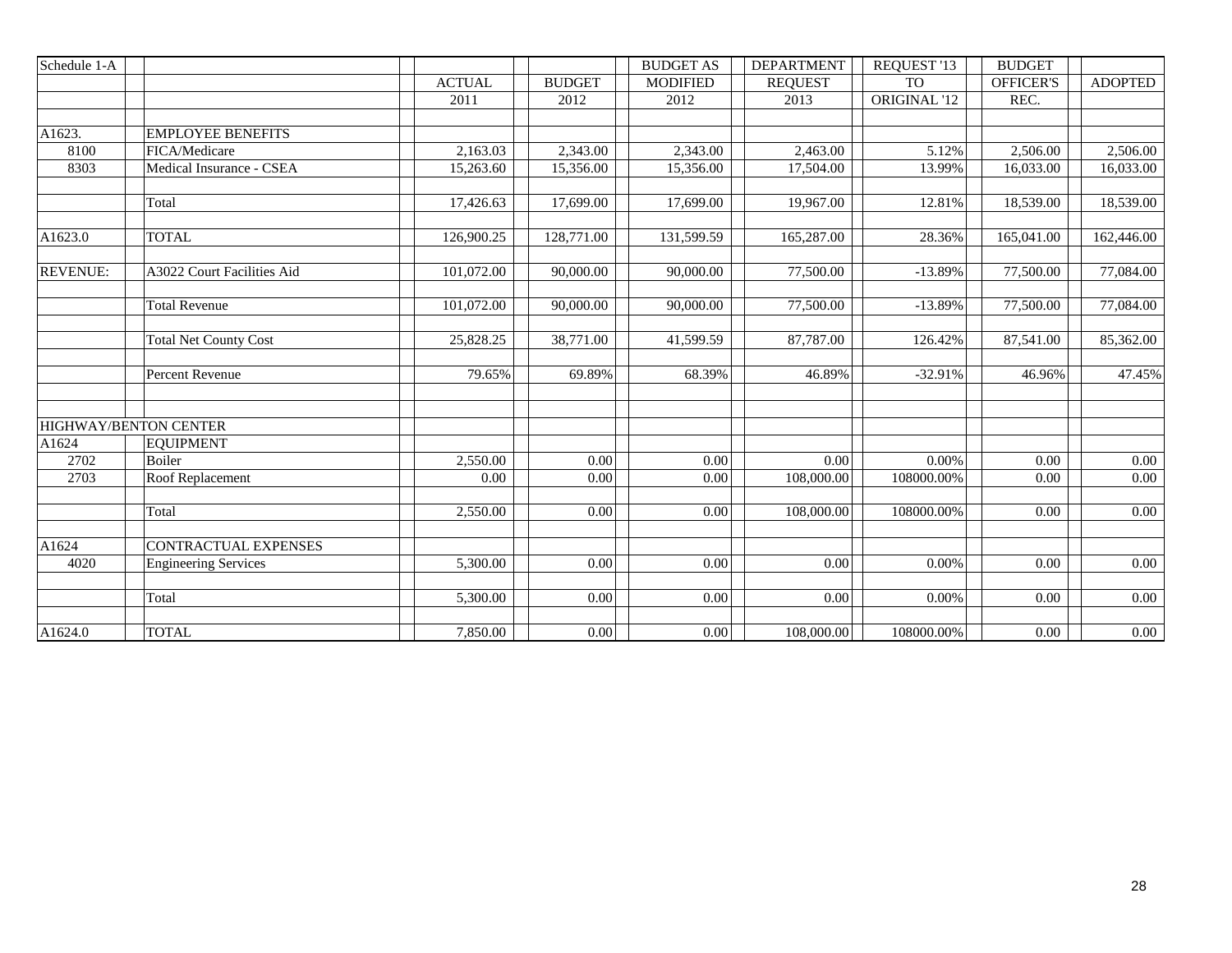| Schedule 1-A | | ACTUAL 2011 | BUDGET 2012 | BUDGET AS MODIFIED 2012 | DEPARTMENT REQUEST 2013 | REQUEST '13 TO ORIGINAL '12 | BUDGET OFFICER'S REC. | ADOPTED |
|---|---|---|---|---|---|---|---|---|
| A1623. | EMPLOYEE BENEFITS | | | | | | | |
| 8100 | FICA/Medicare | 2,163.03 | 2,343.00 | 2,343.00 | 2,463.00 | 5.12% | 2,506.00 | 2,506.00 |
| 8303 | Medical Insurance - CSEA | 15,263.60 | 15,356.00 | 15,356.00 | 17,504.00 | 13.99% | 16,033.00 | 16,033.00 |
| | Total | 17,426.63 | 17,699.00 | 17,699.00 | 19,967.00 | 12.81% | 18,539.00 | 18,539.00 |
| A1623.0 | TOTAL | 126,900.25 | 128,771.00 | 131,599.59 | 165,287.00 | 28.36% | 165,041.00 | 162,446.00 |
| REVENUE: | A3022 Court Facilities Aid | 101,072.00 | 90,000.00 | 90,000.00 | 77,500.00 | -13.89% | 77,500.00 | 77,084.00 |
| | Total Revenue | 101,072.00 | 90,000.00 | 90,000.00 | 77,500.00 | -13.89% | 77,500.00 | 77,084.00 |
| | Total Net County Cost | 25,828.25 | 38,771.00 | 41,599.59 | 87,787.00 | 126.42% | 87,541.00 | 85,362.00 |
| | Percent Revenue | 79.65% | 69.89% | 68.39% | 46.89% | -32.91% | 46.96% | 47.45% |
| HIGHWAY/BENTON CENTER | | | | | | | | |
| A1624 | EQUIPMENT | | | | | | | |
| 2702 | Boiler | 2,550.00 | 0.00 | 0.00 | 0.00 | 0.00% | 0.00 | 0.00 |
| 2703 | Roof Replacement | 0.00 | 0.00 | 0.00 | 108,000.00 | 108000.00% | 0.00 | 0.00 |
| | Total | 2,550.00 | 0.00 | 0.00 | 108,000.00 | 108000.00% | 0.00 | 0.00 |
| A1624 | CONTRACTUAL EXPENSES | | | | | | | |
| 4020 | Engineering Services | 5,300.00 | 0.00 | 0.00 | 0.00 | 0.00% | 0.00 | 0.00 |
| | Total | 5,300.00 | 0.00 | 0.00 | 0.00 | 0.00% | 0.00 | 0.00 |
| A1624.0 | TOTAL | 7,850.00 | 0.00 | 0.00 | 108,000.00 | 108000.00% | 0.00 | 0.00 |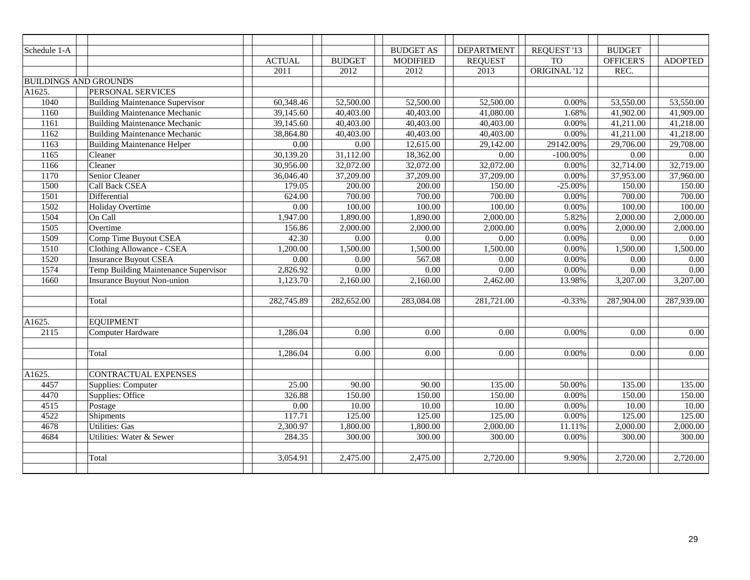| | | | | | | | | |
|---|---|---|---|---|---|---|---|---|
| Schedule 1-A | | | | BUDGET AS | DEPARTMENT | REQUEST '13 | BUDGET | |
| | | ACTUAL | BUDGET | MODIFIED | REQUEST | TO | OFFICER'S | ADOPTED |
| | | 2011 | 2012 | 2012 | 2013 | ORIGINAL '12 | REC. | |
| BUILDINGS AND GROUNDS | | | | | | | | |
| A1625. | PERSONAL SERVICES | | | | | | | |
| 1040 | Building Maintenance Supervisor | 60,348.46 | 52,500.00 | 52,500.00 | 52,500.00 | 0.00% | 53,550.00 | 53,550.00 |
| 1160 | Building Maintenance Mechanic | 39,145.60 | 40,403.00 | 40,403.00 | 41,080.00 | 1.68% | 41,902.00 | 41,909.00 |
| 1161 | Building Maintenance Mechanic | 39,145.60 | 40,403.00 | 40,403.00 | 40,403.00 | 0.00% | 41,211.00 | 41,218.00 |
| 1162 | Building Maintenance Mechanic | 38,864.80 | 40,403.00 | 40,403.00 | 40,403.00 | 0.00% | 41,211.00 | 41,218.00 |
| 1163 | Building Maintenance Helper | 0.00 | 0.00 | 12,615.00 | 29,142.00 | 29142.00% | 29,706.00 | 29,708.00 |
| 1165 | Cleaner | 30,139.20 | 31,112.00 | 18,362.00 | 0.00 | -100.00% | 0.00 | 0.00 |
| 1166 | Cleaner | 30,956.00 | 32,072.00 | 32,072.00 | 32,072.00 | 0.00% | 32,714.00 | 32,719.00 |
| 1170 | Senior Cleaner | 36,046.40 | 37,209.00 | 37,209.00 | 37,209.00 | 0.00% | 37,953.00 | 37,960.00 |
| 1500 | Call Back CSEA | 179.05 | 200.00 | 200.00 | 150.00 | -25.00% | 150.00 | 150.00 |
| 1501 | Differential | 624.00 | 700.00 | 700.00 | 700.00 | 0.00% | 700.00 | 700.00 |
| 1502 | Holiday Overtime | 0.00 | 100.00 | 100.00 | 100.00 | 0.00% | 100.00 | 100.00 |
| 1504 | On Call | 1,947.00 | 1,890.00 | 1,890.00 | 2,000.00 | 5.82% | 2,000.00 | 2,000.00 |
| 1505 | Overtime | 156.86 | 2,000.00 | 2,000.00 | 2,000.00 | 0.00% | 2,000.00 | 2,000.00 |
| 1509 | Comp Time Buyout CSEA | 42.30 | 0.00 | 0.00 | 0.00 | 0.00% | 0.00 | 0.00 |
| 1510 | Clothing Allowance - CSEA | 1,200.00 | 1,500.00 | 1,500.00 | 1,500.00 | 0.00% | 1,500.00 | 1,500.00 |
| 1520 | Insurance Buyout CSEA | 0.00 | 0.00 | 567.08 | 0.00 | 0.00% | 0.00 | 0.00 |
| 1574 | Temp Building Maintenance Supervisor | 2,826.92 | 0.00 | 0.00 | 0.00 | 0.00% | 0.00 | 0.00 |
| 1660 | Insurance Buyout Non-union | 1,123.70 | 2,160.00 | 2,160.00 | 2,462.00 | 13.98% | 3,207.00 | 3,207.00 |
| | | | | | | | | |
| | Total | 282,745.89 | 282,652.00 | 283,084.08 | 281,721.00 | -0.33% | 287,904.00 | 287,939.00 |
| | | | | | | | | |
| A1625. | EQUIPMENT | | | | | | | |
| 2115 | Computer Hardware | 1,286.04 | 0.00 | 0.00 | 0.00 | 0.00% | 0.00 | 0.00 |
| | | | | | | | | |
| | Total | 1,286.04 | 0.00 | 0.00 | 0.00 | 0.00% | 0.00 | 0.00 |
| | | | | | | | | |
| A1625. | CONTRACTUAL EXPENSES | | | | | | | |
| 4457 | Supplies: Computer | 25.00 | 90.00 | 90.00 | 135.00 | 50.00% | 135.00 | 135.00 |
| 4470 | Supplies: Office | 326.88 | 150.00 | 150.00 | 150.00 | 0.00% | 150.00 | 150.00 |
| 4515 | Postage | 0.00 | 10.00 | 10.00 | 10.00 | 0.00% | 10.00 | 10.00 |
| 4522 | Shipments | 117.71 | 125.00 | 125.00 | 125.00 | 0.00% | 125.00 | 125.00 |
| 4678 | Utilities: Gas | 2,300.97 | 1,800.00 | 1,800.00 | 2,000.00 | 11.11% | 2,000.00 | 2,000.00 |
| 4684 | Utilities: Water & Sewer | 284.35 | 300.00 | 300.00 | 300.00 | 0.00% | 300.00 | 300.00 |
| | | | | | | | | |
| | Total | 3,054.91 | 2,475.00 | 2,475.00 | 2,720.00 | 9.90% | 2,720.00 | 2,720.00 |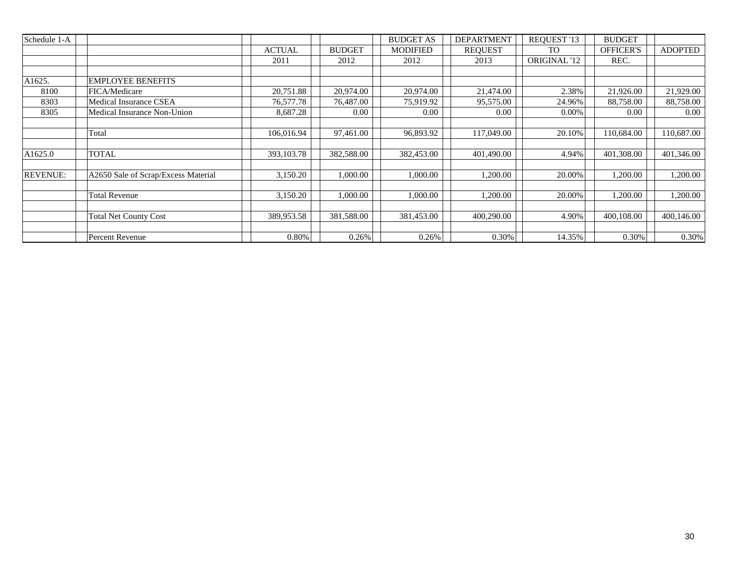| Schedule 1-A | | ACTUAL 2011 | BUDGET 2012 | BUDGET AS MODIFIED 2012 | DEPARTMENT REQUEST 2013 | REQUEST '13 TO ORIGINAL '12 | BUDGET OFFICER'S REC. | ADOPTED |
|---|---|---|---|---|---|---|---|---|
| | | | | | | | | |
| A1625. | EMPLOYEE BENEFITS | | | | | | | |
| 8100 | FICA/Medicare | 20,751.88 | 20,974.00 | 20,974.00 | 21,474.00 | 2.38% | 21,926.00 | 21,929.00 |
| 8303 | Medical Insurance CSEA | 76,577.78 | 76,487.00 | 75,919.92 | 95,575.00 | 24.96% | 88,758.00 | 88,758.00 |
| 8305 | Medical Insurance Non-Union | 8,687.28 | 0.00 | 0.00 | 0.00 | 0.00% | 0.00 | 0.00 |
| | | | | | | | | |
| | Total | 106,016.94 | 97,461.00 | 96,893.92 | 117,049.00 | 20.10% | 110,684.00 | 110,687.00 |
| | | | | | | | | |
| A1625.0 | TOTAL | 393,103.78 | 382,588.00 | 382,453.00 | 401,490.00 | 4.94% | 401,308.00 | 401,346.00 |
| | | | | | | | | |
| REVENUE: | A2650 Sale of Scrap/Excess Material | 3,150.20 | 1,000.00 | 1,000.00 | 1,200.00 | 20.00% | 1,200.00 | 1,200.00 |
| | | | | | | | | |
| | Total Revenue | 3,150.20 | 1,000.00 | 1,000.00 | 1,200.00 | 20.00% | 1,200.00 | 1,200.00 |
| | | | | | | | | |
| | Total Net County Cost | 389,953.58 | 381,588.00 | 381,453.00 | 400,290.00 | 4.90% | 400,108.00 | 400,146.00 |
| | | | | | | | | |
| | Percent Revenue | 0.80% | 0.26% | 0.26% | 0.30% | 14.35% | 0.30% | 0.30% |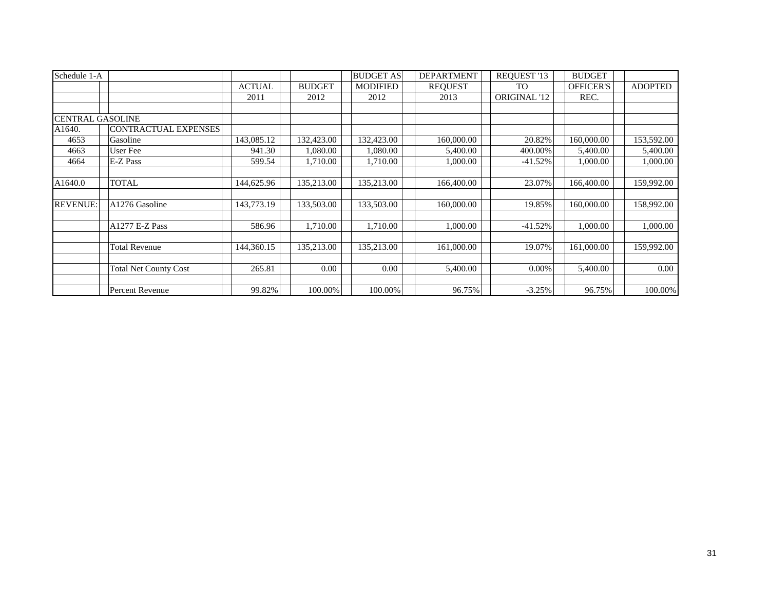| Schedule 1-A | | ACTUAL 2011 | BUDGET 2012 | BUDGET AS MODIFIED 2012 | DEPARTMENT REQUEST 2013 | REQUEST '13 TO ORIGINAL '12 | BUDGET OFFICER'S REC. | ADOPTED |
|---|---|---|---|---|---|---|---|---|
| CENTRAL GASOLINE | | | | | | | | |
| A1640. | CONTRACTUAL EXPENSES | | | | | | | |
| 4653 | Gasoline | 143,085.12 | 132,423.00 | 132,423.00 | 160,000.00 | 20.82% | 160,000.00 | 153,592.00 |
| 4663 | User Fee | 941.30 | 1,080.00 | 1,080.00 | 5,400.00 | 400.00% | 5,400.00 | 5,400.00 |
| 4664 | E-Z Pass | 599.54 | 1,710.00 | 1,710.00 | 1,000.00 | -41.52% | 1,000.00 | 1,000.00 |
| A1640.0 | TOTAL | 144,625.96 | 135,213.00 | 135,213.00 | 166,400.00 | 23.07% | 166,400.00 | 159,992.00 |
| REVENUE: | A1276 Gasoline | 143,773.19 | 133,503.00 | 133,503.00 | 160,000.00 | 19.85% | 160,000.00 | 158,992.00 |
| | A1277 E-Z Pass | 586.96 | 1,710.00 | 1,710.00 | 1,000.00 | -41.52% | 1,000.00 | 1,000.00 |
| | Total Revenue | 144,360.15 | 135,213.00 | 135,213.00 | 161,000.00 | 19.07% | 161,000.00 | 159,992.00 |
| | Total Net County Cost | 265.81 | 0.00 | 0.00 | 5,400.00 | 0.00% | 5,400.00 | 0.00 |
| | Percent Revenue | 99.82% | 100.00% | 100.00% | 96.75% | -3.25% | 96.75% | 100.00% |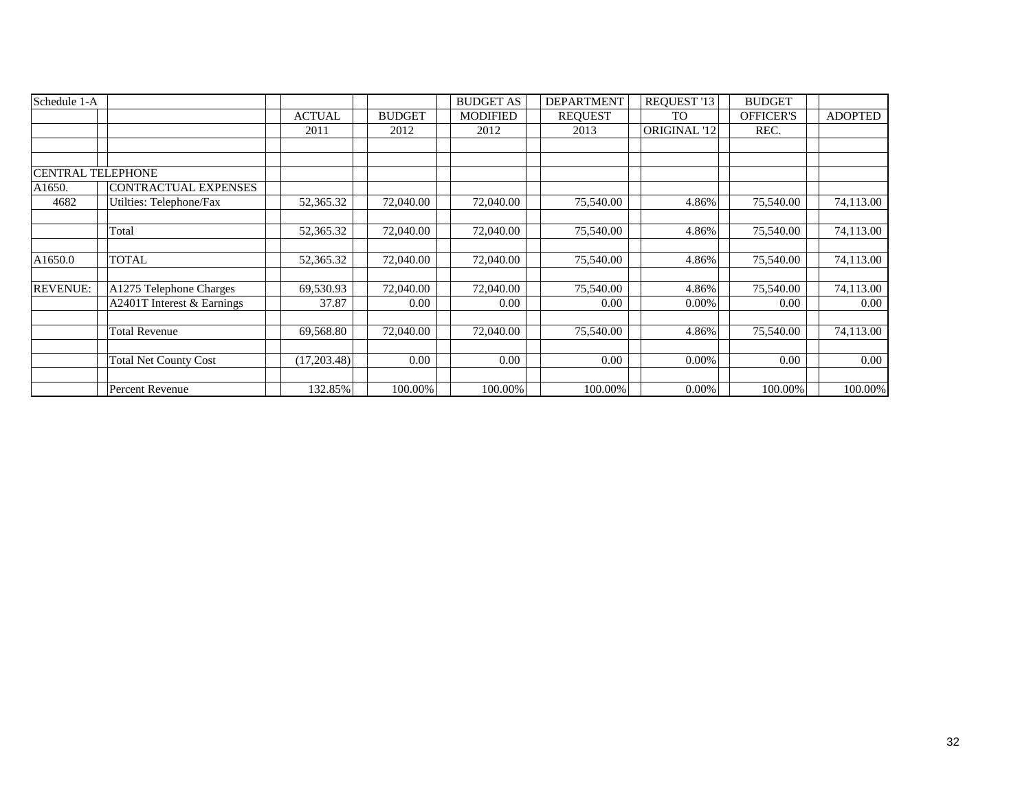| Schedule 1-A | | ACTUAL 2011 | BUDGET 2012 | BUDGET AS MODIFIED 2012 | DEPARTMENT REQUEST 2013 | REQUEST '13 TO ORIGINAL '12 | BUDGET OFFICER'S REC. | ADOPTED |
|---|---|---|---|---|---|---|---|---|
| | | | | | | | | |
| | | | | | | | | |
| CENTRAL TELEPHONE | | | | | | | | |
| A1650. | CONTRACTUAL EXPENSES | | | | | | | |
| 4682 | Utilties: Telephone/Fax | 52,365.32 | 72,040.00 | 72,040.00 | 75,540.00 | 4.86% | 75,540.00 | 74,113.00 |
| | | | | | | | | |
| | Total | 52,365.32 | 72,040.00 | 72,040.00 | 75,540.00 | 4.86% | 75,540.00 | 74,113.00 |
| | | | | | | | | |
| A1650.0 | TOTAL | 52,365.32 | 72,040.00 | 72,040.00 | 75,540.00 | 4.86% | 75,540.00 | 74,113.00 |
| | | | | | | | | |
| REVENUE: | A1275 Telephone Charges | 69,530.93 | 72,040.00 | 72,040.00 | 75,540.00 | 4.86% | 75,540.00 | 74,113.00 |
| | A2401T Interest & Earnings | 37.87 | 0.00 | 0.00 | 0.00 | 0.00% | 0.00 | 0.00 |
| | | | | | | | | |
| | Total Revenue | 69,568.80 | 72,040.00 | 72,040.00 | 75,540.00 | 4.86% | 75,540.00 | 74,113.00 |
| | | | | | | | | |
| | Total Net County Cost | (17,203.48) | 0.00 | 0.00 | 0.00 | 0.00% | 0.00 | 0.00 |
| | | | | | | | | |
| | Percent Revenue | 132.85% | 100.00% | 100.00% | 100.00% | 0.00% | 100.00% | 100.00% |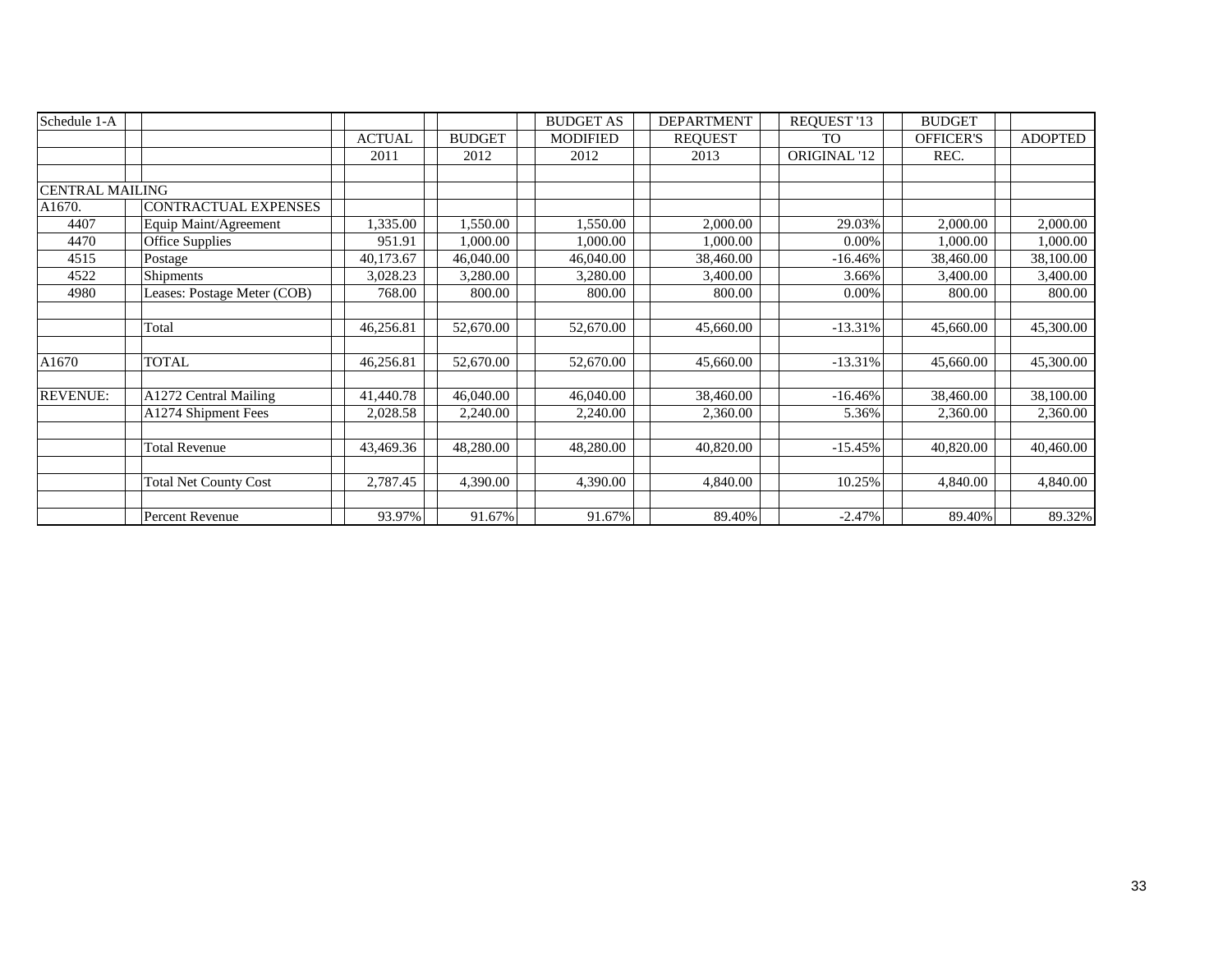| Schedule 1-A | | ACTUAL 2011 | BUDGET 2012 | BUDGET AS MODIFIED 2012 | DEPARTMENT REQUEST 2013 | REQUEST '13 TO ORIGINAL '12 | BUDGET OFFICER'S REC. | ADOPTED |
|---|---|---|---|---|---|---|---|---|
| CENTRAL MAILING | | | | | | | | |
| A1670. | CONTRACTUAL EXPENSES | | | | | | | |
| 4407 | Equip Maint/Agreement | 1,335.00 | 1,550.00 | 1,550.00 | 2,000.00 | 29.03% | 2,000.00 | 2,000.00 |
| 4470 | Office Supplies | 951.91 | 1,000.00 | 1,000.00 | 1,000.00 | 0.00% | 1,000.00 | 1,000.00 |
| 4515 | Postage | 40,173.67 | 46,040.00 | 46,040.00 | 38,460.00 | -16.46% | 38,460.00 | 38,100.00 |
| 4522 | Shipments | 3,028.23 | 3,280.00 | 3,280.00 | 3,400.00 | 3.66% | 3,400.00 | 3,400.00 |
| 4980 | Leases: Postage Meter (COB) | 768.00 | 800.00 | 800.00 | 800.00 | 0.00% | 800.00 | 800.00 |
| | Total | 46,256.81 | 52,670.00 | 52,670.00 | 45,660.00 | -13.31% | 45,660.00 | 45,300.00 |
| A1670 | TOTAL | 46,256.81 | 52,670.00 | 52,670.00 | 45,660.00 | -13.31% | 45,660.00 | 45,300.00 |
| REVENUE: | A1272 Central Mailing | 41,440.78 | 46,040.00 | 46,040.00 | 38,460.00 | -16.46% | 38,460.00 | 38,100.00 |
| | A1274 Shipment Fees | 2,028.58 | 2,240.00 | 2,240.00 | 2,360.00 | 5.36% | 2,360.00 | 2,360.00 |
| | Total Revenue | 43,469.36 | 48,280.00 | 48,280.00 | 40,820.00 | -15.45% | 40,820.00 | 40,460.00 |
| | Total Net County Cost | 2,787.45 | 4,390.00 | 4,390.00 | 4,840.00 | 10.25% | 4,840.00 | 4,840.00 |
| | Percent Revenue | 93.97% | 91.67% | 91.67% | 89.40% | -2.47% | 89.40% | 89.32% |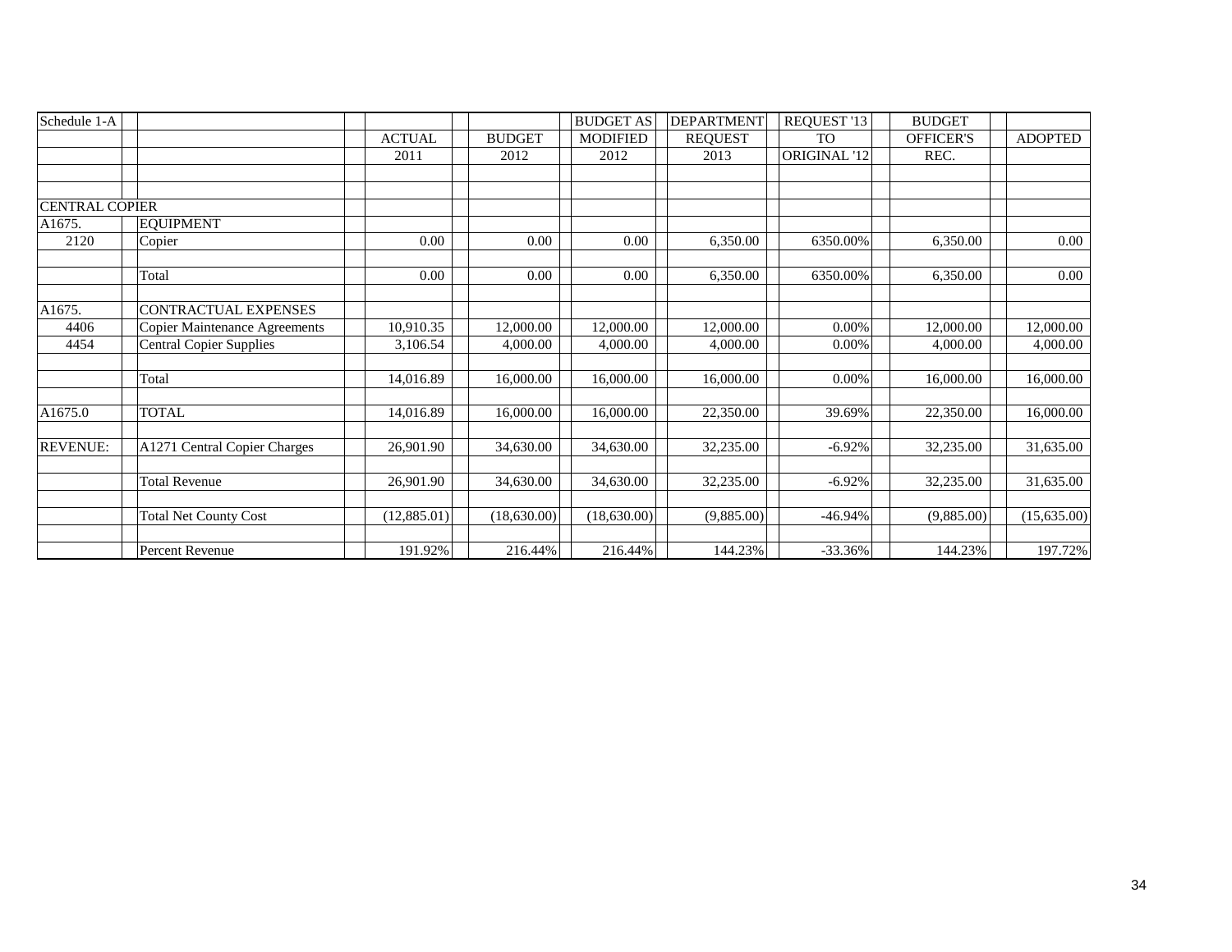| Schedule 1-A | | ACTUAL 2011 | BUDGET 2012 | BUDGET AS MODIFIED 2012 | DEPARTMENT REQUEST 2013 | REQUEST '13 TO ORIGINAL '12 | BUDGET OFFICER'S REC. | ADOPTED |
|---|---|---|---|---|---|---|---|---|
| | | | | | | | | |
| CENTRAL COPIER | | | | | | | | |
| A1675. | EQUIPMENT | | | | | | | |
| 2120 | Copier | 0.00 | 0.00 | 0.00 | 6,350.00 | 6350.00% | 6,350.00 | 0.00 |
| | Total | 0.00 | 0.00 | 0.00 | 6,350.00 | 6350.00% | 6,350.00 | 0.00 |
| A1675. | CONTRACTUAL EXPENSES | | | | | | | |
| 4406 | Copier Maintenance Agreements | 10,910.35 | 12,000.00 | 12,000.00 | 12,000.00 | 0.00% | 12,000.00 | 12,000.00 |
| 4454 | Central Copier Supplies | 3,106.54 | 4,000.00 | 4,000.00 | 4,000.00 | 0.00% | 4,000.00 | 4,000.00 |
| | Total | 14,016.89 | 16,000.00 | 16,000.00 | 16,000.00 | 0.00% | 16,000.00 | 16,000.00 |
| A1675.0 | TOTAL | 14,016.89 | 16,000.00 | 16,000.00 | 22,350.00 | 39.69% | 22,350.00 | 16,000.00 |
| REVENUE: | A1271 Central Copier Charges | 26,901.90 | 34,630.00 | 34,630.00 | 32,235.00 | -6.92% | 32,235.00 | 31,635.00 |
| | Total Revenue | 26,901.90 | 34,630.00 | 34,630.00 | 32,235.00 | -6.92% | 32,235.00 | 31,635.00 |
| | Total Net County Cost | (12,885.01) | (18,630.00) | (18,630.00) | (9,885.00) | -46.94% | (9,885.00) | (15,635.00) |
| | Percent Revenue | 191.92% | 216.44% | 216.44% | 144.23% | -33.36% | 144.23% | 197.72% |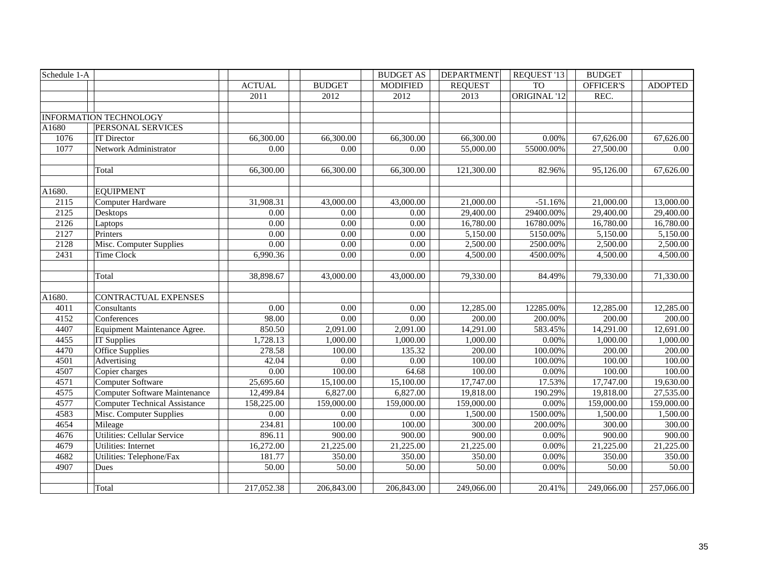| Schedule 1-A | | ACTUAL | BUDGET | BUDGET AS MODIFIED | DEPARTMENT REQUEST | REQUEST '13 TO ORIGINAL '12 | BUDGET OFFICER'S REC. | ADOPTED |
|---|---|---|---|---|---|---|---|---|
| | | 2011 | 2012 | 2012 | 2013 | | | |
| | | | | | | | | |
| INFORMATION TECHNOLOGY | | | | | | | | |
| A1680 | PERSONAL SERVICES | | | | | | | |
| 1076 | IT Director | 66,300.00 | 66,300.00 | 66,300.00 | 66,300.00 | 0.00% | 67,626.00 | 67,626.00 |
| 1077 | Network Administrator | 0.00 | 0.00 | 0.00 | 55,000.00 | 55000.00% | 27,500.00 | 0.00 |
| | | | | | | | | |
| | Total | 66,300.00 | 66,300.00 | 66,300.00 | 121,300.00 | 82.96% | 95,126.00 | 67,626.00 |
| | | | | | | | | |
| A1680. | EQUIPMENT | | | | | | | |
| 2115 | Computer Hardware | 31,908.31 | 43,000.00 | 43,000.00 | 21,000.00 | -51.16% | 21,000.00 | 13,000.00 |
| 2125 | Desktops | 0.00 | 0.00 | 0.00 | 29,400.00 | 29400.00% | 29,400.00 | 29,400.00 |
| 2126 | Laptops | 0.00 | 0.00 | 0.00 | 16,780.00 | 16780.00% | 16,780.00 | 16,780.00 |
| 2127 | Printers | 0.00 | 0.00 | 0.00 | 5,150.00 | 5150.00% | 5,150.00 | 5,150.00 |
| 2128 | Misc. Computer Supplies | 0.00 | 0.00 | 0.00 | 2,500.00 | 2500.00% | 2,500.00 | 2,500.00 |
| 2431 | Time Clock | 6,990.36 | 0.00 | 0.00 | 4,500.00 | 4500.00% | 4,500.00 | 4,500.00 |
| | | | | | | | | |
| | Total | 38,898.67 | 43,000.00 | 43,000.00 | 79,330.00 | 84.49% | 79,330.00 | 71,330.00 |
| | | | | | | | | |
| A1680. | CONTRACTUAL EXPENSES | | | | | | | |
| 4011 | Consultants | 0.00 | 0.00 | 0.00 | 12,285.00 | 12285.00% | 12,285.00 | 12,285.00 |
| 4152 | Conferences | 98.00 | 0.00 | 0.00 | 200.00 | 200.00% | 200.00 | 200.00 |
| 4407 | Equipment Maintenance Agree. | 850.50 | 2,091.00 | 2,091.00 | 14,291.00 | 583.45% | 14,291.00 | 12,691.00 |
| 4455 | IT Supplies | 1,728.13 | 1,000.00 | 1,000.00 | 1,000.00 | 0.00% | 1,000.00 | 1,000.00 |
| 4470 | Office Supplies | 278.58 | 100.00 | 135.32 | 200.00 | 100.00% | 200.00 | 200.00 |
| 4501 | Advertising | 42.04 | 0.00 | 0.00 | 100.00 | 100.00% | 100.00 | 100.00 |
| 4507 | Copier charges | 0.00 | 100.00 | 64.68 | 100.00 | 0.00% | 100.00 | 100.00 |
| 4571 | Computer Software | 25,695.60 | 15,100.00 | 15,100.00 | 17,747.00 | 17.53% | 17,747.00 | 19,630.00 |
| 4575 | Computer Software Maintenance | 12,499.84 | 6,827.00 | 6,827.00 | 19,818.00 | 190.29% | 19,818.00 | 27,535.00 |
| 4577 | Computer Technical Assistance | 158,225.00 | 159,000.00 | 159,000.00 | 159,000.00 | 0.00% | 159,000.00 | 159,000.00 |
| 4583 | Misc. Computer Supplies | 0.00 | 0.00 | 0.00 | 1,500.00 | 1500.00% | 1,500.00 | 1,500.00 |
| 4654 | Mileage | 234.81 | 100.00 | 100.00 | 300.00 | 200.00% | 300.00 | 300.00 |
| 4676 | Utilities: Cellular Service | 896.11 | 900.00 | 900.00 | 900.00 | 0.00% | 900.00 | 900.00 |
| 4679 | Utilities: Internet | 16,272.00 | 21,225.00 | 21,225.00 | 21,225.00 | 0.00% | 21,225.00 | 21,225.00 |
| 4682 | Utilities: Telephone/Fax | 181.77 | 350.00 | 350.00 | 350.00 | 0.00% | 350.00 | 350.00 |
| 4907 | Dues | 50.00 | 50.00 | 50.00 | 50.00 | 0.00% | 50.00 | 50.00 |
| | | | | | | | | |
| | Total | 217,052.38 | 206,843.00 | 206,843.00 | 249,066.00 | 20.41% | 249,066.00 | 257,066.00 |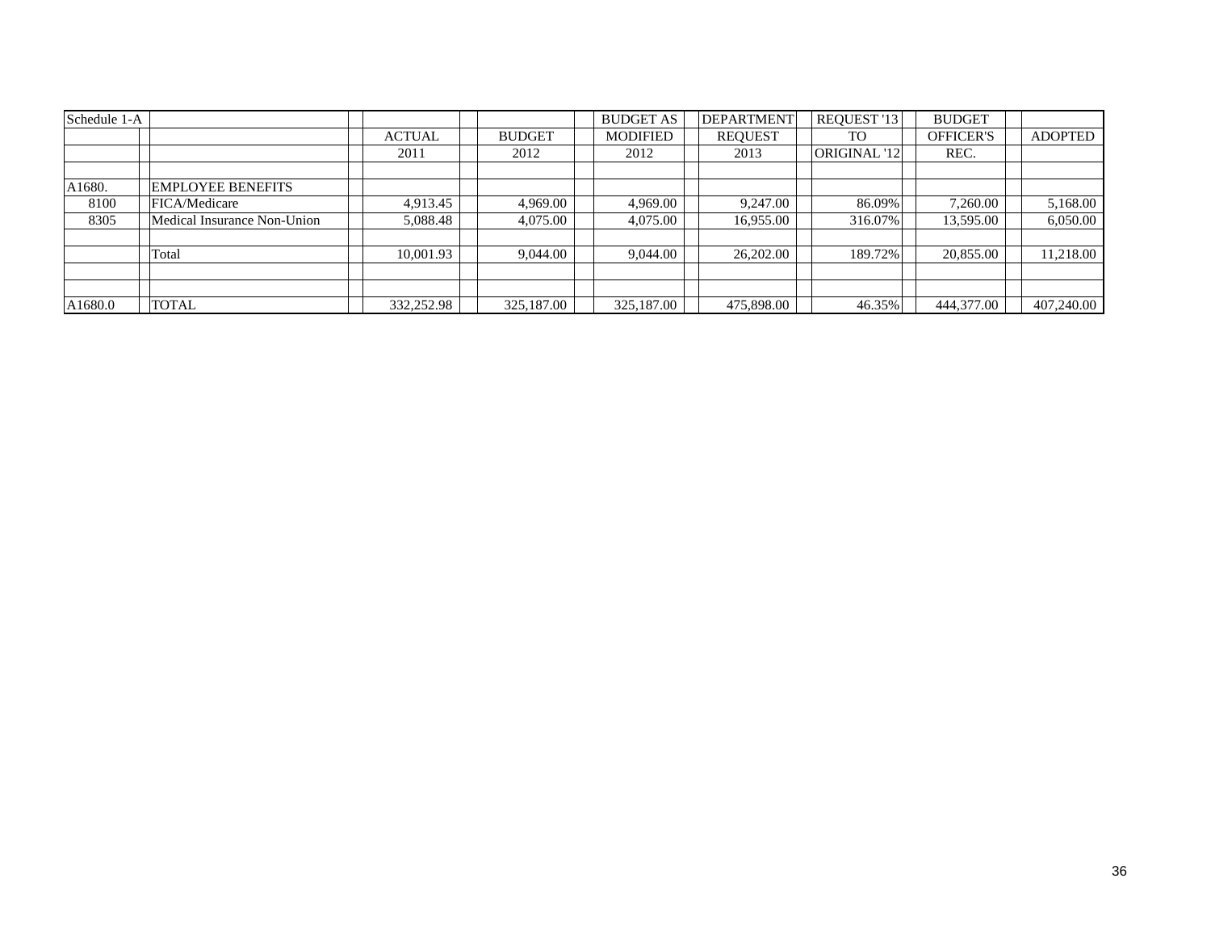| Schedule 1-A | | ACTUAL 2011 | BUDGET 2012 | BUDGET AS MODIFIED 2012 | DEPARTMENT REQUEST 2013 | REQUEST '13 TO ORIGINAL '12 | BUDGET OFFICER'S REC. | ADOPTED |
|---|---|---|---|---|---|---|---|---|
| | | | | | | | | |
| A1680. | EMPLOYEE BENEFITS | | | | | | | |
| 8100 | FICA/Medicare | 4,913.45 | 4,969.00 | 4,969.00 | 9,247.00 | 86.09% | 7,260.00 | 5,168.00 |
| 8305 | Medical Insurance Non-Union | 5,088.48 | 4,075.00 | 4,075.00 | 16,955.00 | 316.07% | 13,595.00 | 6,050.00 |
| | | | | | | | | |
| | Total | 10,001.93 | 9,044.00 | 9,044.00 | 26,202.00 | 189.72% | 20,855.00 | 11,218.00 |
| | | | | | | | | |
| | | | | | | | | |
| A1680.0 | TOTAL | 332,252.98 | 325,187.00 | 325,187.00 | 475,898.00 | 46.35% | 444,377.00 | 407,240.00 |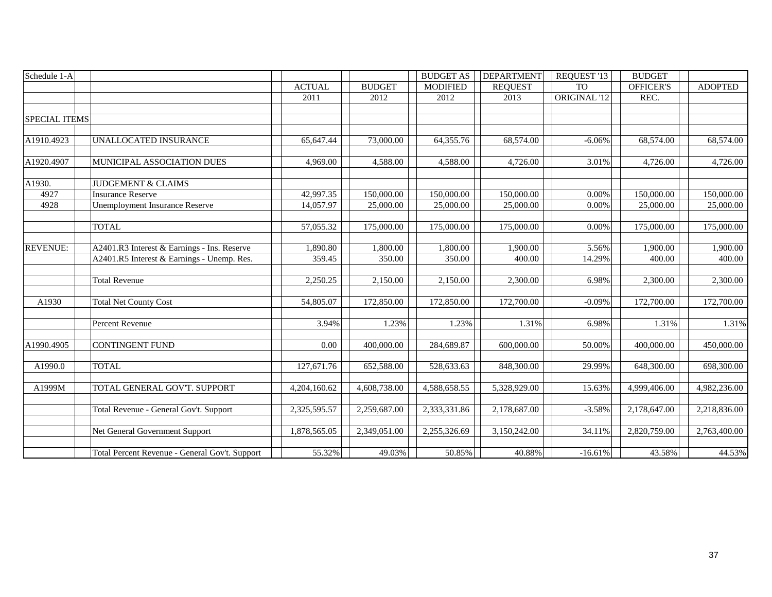| Schedule 1-A | | ACTUAL | BUDGET | BUDGET AS MODIFIED | DEPARTMENT REQUEST | REQUEST '13 TO | BUDGET OFFICER'S | ADOPTED |
|---|---|---|---|---|---|---|---|---|
| | | 2011 | 2012 | 2012 | 2013 | ORIGINAL '12 | REC. | |
| SPECIAL ITEMS | | | | | | | | |
| A1910.4923 | UNALLOCATED INSURANCE | 65,647.44 | 73,000.00 | 64,355.76 | 68,574.00 | -6.06% | 68,574.00 | 68,574.00 |
| A1920.4907 | MUNICIPAL ASSOCIATION DUES | 4,969.00 | 4,588.00 | 4,588.00 | 4,726.00 | 3.01% | 4,726.00 | 4,726.00 |
| A1930. | JUDGEMENT & CLAIMS | | | | | | | |
| 4927 | Insurance Reserve | 42,997.35 | 150,000.00 | 150,000.00 | 150,000.00 | 0.00% | 150,000.00 | 150,000.00 |
| 4928 | Unemployment Insurance Reserve | 14,057.97 | 25,000.00 | 25,000.00 | 25,000.00 | 0.00% | 25,000.00 | 25,000.00 |
| | TOTAL | 57,055.32 | 175,000.00 | 175,000.00 | 175,000.00 | 0.00% | 175,000.00 | 175,000.00 |
| REVENUE: | A2401.R3 Interest & Earnings - Ins. Reserve | 1,890.80 | 1,800.00 | 1,800.00 | 1,900.00 | 5.56% | 1,900.00 | 1,900.00 |
| | A2401.R5 Interest & Earnings - Unemp. Res. | 359.45 | 350.00 | 350.00 | 400.00 | 14.29% | 400.00 | 400.00 |
| | Total Revenue | 2,250.25 | 2,150.00 | 2,150.00 | 2,300.00 | 6.98% | 2,300.00 | 2,300.00 |
| A1930 | Total Net County Cost | 54,805.07 | 172,850.00 | 172,850.00 | 172,700.00 | -0.09% | 172,700.00 | 172,700.00 |
| | Percent Revenue | 3.94% | 1.23% | 1.23% | 1.31% | 6.98% | 1.31% | 1.31% |
| A1990.4905 | CONTINGENT FUND | 0.00 | 400,000.00 | 284,689.87 | 600,000.00 | 50.00% | 400,000.00 | 450,000.00 |
| A1990.0 | TOTAL | 127,671.76 | 652,588.00 | 528,633.63 | 848,300.00 | 29.99% | 648,300.00 | 698,300.00 |
| A1999M | TOTAL GENERAL GOV'T. SUPPORT | 4,204,160.62 | 4,608,738.00 | 4,588,658.55 | 5,328,929.00 | 15.63% | 4,999,406.00 | 4,982,236.00 |
| | Total Revenue - General Gov't. Support | 2,325,595.57 | 2,259,687.00 | 2,333,331.86 | 2,178,687.00 | -3.58% | 2,178,647.00 | 2,218,836.00 |
| | Net General Government Support | 1,878,565.05 | 2,349,051.00 | 2,255,326.69 | 3,150,242.00 | 34.11% | 2,820,759.00 | 2,763,400.00 |
| | Total Percent Revenue - General Gov't. Support | 55.32% | 49.03% | 50.85% | 40.88% | -16.61% | 43.58% | 44.53% |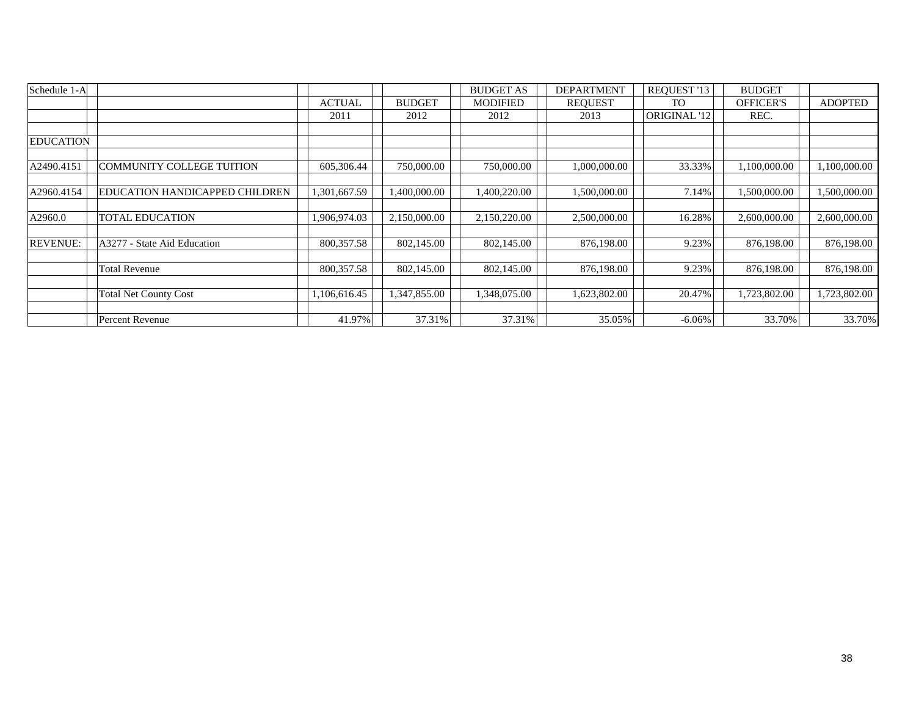| Schedule 1-A | | ACTUAL 2011 | BUDGET 2012 | BUDGET AS MODIFIED 2012 | DEPARTMENT REQUEST 2013 | REQUEST '13 TO ORIGINAL '12 | BUDGET OFFICER'S REC. | ADOPTED |
|---|---|---|---|---|---|---|---|---|
| EDUCATION | | | | | | | | |
| A2490.4151 | COMMUNITY COLLEGE TUITION | 605,306.44 | 750,000.00 | 750,000.00 | 1,000,000.00 | 33.33% | 1,100,000.00 | 1,100,000.00 |
| A2960.4154 | EDUCATION HANDICAPPED CHILDREN | 1,301,667.59 | 1,400,000.00 | 1,400,220.00 | 1,500,000.00 | 7.14% | 1,500,000.00 | 1,500,000.00 |
| A2960.0 | TOTAL EDUCATION | 1,906,974.03 | 2,150,000.00 | 2,150,220.00 | 2,500,000.00 | 16.28% | 2,600,000.00 | 2,600,000.00 |
| REVENUE: | A3277 - State Aid Education | 800,357.58 | 802,145.00 | 802,145.00 | 876,198.00 | 9.23% | 876,198.00 | 876,198.00 |
| | Total Revenue | 800,357.58 | 802,145.00 | 802,145.00 | 876,198.00 | 9.23% | 876,198.00 | 876,198.00 |
| | Total Net County Cost | 1,106,616.45 | 1,347,855.00 | 1,348,075.00 | 1,623,802.00 | 20.47% | 1,723,802.00 | 1,723,802.00 |
| | Percent Revenue | 41.97% | 37.31% | 37.31% | 35.05% | -6.06% | 33.70% | 33.70% |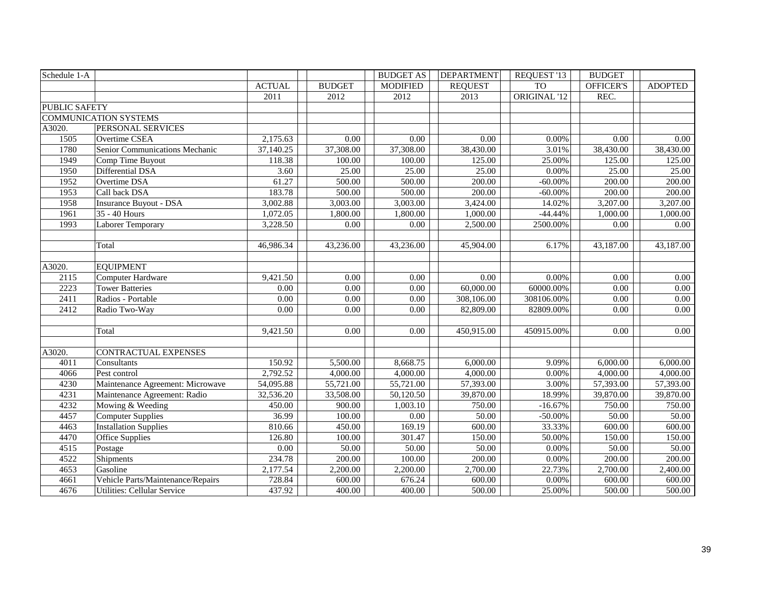| Schedule 1-A | | ACTUAL | BUDGET | BUDGET AS MODIFIED | DEPARTMENT REQUEST | REQUEST '13 TO ORIGINAL '12 | BUDGET OFFICER'S REC. | ADOPTED |
|---|---|---|---|---|---|---|---|---|
| | | 2011 | 2012 | 2012 | 2013 | | | |
| PUBLIC SAFETY | | | | | | | | |
| COMMUNICATION SYSTEMS | | | | | | | | |
| A3020. | PERSONAL SERVICES | | | | | | | |
| 1505 | Overtime CSEA | 2,175.63 | 0.00 | 0.00 | 0.00 | 0.00% | 0.00 | 0.00 |
| 1780 | Senior Communications Mechanic | 37,140.25 | 37,308.00 | 37,308.00 | 38,430.00 | 3.01% | 38,430.00 | 38,430.00 |
| 1949 | Comp Time Buyout | 118.38 | 100.00 | 100.00 | 125.00 | 25.00% | 125.00 | 125.00 |
| 1950 | Differential DSA | 3.60 | 25.00 | 25.00 | 25.00 | 0.00% | 25.00 | 25.00 |
| 1952 | Overtime DSA | 61.27 | 500.00 | 500.00 | 200.00 | -60.00% | 200.00 | 200.00 |
| 1953 | Call back DSA | 183.78 | 500.00 | 500.00 | 200.00 | -60.00% | 200.00 | 200.00 |
| 1958 | Insurance Buyout - DSA | 3,002.88 | 3,003.00 | 3,003.00 | 3,424.00 | 14.02% | 3,207.00 | 3,207.00 |
| 1961 | 35 - 40 Hours | 1,072.05 | 1,800.00 | 1,800.00 | 1,000.00 | -44.44% | 1,000.00 | 1,000.00 |
| 1993 | Laborer Temporary | 3,228.50 | 0.00 | 0.00 | 2,500.00 | 2500.00% | 0.00 | 0.00 |
| | | | | | | | | |
| | Total | 46,986.34 | 43,236.00 | 43,236.00 | 45,904.00 | 6.17% | 43,187.00 | 43,187.00 |
| | | | | | | | | |
| A3020. | EQUIPMENT | | | | | | | |
| 2115 | Computer Hardware | 9,421.50 | 0.00 | 0.00 | 0.00 | 0.00% | 0.00 | 0.00 |
| 2223 | Tower Batteries | 0.00 | 0.00 | 0.00 | 60,000.00 | 60000.00% | 0.00 | 0.00 |
| 2411 | Radios - Portable | 0.00 | 0.00 | 0.00 | 308,106.00 | 308106.00% | 0.00 | 0.00 |
| 2412 | Radio Two-Way | 0.00 | 0.00 | 0.00 | 82,809.00 | 82809.00% | 0.00 | 0.00 |
| | | | | | | | | |
| | Total | 9,421.50 | 0.00 | 0.00 | 450,915.00 | 450915.00% | 0.00 | 0.00 |
| | | | | | | | | |
| A3020. | CONTRACTUAL EXPENSES | | | | | | | |
| 4011 | Consultants | 150.92 | 5,500.00 | 8,668.75 | 6,000.00 | 9.09% | 6,000.00 | 6,000.00 |
| 4066 | Pest control | 2,792.52 | 4,000.00 | 4,000.00 | 4,000.00 | 0.00% | 4,000.00 | 4,000.00 |
| 4230 | Maintenance Agreement: Microwave | 54,095.88 | 55,721.00 | 55,721.00 | 57,393.00 | 3.00% | 57,393.00 | 57,393.00 |
| 4231 | Maintenance Agreement: Radio | 32,536.20 | 33,508.00 | 50,120.50 | 39,870.00 | 18.99% | 39,870.00 | 39,870.00 |
| 4232 | Mowing & Weeding | 450.00 | 900.00 | 1,003.10 | 750.00 | -16.67% | 750.00 | 750.00 |
| 4457 | Computer Supplies | 36.99 | 100.00 | 0.00 | 50.00 | -50.00% | 50.00 | 50.00 |
| 4463 | Installation Supplies | 810.66 | 450.00 | 169.19 | 600.00 | 33.33% | 600.00 | 600.00 |
| 4470 | Office Supplies | 126.80 | 100.00 | 301.47 | 150.00 | 50.00% | 150.00 | 150.00 |
| 4515 | Postage | 0.00 | 50.00 | 50.00 | 50.00 | 0.00% | 50.00 | 50.00 |
| 4522 | Shipments | 234.78 | 200.00 | 100.00 | 200.00 | 0.00% | 200.00 | 200.00 |
| 4653 | Gasoline | 2,177.54 | 2,200.00 | 2,200.00 | 2,700.00 | 22.73% | 2,700.00 | 2,400.00 |
| 4661 | Vehicle Parts/Maintenance/Repairs | 728.84 | 600.00 | 676.24 | 600.00 | 0.00% | 600.00 | 600.00 |
| 4676 | Utilities: Cellular Service | 437.92 | 400.00 | 400.00 | 500.00 | 25.00% | 500.00 | 500.00 |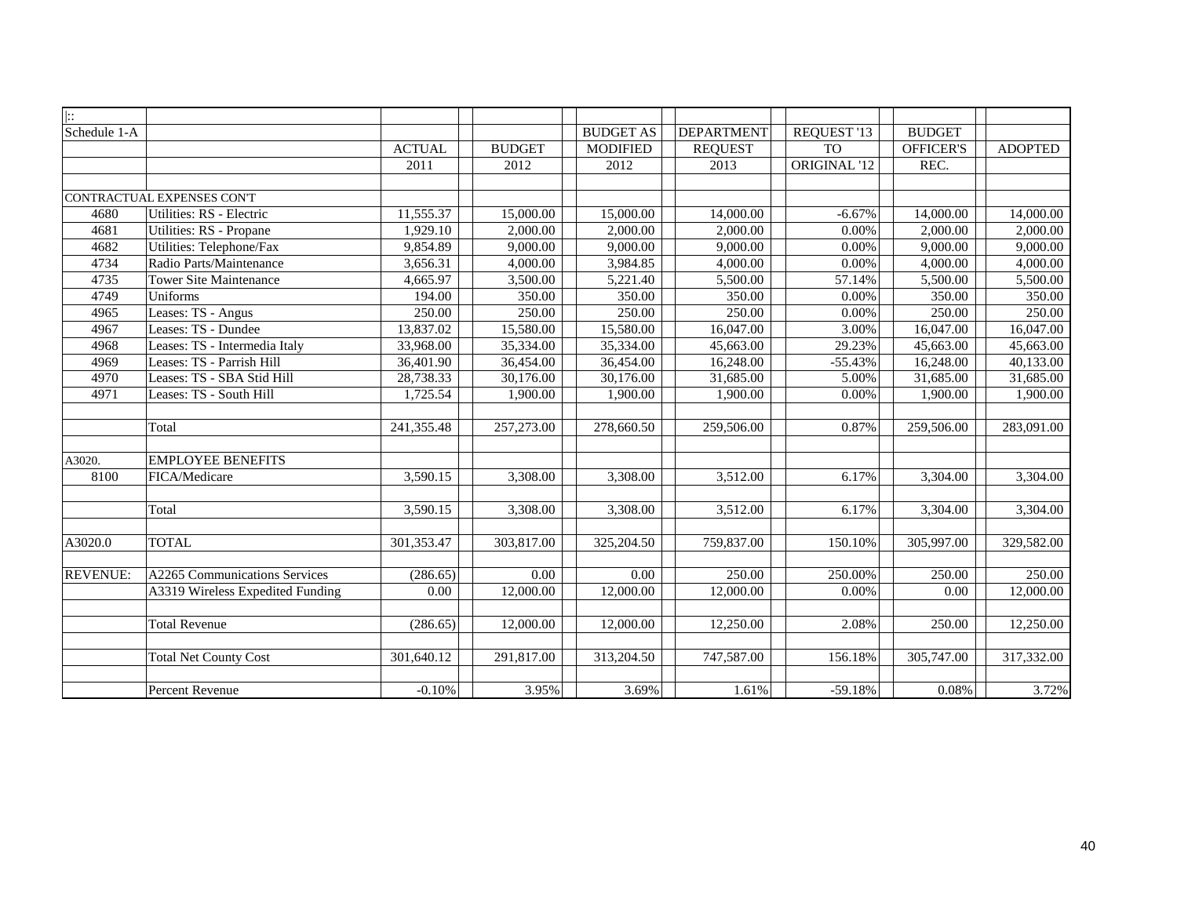| \|:: | | | | | | | | |
|---|---|---|---|---|---|---|---|---|
| Schedule 1-A | | | | BUDGET AS | DEPARTMENT | REQUEST '13 | BUDGET | |
| | | ACTUAL | BUDGET | MODIFIED | REQUEST | TO | OFFICER'S | ADOPTED |
| | | 2011 | 2012 | 2012 | 2013 | ORIGINAL '12 | REC. | |
| | | | | | | | | |
| CONTRACTUAL EXPENSES CON'T | | | | | | | | |
| 4680 | Utilities: RS - Electric | 11,555.37 | 15,000.00 | 15,000.00 | 14,000.00 | -6.67% | 14,000.00 | 14,000.00 |
| 4681 | Utilities: RS - Propane | 1,929.10 | 2,000.00 | 2,000.00 | 2,000.00 | 0.00% | 2,000.00 | 2,000.00 |
| 4682 | Utilities: Telephone/Fax | 9,854.89 | 9,000.00 | 9,000.00 | 9,000.00 | 0.00% | 9,000.00 | 9,000.00 |
| 4734 | Radio Parts/Maintenance | 3,656.31 | 4,000.00 | 3,984.85 | 4,000.00 | 0.00% | 4,000.00 | 4,000.00 |
| 4735 | Tower Site Maintenance | 4,665.97 | 3,500.00 | 5,221.40 | 5,500.00 | 57.14% | 5,500.00 | 5,500.00 |
| 4749 | Uniforms | 194.00 | 350.00 | 350.00 | 350.00 | 0.00% | 350.00 | 350.00 |
| 4965 | Leases: TS - Angus | 250.00 | 250.00 | 250.00 | 250.00 | 0.00% | 250.00 | 250.00 |
| 4967 | Leases: TS - Dundee | 13,837.02 | 15,580.00 | 15,580.00 | 16,047.00 | 3.00% | 16,047.00 | 16,047.00 |
| 4968 | Leases: TS - Intermedia Italy | 33,968.00 | 35,334.00 | 35,334.00 | 45,663.00 | 29.23% | 45,663.00 | 45,663.00 |
| 4969 | Leases: TS - Parrish Hill | 36,401.90 | 36,454.00 | 36,454.00 | 16,248.00 | -55.43% | 16,248.00 | 40,133.00 |
| 4970 | Leases: TS - SBA Stid Hill | 28,738.33 | 30,176.00 | 30,176.00 | 31,685.00 | 5.00% | 31,685.00 | 31,685.00 |
| 4971 | Leases: TS - South Hill | 1,725.54 | 1,900.00 | 1,900.00 | 1,900.00 | 0.00% | 1,900.00 | 1,900.00 |
| | | | | | | | | |
| | Total | 241,355.48 | 257,273.00 | 278,660.50 | 259,506.00 | 0.87% | 259,506.00 | 283,091.00 |
| | | | | | | | | |
| A3020. | EMPLOYEE BENEFITS | | | | | | | |
| 8100 | FICA/Medicare | 3,590.15 | 3,308.00 | 3,308.00 | 3,512.00 | 6.17% | 3,304.00 | 3,304.00 |
| | | | | | | | | |
| | Total | 3,590.15 | 3,308.00 | 3,308.00 | 3,512.00 | 6.17% | 3,304.00 | 3,304.00 |
| | | | | | | | | |
| A3020.0 | TOTAL | 301,353.47 | 303,817.00 | 325,204.50 | 759,837.00 | 150.10% | 305,997.00 | 329,582.00 |
| | | | | | | | | |
| REVENUE: | A2265 Communications Services | (286.65) | 0.00 | 0.00 | 250.00 | 250.00% | 250.00 | 250.00 |
| | A3319 Wireless Expedited Funding | 0.00 | 12,000.00 | 12,000.00 | 12,000.00 | 0.00% | 0.00 | 12,000.00 |
| | | | | | | | | |
| | Total Revenue | (286.65) | 12,000.00 | 12,000.00 | 12,250.00 | 2.08% | 250.00 | 12,250.00 |
| | | | | | | | | |
| | Total Net County Cost | 301,640.12 | 291,817.00 | 313,204.50 | 747,587.00 | 156.18% | 305,747.00 | 317,332.00 |
| | | | | | | | | |
| | Percent Revenue | -0.10% | 3.95% | 3.69% | 1.61% | -59.18% | 0.08% | 3.72% |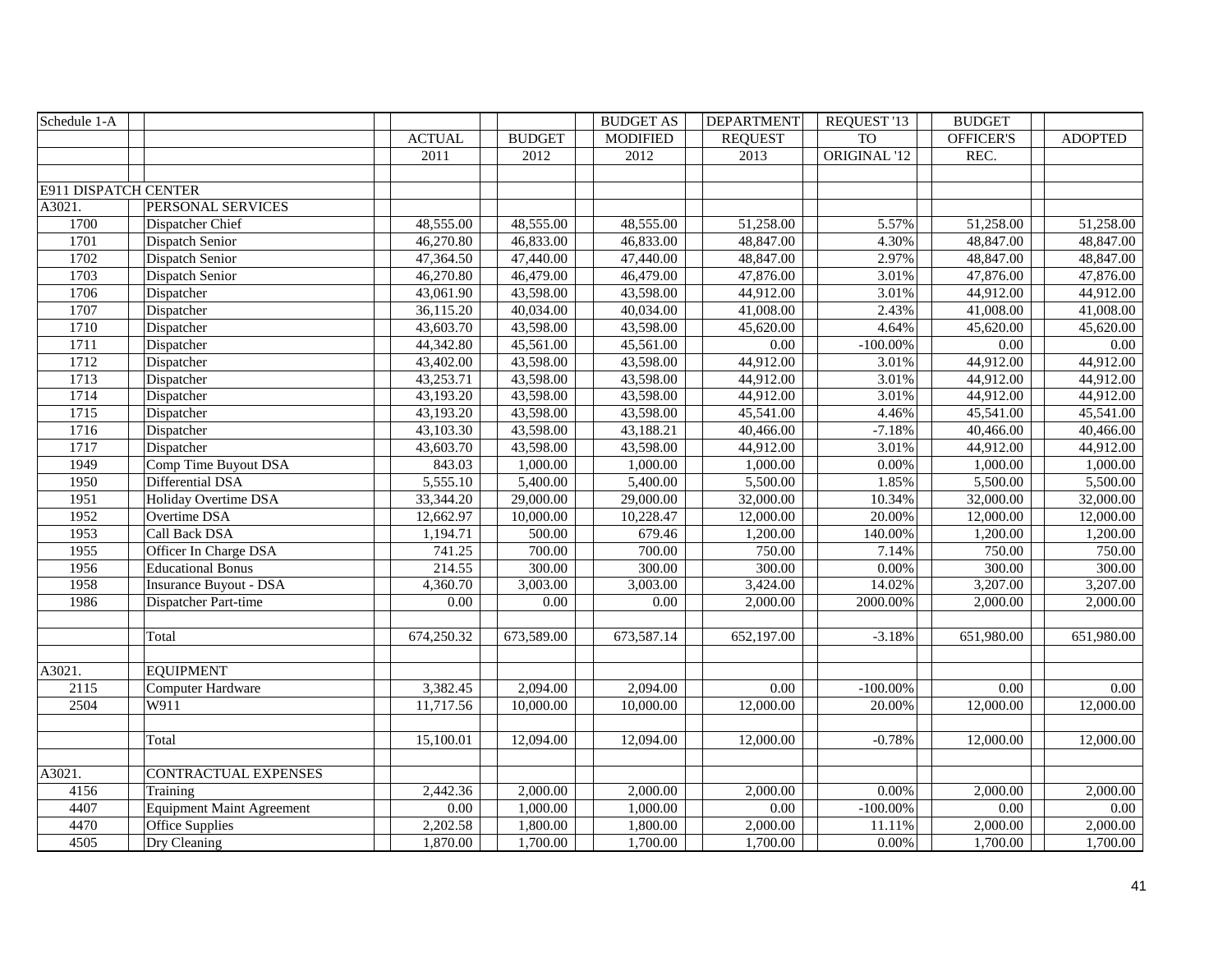| Schedule 1-A | | ACTUAL | BUDGET | BUDGET AS MODIFIED | DEPARTMENT REQUEST | REQUEST '13 TO | BUDGET OFFICER'S | ADOPTED |
|---|---|---|---|---|---|---|---|---|
| | | 2011 | 2012 | 2012 | 2013 | ORIGINAL '12 | REC. | |
| | | | | | | | | |
| E911 DISPATCH CENTER | | | | | | | | |
| A3021. | PERSONAL SERVICES | | | | | | | |
| 1700 | Dispatcher Chief | 48,555.00 | 48,555.00 | 48,555.00 | 51,258.00 | 5.57% | 51,258.00 | 51,258.00 |
| 1701 | Dispatch Senior | 46,270.80 | 46,833.00 | 46,833.00 | 48,847.00 | 4.30% | 48,847.00 | 48,847.00 |
| 1702 | Dispatch Senior | 47,364.50 | 47,440.00 | 47,440.00 | 48,847.00 | 2.97% | 48,847.00 | 48,847.00 |
| 1703 | Dispatch Senior | 46,270.80 | 46,479.00 | 46,479.00 | 47,876.00 | 3.01% | 47,876.00 | 47,876.00 |
| 1706 | Dispatcher | 43,061.90 | 43,598.00 | 43,598.00 | 44,912.00 | 3.01% | 44,912.00 | 44,912.00 |
| 1707 | Dispatcher | 36,115.20 | 40,034.00 | 40,034.00 | 41,008.00 | 2.43% | 41,008.00 | 41,008.00 |
| 1710 | Dispatcher | 43,603.70 | 43,598.00 | 43,598.00 | 45,620.00 | 4.64% | 45,620.00 | 45,620.00 |
| 1711 | Dispatcher | 44,342.80 | 45,561.00 | 45,561.00 | 0.00 | -100.00% | 0.00 | 0.00 |
| 1712 | Dispatcher | 43,402.00 | 43,598.00 | 43,598.00 | 44,912.00 | 3.01% | 44,912.00 | 44,912.00 |
| 1713 | Dispatcher | 43,253.71 | 43,598.00 | 43,598.00 | 44,912.00 | 3.01% | 44,912.00 | 44,912.00 |
| 1714 | Dispatcher | 43,193.20 | 43,598.00 | 43,598.00 | 44,912.00 | 3.01% | 44,912.00 | 44,912.00 |
| 1715 | Dispatcher | 43,193.20 | 43,598.00 | 43,598.00 | 45,541.00 | 4.46% | 45,541.00 | 45,541.00 |
| 1716 | Dispatcher | 43,103.30 | 43,598.00 | 43,188.21 | 40,466.00 | -7.18% | 40,466.00 | 40,466.00 |
| 1717 | Dispatcher | 43,603.70 | 43,598.00 | 43,598.00 | 44,912.00 | 3.01% | 44,912.00 | 44,912.00 |
| 1949 | Comp Time Buyout DSA | 843.03 | 1,000.00 | 1,000.00 | 1,000.00 | 0.00% | 1,000.00 | 1,000.00 |
| 1950 | Differential DSA | 5,555.10 | 5,400.00 | 5,400.00 | 5,500.00 | 1.85% | 5,500.00 | 5,500.00 |
| 1951 | Holiday Overtime DSA | 33,344.20 | 29,000.00 | 29,000.00 | 32,000.00 | 10.34% | 32,000.00 | 32,000.00 |
| 1952 | Overtime DSA | 12,662.97 | 10,000.00 | 10,228.47 | 12,000.00 | 20.00% | 12,000.00 | 12,000.00 |
| 1953 | Call Back DSA | 1,194.71 | 500.00 | 679.46 | 1,200.00 | 140.00% | 1,200.00 | 1,200.00 |
| 1955 | Officer In Charge DSA | 741.25 | 700.00 | 700.00 | 750.00 | 7.14% | 750.00 | 750.00 |
| 1956 | Educational Bonus | 214.55 | 300.00 | 300.00 | 300.00 | 0.00% | 300.00 | 300.00 |
| 1958 | Insurance Buyout - DSA | 4,360.70 | 3,003.00 | 3,003.00 | 3,424.00 | 14.02% | 3,207.00 | 3,207.00 |
| 1986 | Dispatcher Part-time | 0.00 | 0.00 | 0.00 | 2,000.00 | 2000.00% | 2,000.00 | 2,000.00 |
| | | | | | | | | |
| | Total | 674,250.32 | 673,589.00 | 673,587.14 | 652,197.00 | -3.18% | 651,980.00 | 651,980.00 |
| | | | | | | | | |
| A3021. | EQUIPMENT | | | | | | | |
| 2115 | Computer Hardware | 3,382.45 | 2,094.00 | 2,094.00 | 0.00 | -100.00% | 0.00 | 0.00 |
| 2504 | W911 | 11,717.56 | 10,000.00 | 10,000.00 | 12,000.00 | 20.00% | 12,000.00 | 12,000.00 |
| | | | | | | | | |
| | Total | 15,100.01 | 12,094.00 | 12,094.00 | 12,000.00 | -0.78% | 12,000.00 | 12,000.00 |
| | | | | | | | | |
| A3021. | CONTRACTUAL EXPENSES | | | | | | | |
| 4156 | Training | 2,442.36 | 2,000.00 | 2,000.00 | 2,000.00 | 0.00% | 2,000.00 | 2,000.00 |
| 4407 | Equipment Maint Agreement | 0.00 | 1,000.00 | 1,000.00 | 0.00 | -100.00% | 0.00 | 0.00 |
| 4470 | Office Supplies | 2,202.58 | 1,800.00 | 1,800.00 | 2,000.00 | 11.11% | 2,000.00 | 2,000.00 |
| 4505 | Dry Cleaning | 1,870.00 | 1,700.00 | 1,700.00 | 1,700.00 | 0.00% | 1,700.00 | 1,700.00 |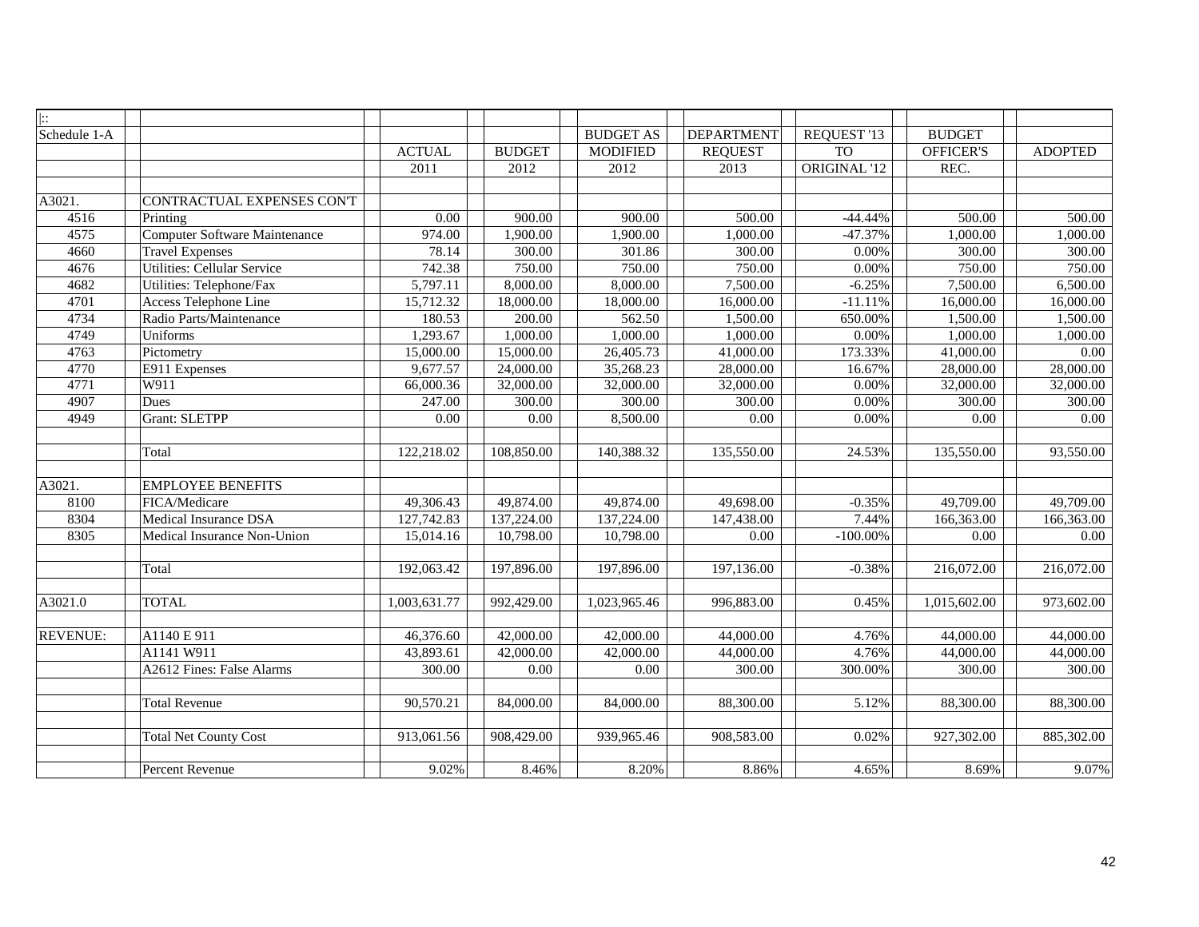| \|:: | | | | | | | | |
|---|---|---|---|---|---|---|---|---|
| Schedule 1-A | | | | BUDGET AS | DEPARTMENT | REQUEST '13 | BUDGET | |
| | | ACTUAL | BUDGET | MODIFIED | REQUEST | TO | OFFICER'S | ADOPTED |
| | | 2011 | 2012 | 2012 | 2013 | ORIGINAL '12 | REC. | |
| | | | | | | | | |
| A3021. | CONTRACTUAL EXPENSES CON'T | | | | | | | |
| 4516 | Printing | 0.00 | 900.00 | 900.00 | 500.00 | -44.44% | 500.00 | 500.00 |
| 4575 | Computer Software Maintenance | 974.00 | 1,900.00 | 1,900.00 | 1,000.00 | -47.37% | 1,000.00 | 1,000.00 |
| 4660 | Travel Expenses | 78.14 | 300.00 | 301.86 | 300.00 | 0.00% | 300.00 | 300.00 |
| 4676 | Utilities: Cellular Service | 742.38 | 750.00 | 750.00 | 750.00 | 0.00% | 750.00 | 750.00 |
| 4682 | Utilities: Telephone/Fax | 5,797.11 | 8,000.00 | 8,000.00 | 7,500.00 | -6.25% | 7,500.00 | 6,500.00 |
| 4701 | Access Telephone Line | 15,712.32 | 18,000.00 | 18,000.00 | 16,000.00 | -11.11% | 16,000.00 | 16,000.00 |
| 4734 | Radio Parts/Maintenance | 180.53 | 200.00 | 562.50 | 1,500.00 | 650.00% | 1,500.00 | 1,500.00 |
| 4749 | Uniforms | 1,293.67 | 1,000.00 | 1,000.00 | 1,000.00 | 0.00% | 1,000.00 | 1,000.00 |
| 4763 | Pictometry | 15,000.00 | 15,000.00 | 26,405.73 | 41,000.00 | 173.33% | 41,000.00 | 0.00 |
| 4770 | E911 Expenses | 9,677.57 | 24,000.00 | 35,268.23 | 28,000.00 | 16.67% | 28,000.00 | 28,000.00 |
| 4771 | W911 | 66,000.36 | 32,000.00 | 32,000.00 | 32,000.00 | 0.00% | 32,000.00 | 32,000.00 |
| 4907 | Dues | 247.00 | 300.00 | 300.00 | 300.00 | 0.00% | 300.00 | 300.00 |
| 4949 | Grant: SLETPP | 0.00 | 0.00 | 8,500.00 | 0.00 | 0.00% | 0.00 | 0.00 |
| | | | | | | | | |
| | Total | 122,218.02 | 108,850.00 | 140,388.32 | 135,550.00 | 24.53% | 135,550.00 | 93,550.00 |
| | | | | | | | | |
| A3021. | EMPLOYEE BENEFITS | | | | | | | |
| 8100 | FICA/Medicare | 49,306.43 | 49,874.00 | 49,874.00 | 49,698.00 | -0.35% | 49,709.00 | 49,709.00 |
| 8304 | Medical Insurance DSA | 127,742.83 | 137,224.00 | 137,224.00 | 147,438.00 | 7.44% | 166,363.00 | 166,363.00 |
| 8305 | Medical Insurance Non-Union | 15,014.16 | 10,798.00 | 10,798.00 | 0.00 | -100.00% | 0.00 | 0.00 |
| | | | | | | | | |
| | Total | 192,063.42 | 197,896.00 | 197,896.00 | 197,136.00 | -0.38% | 216,072.00 | 216,072.00 |
| | | | | | | | | |
| A3021.0 | TOTAL | 1,003,631.77 | 992,429.00 | 1,023,965.46 | 996,883.00 | 0.45% | 1,015,602.00 | 973,602.00 |
| | | | | | | | | |
| REVENUE: | A1140 E 911 | 46,376.60 | 42,000.00 | 42,000.00 | 44,000.00 | 4.76% | 44,000.00 | 44,000.00 |
| | A1141 W911 | 43,893.61 | 42,000.00 | 42,000.00 | 44,000.00 | 4.76% | 44,000.00 | 44,000.00 |
| | A2612 Fines: False Alarms | 300.00 | 0.00 | 0.00 | 300.00 | 300.00% | 300.00 | 300.00 |
| | | | | | | | | |
| | Total Revenue | 90,570.21 | 84,000.00 | 84,000.00 | 88,300.00 | 5.12% | 88,300.00 | 88,300.00 |
| | | | | | | | | |
| | Total Net County Cost | 913,061.56 | 908,429.00 | 939,965.46 | 908,583.00 | 0.02% | 927,302.00 | 885,302.00 |
| | | | | | | | | |
| | Percent Revenue | 9.02% | 8.46% | 8.20% | 8.86% | 4.65% | 8.69% | 9.07% |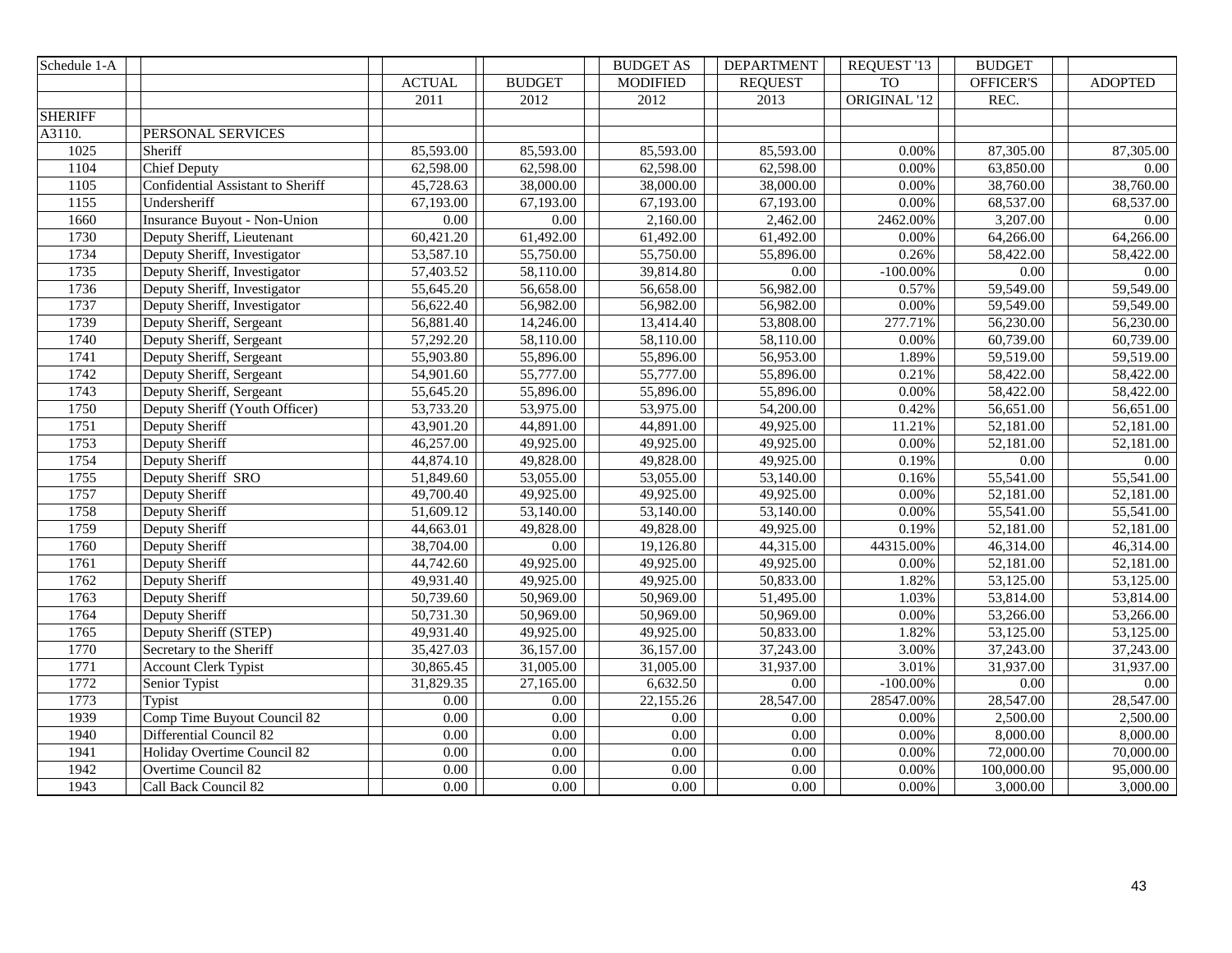| Schedule 1-A | | ACTUAL | BUDGET | BUDGET AS MODIFIED | DEPARTMENT REQUEST | REQUEST '13 TO ORIGINAL '12 | BUDGET OFFICER'S REC. | ADOPTED |
|---|---|---|---|---|---|---|---|---|
| | | 2011 | 2012 | 2012 | 2013 | | | |
| SHERIFF | | | | | | | | |
| A3110. | PERSONAL SERVICES | | | | | | | |
| 1025 | Sheriff | 85,593.00 | 85,593.00 | 85,593.00 | 85,593.00 | 0.00% | 87,305.00 | 87,305.00 |
| 1104 | Chief Deputy | 62,598.00 | 62,598.00 | 62,598.00 | 62,598.00 | 0.00% | 63,850.00 | 0.00 |
| 1105 | Confidential Assistant to Sheriff | 45,728.63 | 38,000.00 | 38,000.00 | 38,000.00 | 0.00% | 38,760.00 | 38,760.00 |
| 1155 | Undersheriff | 67,193.00 | 67,193.00 | 67,193.00 | 67,193.00 | 0.00% | 68,537.00 | 68,537.00 |
| 1660 | Insurance Buyout - Non-Union | 0.00 | 0.00 | 2,160.00 | 2,462.00 | 2462.00% | 3,207.00 | 0.00 |
| 1730 | Deputy Sheriff, Lieutenant | 60,421.20 | 61,492.00 | 61,492.00 | 61,492.00 | 0.00% | 64,266.00 | 64,266.00 |
| 1734 | Deputy Sheriff, Investigator | 53,587.10 | 55,750.00 | 55,750.00 | 55,896.00 | 0.26% | 58,422.00 | 58,422.00 |
| 1735 | Deputy Sheriff, Investigator | 57,403.52 | 58,110.00 | 39,814.80 | 0.00 | -100.00% | 0.00 | 0.00 |
| 1736 | Deputy Sheriff, Investigator | 55,645.20 | 56,658.00 | 56,658.00 | 56,982.00 | 0.57% | 59,549.00 | 59,549.00 |
| 1737 | Deputy Sheriff, Investigator | 56,622.40 | 56,982.00 | 56,982.00 | 56,982.00 | 0.00% | 59,549.00 | 59,549.00 |
| 1739 | Deputy Sheriff, Sergeant | 56,881.40 | 14,246.00 | 13,414.40 | 53,808.00 | 277.71% | 56,230.00 | 56,230.00 |
| 1740 | Deputy Sheriff, Sergeant | 57,292.20 | 58,110.00 | 58,110.00 | 58,110.00 | 0.00% | 60,739.00 | 60,739.00 |
| 1741 | Deputy Sheriff, Sergeant | 55,903.80 | 55,896.00 | 55,896.00 | 56,953.00 | 1.89% | 59,519.00 | 59,519.00 |
| 1742 | Deputy Sheriff, Sergeant | 54,901.60 | 55,777.00 | 55,777.00 | 55,896.00 | 0.21% | 58,422.00 | 58,422.00 |
| 1743 | Deputy Sheriff, Sergeant | 55,645.20 | 55,896.00 | 55,896.00 | 55,896.00 | 0.00% | 58,422.00 | 58,422.00 |
| 1750 | Deputy Sheriff (Youth Officer) | 53,733.20 | 53,975.00 | 53,975.00 | 54,200.00 | 0.42% | 56,651.00 | 56,651.00 |
| 1751 | Deputy Sheriff | 43,901.20 | 44,891.00 | 44,891.00 | 49,925.00 | 11.21% | 52,181.00 | 52,181.00 |
| 1753 | Deputy Sheriff | 46,257.00 | 49,925.00 | 49,925.00 | 49,925.00 | 0.00% | 52,181.00 | 52,181.00 |
| 1754 | Deputy Sheriff | 44,874.10 | 49,828.00 | 49,828.00 | 49,925.00 | 0.19% | 0.00 | 0.00 |
| 1755 | Deputy Sheriff SRO | 51,849.60 | 53,055.00 | 53,055.00 | 53,140.00 | 0.16% | 55,541.00 | 55,541.00 |
| 1757 | Deputy Sheriff | 49,700.40 | 49,925.00 | 49,925.00 | 49,925.00 | 0.00% | 52,181.00 | 52,181.00 |
| 1758 | Deputy Sheriff | 51,609.12 | 53,140.00 | 53,140.00 | 53,140.00 | 0.00% | 55,541.00 | 55,541.00 |
| 1759 | Deputy Sheriff | 44,663.01 | 49,828.00 | 49,828.00 | 49,925.00 | 0.19% | 52,181.00 | 52,181.00 |
| 1760 | Deputy Sheriff | 38,704.00 | 0.00 | 19,126.80 | 44,315.00 | 44315.00% | 46,314.00 | 46,314.00 |
| 1761 | Deputy Sheriff | 44,742.60 | 49,925.00 | 49,925.00 | 49,925.00 | 0.00% | 52,181.00 | 52,181.00 |
| 1762 | Deputy Sheriff | 49,931.40 | 49,925.00 | 49,925.00 | 50,833.00 | 1.82% | 53,125.00 | 53,125.00 |
| 1763 | Deputy Sheriff | 50,739.60 | 50,969.00 | 50,969.00 | 51,495.00 | 1.03% | 53,814.00 | 53,814.00 |
| 1764 | Deputy Sheriff | 50,731.30 | 50,969.00 | 50,969.00 | 50,969.00 | 0.00% | 53,266.00 | 53,266.00 |
| 1765 | Deputy Sheriff (STEP) | 49,931.40 | 49,925.00 | 49,925.00 | 50,833.00 | 1.82% | 53,125.00 | 53,125.00 |
| 1770 | Secretary to the Sheriff | 35,427.03 | 36,157.00 | 36,157.00 | 37,243.00 | 3.00% | 37,243.00 | 37,243.00 |
| 1771 | Account Clerk Typist | 30,865.45 | 31,005.00 | 31,005.00 | 31,937.00 | 3.01% | 31,937.00 | 31,937.00 |
| 1772 | Senior Typist | 31,829.35 | 27,165.00 | 6,632.50 | 0.00 | -100.00% | 0.00 | 0.00 |
| 1773 | Typist | 0.00 | 0.00 | 22,155.26 | 28,547.00 | 28547.00% | 28,547.00 | 28,547.00 |
| 1939 | Comp Time Buyout Council 82 | 0.00 | 0.00 | 0.00 | 0.00 | 0.00% | 2,500.00 | 2,500.00 |
| 1940 | Differential Council 82 | 0.00 | 0.00 | 0.00 | 0.00 | 0.00% | 8,000.00 | 8,000.00 |
| 1941 | Holiday Overtime Council 82 | 0.00 | 0.00 | 0.00 | 0.00 | 0.00% | 72,000.00 | 70,000.00 |
| 1942 | Overtime Council 82 | 0.00 | 0.00 | 0.00 | 0.00 | 0.00% | 100,000.00 | 95,000.00 |
| 1943 | Call Back Council 82 | 0.00 | 0.00 | 0.00 | 0.00 | 0.00% | 3,000.00 | 3,000.00 |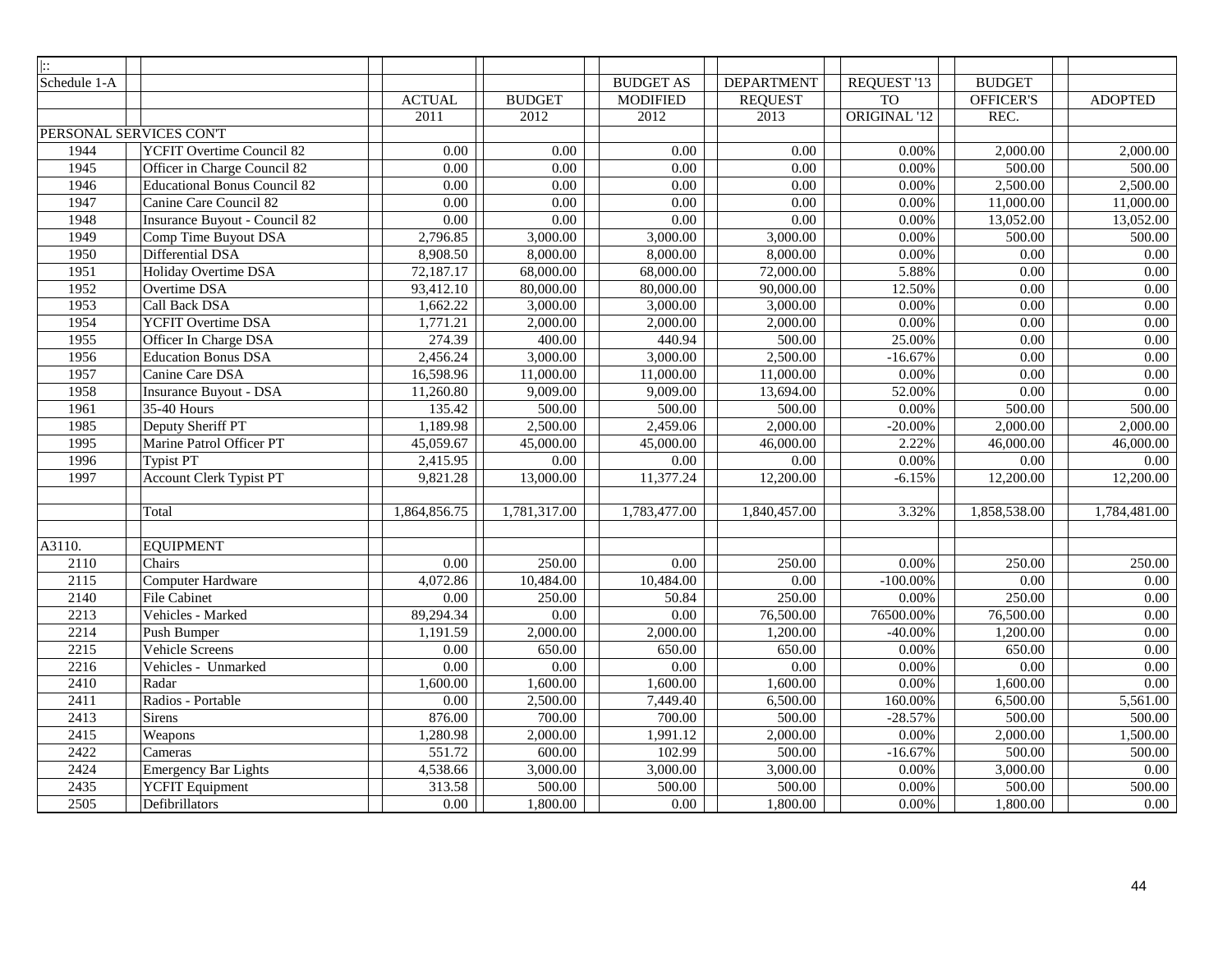| \|:: | | | | | | | | |
|---|---|---|---|---|---|---|---|---|
| Schedule 1-A | | | | BUDGET AS | DEPARTMENT | REQUEST '13 | BUDGET | |
| | | ACTUAL | BUDGET | MODIFIED | REQUEST | TO | OFFICER'S | ADOPTED |
| | | 2011 | 2012 | 2012 | 2013 | ORIGINAL '12 | REC. | |
| PERSONAL SERVICES CON'T | | | | | | | | |
| 1944 | YCFIT Overtime Council 82 | 0.00 | 0.00 | 0.00 | 0.00 | 0.00% | 2,000.00 | 2,000.00 |
| 1945 | Officer in Charge Council 82 | 0.00 | 0.00 | 0.00 | 0.00 | 0.00% | 500.00 | 500.00 |
| 1946 | Educational Bonus Council 82 | 0.00 | 0.00 | 0.00 | 0.00 | 0.00% | 2,500.00 | 2,500.00 |
| 1947 | Canine Care Council 82 | 0.00 | 0.00 | 0.00 | 0.00 | 0.00% | 11,000.00 | 11,000.00 |
| 1948 | Insurance Buyout - Council 82 | 0.00 | 0.00 | 0.00 | 0.00 | 0.00% | 13,052.00 | 13,052.00 |
| 1949 | Comp Time Buyout DSA | 2,796.85 | 3,000.00 | 3,000.00 | 3,000.00 | 0.00% | 500.00 | 500.00 |
| 1950 | Differential DSA | 8,908.50 | 8,000.00 | 8,000.00 | 8,000.00 | 0.00% | 0.00 | 0.00 |
| 1951 | Holiday Overtime DSA | 72,187.17 | 68,000.00 | 68,000.00 | 72,000.00 | 5.88% | 0.00 | 0.00 |
| 1952 | Overtime DSA | 93,412.10 | 80,000.00 | 80,000.00 | 90,000.00 | 12.50% | 0.00 | 0.00 |
| 1953 | Call Back DSA | 1,662.22 | 3,000.00 | 3,000.00 | 3,000.00 | 0.00% | 0.00 | 0.00 |
| 1954 | YCFIT Overtime DSA | 1,771.21 | 2,000.00 | 2,000.00 | 2,000.00 | 0.00% | 0.00 | 0.00 |
| 1955 | Officer In Charge DSA | 274.39 | 400.00 | 440.94 | 500.00 | 25.00% | 0.00 | 0.00 |
| 1956 | Education Bonus DSA | 2,456.24 | 3,000.00 | 3,000.00 | 2,500.00 | -16.67% | 0.00 | 0.00 |
| 1957 | Canine Care DSA | 16,598.96 | 11,000.00 | 11,000.00 | 11,000.00 | 0.00% | 0.00 | 0.00 |
| 1958 | Insurance Buyout - DSA | 11,260.80 | 9,009.00 | 9,009.00 | 13,694.00 | 52.00% | 0.00 | 0.00 |
| 1961 | 35-40 Hours | 135.42 | 500.00 | 500.00 | 500.00 | 0.00% | 500.00 | 500.00 |
| 1985 | Deputy Sheriff PT | 1,189.98 | 2,500.00 | 2,459.06 | 2,000.00 | -20.00% | 2,000.00 | 2,000.00 |
| 1995 | Marine Patrol Officer PT | 45,059.67 | 45,000.00 | 45,000.00 | 46,000.00 | 2.22% | 46,000.00 | 46,000.00 |
| 1996 | Typist PT | 2,415.95 | 0.00 | 0.00 | 0.00 | 0.00% | 0.00 | 0.00 |
| 1997 | Account Clerk Typist PT | 9,821.28 | 13,000.00 | 11,377.24 | 12,200.00 | -6.15% | 12,200.00 | 12,200.00 |
| | | | | | | | | |
| | Total | 1,864,856.75 | 1,781,317.00 | 1,783,477.00 | 1,840,457.00 | 3.32% | 1,858,538.00 | 1,784,481.00 |
| | | | | | | | | |
| A3110. | EQUIPMENT | | | | | | | |
| 2110 | Chairs | 0.00 | 250.00 | 0.00 | 250.00 | 0.00% | 250.00 | 250.00 |
| 2115 | Computer Hardware | 4,072.86 | 10,484.00 | 10,484.00 | 0.00 | -100.00% | 0.00 | 0.00 |
| 2140 | File Cabinet | 0.00 | 250.00 | 50.84 | 250.00 | 0.00% | 250.00 | 0.00 |
| 2213 | Vehicles - Marked | 89,294.34 | 0.00 | 0.00 | 76,500.00 | 76500.00% | 76,500.00 | 0.00 |
| 2214 | Push Bumper | 1,191.59 | 2,000.00 | 2,000.00 | 1,200.00 | -40.00% | 1,200.00 | 0.00 |
| 2215 | Vehicle Screens | 0.00 | 650.00 | 650.00 | 650.00 | 0.00% | 650.00 | 0.00 |
| 2216 | Vehicles - Unmarked | 0.00 | 0.00 | 0.00 | 0.00 | 0.00% | 0.00 | 0.00 |
| 2410 | Radar | 1,600.00 | 1,600.00 | 1,600.00 | 1,600.00 | 0.00% | 1,600.00 | 0.00 |
| 2411 | Radios - Portable | 0.00 | 2,500.00 | 7,449.40 | 6,500.00 | 160.00% | 6,500.00 | 5,561.00 |
| 2413 | Sirens | 876.00 | 700.00 | 700.00 | 500.00 | -28.57% | 500.00 | 500.00 |
| 2415 | Weapons | 1,280.98 | 2,000.00 | 1,991.12 | 2,000.00 | 0.00% | 2,000.00 | 1,500.00 |
| 2422 | Cameras | 551.72 | 600.00 | 102.99 | 500.00 | -16.67% | 500.00 | 500.00 |
| 2424 | Emergency Bar Lights | 4,538.66 | 3,000.00 | 3,000.00 | 3,000.00 | 0.00% | 3,000.00 | 0.00 |
| 2435 | YCFIT Equipment | 313.58 | 500.00 | 500.00 | 500.00 | 0.00% | 500.00 | 500.00 |
| 2505 | Defibrillators | 0.00 | 1,800.00 | 0.00 | 1,800.00 | 0.00% | 1,800.00 | 0.00 |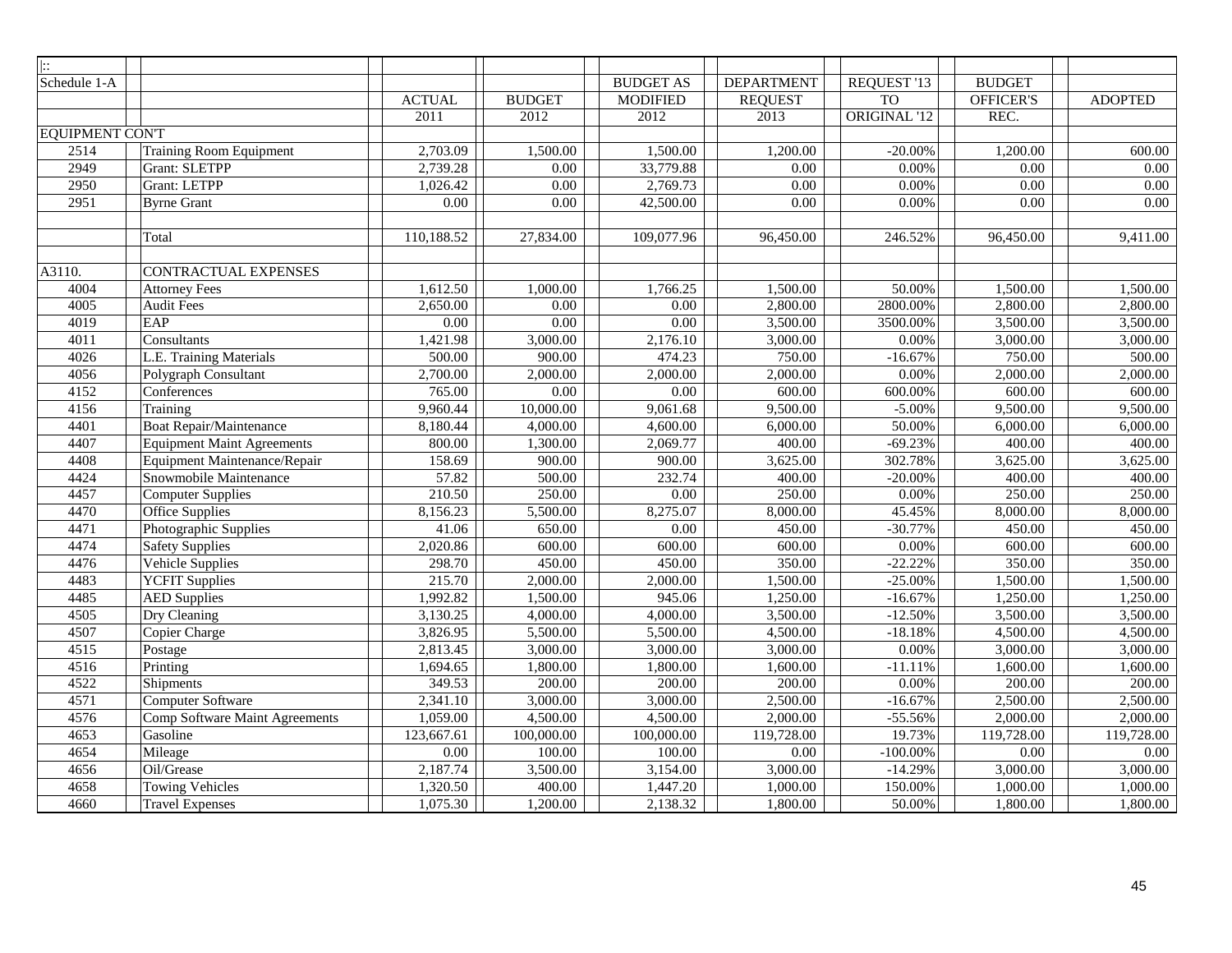| \|:: | | | | | | | | |
|---|---|---|---|---|---|---|---|---|
| Schedule 1-A | | | | BUDGET AS | DEPARTMENT | REQUEST '13 | BUDGET | |
| | | ACTUAL | BUDGET | MODIFIED | REQUEST | TO | OFFICER'S | ADOPTED |
| | | 2011 | 2012 | 2012 | 2013 | ORIGINAL '12 | REC. | |
| EQUIPMENT CON'T | | | | | | | | |
| 2514 | Training Room Equipment | 2,703.09 | 1,500.00 | 1,500.00 | 1,200.00 | -20.00% | 1,200.00 | 600.00 |
| 2949 | Grant: SLETPP | 2,739.28 | 0.00 | 33,779.88 | 0.00 | 0.00% | 0.00 | 0.00 |
| 2950 | Grant: LETPP | 1,026.42 | 0.00 | 2,769.73 | 0.00 | 0.00% | 0.00 | 0.00 |
| 2951 | Byrne Grant | 0.00 | 0.00 | 42,500.00 | 0.00 | 0.00% | 0.00 | 0.00 |
| | | | | | | | | |
| | Total | 110,188.52 | 27,834.00 | 109,077.96 | 96,450.00 | 246.52% | 96,450.00 | 9,411.00 |
| | | | | | | | | |
| A3110. | CONTRACTUAL EXPENSES | | | | | | | |
| 4004 | Attorney Fees | 1,612.50 | 1,000.00 | 1,766.25 | 1,500.00 | 50.00% | 1,500.00 | 1,500.00 |
| 4005 | Audit Fees | 2,650.00 | 0.00 | 0.00 | 2,800.00 | 2800.00% | 2,800.00 | 2,800.00 |
| 4019 | EAP | 0.00 | 0.00 | 0.00 | 3,500.00 | 3500.00% | 3,500.00 | 3,500.00 |
| 4011 | Consultants | 1,421.98 | 3,000.00 | 2,176.10 | 3,000.00 | 0.00% | 3,000.00 | 3,000.00 |
| 4026 | L.E. Training Materials | 500.00 | 900.00 | 474.23 | 750.00 | -16.67% | 750.00 | 500.00 |
| 4056 | Polygraph Consultant | 2,700.00 | 2,000.00 | 2,000.00 | 2,000.00 | 0.00% | 2,000.00 | 2,000.00 |
| 4152 | Conferences | 765.00 | 0.00 | 0.00 | 600.00 | 600.00% | 600.00 | 600.00 |
| 4156 | Training | 9,960.44 | 10,000.00 | 9,061.68 | 9,500.00 | -5.00% | 9,500.00 | 9,500.00 |
| 4401 | Boat Repair/Maintenance | 8,180.44 | 4,000.00 | 4,600.00 | 6,000.00 | 50.00% | 6,000.00 | 6,000.00 |
| 4407 | Equipment Maint Agreements | 800.00 | 1,300.00 | 2,069.77 | 400.00 | -69.23% | 400.00 | 400.00 |
| 4408 | Equipment Maintenance/Repair | 158.69 | 900.00 | 900.00 | 3,625.00 | 302.78% | 3,625.00 | 3,625.00 |
| 4424 | Snowmobile Maintenance | 57.82 | 500.00 | 232.74 | 400.00 | -20.00% | 400.00 | 400.00 |
| 4457 | Computer Supplies | 210.50 | 250.00 | 0.00 | 250.00 | 0.00% | 250.00 | 250.00 |
| 4470 | Office Supplies | 8,156.23 | 5,500.00 | 8,275.07 | 8,000.00 | 45.45% | 8,000.00 | 8,000.00 |
| 4471 | Photographic Supplies | 41.06 | 650.00 | 0.00 | 450.00 | -30.77% | 450.00 | 450.00 |
| 4474 | Safety Supplies | 2,020.86 | 600.00 | 600.00 | 600.00 | 0.00% | 600.00 | 600.00 |
| 4476 | Vehicle Supplies | 298.70 | 450.00 | 450.00 | 350.00 | -22.22% | 350.00 | 350.00 |
| 4483 | YCFIT Supplies | 215.70 | 2,000.00 | 2,000.00 | 1,500.00 | -25.00% | 1,500.00 | 1,500.00 |
| 4485 | AED Supplies | 1,992.82 | 1,500.00 | 945.06 | 1,250.00 | -16.67% | 1,250.00 | 1,250.00 |
| 4505 | Dry Cleaning | 3,130.25 | 4,000.00 | 4,000.00 | 3,500.00 | -12.50% | 3,500.00 | 3,500.00 |
| 4507 | Copier Charge | 3,826.95 | 5,500.00 | 5,500.00 | 4,500.00 | -18.18% | 4,500.00 | 4,500.00 |
| 4515 | Postage | 2,813.45 | 3,000.00 | 3,000.00 | 3,000.00 | 0.00% | 3,000.00 | 3,000.00 |
| 4516 | Printing | 1,694.65 | 1,800.00 | 1,800.00 | 1,600.00 | -11.11% | 1,600.00 | 1,600.00 |
| 4522 | Shipments | 349.53 | 200.00 | 200.00 | 200.00 | 0.00% | 200.00 | 200.00 |
| 4571 | Computer Software | 2,341.10 | 3,000.00 | 3,000.00 | 2,500.00 | -16.67% | 2,500.00 | 2,500.00 |
| 4576 | Comp Software Maint Agreements | 1,059.00 | 4,500.00 | 4,500.00 | 2,000.00 | -55.56% | 2,000.00 | 2,000.00 |
| 4653 | Gasoline | 123,667.61 | 100,000.00 | 100,000.00 | 119,728.00 | 19.73% | 119,728.00 | 119,728.00 |
| 4654 | Mileage | 0.00 | 100.00 | 100.00 | 0.00 | -100.00% | 0.00 | 0.00 |
| 4656 | Oil/Grease | 2,187.74 | 3,500.00 | 3,154.00 | 3,000.00 | -14.29% | 3,000.00 | 3,000.00 |
| 4658 | Towing Vehicles | 1,320.50 | 400.00 | 1,447.20 | 1,000.00 | 150.00% | 1,000.00 | 1,000.00 |
| 4660 | Travel Expenses | 1,075.30 | 1,200.00 | 2,138.32 | 1,800.00 | 50.00% | 1,800.00 | 1,800.00 |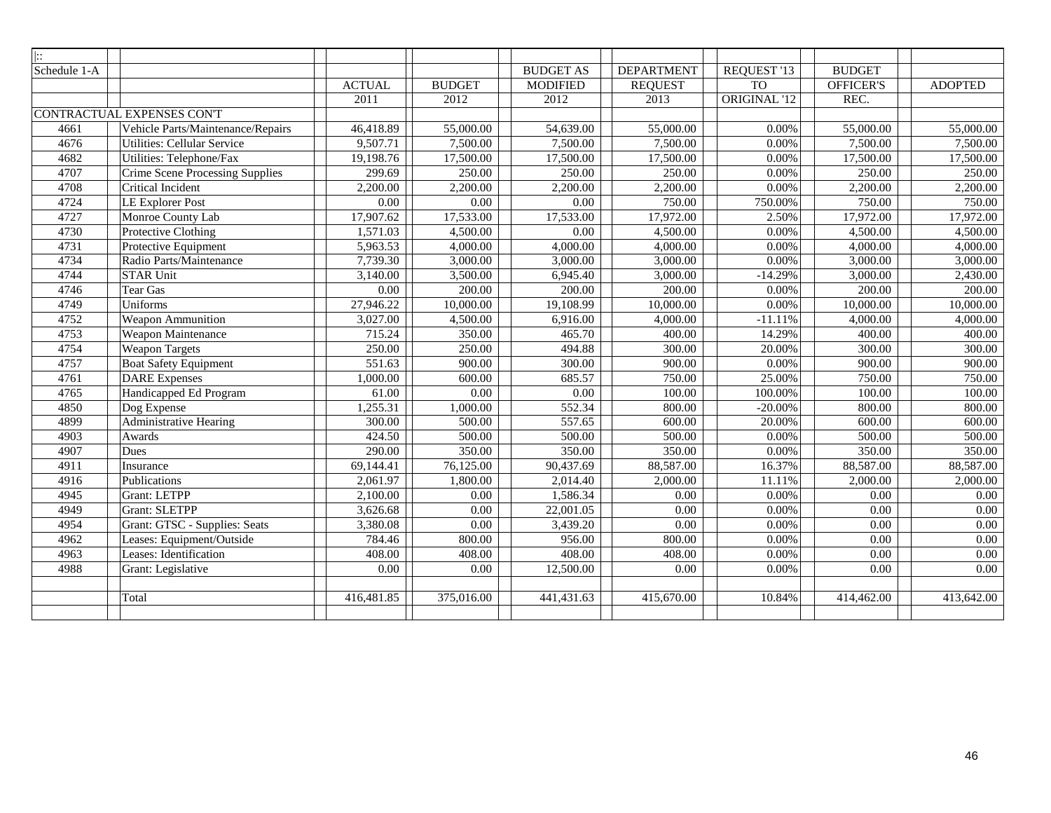| \|:: | | | | | | | | |
|---|---|---|---|---|---|---|---|---|
| Schedule 1-A | | | | BUDGET AS | DEPARTMENT | REQUEST '13 | BUDGET | |
| | | ACTUAL | BUDGET | MODIFIED | REQUEST | TO | OFFICER'S | ADOPTED |
| | | 2011 | 2012 | 2012 | 2013 | ORIGINAL '12 | REC. | |
| CONTRACTUAL EXPENSES CON'T | | | | | | | | |
| 4661 | Vehicle Parts/Maintenance/Repairs | 46,418.89 | 55,000.00 | 54,639.00 | 55,000.00 | 0.00% | 55,000.00 | 55,000.00 |
| 4676 | Utilities: Cellular Service | 9,507.71 | 7,500.00 | 7,500.00 | 7,500.00 | 0.00% | 7,500.00 | 7,500.00 |
| 4682 | Utilities: Telephone/Fax | 19,198.76 | 17,500.00 | 17,500.00 | 17,500.00 | 0.00% | 17,500.00 | 17,500.00 |
| 4707 | Crime Scene Processing Supplies | 299.69 | 250.00 | 250.00 | 250.00 | 0.00% | 250.00 | 250.00 |
| 4708 | Critical Incident | 2,200.00 | 2,200.00 | 2,200.00 | 2,200.00 | 0.00% | 2,200.00 | 2,200.00 |
| 4724 | LE Explorer Post | 0.00 | 0.00 | 0.00 | 750.00 | 750.00% | 750.00 | 750.00 |
| 4727 | Monroe County Lab | 17,907.62 | 17,533.00 | 17,533.00 | 17,972.00 | 2.50% | 17,972.00 | 17,972.00 |
| 4730 | Protective Clothing | 1,571.03 | 4,500.00 | 0.00 | 4,500.00 | 0.00% | 4,500.00 | 4,500.00 |
| 4731 | Protective Equipment | 5,963.53 | 4,000.00 | 4,000.00 | 4,000.00 | 0.00% | 4,000.00 | 4,000.00 |
| 4734 | Radio Parts/Maintenance | 7,739.30 | 3,000.00 | 3,000.00 | 3,000.00 | 0.00% | 3,000.00 | 3,000.00 |
| 4744 | STAR Unit | 3,140.00 | 3,500.00 | 6,945.40 | 3,000.00 | -14.29% | 3,000.00 | 2,430.00 |
| 4746 | Tear Gas | 0.00 | 200.00 | 200.00 | 200.00 | 0.00% | 200.00 | 200.00 |
| 4749 | Uniforms | 27,946.22 | 10,000.00 | 19,108.99 | 10,000.00 | 0.00% | 10,000.00 | 10,000.00 |
| 4752 | Weapon Ammunition | 3,027.00 | 4,500.00 | 6,916.00 | 4,000.00 | -11.11% | 4,000.00 | 4,000.00 |
| 4753 | Weapon Maintenance | 715.24 | 350.00 | 465.70 | 400.00 | 14.29% | 400.00 | 400.00 |
| 4754 | Weapon Targets | 250.00 | 250.00 | 494.88 | 300.00 | 20.00% | 300.00 | 300.00 |
| 4757 | Boat Safety Equipment | 551.63 | 900.00 | 300.00 | 900.00 | 0.00% | 900.00 | 900.00 |
| 4761 | DARE Expenses | 1,000.00 | 600.00 | 685.57 | 750.00 | 25.00% | 750.00 | 750.00 |
| 4765 | Handicapped Ed Program | 61.00 | 0.00 | 0.00 | 100.00 | 100.00% | 100.00 | 100.00 |
| 4850 | Dog Expense | 1,255.31 | 1,000.00 | 552.34 | 800.00 | -20.00% | 800.00 | 800.00 |
| 4899 | Administrative Hearing | 300.00 | 500.00 | 557.65 | 600.00 | 20.00% | 600.00 | 600.00 |
| 4903 | Awards | 424.50 | 500.00 | 500.00 | 500.00 | 0.00% | 500.00 | 500.00 |
| 4907 | Dues | 290.00 | 350.00 | 350.00 | 350.00 | 0.00% | 350.00 | 350.00 |
| 4911 | Insurance | 69,144.41 | 76,125.00 | 90,437.69 | 88,587.00 | 16.37% | 88,587.00 | 88,587.00 |
| 4916 | Publications | 2,061.97 | 1,800.00 | 2,014.40 | 2,000.00 | 11.11% | 2,000.00 | 2,000.00 |
| 4945 | Grant: LETPP | 2,100.00 | 0.00 | 1,586.34 | 0.00 | 0.00% | 0.00 | 0.00 |
| 4949 | Grant: SLETPP | 3,626.68 | 0.00 | 22,001.05 | 0.00 | 0.00% | 0.00 | 0.00 |
| 4954 | Grant: GTSC - Supplies: Seats | 3,380.08 | 0.00 | 3,439.20 | 0.00 | 0.00% | 0.00 | 0.00 |
| 4962 | Leases: Equipment/Outside | 784.46 | 800.00 | 956.00 | 800.00 | 0.00% | 0.00 | 0.00 |
| 4963 | Leases: Identification | 408.00 | 408.00 | 408.00 | 408.00 | 0.00% | 0.00 | 0.00 |
| 4988 | Grant: Legislative | 0.00 | 0.00 | 12,500.00 | 0.00 | 0.00% | 0.00 | 0.00 |
| | | | | | | | | |
| | Total | 416,481.85 | 375,016.00 | 441,431.63 | 415,670.00 | 10.84% | 414,462.00 | 413,642.00 |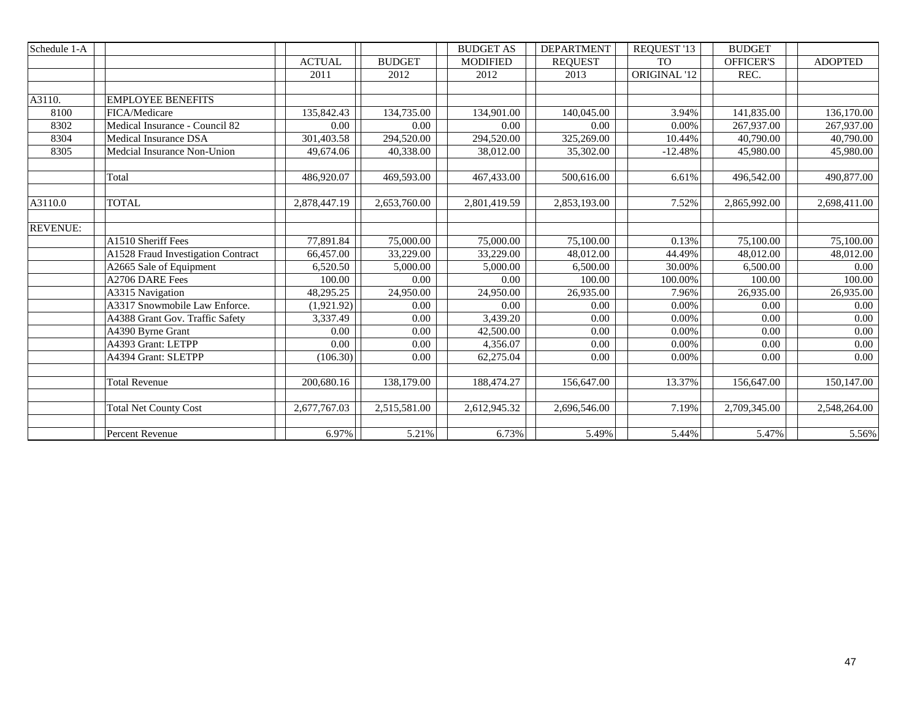| Schedule 1-A | | | | BUDGET AS | DEPARTMENT | REQUEST '13 | BUDGET | |
|---|---|---|---|---|---|---|---|---|
| | | ACTUAL | BUDGET | MODIFIED | REQUEST | TO | OFFICER'S | ADOPTED |
| | | 2011 | 2012 | 2012 | 2013 | ORIGINAL '12 | REC. | |
| | | | | | | | | |
| A3110. | EMPLOYEE BENEFITS | | | | | | | |
| 8100 | FICA/Medicare | 135,842.43 | 134,735.00 | 134,901.00 | 140,045.00 | 3.94% | 141,835.00 | 136,170.00 |
| 8302 | Medical Insurance - Council 82 | 0.00 | 0.00 | 0.00 | 0.00 | 0.00% | 267,937.00 | 267,937.00 |
| 8304 | Medical Insurance DSA | 301,403.58 | 294,520.00 | 294,520.00 | 325,269.00 | 10.44% | 40,790.00 | 40,790.00 |
| 8305 | Medcial Insurance Non-Union | 49,674.06 | 40,338.00 | 38,012.00 | 35,302.00 | -12.48% | 45,980.00 | 45,980.00 |
| | | | | | | | | |
| | Total | 486,920.07 | 469,593.00 | 467,433.00 | 500,616.00 | 6.61% | 496,542.00 | 490,877.00 |
| | | | | | | | | |
| A3110.0 | TOTAL | 2,878,447.19 | 2,653,760.00 | 2,801,419.59 | 2,853,193.00 | 7.52% | 2,865,992.00 | 2,698,411.00 |
| | | | | | | | | |
| REVENUE: | | | | | | | | |
| | A1510 Sheriff Fees | 77,891.84 | 75,000.00 | 75,000.00 | 75,100.00 | 0.13% | 75,100.00 | 75,100.00 |
| | A1528 Fraud Investigation Contract | 66,457.00 | 33,229.00 | 33,229.00 | 48,012.00 | 44.49% | 48,012.00 | 48,012.00 |
| | A2665 Sale of Equipment | 6,520.50 | 5,000.00 | 5,000.00 | 6,500.00 | 30.00% | 6,500.00 | 0.00 |
| | A2706 DARE Fees | 100.00 | 0.00 | 0.00 | 100.00 | 100.00% | 100.00 | 100.00 |
| | A3315 Navigation | 48,295.25 | 24,950.00 | 24,950.00 | 26,935.00 | 7.96% | 26,935.00 | 26,935.00 |
| | A3317 Snowmobile Law Enforce. | (1,921.92) | 0.00 | 0.00 | 0.00 | 0.00% | 0.00 | 0.00 |
| | A4388 Grant Gov. Traffic Safety | 3,337.49 | 0.00 | 3,439.20 | 0.00 | 0.00% | 0.00 | 0.00 |
| | A4390 Byrne Grant | 0.00 | 0.00 | 42,500.00 | 0.00 | 0.00% | 0.00 | 0.00 |
| | A4393 Grant: LETPP | 0.00 | 0.00 | 4,356.07 | 0.00 | 0.00% | 0.00 | 0.00 |
| | A4394 Grant: SLETPP | (106.30) | 0.00 | 62,275.04 | 0.00 | 0.00% | 0.00 | 0.00 |
| | | | | | | | | |
| | Total Revenue | 200,680.16 | 138,179.00 | 188,474.27 | 156,647.00 | 13.37% | 156,647.00 | 150,147.00 |
| | | | | | | | | |
| | Total Net County Cost | 2,677,767.03 | 2,515,581.00 | 2,612,945.32 | 2,696,546.00 | 7.19% | 2,709,345.00 | 2,548,264.00 |
| | | | | | | | | |
| | Percent Revenue | 6.97% | 5.21% | 6.73% | 5.49% | 5.44% | 5.47% | 5.56% |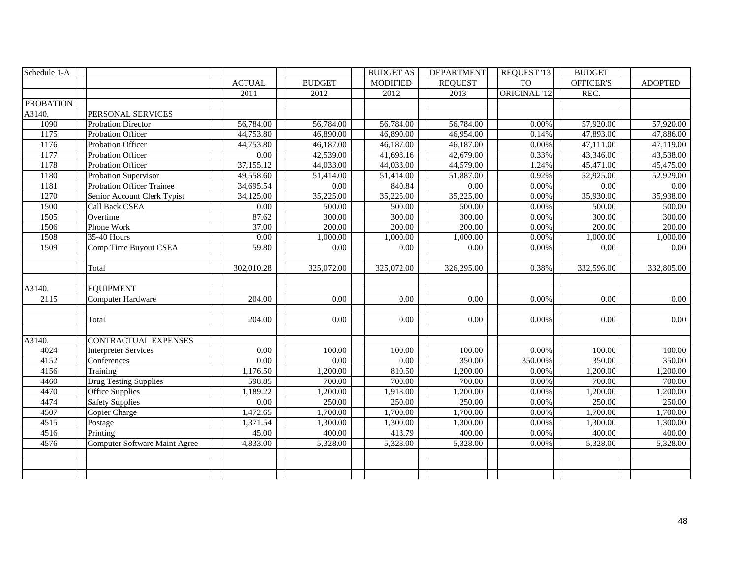| Schedule 1-A | | ACTUAL | BUDGET | BUDGET AS MODIFIED | DEPARTMENT REQUEST | REQUEST '13 TO ORIGINAL '12 | BUDGET OFFICER'S REC. | ADOPTED |
|---|---|---|---|---|---|---|---|---|
| | | 2011 | 2012 | 2012 | 2013 | | | |
| PROBATION | | | | | | | | |
| A3140. | PERSONAL SERVICES | | | | | | | |
| 1090 | Probation Director | 56,784.00 | 56,784.00 | 56,784.00 | 56,784.00 | 0.00% | 57,920.00 | 57,920.00 |
| 1175 | Probation Officer | 44,753.80 | 46,890.00 | 46,890.00 | 46,954.00 | 0.14% | 47,893.00 | 47,886.00 |
| 1176 | Probation Officer | 44,753.80 | 46,187.00 | 46,187.00 | 46,187.00 | 0.00% | 47,111.00 | 47,119.00 |
| 1177 | Probation Officer | 0.00 | 42,539.00 | 41,698.16 | 42,679.00 | 0.33% | 43,346.00 | 43,538.00 |
| 1178 | Probation Officer | 37,155.12 | 44,033.00 | 44,033.00 | 44,579.00 | 1.24% | 45,471.00 | 45,475.00 |
| 1180 | Probation Supervisor | 49,558.60 | 51,414.00 | 51,414.00 | 51,887.00 | 0.92% | 52,925.00 | 52,929.00 |
| 1181 | Probation Officer Trainee | 34,695.54 | 0.00 | 840.84 | 0.00 | 0.00% | 0.00 | 0.00 |
| 1270 | Senior Account Clerk Typist | 34,125.00 | 35,225.00 | 35,225.00 | 35,225.00 | 0.00% | 35,930.00 | 35,938.00 |
| 1500 | Call Back CSEA | 0.00 | 500.00 | 500.00 | 500.00 | 0.00% | 500.00 | 500.00 |
| 1505 | Overtime | 87.62 | 300.00 | 300.00 | 300.00 | 0.00% | 300.00 | 300.00 |
| 1506 | Phone Work | 37.00 | 200.00 | 200.00 | 200.00 | 0.00% | 200.00 | 200.00 |
| 1508 | 35-40 Hours | 0.00 | 1,000.00 | 1,000.00 | 1,000.00 | 0.00% | 1,000.00 | 1,000.00 |
| 1509 | Comp Time Buyout CSEA | 59.80 | 0.00 | 0.00 | 0.00 | 0.00% | 0.00 | 0.00 |
| | | | | | | | | |
| | Total | 302,010.28 | 325,072.00 | 325,072.00 | 326,295.00 | 0.38% | 332,596.00 | 332,805.00 |
| | | | | | | | | |
| A3140. | EQUIPMENT | | | | | | | |
| 2115 | Computer Hardware | 204.00 | 0.00 | 0.00 | 0.00 | 0.00% | 0.00 | 0.00 |
| | | | | | | | | |
| | Total | 204.00 | 0.00 | 0.00 | 0.00 | 0.00% | 0.00 | 0.00 |
| | | | | | | | | |
| A3140. | CONTRACTUAL EXPENSES | | | | | | | |
| 4024 | Interpreter Services | 0.00 | 100.00 | 100.00 | 100.00 | 0.00% | 100.00 | 100.00 |
| 4152 | Conferences | 0.00 | 0.00 | 0.00 | 350.00 | 350.00% | 350.00 | 350.00 |
| 4156 | Training | 1,176.50 | 1,200.00 | 810.50 | 1,200.00 | 0.00% | 1,200.00 | 1,200.00 |
| 4460 | Drug Testing Supplies | 598.85 | 700.00 | 700.00 | 700.00 | 0.00% | 700.00 | 700.00 |
| 4470 | Office Supplies | 1,189.22 | 1,200.00 | 1,918.00 | 1,200.00 | 0.00% | 1,200.00 | 1,200.00 |
| 4474 | Safety Supplies | 0.00 | 250.00 | 250.00 | 250.00 | 0.00% | 250.00 | 250.00 |
| 4507 | Copier Charge | 1,472.65 | 1,700.00 | 1,700.00 | 1,700.00 | 0.00% | 1,700.00 | 1,700.00 |
| 4515 | Postage | 1,371.54 | 1,300.00 | 1,300.00 | 1,300.00 | 0.00% | 1,300.00 | 1,300.00 |
| 4516 | Printing | 45.00 | 400.00 | 413.79 | 400.00 | 0.00% | 400.00 | 400.00 |
| 4576 | Computer Software Maint Agree | 4,833.00 | 5,328.00 | 5,328.00 | 5,328.00 | 0.00% | 5,328.00 | 5,328.00 |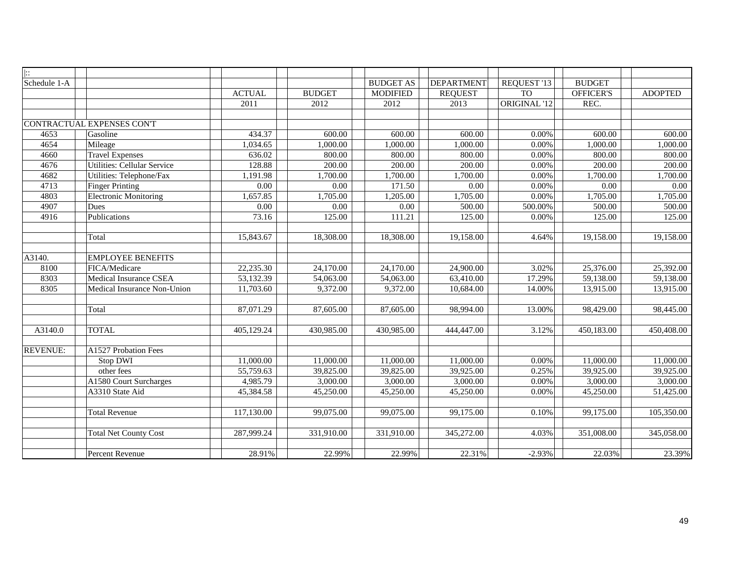| \|:: | | | | | | | | |
|---|---|---|---|---|---|---|---|---|
| Schedule 1-A | | | | BUDGET AS | DEPARTMENT | REQUEST '13 | BUDGET | |
| | | ACTUAL | BUDGET | MODIFIED | REQUEST | TO | OFFICER'S | ADOPTED |
| | | 2011 | 2012 | 2012 | 2013 | ORIGINAL '12 | REC. | |
| | | | | | | | | |
| CONTRACTUAL EXPENSES CON'T | | | | | | | | |
| 4653 | Gasoline | 434.37 | 600.00 | 600.00 | 600.00 | 0.00% | 600.00 | 600.00 |
| 4654 | Mileage | 1,034.65 | 1,000.00 | 1,000.00 | 1,000.00 | 0.00% | 1,000.00 | 1,000.00 |
| 4660 | Travel Expenses | 636.02 | 800.00 | 800.00 | 800.00 | 0.00% | 800.00 | 800.00 |
| 4676 | Utilities: Cellular Service | 128.88 | 200.00 | 200.00 | 200.00 | 0.00% | 200.00 | 200.00 |
| 4682 | Utilities: Telephone/Fax | 1,191.98 | 1,700.00 | 1,700.00 | 1,700.00 | 0.00% | 1,700.00 | 1,700.00 |
| 4713 | Finger Printing | 0.00 | 0.00 | 171.50 | 0.00 | 0.00% | 0.00 | 0.00 |
| 4803 | Electronic Monitoring | 1,657.85 | 1,705.00 | 1,205.00 | 1,705.00 | 0.00% | 1,705.00 | 1,705.00 |
| 4907 | Dues | 0.00 | 0.00 | 0.00 | 500.00 | 500.00% | 500.00 | 500.00 |
| 4916 | Publications | 73.16 | 125.00 | 111.21 | 125.00 | 0.00% | 125.00 | 125.00 |
| | | | | | | | | |
| | Total | 15,843.67 | 18,308.00 | 18,308.00 | 19,158.00 | 4.64% | 19,158.00 | 19,158.00 |
| | | | | | | | | |
| A3140. | EMPLOYEE BENEFITS | | | | | | | |
| 8100 | FICA/Medicare | 22,235.30 | 24,170.00 | 24,170.00 | 24,900.00 | 3.02% | 25,376.00 | 25,392.00 |
| 8303 | Medical Insurance CSEA | 53,132.39 | 54,063.00 | 54,063.00 | 63,410.00 | 17.29% | 59,138.00 | 59,138.00 |
| 8305 | Medical Insurance Non-Union | 11,703.60 | 9,372.00 | 9,372.00 | 10,684.00 | 14.00% | 13,915.00 | 13,915.00 |
| | | | | | | | | |
| | Total | 87,071.29 | 87,605.00 | 87,605.00 | 98,994.00 | 13.00% | 98,429.00 | 98,445.00 |
| | | | | | | | | |
| A3140.0 | TOTAL | 405,129.24 | 430,985.00 | 430,985.00 | 444,447.00 | 3.12% | 450,183.00 | 450,408.00 |
| | | | | | | | | |
| REVENUE: | A1527 Probation Fees | | | | | | | |
| | Stop DWI | 11,000.00 | 11,000.00 | 11,000.00 | 11,000.00 | 0.00% | 11,000.00 | 11,000.00 |
| | other fees | 55,759.63 | 39,825.00 | 39,825.00 | 39,925.00 | 0.25% | 39,925.00 | 39,925.00 |
| | A1580 Court Surcharges | 4,985.79 | 3,000.00 | 3,000.00 | 3,000.00 | 0.00% | 3,000.00 | 3,000.00 |
| | A3310 State Aid | 45,384.58 | 45,250.00 | 45,250.00 | 45,250.00 | 0.00% | 45,250.00 | 51,425.00 |
| | | | | | | | | |
| | Total Revenue | 117,130.00 | 99,075.00 | 99,075.00 | 99,175.00 | 0.10% | 99,175.00 | 105,350.00 |
| | | | | | | | | |
| | Total Net County Cost | 287,999.24 | 331,910.00 | 331,910.00 | 345,272.00 | 4.03% | 351,008.00 | 345,058.00 |
| | | | | | | | | |
| | Percent Revenue | 28.91% | 22.99% | 22.99% | 22.31% | -2.93% | 22.03% | 23.39% |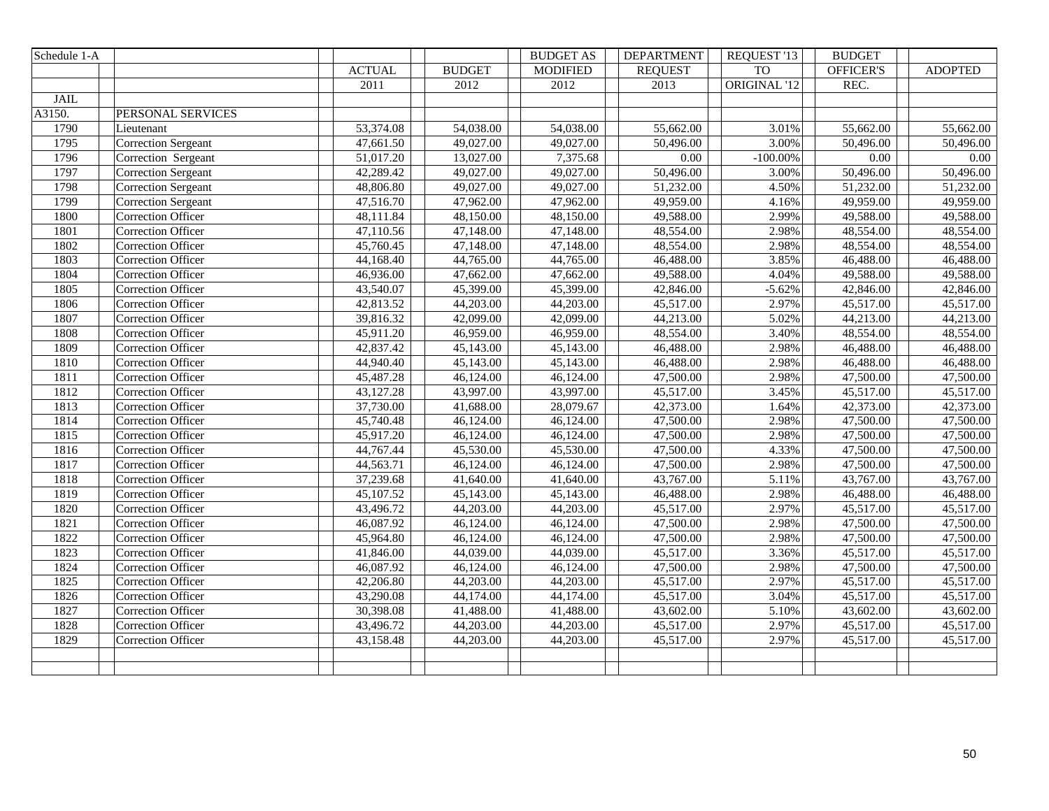| Schedule 1-A | | ACTUAL | BUDGET | BUDGET AS MODIFIED | DEPARTMENT REQUEST | REQUEST '13 TO ORIGINAL '12 | BUDGET OFFICER'S REC. | ADOPTED |
|---|---|---|---|---|---|---|---|---|
| | | 2011 | 2012 | 2012 | 2013 | | | |
| JAIL | | | | | | | | |
| A3150. | PERSONAL SERVICES | | | | | | | |
| 1790 | Lieutenant | 53,374.08 | 54,038.00 | 54,038.00 | 55,662.00 | 3.01% | 55,662.00 | 55,662.00 |
| 1795 | Correction Sergeant | 47,661.50 | 49,027.00 | 49,027.00 | 50,496.00 | 3.00% | 50,496.00 | 50,496.00 |
| 1796 | Correction Sergeant | 51,017.20 | 13,027.00 | 7,375.68 | 0.00 | -100.00% | 0.00 | 0.00 |
| 1797 | Correction Sergeant | 42,289.42 | 49,027.00 | 49,027.00 | 50,496.00 | 3.00% | 50,496.00 | 50,496.00 |
| 1798 | Correction Sergeant | 48,806.80 | 49,027.00 | 49,027.00 | 51,232.00 | 4.50% | 51,232.00 | 51,232.00 |
| 1799 | Correction Sergeant | 47,516.70 | 47,962.00 | 47,962.00 | 49,959.00 | 4.16% | 49,959.00 | 49,959.00 |
| 1800 | Correction Officer | 48,111.84 | 48,150.00 | 48,150.00 | 49,588.00 | 2.99% | 49,588.00 | 49,588.00 |
| 1801 | Correction Officer | 47,110.56 | 47,148.00 | 47,148.00 | 48,554.00 | 2.98% | 48,554.00 | 48,554.00 |
| 1802 | Correction Officer | 45,760.45 | 47,148.00 | 47,148.00 | 48,554.00 | 2.98% | 48,554.00 | 48,554.00 |
| 1803 | Correction Officer | 44,168.40 | 44,765.00 | 44,765.00 | 46,488.00 | 3.85% | 46,488.00 | 46,488.00 |
| 1804 | Correction Officer | 46,936.00 | 47,662.00 | 47,662.00 | 49,588.00 | 4.04% | 49,588.00 | 49,588.00 |
| 1805 | Correction Officer | 43,540.07 | 45,399.00 | 45,399.00 | 42,846.00 | -5.62% | 42,846.00 | 42,846.00 |
| 1806 | Correction Officer | 42,813.52 | 44,203.00 | 44,203.00 | 45,517.00 | 2.97% | 45,517.00 | 45,517.00 |
| 1807 | Correction Officer | 39,816.32 | 42,099.00 | 42,099.00 | 44,213.00 | 5.02% | 44,213.00 | 44,213.00 |
| 1808 | Correction Officer | 45,911.20 | 46,959.00 | 46,959.00 | 48,554.00 | 3.40% | 48,554.00 | 48,554.00 |
| 1809 | Correction Officer | 42,837.42 | 45,143.00 | 45,143.00 | 46,488.00 | 2.98% | 46,488.00 | 46,488.00 |
| 1810 | Correction Officer | 44,940.40 | 45,143.00 | 45,143.00 | 46,488.00 | 2.98% | 46,488.00 | 46,488.00 |
| 1811 | Correction Officer | 45,487.28 | 46,124.00 | 46,124.00 | 47,500.00 | 2.98% | 47,500.00 | 47,500.00 |
| 1812 | Correction Officer | 43,127.28 | 43,997.00 | 43,997.00 | 45,517.00 | 3.45% | 45,517.00 | 45,517.00 |
| 1813 | Correction Officer | 37,730.00 | 41,688.00 | 28,079.67 | 42,373.00 | 1.64% | 42,373.00 | 42,373.00 |
| 1814 | Correction Officer | 45,740.48 | 46,124.00 | 46,124.00 | 47,500.00 | 2.98% | 47,500.00 | 47,500.00 |
| 1815 | Correction Officer | 45,917.20 | 46,124.00 | 46,124.00 | 47,500.00 | 2.98% | 47,500.00 | 47,500.00 |
| 1816 | Correction Officer | 44,767.44 | 45,530.00 | 45,530.00 | 47,500.00 | 4.33% | 47,500.00 | 47,500.00 |
| 1817 | Correction Officer | 44,563.71 | 46,124.00 | 46,124.00 | 47,500.00 | 2.98% | 47,500.00 | 47,500.00 |
| 1818 | Correction Officer | 37,239.68 | 41,640.00 | 41,640.00 | 43,767.00 | 5.11% | 43,767.00 | 43,767.00 |
| 1819 | Correction Officer | 45,107.52 | 45,143.00 | 45,143.00 | 46,488.00 | 2.98% | 46,488.00 | 46,488.00 |
| 1820 | Correction Officer | 43,496.72 | 44,203.00 | 44,203.00 | 45,517.00 | 2.97% | 45,517.00 | 45,517.00 |
| 1821 | Correction Officer | 46,087.92 | 46,124.00 | 46,124.00 | 47,500.00 | 2.98% | 47,500.00 | 47,500.00 |
| 1822 | Correction Officer | 45,964.80 | 46,124.00 | 46,124.00 | 47,500.00 | 2.98% | 47,500.00 | 47,500.00 |
| 1823 | Correction Officer | 41,846.00 | 44,039.00 | 44,039.00 | 45,517.00 | 3.36% | 45,517.00 | 45,517.00 |
| 1824 | Correction Officer | 46,087.92 | 46,124.00 | 46,124.00 | 47,500.00 | 2.98% | 47,500.00 | 47,500.00 |
| 1825 | Correction Officer | 42,206.80 | 44,203.00 | 44,203.00 | 45,517.00 | 2.97% | 45,517.00 | 45,517.00 |
| 1826 | Correction Officer | 43,290.08 | 44,174.00 | 44,174.00 | 45,517.00 | 3.04% | 45,517.00 | 45,517.00 |
| 1827 | Correction Officer | 30,398.08 | 41,488.00 | 41,488.00 | 43,602.00 | 5.10% | 43,602.00 | 43,602.00 |
| 1828 | Correction Officer | 43,496.72 | 44,203.00 | 44,203.00 | 45,517.00 | 2.97% | 45,517.00 | 45,517.00 |
| 1829 | Correction Officer | 43,158.48 | 44,203.00 | 44,203.00 | 45,517.00 | 2.97% | 45,517.00 | 45,517.00 |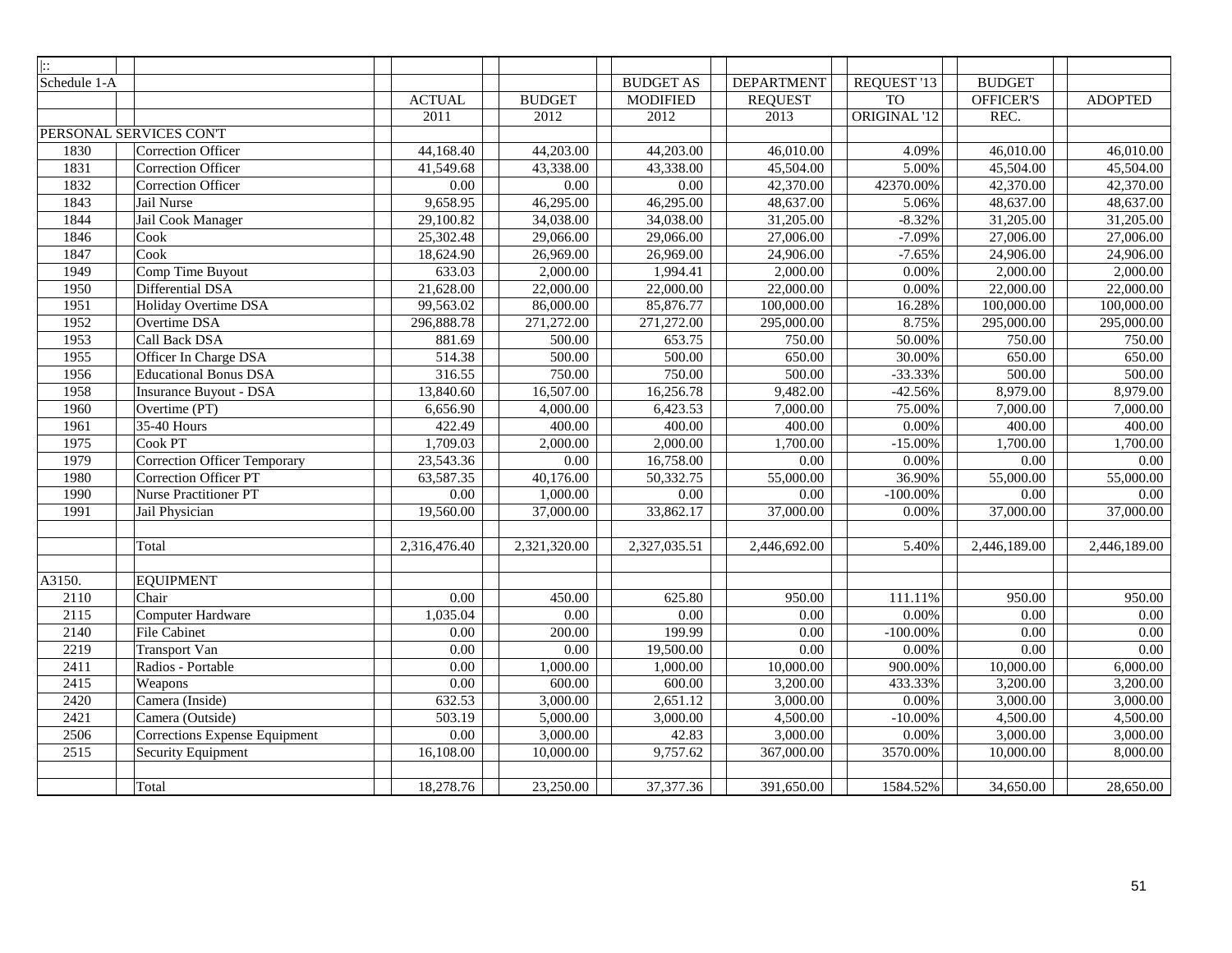| |:: | | | | | | | |
|---|---|---|---|---|---|---|---|---|
| Schedule 1-A | | | | BUDGET AS | DEPARTMENT | REQUEST '13 | BUDGET | |
| | | ACTUAL | BUDGET | MODIFIED | REQUEST | TO | OFFICER'S | ADOPTED |
| | | 2011 | 2012 | 2012 | 2013 | ORIGINAL '12 | REC. | |
| PERSONAL SERVICES CON'T | | | | | | | | |
| 1830 | Correction Officer | 44,168.40 | 44,203.00 | 44,203.00 | 46,010.00 | 4.09% | 46,010.00 | 46,010.00 |
| 1831 | Correction Officer | 41,549.68 | 43,338.00 | 43,338.00 | 45,504.00 | 5.00% | 45,504.00 | 45,504.00 |
| 1832 | Correction Officer | 0.00 | 0.00 | 0.00 | 42,370.00 | 42370.00% | 42,370.00 | 42,370.00 |
| 1843 | Jail Nurse | 9,658.95 | 46,295.00 | 46,295.00 | 48,637.00 | 5.06% | 48,637.00 | 48,637.00 |
| 1844 | Jail Cook Manager | 29,100.82 | 34,038.00 | 34,038.00 | 31,205.00 | -8.32% | 31,205.00 | 31,205.00 |
| 1846 | Cook | 25,302.48 | 29,066.00 | 29,066.00 | 27,006.00 | -7.09% | 27,006.00 | 27,006.00 |
| 1847 | Cook | 18,624.90 | 26,969.00 | 26,969.00 | 24,906.00 | -7.65% | 24,906.00 | 24,906.00 |
| 1949 | Comp Time Buyout | 633.03 | 2,000.00 | 1,994.41 | 2,000.00 | 0.00% | 2,000.00 | 2,000.00 |
| 1950 | Differential DSA | 21,628.00 | 22,000.00 | 22,000.00 | 22,000.00 | 0.00% | 22,000.00 | 22,000.00 |
| 1951 | Holiday Overtime DSA | 99,563.02 | 86,000.00 | 85,876.77 | 100,000.00 | 16.28% | 100,000.00 | 100,000.00 |
| 1952 | Overtime DSA | 296,888.78 | 271,272.00 | 271,272.00 | 295,000.00 | 8.75% | 295,000.00 | 295,000.00 |
| 1953 | Call Back DSA | 881.69 | 500.00 | 653.75 | 750.00 | 50.00% | 750.00 | 750.00 |
| 1955 | Officer In Charge DSA | 514.38 | 500.00 | 500.00 | 650.00 | 30.00% | 650.00 | 650.00 |
| 1956 | Educational Bonus DSA | 316.55 | 750.00 | 750.00 | 500.00 | -33.33% | 500.00 | 500.00 |
| 1958 | Insurance Buyout - DSA | 13,840.60 | 16,507.00 | 16,256.78 | 9,482.00 | -42.56% | 8,979.00 | 8,979.00 |
| 1960 | Overtime (PT) | 6,656.90 | 4,000.00 | 6,423.53 | 7,000.00 | 75.00% | 7,000.00 | 7,000.00 |
| 1961 | 35-40 Hours | 422.49 | 400.00 | 400.00 | 400.00 | 0.00% | 400.00 | 400.00 |
| 1975 | Cook PT | 1,709.03 | 2,000.00 | 2,000.00 | 1,700.00 | -15.00% | 1,700.00 | 1,700.00 |
| 1979 | Correction Officer Temporary | 23,543.36 | 0.00 | 16,758.00 | 0.00 | 0.00% | 0.00 | 0.00 |
| 1980 | Correction Officer PT | 63,587.35 | 40,176.00 | 50,332.75 | 55,000.00 | 36.90% | 55,000.00 | 55,000.00 |
| 1990 | Nurse Practitioner PT | 0.00 | 1,000.00 | 0.00 | 0.00 | -100.00% | 0.00 | 0.00 |
| 1991 | Jail Physician | 19,560.00 | 37,000.00 | 33,862.17 | 37,000.00 | 0.00% | 37,000.00 | 37,000.00 |
| | | | | | | | | |
| | Total | 2,316,476.40 | 2,321,320.00 | 2,327,035.51 | 2,446,692.00 | 5.40% | 2,446,189.00 | 2,446,189.00 |
| | | | | | | | | |
| A3150. | EQUIPMENT | | | | | | | |
| 2110 | Chair | 0.00 | 450.00 | 625.80 | 950.00 | 111.11% | 950.00 | 950.00 |
| 2115 | Computer Hardware | 1,035.04 | 0.00 | 0.00 | 0.00 | 0.00% | 0.00 | 0.00 |
| 2140 | File Cabinet | 0.00 | 200.00 | 199.99 | 0.00 | -100.00% | 0.00 | 0.00 |
| 2219 | Transport Van | 0.00 | 0.00 | 19,500.00 | 0.00 | 0.00% | 0.00 | 0.00 |
| 2411 | Radios - Portable | 0.00 | 1,000.00 | 1,000.00 | 10,000.00 | 900.00% | 10,000.00 | 6,000.00 |
| 2415 | Weapons | 0.00 | 600.00 | 600.00 | 3,200.00 | 433.33% | 3,200.00 | 3,200.00 |
| 2420 | Camera (Inside) | 632.53 | 3,000.00 | 2,651.12 | 3,000.00 | 0.00% | 3,000.00 | 3,000.00 |
| 2421 | Camera (Outside) | 503.19 | 5,000.00 | 3,000.00 | 4,500.00 | -10.00% | 4,500.00 | 4,500.00 |
| 2506 | Corrections Expense Equipment | 0.00 | 3,000.00 | 42.83 | 3,000.00 | 0.00% | 3,000.00 | 3,000.00 |
| 2515 | Security Equipment | 16,108.00 | 10,000.00 | 9,757.62 | 367,000.00 | 3570.00% | 10,000.00 | 8,000.00 |
| | | | | | | | | |
| | Total | 18,278.76 | 23,250.00 | 37,377.36 | 391,650.00 | 1584.52% | 34,650.00 | 28,650.00 |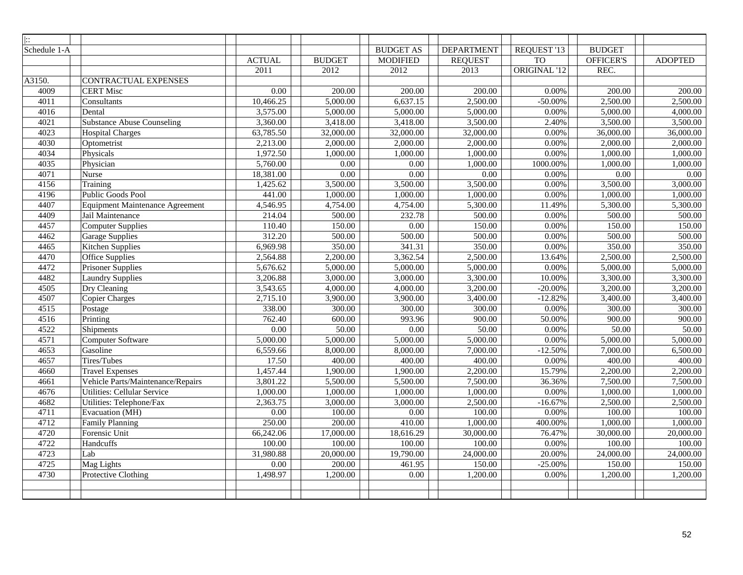| | | | | | | | | |
|---|---|---|---|---|---|---|---|---|
| \|:: | | | | | | | | |
| Schedule 1-A | | | | BUDGET AS | DEPARTMENT | REQUEST '13 | BUDGET | |
| | | ACTUAL | BUDGET | MODIFIED | REQUEST | TO | OFFICER'S | ADOPTED |
| | | 2011 | 2012 | 2012 | 2013 | ORIGINAL '12 | REC. | |
| A3150. | CONTRACTUAL EXPENSES | | | | | | | |
| 4009 | CERT Misc | 0.00 | 200.00 | 200.00 | 200.00 | 0.00% | 200.00 | 200.00 |
| 4011 | Consultants | 10,466.25 | 5,000.00 | 6,637.15 | 2,500.00 | -50.00% | 2,500.00 | 2,500.00 |
| 4016 | Dental | 3,575.00 | 5,000.00 | 5,000.00 | 5,000.00 | 0.00% | 5,000.00 | 4,000.00 |
| 4021 | Substance Abuse Counseling | 3,360.00 | 3,418.00 | 3,418.00 | 3,500.00 | 2.40% | 3,500.00 | 3,500.00 |
| 4023 | Hospital Charges | 63,785.50 | 32,000.00 | 32,000.00 | 32,000.00 | 0.00% | 36,000.00 | 36,000.00 |
| 4030 | Optometrist | 2,213.00 | 2,000.00 | 2,000.00 | 2,000.00 | 0.00% | 2,000.00 | 2,000.00 |
| 4034 | Physicals | 1,972.50 | 1,000.00 | 1,000.00 | 1,000.00 | 0.00% | 1,000.00 | 1,000.00 |
| 4035 | Physician | 5,760.00 | 0.00 | 0.00 | 1,000.00 | 1000.00% | 1,000.00 | 1,000.00 |
| 4071 | Nurse | 18,381.00 | 0.00 | 0.00 | 0.00 | 0.00% | 0.00 | 0.00 |
| 4156 | Training | 1,425.62 | 3,500.00 | 3,500.00 | 3,500.00 | 0.00% | 3,500.00 | 3,000.00 |
| 4196 | Public Goods Pool | 441.00 | 1,000.00 | 1,000.00 | 1,000.00 | 0.00% | 1,000.00 | 1,000.00 |
| 4407 | Equipment Maintenance Agreement | 4,546.95 | 4,754.00 | 4,754.00 | 5,300.00 | 11.49% | 5,300.00 | 5,300.00 |
| 4409 | Jail Maintenance | 214.04 | 500.00 | 232.78 | 500.00 | 0.00% | 500.00 | 500.00 |
| 4457 | Computer Supplies | 110.40 | 150.00 | 0.00 | 150.00 | 0.00% | 150.00 | 150.00 |
| 4462 | Garage Supplies | 312.20 | 500.00 | 500.00 | 500.00 | 0.00% | 500.00 | 500.00 |
| 4465 | Kitchen Supplies | 6,969.98 | 350.00 | 341.31 | 350.00 | 0.00% | 350.00 | 350.00 |
| 4470 | Office Supplies | 2,564.88 | 2,200.00 | 3,362.54 | 2,500.00 | 13.64% | 2,500.00 | 2,500.00 |
| 4472 | Prisoner Supplies | 5,676.62 | 5,000.00 | 5,000.00 | 5,000.00 | 0.00% | 5,000.00 | 5,000.00 |
| 4482 | Laundry Supplies | 3,206.88 | 3,000.00 | 3,000.00 | 3,300.00 | 10.00% | 3,300.00 | 3,300.00 |
| 4505 | Dry Cleaning | 3,543.65 | 4,000.00 | 4,000.00 | 3,200.00 | -20.00% | 3,200.00 | 3,200.00 |
| 4507 | Copier Charges | 2,715.10 | 3,900.00 | 3,900.00 | 3,400.00 | -12.82% | 3,400.00 | 3,400.00 |
| 4515 | Postage | 338.00 | 300.00 | 300.00 | 300.00 | 0.00% | 300.00 | 300.00 |
| 4516 | Printing | 762.40 | 600.00 | 993.96 | 900.00 | 50.00% | 900.00 | 900.00 |
| 4522 | Shipments | 0.00 | 50.00 | 0.00 | 50.00 | 0.00% | 50.00 | 50.00 |
| 4571 | Computer Software | 5,000.00 | 5,000.00 | 5,000.00 | 5,000.00 | 0.00% | 5,000.00 | 5,000.00 |
| 4653 | Gasoline | 6,559.66 | 8,000.00 | 8,000.00 | 7,000.00 | -12.50% | 7,000.00 | 6,500.00 |
| 4657 | Tires/Tubes | 17.50 | 400.00 | 400.00 | 400.00 | 0.00% | 400.00 | 400.00 |
| 4660 | Travel Expenses | 1,457.44 | 1,900.00 | 1,900.00 | 2,200.00 | 15.79% | 2,200.00 | 2,200.00 |
| 4661 | Vehicle Parts/Maintenance/Repairs | 3,801.22 | 5,500.00 | 5,500.00 | 7,500.00 | 36.36% | 7,500.00 | 7,500.00 |
| 4676 | Utilities: Cellular Service | 1,000.00 | 1,000.00 | 1,000.00 | 1,000.00 | 0.00% | 1,000.00 | 1,000.00 |
| 4682 | Utilities: Telephone/Fax | 2,363.75 | 3,000.00 | 3,000.00 | 2,500.00 | -16.67% | 2,500.00 | 2,500.00 |
| 4711 | Evacuation (MH) | 0.00 | 100.00 | 0.00 | 100.00 | 0.00% | 100.00 | 100.00 |
| 4712 | Family Planning | 250.00 | 200.00 | 410.00 | 1,000.00 | 400.00% | 1,000.00 | 1,000.00 |
| 4720 | Forensic Unit | 66,242.06 | 17,000.00 | 18,616.29 | 30,000.00 | 76.47% | 30,000.00 | 20,000.00 |
| 4722 | Handcuffs | 100.00 | 100.00 | 100.00 | 100.00 | 0.00% | 100.00 | 100.00 |
| 4723 | Lab | 31,980.88 | 20,000.00 | 19,790.00 | 24,000.00 | 20.00% | 24,000.00 | 24,000.00 |
| 4725 | Mag Lights | 0.00 | 200.00 | 461.95 | 150.00 | -25.00% | 150.00 | 150.00 |
| 4730 | Protective Clothing | 1,498.97 | 1,200.00 | 0.00 | 1,200.00 | 0.00% | 1,200.00 | 1,200.00 |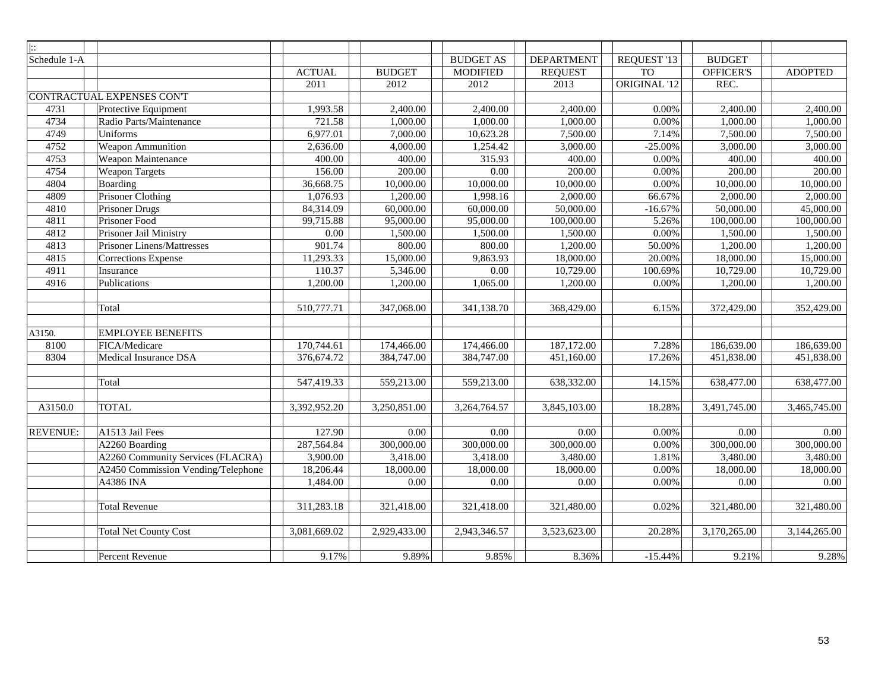| Schedule 1-A | | ACTUAL 2011 | BUDGET 2012 | BUDGET AS MODIFIED 2012 | DEPARTMENT REQUEST 2013 | REQUEST '13 TO ORIGINAL '12 | BUDGET OFFICER'S REC. | ADOPTED |
|---|---|---|---|---|---|---|---|---|
| CONTRACTUAL EXPENSES CON'T | | | | | | | | |
| 4731 | Protective Equipment | 1,993.58 | 2,400.00 | 2,400.00 | 2,400.00 | 0.00% | 2,400.00 | 2,400.00 |
| 4734 | Radio Parts/Maintenance | 721.58 | 1,000.00 | 1,000.00 | 1,000.00 | 0.00% | 1,000.00 | 1,000.00 |
| 4749 | Uniforms | 6,977.01 | 7,000.00 | 10,623.28 | 7,500.00 | 7.14% | 7,500.00 | 7,500.00 |
| 4752 | Weapon Ammunition | 2,636.00 | 4,000.00 | 1,254.42 | 3,000.00 | -25.00% | 3,000.00 | 3,000.00 |
| 4753 | Weapon Maintenance | 400.00 | 400.00 | 315.93 | 400.00 | 0.00% | 400.00 | 400.00 |
| 4754 | Weapon Targets | 156.00 | 200.00 | 0.00 | 200.00 | 0.00% | 200.00 | 200.00 |
| 4804 | Boarding | 36,668.75 | 10,000.00 | 10,000.00 | 10,000.00 | 0.00% | 10,000.00 | 10,000.00 |
| 4809 | Prisoner Clothing | 1,076.93 | 1,200.00 | 1,998.16 | 2,000.00 | 66.67% | 2,000.00 | 2,000.00 |
| 4810 | Prisoner Drugs | 84,314.09 | 60,000.00 | 60,000.00 | 50,000.00 | -16.67% | 50,000.00 | 45,000.00 |
| 4811 | Prisoner Food | 99,715.88 | 95,000.00 | 95,000.00 | 100,000.00 | 5.26% | 100,000.00 | 100,000.00 |
| 4812 | Prisoner Jail Ministry | 0.00 | 1,500.00 | 1,500.00 | 1,500.00 | 0.00% | 1,500.00 | 1,500.00 |
| 4813 | Prisoner Linens/Mattresses | 901.74 | 800.00 | 800.00 | 1,200.00 | 50.00% | 1,200.00 | 1,200.00 |
| 4815 | Corrections Expense | 11,293.33 | 15,000.00 | 9,863.93 | 18,000.00 | 20.00% | 18,000.00 | 15,000.00 |
| 4911 | Insurance | 110.37 | 5,346.00 | 0.00 | 10,729.00 | 100.69% | 10,729.00 | 10,729.00 |
| 4916 | Publications | 1,200.00 | 1,200.00 | 1,065.00 | 1,200.00 | 0.00% | 1,200.00 | 1,200.00 |
| | Total | 510,777.71 | 347,068.00 | 341,138.70 | 368,429.00 | 6.15% | 372,429.00 | 352,429.00 |
| A3150. | EMPLOYEE BENEFITS | | | | | | | |
| 8100 | FICA/Medicare | 170,744.61 | 174,466.00 | 174,466.00 | 187,172.00 | 7.28% | 186,639.00 | 186,639.00 |
| 8304 | Medical Insurance DSA | 376,674.72 | 384,747.00 | 384,747.00 | 451,160.00 | 17.26% | 451,838.00 | 451,838.00 |
| | Total | 547,419.33 | 559,213.00 | 559,213.00 | 638,332.00 | 14.15% | 638,477.00 | 638,477.00 |
| A3150.0 | TOTAL | 3,392,952.20 | 3,250,851.00 | 3,264,764.57 | 3,845,103.00 | 18.28% | 3,491,745.00 | 3,465,745.00 |
| REVENUE: | A1513 Jail Fees | 127.90 | 0.00 | 0.00 | 0.00 | 0.00% | 0.00 | 0.00 |
| | A2260 Boarding | 287,564.84 | 300,000.00 | 300,000.00 | 300,000.00 | 0.00% | 300,000.00 | 300,000.00 |
| | A2260 Community Services (FLACRA) | 3,900.00 | 3,418.00 | 3,418.00 | 3,480.00 | 1.81% | 3,480.00 | 3,480.00 |
| | A2450 Commission Vending/Telephone | 18,206.44 | 18,000.00 | 18,000.00 | 18,000.00 | 0.00% | 18,000.00 | 18,000.00 |
| | A4386 INA | 1,484.00 | 0.00 | 0.00 | 0.00 | 0.00% | 0.00 | 0.00 |
| | Total Revenue | 311,283.18 | 321,418.00 | 321,418.00 | 321,480.00 | 0.02% | 321,480.00 | 321,480.00 |
| | Total Net County Cost | 3,081,669.02 | 2,929,433.00 | 2,943,346.57 | 3,523,623.00 | 20.28% | 3,170,265.00 | 3,144,265.00 |
| | Percent Revenue | 9.17% | 9.89% | 9.85% | 8.36% | -15.44% | 9.21% | 9.28% |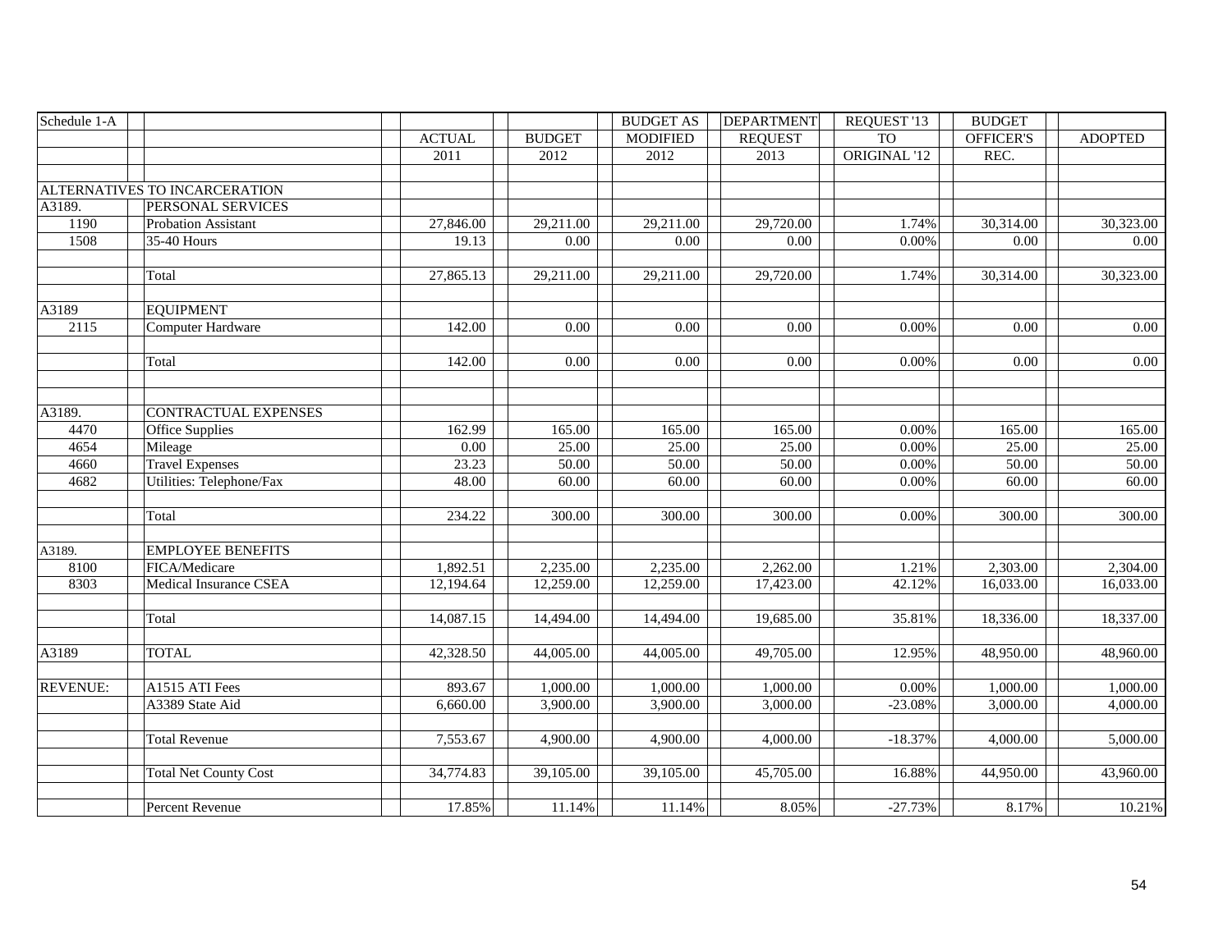| Schedule 1-A | | ACTUAL 2011 | BUDGET 2012 | BUDGET AS MODIFIED 2012 | DEPARTMENT REQUEST 2013 | REQUEST '13 TO ORIGINAL '12 | BUDGET OFFICER'S REC. | ADOPTED |
|---|---|---|---|---|---|---|---|---|
| ALTERNATIVES TO INCARCERATION | | | | | | | | |
| A3189. | PERSONAL SERVICES | | | | | | | |
| 1190 | Probation Assistant | 27,846.00 | 29,211.00 | 29,211.00 | 29,720.00 | 1.74% | 30,314.00 | 30,323.00 |
| 1508 | 35-40 Hours | 19.13 | 0.00 | 0.00 | 0.00 | 0.00% | 0.00 | 0.00 |
| | Total | 27,865.13 | 29,211.00 | 29,211.00 | 29,720.00 | 1.74% | 30,314.00 | 30,323.00 |
| A3189 | EQUIPMENT | | | | | | | |
| 2115 | Computer Hardware | 142.00 | 0.00 | 0.00 | 0.00 | 0.00% | 0.00 | 0.00 |
| | Total | 142.00 | 0.00 | 0.00 | 0.00 | 0.00% | 0.00 | 0.00 |
| A3189. | CONTRACTUAL EXPENSES | | | | | | | |
| 4470 | Office Supplies | 162.99 | 165.00 | 165.00 | 165.00 | 0.00% | 165.00 | 165.00 |
| 4654 | Mileage | 0.00 | 25.00 | 25.00 | 25.00 | 0.00% | 25.00 | 25.00 |
| 4660 | Travel Expenses | 23.23 | 50.00 | 50.00 | 50.00 | 0.00% | 50.00 | 50.00 |
| 4682 | Utilities: Telephone/Fax | 48.00 | 60.00 | 60.00 | 60.00 | 0.00% | 60.00 | 60.00 |
| | Total | 234.22 | 300.00 | 300.00 | 300.00 | 0.00% | 300.00 | 300.00 |
| A3189. | EMPLOYEE BENEFITS | | | | | | | |
| 8100 | FICA/Medicare | 1,892.51 | 2,235.00 | 2,235.00 | 2,262.00 | 1.21% | 2,303.00 | 2,304.00 |
| 8303 | Medical Insurance CSEA | 12,194.64 | 12,259.00 | 12,259.00 | 17,423.00 | 42.12% | 16,033.00 | 16,033.00 |
| | Total | 14,087.15 | 14,494.00 | 14,494.00 | 19,685.00 | 35.81% | 18,336.00 | 18,337.00 |
| A3189 | TOTAL | 42,328.50 | 44,005.00 | 44,005.00 | 49,705.00 | 12.95% | 48,950.00 | 48,960.00 |
| REVENUE: | A1515 ATI Fees | 893.67 | 1,000.00 | 1,000.00 | 1,000.00 | 0.00% | 1,000.00 | 1,000.00 |
| | A3389 State Aid | 6,660.00 | 3,900.00 | 3,900.00 | 3,000.00 | -23.08% | 3,000.00 | 4,000.00 |
| | Total Revenue | 7,553.67 | 4,900.00 | 4,900.00 | 4,000.00 | -18.37% | 4,000.00 | 5,000.00 |
| | Total Net County Cost | 34,774.83 | 39,105.00 | 39,105.00 | 45,705.00 | 16.88% | 44,950.00 | 43,960.00 |
| | Percent Revenue | 17.85% | 11.14% | 11.14% | 8.05% | -27.73% | 8.17% | 10.21% |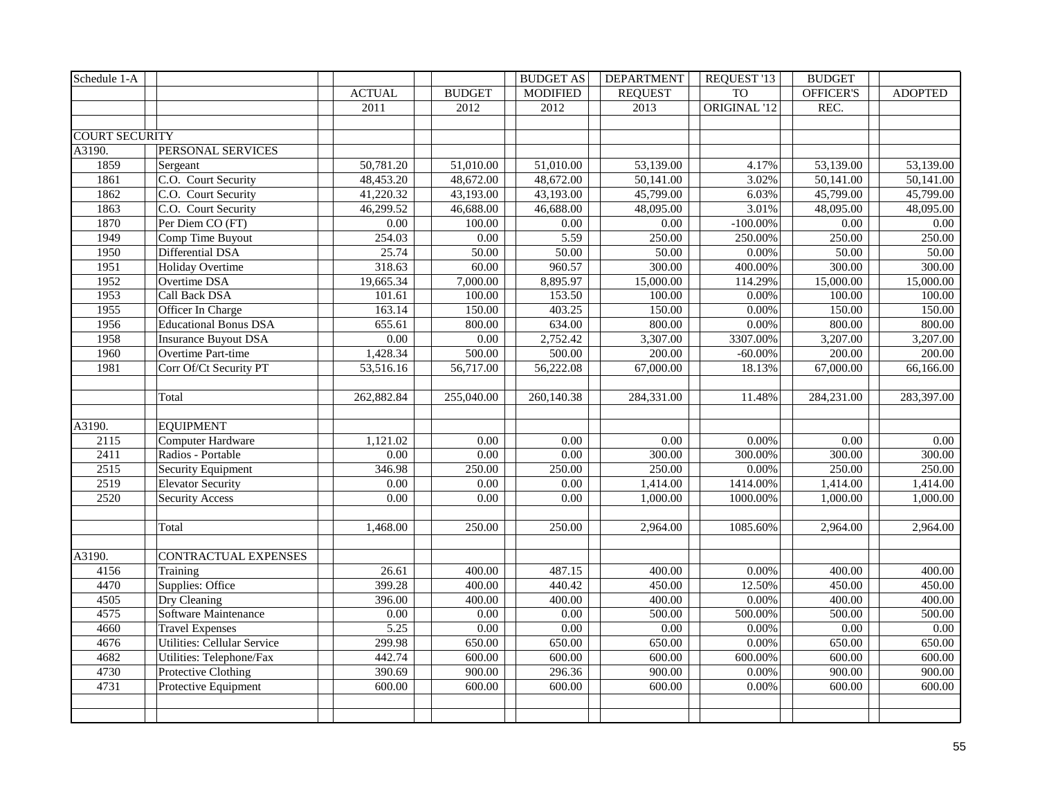| Schedule 1-A | | ACTUAL 2011 | BUDGET 2012 | BUDGET AS MODIFIED 2012 | DEPARTMENT REQUEST 2013 | REQUEST '13 TO ORIGINAL '12 | BUDGET OFFICER'S REC. | ADOPTED |
|---|---|---|---|---|---|---|---|---|
| COURT SECURITY | | | | | | | | |
| A3190. | PERSONAL SERVICES | | | | | | | |
| 1859 | Sergeant | 50,781.20 | 51,010.00 | 51,010.00 | 53,139.00 | 4.17% | 53,139.00 | 53,139.00 |
| 1861 | C.O. Court Security | 48,453.20 | 48,672.00 | 48,672.00 | 50,141.00 | 3.02% | 50,141.00 | 50,141.00 |
| 1862 | C.O. Court Security | 41,220.32 | 43,193.00 | 43,193.00 | 45,799.00 | 6.03% | 45,799.00 | 45,799.00 |
| 1863 | C.O. Court Security | 46,299.52 | 46,688.00 | 46,688.00 | 48,095.00 | 3.01% | 48,095.00 | 48,095.00 |
| 1870 | Per Diem CO (FT) | 0.00 | 100.00 | 0.00 | 0.00 | -100.00% | 0.00 | 0.00 |
| 1949 | Comp Time Buyout | 254.03 | 0.00 | 5.59 | 250.00 | 250.00% | 250.00 | 250.00 |
| 1950 | Differential DSA | 25.74 | 50.00 | 50.00 | 50.00 | 0.00% | 50.00 | 50.00 |
| 1951 | Holiday Overtime | 318.63 | 60.00 | 960.57 | 300.00 | 400.00% | 300.00 | 300.00 |
| 1952 | Overtime DSA | 19,665.34 | 7,000.00 | 8,895.97 | 15,000.00 | 114.29% | 15,000.00 | 15,000.00 |
| 1953 | Call Back DSA | 101.61 | 100.00 | 153.50 | 100.00 | 0.00% | 100.00 | 100.00 |
| 1955 | Officer In Charge | 163.14 | 150.00 | 403.25 | 150.00 | 0.00% | 150.00 | 150.00 |
| 1956 | Educational Bonus DSA | 655.61 | 800.00 | 634.00 | 800.00 | 0.00% | 800.00 | 800.00 |
| 1958 | Insurance Buyout DSA | 0.00 | 0.00 | 2,752.42 | 3,307.00 | 3307.00% | 3,207.00 | 3,207.00 |
| 1960 | Overtime Part-time | 1,428.34 | 500.00 | 500.00 | 200.00 | -60.00% | 200.00 | 200.00 |
| 1981 | Corr Of/Ct Security PT | 53,516.16 | 56,717.00 | 56,222.08 | 67,000.00 | 18.13% | 67,000.00 | 66,166.00 |
| | | | | | | | | |
| | Total | 262,882.84 | 255,040.00 | 260,140.38 | 284,331.00 | 11.48% | 284,231.00 | 283,397.00 |
| | | | | | | | | |
| A3190. | EQUIPMENT | | | | | | | |
| 2115 | Computer Hardware | 1,121.02 | 0.00 | 0.00 | 0.00 | 0.00% | 0.00 | 0.00 |
| 2411 | Radios - Portable | 0.00 | 0.00 | 0.00 | 300.00 | 300.00% | 300.00 | 300.00 |
| 2515 | Security Equipment | 346.98 | 250.00 | 250.00 | 250.00 | 0.00% | 250.00 | 250.00 |
| 2519 | Elevator Security | 0.00 | 0.00 | 0.00 | 1,414.00 | 1414.00% | 1,414.00 | 1,414.00 |
| 2520 | Security Access | 0.00 | 0.00 | 0.00 | 1,000.00 | 1000.00% | 1,000.00 | 1,000.00 |
| | | | | | | | | |
| | Total | 1,468.00 | 250.00 | 250.00 | 2,964.00 | 1085.60% | 2,964.00 | 2,964.00 |
| | | | | | | | | |
| A3190. | CONTRACTUAL EXPENSES | | | | | | | |
| 4156 | Training | 26.61 | 400.00 | 487.15 | 400.00 | 0.00% | 400.00 | 400.00 |
| 4470 | Supplies: Office | 399.28 | 400.00 | 440.42 | 450.00 | 12.50% | 450.00 | 450.00 |
| 4505 | Dry Cleaning | 396.00 | 400.00 | 400.00 | 400.00 | 0.00% | 400.00 | 400.00 |
| 4575 | Software Maintenance | 0.00 | 0.00 | 0.00 | 500.00 | 500.00% | 500.00 | 500.00 |
| 4660 | Travel Expenses | 5.25 | 0.00 | 0.00 | 0.00 | 0.00% | 0.00 | 0.00 |
| 4676 | Utilities: Cellular Service | 299.98 | 650.00 | 650.00 | 650.00 | 0.00% | 650.00 | 650.00 |
| 4682 | Utilities: Telephone/Fax | 442.74 | 600.00 | 600.00 | 600.00 | 600.00% | 600.00 | 600.00 |
| 4730 | Protective Clothing | 390.69 | 900.00 | 296.36 | 900.00 | 0.00% | 900.00 | 900.00 |
| 4731 | Protective Equipment | 600.00 | 600.00 | 600.00 | 600.00 | 0.00% | 600.00 | 600.00 |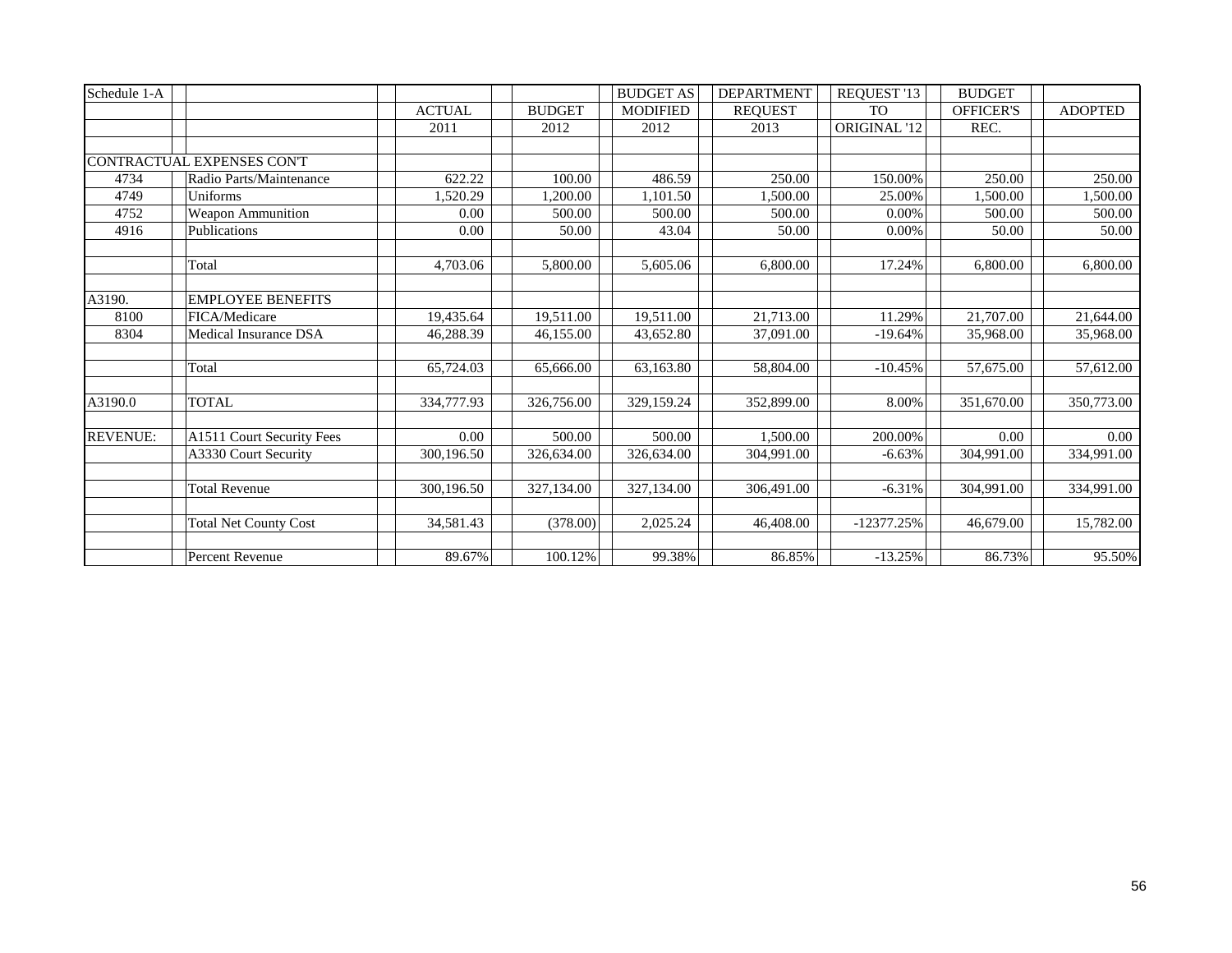| Schedule 1-A | | ACTUAL | BUDGET | BUDGET AS MODIFIED | DEPARTMENT REQUEST | REQUEST '13 TO ORIGINAL '12 | BUDGET OFFICER'S REC. | ADOPTED |
|---|---|---|---|---|---|---|---|---|
| | | 2011 | 2012 | 2012 | 2013 | | | |
| CONTRACTUAL EXPENSES CON'T | | | | | | | | |
| 4734 | Radio Parts/Maintenance | 622.22 | 100.00 | 486.59 | 250.00 | 150.00% | 250.00 | 250.00 |
| 4749 | Uniforms | 1,520.29 | 1,200.00 | 1,101.50 | 1,500.00 | 25.00% | 1,500.00 | 1,500.00 |
| 4752 | Weapon Ammunition | 0.00 | 500.00 | 500.00 | 500.00 | 0.00% | 500.00 | 500.00 |
| 4916 | Publications | 0.00 | 50.00 | 43.04 | 50.00 | 0.00% | 50.00 | 50.00 |
| | Total | 4,703.06 | 5,800.00 | 5,605.06 | 6,800.00 | 17.24% | 6,800.00 | 6,800.00 |
| A3190. | EMPLOYEE BENEFITS | | | | | | | |
| 8100 | FICA/Medicare | 19,435.64 | 19,511.00 | 19,511.00 | 21,713.00 | 11.29% | 21,707.00 | 21,644.00 |
| 8304 | Medical Insurance DSA | 46,288.39 | 46,155.00 | 43,652.80 | 37,091.00 | -19.64% | 35,968.00 | 35,968.00 |
| | Total | 65,724.03 | 65,666.00 | 63,163.80 | 58,804.00 | -10.45% | 57,675.00 | 57,612.00 |
| A3190.0 | TOTAL | 334,777.93 | 326,756.00 | 329,159.24 | 352,899.00 | 8.00% | 351,670.00 | 350,773.00 |
| REVENUE: | A1511 Court Security Fees | 0.00 | 500.00 | 500.00 | 1,500.00 | 200.00% | 0.00 | 0.00 |
| | A3330 Court Security | 300,196.50 | 326,634.00 | 326,634.00 | 304,991.00 | -6.63% | 304,991.00 | 334,991.00 |
| | Total Revenue | 300,196.50 | 327,134.00 | 327,134.00 | 306,491.00 | -6.31% | 304,991.00 | 334,991.00 |
| | Total Net County Cost | 34,581.43 | (378.00) | 2,025.24 | 46,408.00 | -12377.25% | 46,679.00 | 15,782.00 |
| | Percent Revenue | 89.67% | 100.12% | 99.38% | 86.85% | -13.25% | 86.73% | 95.50% |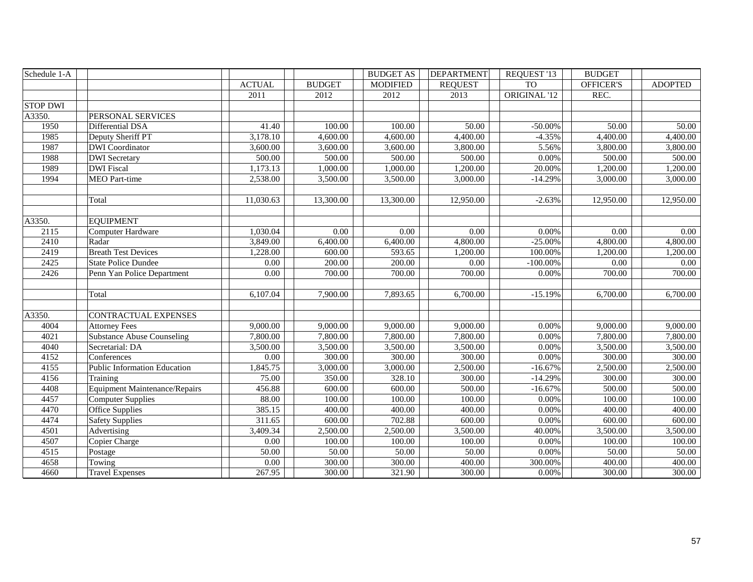| Schedule 1-A | | ACTUAL | BUDGET | BUDGET AS MODIFIED | DEPARTMENT REQUEST | REQUEST '13 TO ORIGINAL '12 | BUDGET OFFICER'S REC. | ADOPTED |
|---|---|---|---|---|---|---|---|---|
| | | 2011 | 2012 | 2012 | 2013 | | | |
| STOP DWI | | | | | | | | |
| A3350. | PERSONAL SERVICES | | | | | | | |
| 1950 | Differential DSA | 41.40 | 100.00 | 100.00 | 50.00 | -50.00% | 50.00 | 50.00 |
| 1985 | Deputy Sheriff PT | 3,178.10 | 4,600.00 | 4,600.00 | 4,400.00 | -4.35% | 4,400.00 | 4,400.00 |
| 1987 | DWI Coordinator | 3,600.00 | 3,600.00 | 3,600.00 | 3,800.00 | 5.56% | 3,800.00 | 3,800.00 |
| 1988 | DWI Secretary | 500.00 | 500.00 | 500.00 | 500.00 | 0.00% | 500.00 | 500.00 |
| 1989 | DWI Fiscal | 1,173.13 | 1,000.00 | 1,000.00 | 1,200.00 | 20.00% | 1,200.00 | 1,200.00 |
| 1994 | MEO Part-time | 2,538.00 | 3,500.00 | 3,500.00 | 3,000.00 | -14.29% | 3,000.00 | 3,000.00 |
| | | | | | | | | |
| | Total | 11,030.63 | 13,300.00 | 13,300.00 | 12,950.00 | -2.63% | 12,950.00 | 12,950.00 |
| | | | | | | | | |
| A3350. | EQUIPMENT | | | | | | | |
| 2115 | Computer Hardware | 1,030.04 | 0.00 | 0.00 | 0.00 | 0.00% | 0.00 | 0.00 |
| 2410 | Radar | 3,849.00 | 6,400.00 | 6,400.00 | 4,800.00 | -25.00% | 4,800.00 | 4,800.00 |
| 2419 | Breath Test Devices | 1,228.00 | 600.00 | 593.65 | 1,200.00 | 100.00% | 1,200.00 | 1,200.00 |
| 2425 | State Police Dundee | 0.00 | 200.00 | 200.00 | 0.00 | -100.00% | 0.00 | 0.00 |
| 2426 | Penn Yan Police Department | 0.00 | 700.00 | 700.00 | 700.00 | 0.00% | 700.00 | 700.00 |
| | | | | | | | | |
| | Total | 6,107.04 | 7,900.00 | 7,893.65 | 6,700.00 | -15.19% | 6,700.00 | 6,700.00 |
| | | | | | | | | |
| A3350. | CONTRACTUAL EXPENSES | | | | | | | |
| 4004 | Attorney Fees | 9,000.00 | 9,000.00 | 9,000.00 | 9,000.00 | 0.00% | 9,000.00 | 9,000.00 |
| 4021 | Substance Abuse Counseling | 7,800.00 | 7,800.00 | 7,800.00 | 7,800.00 | 0.00% | 7,800.00 | 7,800.00 |
| 4040 | Secretarial: DA | 3,500.00 | 3,500.00 | 3,500.00 | 3,500.00 | 0.00% | 3,500.00 | 3,500.00 |
| 4152 | Conferences | 0.00 | 300.00 | 300.00 | 300.00 | 0.00% | 300.00 | 300.00 |
| 4155 | Public Information Education | 1,845.75 | 3,000.00 | 3,000.00 | 2,500.00 | -16.67% | 2,500.00 | 2,500.00 |
| 4156 | Training | 75.00 | 350.00 | 328.10 | 300.00 | -14.29% | 300.00 | 300.00 |
| 4408 | Equipment Maintenance/Repairs | 456.88 | 600.00 | 600.00 | 500.00 | -16.67% | 500.00 | 500.00 |
| 4457 | Computer Supplies | 88.00 | 100.00 | 100.00 | 100.00 | 0.00% | 100.00 | 100.00 |
| 4470 | Office Supplies | 385.15 | 400.00 | 400.00 | 400.00 | 0.00% | 400.00 | 400.00 |
| 4474 | Safety Supplies | 311.65 | 600.00 | 702.88 | 600.00 | 0.00% | 600.00 | 600.00 |
| 4501 | Advertising | 3,409.34 | 2,500.00 | 2,500.00 | 3,500.00 | 40.00% | 3,500.00 | 3,500.00 |
| 4507 | Copier Charge | 0.00 | 100.00 | 100.00 | 100.00 | 0.00% | 100.00 | 100.00 |
| 4515 | Postage | 50.00 | 50.00 | 50.00 | 50.00 | 0.00% | 50.00 | 50.00 |
| 4658 | Towing | 0.00 | 300.00 | 300.00 | 400.00 | 300.00% | 400.00 | 400.00 |
| 4660 | Travel Expenses | 267.95 | 300.00 | 321.90 | 300.00 | 0.00% | 300.00 | 300.00 |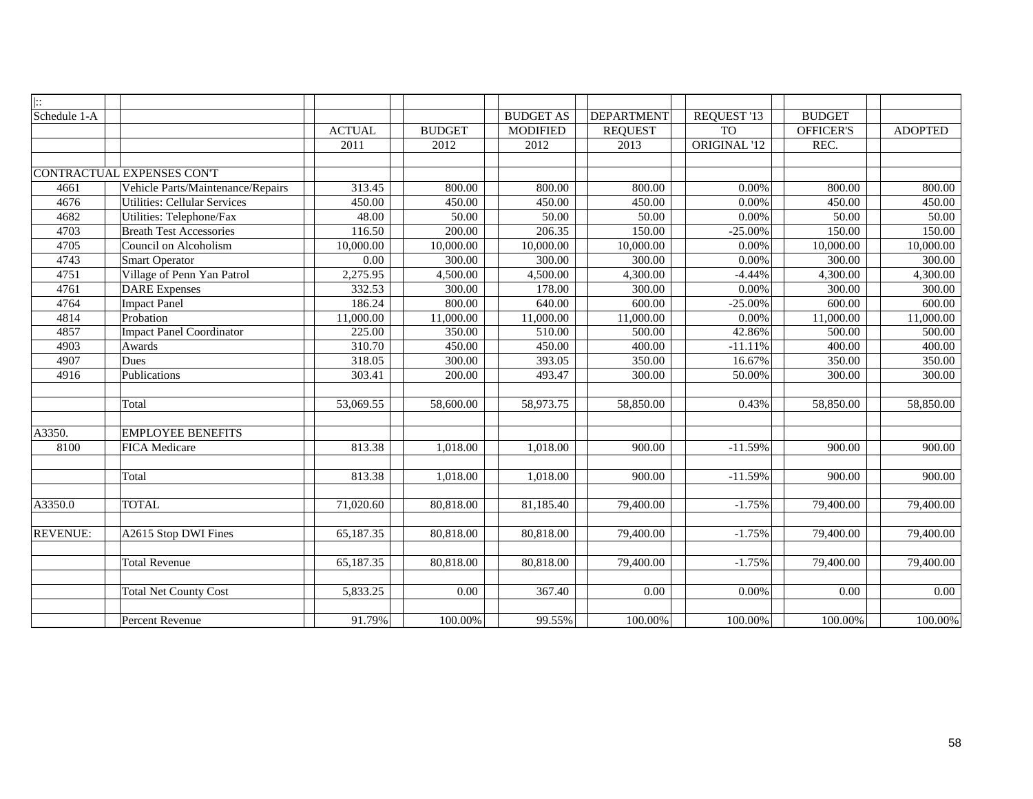| \|:: | | | | | | | | |
|---|---|---|---|---|---|---|---|---|
| Schedule 1-A | | | | BUDGET AS | DEPARTMENT | REQUEST '13 | BUDGET | |
| | | ACTUAL | BUDGET | MODIFIED | REQUEST | TO | OFFICER'S | ADOPTED |
| | | 2011 | 2012 | 2012 | 2013 | ORIGINAL '12 | REC. | |
| | | | | | | | | |
| CONTRACTUAL EXPENSES CON'T | | | | | | | | |
| 4661 | Vehicle Parts/Maintenance/Repairs | 313.45 | 800.00 | 800.00 | 800.00 | 0.00% | 800.00 | 800.00 |
| 4676 | Utilities: Cellular Services | 450.00 | 450.00 | 450.00 | 450.00 | 0.00% | 450.00 | 450.00 |
| 4682 | Utilities: Telephone/Fax | 48.00 | 50.00 | 50.00 | 50.00 | 0.00% | 50.00 | 50.00 |
| 4703 | Breath Test Accessories | 116.50 | 200.00 | 206.35 | 150.00 | -25.00% | 150.00 | 150.00 |
| 4705 | Council on Alcoholism | 10,000.00 | 10,000.00 | 10,000.00 | 10,000.00 | 0.00% | 10,000.00 | 10,000.00 |
| 4743 | Smart Operator | 0.00 | 300.00 | 300.00 | 300.00 | 0.00% | 300.00 | 300.00 |
| 4751 | Village of Penn Yan Patrol | 2,275.95 | 4,500.00 | 4,500.00 | 4,300.00 | -4.44% | 4,300.00 | 4,300.00 |
| 4761 | DARE Expenses | 332.53 | 300.00 | 178.00 | 300.00 | 0.00% | 300.00 | 300.00 |
| 4764 | Impact Panel | 186.24 | 800.00 | 640.00 | 600.00 | -25.00% | 600.00 | 600.00 |
| 4814 | Probation | 11,000.00 | 11,000.00 | 11,000.00 | 11,000.00 | 0.00% | 11,000.00 | 11,000.00 |
| 4857 | Impact Panel Coordinator | 225.00 | 350.00 | 510.00 | 500.00 | 42.86% | 500.00 | 500.00 |
| 4903 | Awards | 310.70 | 450.00 | 450.00 | 400.00 | -11.11% | 400.00 | 400.00 |
| 4907 | Dues | 318.05 | 300.00 | 393.05 | 350.00 | 16.67% | 350.00 | 350.00 |
| 4916 | Publications | 303.41 | 200.00 | 493.47 | 300.00 | 50.00% | 300.00 | 300.00 |
| | | | | | | | | |
| | Total | 53,069.55 | 58,600.00 | 58,973.75 | 58,850.00 | 0.43% | 58,850.00 | 58,850.00 |
| | | | | | | | | |
| A3350. | EMPLOYEE BENEFITS | | | | | | | |
| 8100 | FICA Medicare | 813.38 | 1,018.00 | 1,018.00 | 900.00 | -11.59% | 900.00 | 900.00 |
| | | | | | | | | |
| | Total | 813.38 | 1,018.00 | 1,018.00 | 900.00 | -11.59% | 900.00 | 900.00 |
| | | | | | | | | |
| A3350.0 | TOTAL | 71,020.60 | 80,818.00 | 81,185.40 | 79,400.00 | -1.75% | 79,400.00 | 79,400.00 |
| | | | | | | | | |
| REVENUE: | A2615 Stop DWI Fines | 65,187.35 | 80,818.00 | 80,818.00 | 79,400.00 | -1.75% | 79,400.00 | 79,400.00 |
| | | | | | | | | |
| | Total Revenue | 65,187.35 | 80,818.00 | 80,818.00 | 79,400.00 | -1.75% | 79,400.00 | 79,400.00 |
| | | | | | | | | |
| | Total Net County Cost | 5,833.25 | 0.00 | 367.40 | 0.00 | 0.00% | 0.00 | 0.00 |
| | | | | | | | | |
| | Percent Revenue | 91.79% | 100.00% | 99.55% | 100.00% | 100.00% | 100.00% | 100.00% |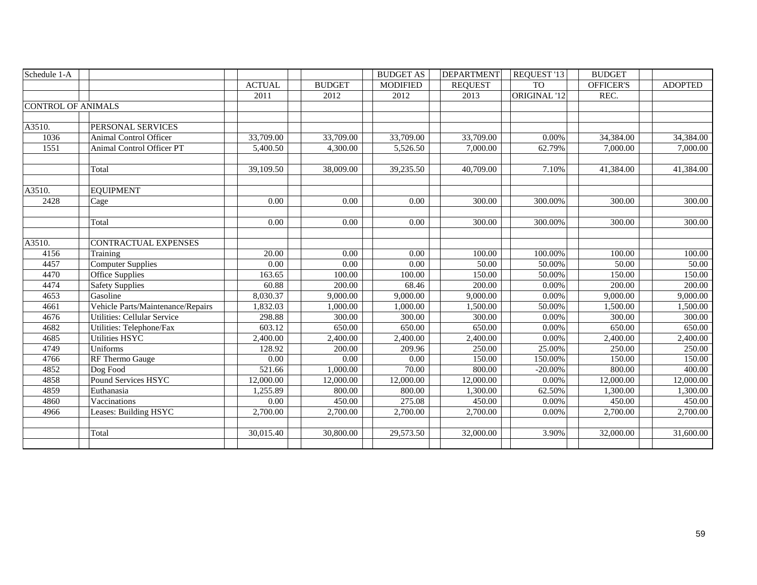| Schedule 1-A | | ACTUAL | BUDGET | BUDGET AS MODIFIED | DEPARTMENT REQUEST | REQUEST '13 TO ORIGINAL '12 | BUDGET OFFICER'S REC. | ADOPTED |
|---|---|---|---|---|---|---|---|---|
| | | 2011 | 2012 | 2012 | 2013 | | | |
| CONTROL OF ANIMALS | | | | | | | | |
| | | | | | | | | |
| A3510. | PERSONAL SERVICES | | | | | | | |
| 1036 | Animal Control Officer | 33,709.00 | 33,709.00 | 33,709.00 | 33,709.00 | 0.00% | 34,384.00 | 34,384.00 |
| 1551 | Animal Control Officer PT | 5,400.50 | 4,300.00 | 5,526.50 | 7,000.00 | 62.79% | 7,000.00 | 7,000.00 |
| | | | | | | | | |
| | Total | 39,109.50 | 38,009.00 | 39,235.50 | 40,709.00 | 7.10% | 41,384.00 | 41,384.00 |
| | | | | | | | | |
| A3510. | EQUIPMENT | | | | | | | |
| 2428 | Cage | 0.00 | 0.00 | 0.00 | 300.00 | 300.00% | 300.00 | 300.00 |
| | | | | | | | | |
| | Total | 0.00 | 0.00 | 0.00 | 300.00 | 300.00% | 300.00 | 300.00 |
| | | | | | | | | |
| A3510. | CONTRACTUAL EXPENSES | | | | | | | |
| 4156 | Training | 20.00 | 0.00 | 0.00 | 100.00 | 100.00% | 100.00 | 100.00 |
| 4457 | Computer Supplies | 0.00 | 0.00 | 0.00 | 50.00 | 50.00% | 50.00 | 50.00 |
| 4470 | Office Supplies | 163.65 | 100.00 | 100.00 | 150.00 | 50.00% | 150.00 | 150.00 |
| 4474 | Safety Supplies | 60.88 | 200.00 | 68.46 | 200.00 | 0.00% | 200.00 | 200.00 |
| 4653 | Gasoline | 8,030.37 | 9,000.00 | 9,000.00 | 9,000.00 | 0.00% | 9,000.00 | 9,000.00 |
| 4661 | Vehicle Parts/Maintenance/Repairs | 1,832.03 | 1,000.00 | 1,000.00 | 1,500.00 | 50.00% | 1,500.00 | 1,500.00 |
| 4676 | Utilities: Cellular Service | 298.88 | 300.00 | 300.00 | 300.00 | 0.00% | 300.00 | 300.00 |
| 4682 | Utilities: Telephone/Fax | 603.12 | 650.00 | 650.00 | 650.00 | 0.00% | 650.00 | 650.00 |
| 4685 | Utilities HSYC | 2,400.00 | 2,400.00 | 2,400.00 | 2,400.00 | 0.00% | 2,400.00 | 2,400.00 |
| 4749 | Uniforms | 128.92 | 200.00 | 209.96 | 250.00 | 25.00% | 250.00 | 250.00 |
| 4766 | RF Thermo Gauge | 0.00 | 0.00 | 0.00 | 150.00 | 150.00% | 150.00 | 150.00 |
| 4852 | Dog Food | 521.66 | 1,000.00 | 70.00 | 800.00 | -20.00% | 800.00 | 400.00 |
| 4858 | Pound Services HSYC | 12,000.00 | 12,000.00 | 12,000.00 | 12,000.00 | 0.00% | 12,000.00 | 12,000.00 |
| 4859 | Euthanasia | 1,255.89 | 800.00 | 800.00 | 1,300.00 | 62.50% | 1,300.00 | 1,300.00 |
| 4860 | Vaccinations | 0.00 | 450.00 | 275.08 | 450.00 | 0.00% | 450.00 | 450.00 |
| 4966 | Leases: Building HSYC | 2,700.00 | 2,700.00 | 2,700.00 | 2,700.00 | 0.00% | 2,700.00 | 2,700.00 |
| | | | | | | | | |
| | Total | 30,015.40 | 30,800.00 | 29,573.50 | 32,000.00 | 3.90% | 32,000.00 | 31,600.00 |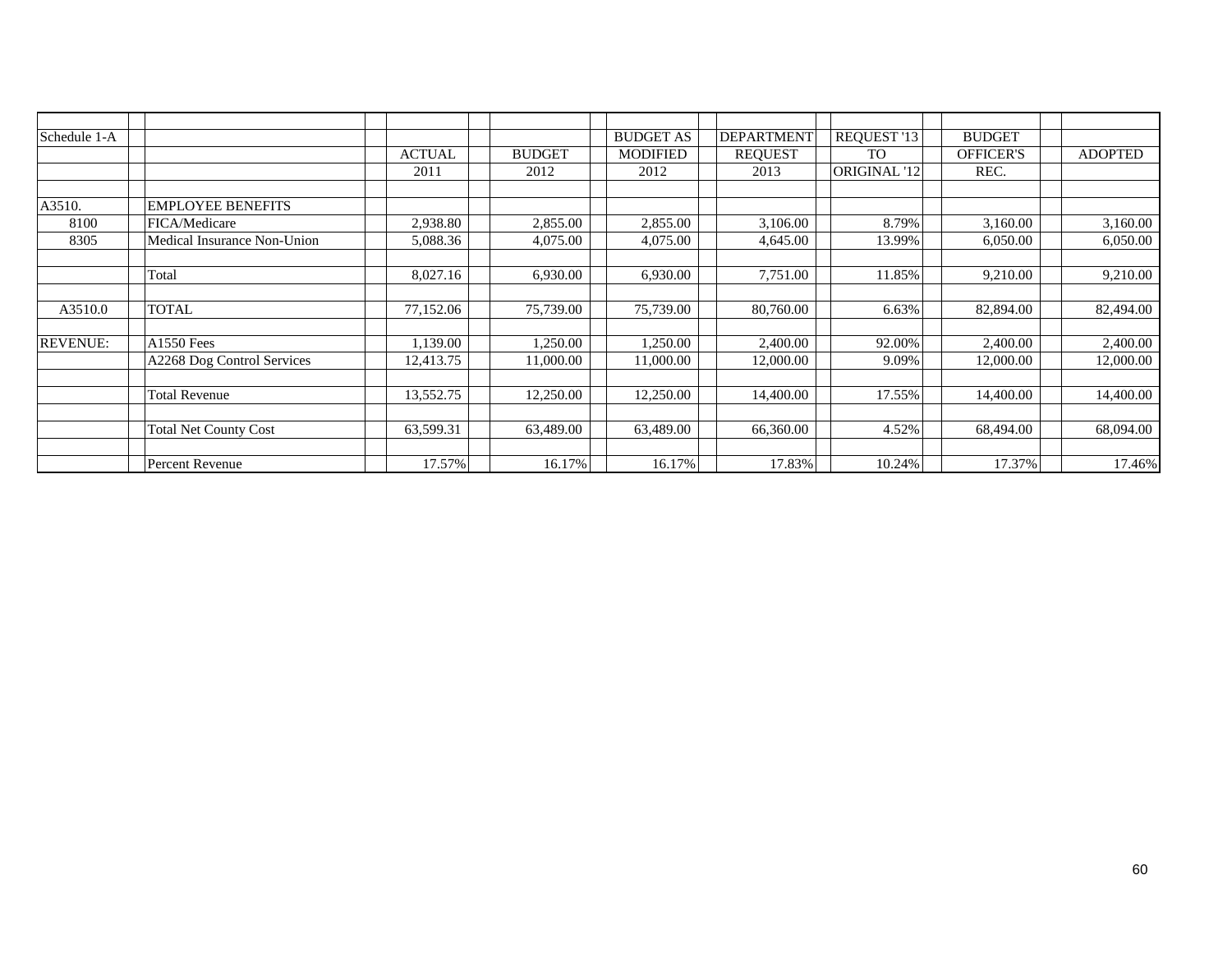| | | | | | | | | |
|---|---|---|---|---|---|---|---|---|
| Schedule 1-A | | | | BUDGET AS | DEPARTMENT | REQUEST '13 | BUDGET | |
| | | ACTUAL | BUDGET | MODIFIED | REQUEST | TO | OFFICER'S | ADOPTED |
| | | 2011 | 2012 | 2012 | 2013 | ORIGINAL '12 | REC. | |
| | | | | | | | | |
| A3510. | EMPLOYEE BENEFITS | | | | | | | |
| 8100 | FICA/Medicare | 2,938.80 | 2,855.00 | 2,855.00 | 3,106.00 | 8.79% | 3,160.00 | 3,160.00 |
| 8305 | Medical Insurance Non-Union | 5,088.36 | 4,075.00 | 4,075.00 | 4,645.00 | 13.99% | 6,050.00 | 6,050.00 |
| | | | | | | | | |
| | Total | 8,027.16 | 6,930.00 | 6,930.00 | 7,751.00 | 11.85% | 9,210.00 | 9,210.00 |
| | | | | | | | | |
| A3510.0 | TOTAL | 77,152.06 | 75,739.00 | 75,739.00 | 80,760.00 | 6.63% | 82,894.00 | 82,494.00 |
| | | | | | | | | |
| REVENUE: | A1550 Fees | 1,139.00 | 1,250.00 | 1,250.00 | 2,400.00 | 92.00% | 2,400.00 | 2,400.00 |
| | A2268 Dog Control Services | 12,413.75 | 11,000.00 | 11,000.00 | 12,000.00 | 9.09% | 12,000.00 | 12,000.00 |
| | | | | | | | | |
| | Total Revenue | 13,552.75 | 12,250.00 | 12,250.00 | 14,400.00 | 17.55% | 14,400.00 | 14,400.00 |
| | | | | | | | | |
| | Total Net County Cost | 63,599.31 | 63,489.00 | 63,489.00 | 66,360.00 | 4.52% | 68,494.00 | 68,094.00 |
| | | | | | | | | |
| | Percent Revenue | 17.57% | 16.17% | 16.17% | 17.83% | 10.24% | 17.37% | 17.46% |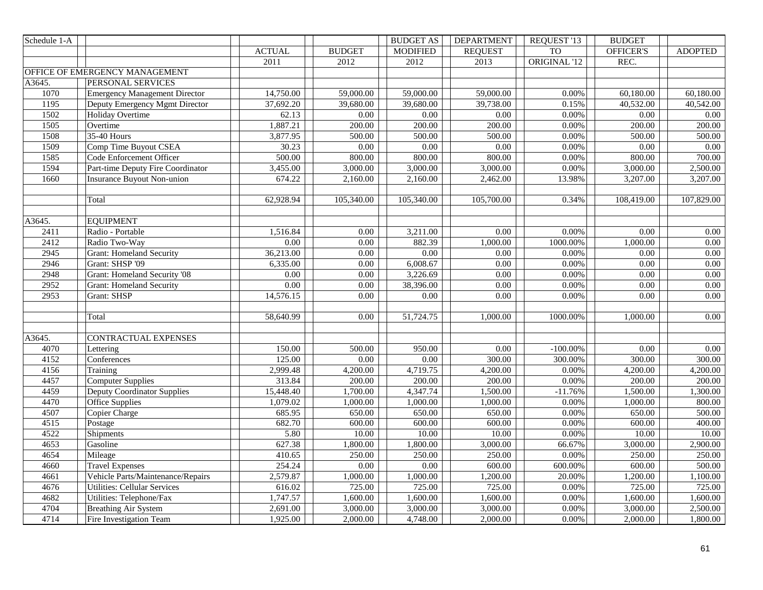| Schedule 1-A | | | | BUDGET AS | DEPARTMENT | REQUEST '13 | BUDGET | |
|---|---|---|---|---|---|---|---|---|
| | | ACTUAL | BUDGET | MODIFIED | REQUEST | TO | OFFICER'S | ADOPTED |
| | | 2011 | 2012 | 2012 | 2013 | ORIGINAL '12 | REC. | |
| OFFICE OF EMERGENCY MANAGEMENT | | | | | | | | |
| A3645. | PERSONAL SERVICES | | | | | | | |
| 1070 | Emergency Management Director | 14,750.00 | 59,000.00 | 59,000.00 | 59,000.00 | 0.00% | 60,180.00 | 60,180.00 |
| 1195 | Deputy Emergency Mgmt Director | 37,692.20 | 39,680.00 | 39,680.00 | 39,738.00 | 0.15% | 40,532.00 | 40,542.00 |
| 1502 | Holiday Overtime | 62.13 | 0.00 | 0.00 | 0.00 | 0.00% | 0.00 | 0.00 |
| 1505 | Overtime | 1,887.21 | 200.00 | 200.00 | 200.00 | 0.00% | 200.00 | 200.00 |
| 1508 | 35-40 Hours | 3,877.95 | 500.00 | 500.00 | 500.00 | 0.00% | 500.00 | 500.00 |
| 1509 | Comp Time Buyout CSEA | 30.23 | 0.00 | 0.00 | 0.00 | 0.00% | 0.00 | 0.00 |
| 1585 | Code Enforcement Officer | 500.00 | 800.00 | 800.00 | 800.00 | 0.00% | 800.00 | 700.00 |
| 1594 | Part-time Deputy Fire Coordinator | 3,455.00 | 3,000.00 | 3,000.00 | 3,000.00 | 0.00% | 3,000.00 | 2,500.00 |
| 1660 | Insurance Buyout Non-union | 674.22 | 2,160.00 | 2,160.00 | 2,462.00 | 13.98% | 3,207.00 | 3,207.00 |
| | | | | | | | | |
| | Total | 62,928.94 | 105,340.00 | 105,340.00 | 105,700.00 | 0.34% | 108,419.00 | 107,829.00 |
| | | | | | | | | |
| A3645. | EQUIPMENT | | | | | | | |
| 2411 | Radio - Portable | 1,516.84 | 0.00 | 3,211.00 | 0.00 | 0.00% | 0.00 | 0.00 |
| 2412 | Radio Two-Way | 0.00 | 0.00 | 882.39 | 1,000.00 | 1000.00% | 1,000.00 | 0.00 |
| 2945 | Grant: Homeland Security | 36,213.00 | 0.00 | 0.00 | 0.00 | 0.00% | 0.00 | 0.00 |
| 2946 | Grant: SHSP '09 | 6,335.00 | 0.00 | 6,008.67 | 0.00 | 0.00% | 0.00 | 0.00 |
| 2948 | Grant: Homeland Security '08 | 0.00 | 0.00 | 3,226.69 | 0.00 | 0.00% | 0.00 | 0.00 |
| 2952 | Grant: Homeland Security | 0.00 | 0.00 | 38,396.00 | 0.00 | 0.00% | 0.00 | 0.00 |
| 2953 | Grant: SHSP | 14,576.15 | 0.00 | 0.00 | 0.00 | 0.00% | 0.00 | 0.00 |
| | | | | | | | | |
| | Total | 58,640.99 | 0.00 | 51,724.75 | 1,000.00 | 1000.00% | 1,000.00 | 0.00 |
| | | | | | | | | |
| A3645. | CONTRACTUAL EXPENSES | | | | | | | |
| 4070 | Lettering | 150.00 | 500.00 | 950.00 | 0.00 | -100.00% | 0.00 | 0.00 |
| 4152 | Conferences | 125.00 | 0.00 | 0.00 | 300.00 | 300.00% | 300.00 | 300.00 |
| 4156 | Training | 2,999.48 | 4,200.00 | 4,719.75 | 4,200.00 | 0.00% | 4,200.00 | 4,200.00 |
| 4457 | Computer Supplies | 313.84 | 200.00 | 200.00 | 200.00 | 0.00% | 200.00 | 200.00 |
| 4459 | Deputy Coordinator Supplies | 15,448.40 | 1,700.00 | 4,347.74 | 1,500.00 | -11.76% | 1,500.00 | 1,300.00 |
| 4470 | Office Supplies | 1,079.02 | 1,000.00 | 1,000.00 | 1,000.00 | 0.00% | 1,000.00 | 800.00 |
| 4507 | Copier Charge | 685.95 | 650.00 | 650.00 | 650.00 | 0.00% | 650.00 | 500.00 |
| 4515 | Postage | 682.70 | 600.00 | 600.00 | 600.00 | 0.00% | 600.00 | 400.00 |
| 4522 | Shipments | 5.80 | 10.00 | 10.00 | 10.00 | 0.00% | 10.00 | 10.00 |
| 4653 | Gasoline | 627.38 | 1,800.00 | 1,800.00 | 3,000.00 | 66.67% | 3,000.00 | 2,900.00 |
| 4654 | Mileage | 410.65 | 250.00 | 250.00 | 250.00 | 0.00% | 250.00 | 250.00 |
| 4660 | Travel Expenses | 254.24 | 0.00 | 0.00 | 600.00 | 600.00% | 600.00 | 500.00 |
| 4661 | Vehicle Parts/Maintenance/Repairs | 2,579.87 | 1,000.00 | 1,000.00 | 1,200.00 | 20.00% | 1,200.00 | 1,100.00 |
| 4676 | Utilities: Cellular Services | 616.02 | 725.00 | 725.00 | 725.00 | 0.00% | 725.00 | 725.00 |
| 4682 | Utilities: Telephone/Fax | 1,747.57 | 1,600.00 | 1,600.00 | 1,600.00 | 0.00% | 1,600.00 | 1,600.00 |
| 4704 | Breathing Air System | 2,691.00 | 3,000.00 | 3,000.00 | 3,000.00 | 0.00% | 3,000.00 | 2,500.00 |
| 4714 | Fire Investigation Team | 1,925.00 | 2,000.00 | 4,748.00 | 2,000.00 | 0.00% | 2,000.00 | 1,800.00 |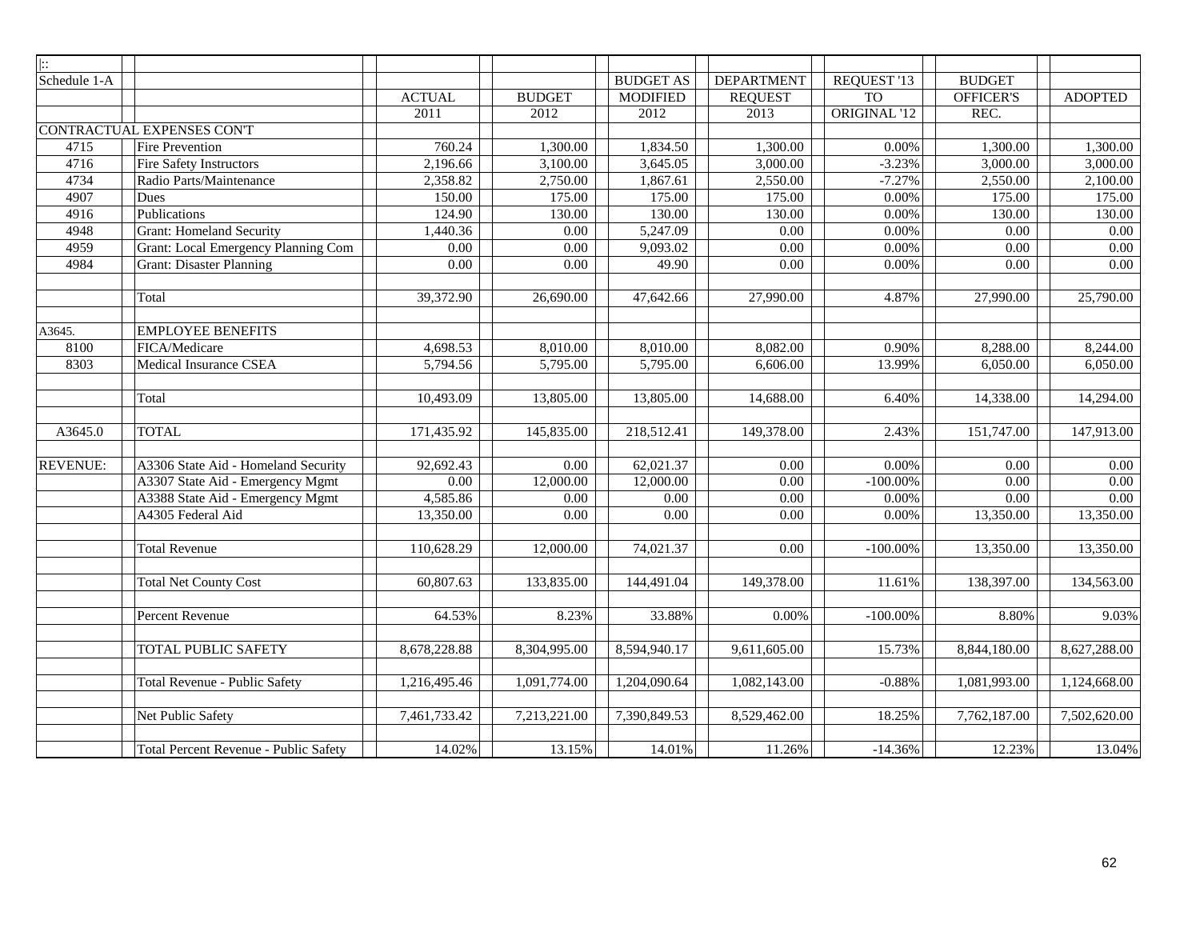| \|:: | | | | | | | | |
|---|---|---|---|---|---|---|---|---|
| Schedule 1-A | | ACTUAL | BUDGET | BUDGET AS MODIFIED | DEPARTMENT REQUEST | REQUEST '13 TO ORIGINAL '12 | BUDGET OFFICER'S REC. | ADOPTED |
| | | 2011 | 2012 | 2012 | 2013 | | | |
| CONTRACTUAL EXPENSES CON'T | | | | | | | | |
| 4715 | Fire Prevention | 760.24 | 1,300.00 | 1,834.50 | 1,300.00 | 0.00% | 1,300.00 | 1,300.00 |
| 4716 | Fire Safety Instructors | 2,196.66 | 3,100.00 | 3,645.05 | 3,000.00 | -3.23% | 3,000.00 | 3,000.00 |
| 4734 | Radio Parts/Maintenance | 2,358.82 | 2,750.00 | 1,867.61 | 2,550.00 | -7.27% | 2,550.00 | 2,100.00 |
| 4907 | Dues | 150.00 | 175.00 | 175.00 | 175.00 | 0.00% | 175.00 | 175.00 |
| 4916 | Publications | 124.90 | 130.00 | 130.00 | 130.00 | 0.00% | 130.00 | 130.00 |
| 4948 | Grant: Homeland Security | 1,440.36 | 0.00 | 5,247.09 | 0.00 | 0.00% | 0.00 | 0.00 |
| 4959 | Grant: Local Emergency Planning Com | 0.00 | 0.00 | 9,093.02 | 0.00 | 0.00% | 0.00 | 0.00 |
| 4984 | Grant: Disaster Planning | 0.00 | 0.00 | 49.90 | 0.00 | 0.00% | 0.00 | 0.00 |
| | Total | 39,372.90 | 26,690.00 | 47,642.66 | 27,990.00 | 4.87% | 27,990.00 | 25,790.00 |
| A3645. | EMPLOYEE BENEFITS | | | | | | | |
| 8100 | FICA/Medicare | 4,698.53 | 8,010.00 | 8,010.00 | 8,082.00 | 0.90% | 8,288.00 | 8,244.00 |
| 8303 | Medical Insurance CSEA | 5,794.56 | 5,795.00 | 5,795.00 | 6,606.00 | 13.99% | 6,050.00 | 6,050.00 |
| | Total | 10,493.09 | 13,805.00 | 13,805.00 | 14,688.00 | 6.40% | 14,338.00 | 14,294.00 |
| A3645.0 | TOTAL | 171,435.92 | 145,835.00 | 218,512.41 | 149,378.00 | 2.43% | 151,747.00 | 147,913.00 |
| REVENUE: | A3306 State Aid - Homeland Security | 92,692.43 | 0.00 | 62,021.37 | 0.00 | 0.00% | 0.00 | 0.00 |
| | A3307 State Aid - Emergency Mgmt | 0.00 | 12,000.00 | 12,000.00 | 0.00 | -100.00% | 0.00 | 0.00 |
| | A3388 State Aid - Emergency Mgmt | 4,585.86 | 0.00 | 0.00 | 0.00 | 0.00% | 0.00 | 0.00 |
| | A4305 Federal Aid | 13,350.00 | 0.00 | 0.00 | 0.00 | 0.00% | 13,350.00 | 13,350.00 |
| | Total Revenue | 110,628.29 | 12,000.00 | 74,021.37 | 0.00 | -100.00% | 13,350.00 | 13,350.00 |
| | Total Net County Cost | 60,807.63 | 133,835.00 | 144,491.04 | 149,378.00 | 11.61% | 138,397.00 | 134,563.00 |
| | Percent Revenue | 64.53% | 8.23% | 33.88% | 0.00% | -100.00% | 8.80% | 9.03% |
| | TOTAL PUBLIC SAFETY | 8,678,228.88 | 8,304,995.00 | 8,594,940.17 | 9,611,605.00 | 15.73% | 8,844,180.00 | 8,627,288.00 |
| | Total Revenue - Public Safety | 1,216,495.46 | 1,091,774.00 | 1,204,090.64 | 1,082,143.00 | -0.88% | 1,081,993.00 | 1,124,668.00 |
| | Net Public Safety | 7,461,733.42 | 7,213,221.00 | 7,390,849.53 | 8,529,462.00 | 18.25% | 7,762,187.00 | 7,502,620.00 |
| | Total Percent Revenue - Public Safety | 14.02% | 13.15% | 14.01% | 11.26% | -14.36% | 12.23% | 13.04% |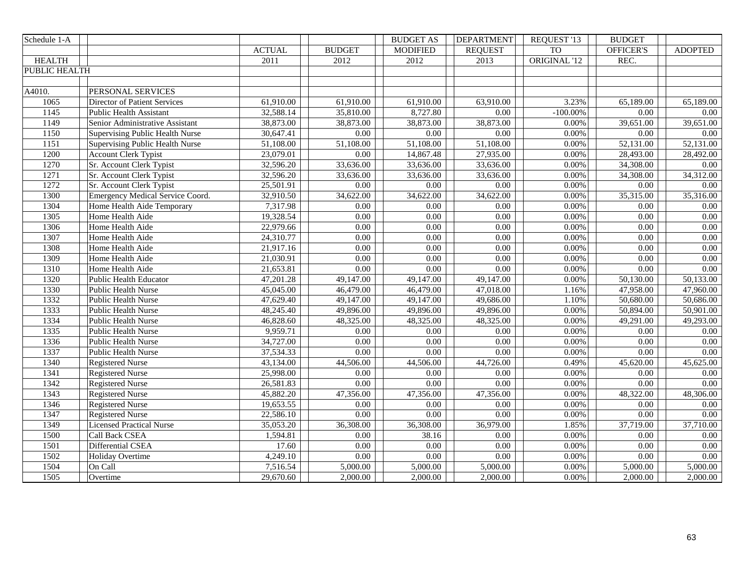| Schedule 1-A | | ACTUAL | BUDGET | BUDGET AS MODIFIED | DEPARTMENT REQUEST | REQUEST '13 TO ORIGINAL '12 | BUDGET OFFICER'S REC. | ADOPTED |
|---|---|---|---|---|---|---|---|---|
| HEALTH | | 2011 | 2012 | 2012 | 2013 | | | |
| PUBLIC HEALTH | | | | | | | | |
| | | | | | | | | |
| A4010. | PERSONAL SERVICES | | | | | | | |
| 1065 | Director of Patient Services | 61,910.00 | 61,910.00 | 61,910.00 | 63,910.00 | 3.23% | 65,189.00 | 65,189.00 |
| 1145 | Public Health Assistant | 32,588.14 | 35,810.00 | 8,727.80 | 0.00 | -100.00% | 0.00 | 0.00 |
| 1149 | Senior Administrative Assistant | 38,873.00 | 38,873.00 | 38,873.00 | 38,873.00 | 0.00% | 39,651.00 | 39,651.00 |
| 1150 | Supervising Public Health Nurse | 30,647.41 | 0.00 | 0.00 | 0.00 | 0.00% | 0.00 | 0.00 |
| 1151 | Supervising Public Health Nurse | 51,108.00 | 51,108.00 | 51,108.00 | 51,108.00 | 0.00% | 52,131.00 | 52,131.00 |
| 1200 | Account Clerk Typist | 23,079.01 | 0.00 | 14,867.48 | 27,935.00 | 0.00% | 28,493.00 | 28,492.00 |
| 1270 | Sr. Account Clerk Typist | 32,596.20 | 33,636.00 | 33,636.00 | 33,636.00 | 0.00% | 34,308.00 | 0.00 |
| 1271 | Sr. Account Clerk Typist | 32,596.20 | 33,636.00 | 33,636.00 | 33,636.00 | 0.00% | 34,308.00 | 34,312.00 |
| 1272 | Sr. Account Clerk Typist | 25,501.91 | 0.00 | 0.00 | 0.00 | 0.00% | 0.00 | 0.00 |
| 1300 | Emergency Medical Service Coord. | 32,910.50 | 34,622.00 | 34,622.00 | 34,622.00 | 0.00% | 35,315.00 | 35,316.00 |
| 1304 | Home Health Aide Temporary | 7,317.98 | 0.00 | 0.00 | 0.00 | 0.00% | 0.00 | 0.00 |
| 1305 | Home Health Aide | 19,328.54 | 0.00 | 0.00 | 0.00 | 0.00% | 0.00 | 0.00 |
| 1306 | Home Health Aide | 22,979.66 | 0.00 | 0.00 | 0.00 | 0.00% | 0.00 | 0.00 |
| 1307 | Home Health Aide | 24,310.77 | 0.00 | 0.00 | 0.00 | 0.00% | 0.00 | 0.00 |
| 1308 | Home Health Aide | 21,917.16 | 0.00 | 0.00 | 0.00 | 0.00% | 0.00 | 0.00 |
| 1309 | Home Health Aide | 21,030.91 | 0.00 | 0.00 | 0.00 | 0.00% | 0.00 | 0.00 |
| 1310 | Home Health Aide | 21,653.81 | 0.00 | 0.00 | 0.00 | 0.00% | 0.00 | 0.00 |
| 1320 | Public Health Educator | 47,201.28 | 49,147.00 | 49,147.00 | 49,147.00 | 0.00% | 50,130.00 | 50,133.00 |
| 1330 | Public Health Nurse | 45,045.00 | 46,479.00 | 46,479.00 | 47,018.00 | 1.16% | 47,958.00 | 47,960.00 |
| 1332 | Public Health Nurse | 47,629.40 | 49,147.00 | 49,147.00 | 49,686.00 | 1.10% | 50,680.00 | 50,686.00 |
| 1333 | Public Health Nurse | 48,245.40 | 49,896.00 | 49,896.00 | 49,896.00 | 0.00% | 50,894.00 | 50,901.00 |
| 1334 | Public Health Nurse | 46,828.60 | 48,325.00 | 48,325.00 | 48,325.00 | 0.00% | 49,291.00 | 49,293.00 |
| 1335 | Public Health Nurse | 9,959.71 | 0.00 | 0.00 | 0.00 | 0.00% | 0.00 | 0.00 |
| 1336 | Public Health Nurse | 34,727.00 | 0.00 | 0.00 | 0.00 | 0.00% | 0.00 | 0.00 |
| 1337 | Public Health Nurse | 37,534.33 | 0.00 | 0.00 | 0.00 | 0.00% | 0.00 | 0.00 |
| 1340 | Registered Nurse | 43,134.00 | 44,506.00 | 44,506.00 | 44,726.00 | 0.49% | 45,620.00 | 45,625.00 |
| 1341 | Registered Nurse | 25,998.00 | 0.00 | 0.00 | 0.00 | 0.00% | 0.00 | 0.00 |
| 1342 | Registered Nurse | 26,581.83 | 0.00 | 0.00 | 0.00 | 0.00% | 0.00 | 0.00 |
| 1343 | Registered Nurse | 45,882.20 | 47,356.00 | 47,356.00 | 47,356.00 | 0.00% | 48,322.00 | 48,306.00 |
| 1346 | Registered Nurse | 19,653.55 | 0.00 | 0.00 | 0.00 | 0.00% | 0.00 | 0.00 |
| 1347 | Registered Nurse | 22,586.10 | 0.00 | 0.00 | 0.00 | 0.00% | 0.00 | 0.00 |
| 1349 | Licensed Practical Nurse | 35,053.20 | 36,308.00 | 36,308.00 | 36,979.00 | 1.85% | 37,719.00 | 37,710.00 |
| 1500 | Call Back CSEA | 1,594.81 | 0.00 | 38.16 | 0.00 | 0.00% | 0.00 | 0.00 |
| 1501 | Differential CSEA | 17.60 | 0.00 | 0.00 | 0.00 | 0.00% | 0.00 | 0.00 |
| 1502 | Holiday Overtime | 4,249.10 | 0.00 | 0.00 | 0.00 | 0.00% | 0.00 | 0.00 |
| 1504 | On Call | 7,516.54 | 5,000.00 | 5,000.00 | 5,000.00 | 0.00% | 5,000.00 | 5,000.00 |
| 1505 | Overtime | 29,670.60 | 2,000.00 | 2,000.00 | 2,000.00 | 0.00% | 2,000.00 | 2,000.00 |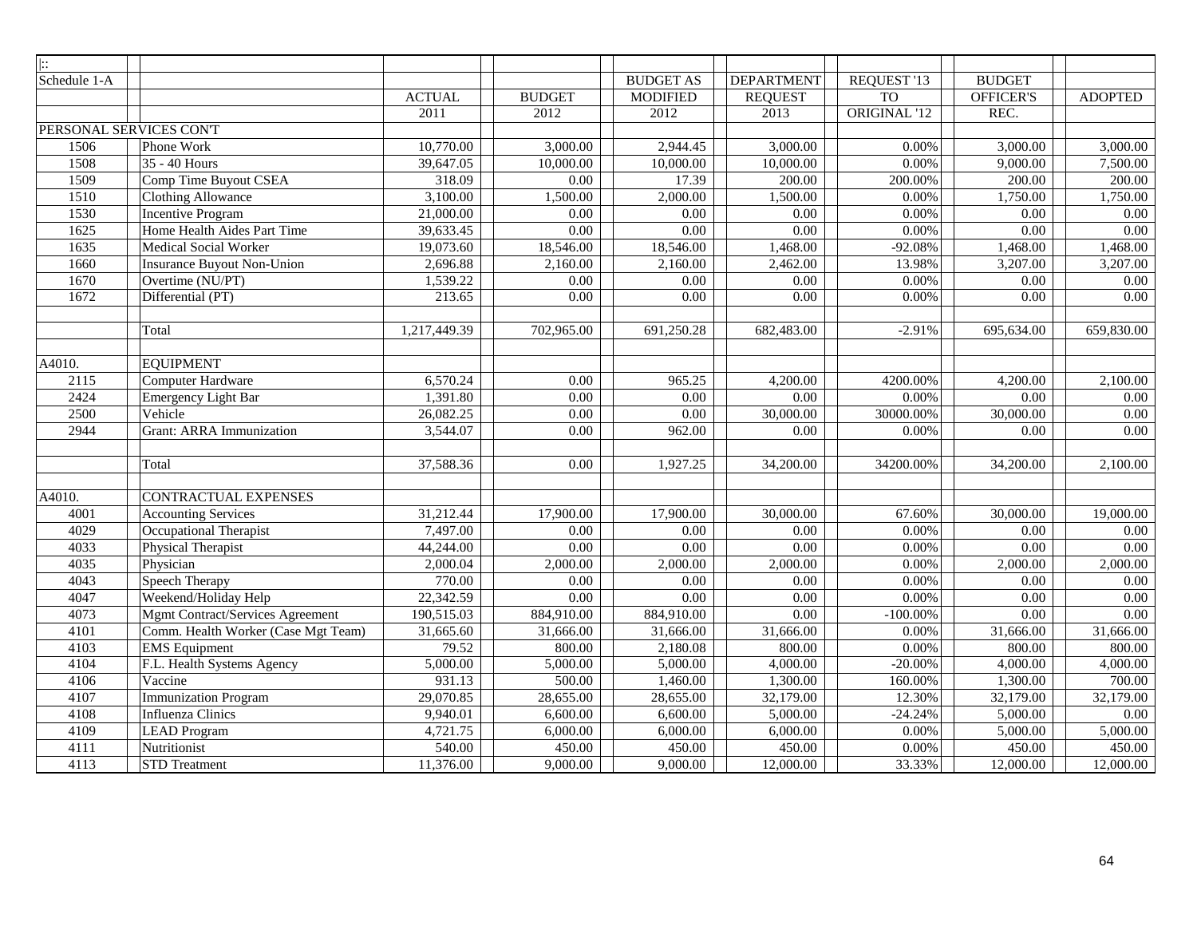| \|:: | | | | | | | | |
|---|---|---|---|---|---|---|---|---|
| Schedule 1-A | | | | BUDGET AS | DEPARTMENT | REQUEST '13 | BUDGET | |
| | | ACTUAL | BUDGET | MODIFIED | REQUEST | TO | OFFICER'S | ADOPTED |
| | | 2011 | 2012 | 2012 | 2013 | ORIGINAL '12 | REC. | |
| PERSONAL SERVICES CON'T | | | | | | | | |
| 1506 | Phone Work | 10,770.00 | 3,000.00 | 2,944.45 | 3,000.00 | 0.00% | 3,000.00 | 3,000.00 |
| 1508 | 35 - 40 Hours | 39,647.05 | 10,000.00 | 10,000.00 | 10,000.00 | 0.00% | 9,000.00 | 7,500.00 |
| 1509 | Comp Time Buyout CSEA | 318.09 | 0.00 | 17.39 | 200.00 | 200.00% | 200.00 | 200.00 |
| 1510 | Clothing Allowance | 3,100.00 | 1,500.00 | 2,000.00 | 1,500.00 | 0.00% | 1,750.00 | 1,750.00 |
| 1530 | Incentive Program | 21,000.00 | 0.00 | 0.00 | 0.00 | 0.00% | 0.00 | 0.00 |
| 1625 | Home Health Aides Part Time | 39,633.45 | 0.00 | 0.00 | 0.00 | 0.00% | 0.00 | 0.00 |
| 1635 | Medical Social Worker | 19,073.60 | 18,546.00 | 18,546.00 | 1,468.00 | -92.08% | 1,468.00 | 1,468.00 |
| 1660 | Insurance Buyout Non-Union | 2,696.88 | 2,160.00 | 2,160.00 | 2,462.00 | 13.98% | 3,207.00 | 3,207.00 |
| 1670 | Overtime (NU/PT) | 1,539.22 | 0.00 | 0.00 | 0.00 | 0.00% | 0.00 | 0.00 |
| 1672 | Differential (PT) | 213.65 | 0.00 | 0.00 | 0.00 | 0.00% | 0.00 | 0.00 |
| | | | | | | | | |
| | Total | 1,217,449.39 | 702,965.00 | 691,250.28 | 682,483.00 | -2.91% | 695,634.00 | 659,830.00 |
| | | | | | | | | |
| A4010. | EQUIPMENT | | | | | | | |
| 2115 | Computer Hardware | 6,570.24 | 0.00 | 965.25 | 4,200.00 | 4200.00% | 4,200.00 | 2,100.00 |
| 2424 | Emergency Light Bar | 1,391.80 | 0.00 | 0.00 | 0.00 | 0.00% | 0.00 | 0.00 |
| 2500 | Vehicle | 26,082.25 | 0.00 | 0.00 | 30,000.00 | 30000.00% | 30,000.00 | 0.00 |
| 2944 | Grant: ARRA Immunization | 3,544.07 | 0.00 | 962.00 | 0.00 | 0.00% | 0.00 | 0.00 |
| | | | | | | | | |
| | Total | 37,588.36 | 0.00 | 1,927.25 | 34,200.00 | 34200.00% | 34,200.00 | 2,100.00 |
| | | | | | | | | |
| A4010. | CONTRACTUAL EXPENSES | | | | | | | |
| 4001 | Accounting Services | 31,212.44 | 17,900.00 | 17,900.00 | 30,000.00 | 67.60% | 30,000.00 | 19,000.00 |
| 4029 | Occupational Therapist | 7,497.00 | 0.00 | 0.00 | 0.00 | 0.00% | 0.00 | 0.00 |
| 4033 | Physical Therapist | 44,244.00 | 0.00 | 0.00 | 0.00 | 0.00% | 0.00 | 0.00 |
| 4035 | Physician | 2,000.04 | 2,000.00 | 2,000.00 | 2,000.00 | 0.00% | 2,000.00 | 2,000.00 |
| 4043 | Speech Therapy | 770.00 | 0.00 | 0.00 | 0.00 | 0.00% | 0.00 | 0.00 |
| 4047 | Weekend/Holiday Help | 22,342.59 | 0.00 | 0.00 | 0.00 | 0.00% | 0.00 | 0.00 |
| 4073 | Mgmt Contract/Services Agreement | 190,515.03 | 884,910.00 | 884,910.00 | 0.00 | -100.00% | 0.00 | 0.00 |
| 4101 | Comm. Health Worker (Case Mgt Team) | 31,665.60 | 31,666.00 | 31,666.00 | 31,666.00 | 0.00% | 31,666.00 | 31,666.00 |
| 4103 | EMS Equipment | 79.52 | 800.00 | 2,180.08 | 800.00 | 0.00% | 800.00 | 800.00 |
| 4104 | F.L. Health Systems Agency | 5,000.00 | 5,000.00 | 5,000.00 | 4,000.00 | -20.00% | 4,000.00 | 4,000.00 |
| 4106 | Vaccine | 931.13 | 500.00 | 1,460.00 | 1,300.00 | 160.00% | 1,300.00 | 700.00 |
| 4107 | Immunization Program | 29,070.85 | 28,655.00 | 28,655.00 | 32,179.00 | 12.30% | 32,179.00 | 32,179.00 |
| 4108 | Influenza Clinics | 9,940.01 | 6,600.00 | 6,600.00 | 5,000.00 | -24.24% | 5,000.00 | 0.00 |
| 4109 | LEAD Program | 4,721.75 | 6,000.00 | 6,000.00 | 6,000.00 | 0.00% | 5,000.00 | 5,000.00 |
| 4111 | Nutritionist | 540.00 | 450.00 | 450.00 | 450.00 | 0.00% | 450.00 | 450.00 |
| 4113 | STD Treatment | 11,376.00 | 9,000.00 | 9,000.00 | 12,000.00 | 33.33% | 12,000.00 | 12,000.00 |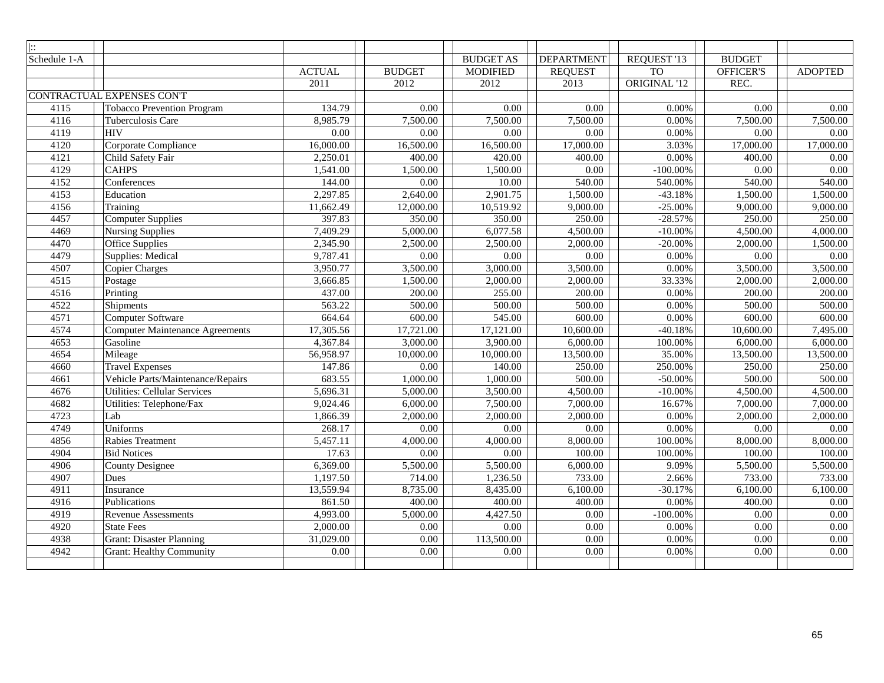| Schedule 1-A | | ACTUAL | BUDGET | BUDGET AS MODIFIED | DEPARTMENT REQUEST | REQUEST '13 TO ORIGINAL '12 | BUDGET OFFICER'S REC. | ADOPTED |
|---|---|---|---|---|---|---|---|---|
| | | 2011 | 2012 | 2012 | 2013 | | | |
| CONTRACTUAL EXPENSES CON'T | | | | | | | | |
| 4115 | Tobacco Prevention Program | 134.79 | 0.00 | 0.00 | 0.00 | 0.00% | 0.00 | 0.00 |
| 4116 | Tuberculosis Care | 8,985.79 | 7,500.00 | 7,500.00 | 7,500.00 | 0.00% | 7,500.00 | 7,500.00 |
| 4119 | HIV | 0.00 | 0.00 | 0.00 | 0.00 | 0.00% | 0.00 | 0.00 |
| 4120 | Corporate Compliance | 16,000.00 | 16,500.00 | 16,500.00 | 17,000.00 | 3.03% | 17,000.00 | 17,000.00 |
| 4121 | Child Safety Fair | 2,250.01 | 400.00 | 420.00 | 400.00 | 0.00% | 400.00 | 0.00 |
| 4129 | CAHPS | 1,541.00 | 1,500.00 | 1,500.00 | 0.00 | -100.00% | 0.00 | 0.00 |
| 4152 | Conferences | 144.00 | 0.00 | 10.00 | 540.00 | 540.00% | 540.00 | 540.00 |
| 4153 | Education | 2,297.85 | 2,640.00 | 2,901.75 | 1,500.00 | -43.18% | 1,500.00 | 1,500.00 |
| 4156 | Training | 11,662.49 | 12,000.00 | 10,519.92 | 9,000.00 | -25.00% | 9,000.00 | 9,000.00 |
| 4457 | Computer Supplies | 397.83 | 350.00 | 350.00 | 250.00 | -28.57% | 250.00 | 250.00 |
| 4469 | Nursing Supplies | 7,409.29 | 5,000.00 | 6,077.58 | 4,500.00 | -10.00% | 4,500.00 | 4,000.00 |
| 4470 | Office Supplies | 2,345.90 | 2,500.00 | 2,500.00 | 2,000.00 | -20.00% | 2,000.00 | 1,500.00 |
| 4479 | Supplies: Medical | 9,787.41 | 0.00 | 0.00 | 0.00 | 0.00% | 0.00 | 0.00 |
| 4507 | Copier Charges | 3,950.77 | 3,500.00 | 3,000.00 | 3,500.00 | 0.00% | 3,500.00 | 3,500.00 |
| 4515 | Postage | 3,666.85 | 1,500.00 | 2,000.00 | 2,000.00 | 33.33% | 2,000.00 | 2,000.00 |
| 4516 | Printing | 437.00 | 200.00 | 255.00 | 200.00 | 0.00% | 200.00 | 200.00 |
| 4522 | Shipments | 563.22 | 500.00 | 500.00 | 500.00 | 0.00% | 500.00 | 500.00 |
| 4571 | Computer Software | 664.64 | 600.00 | 545.00 | 600.00 | 0.00% | 600.00 | 600.00 |
| 4574 | Computer Maintenance Agreements | 17,305.56 | 17,721.00 | 17,121.00 | 10,600.00 | -40.18% | 10,600.00 | 7,495.00 |
| 4653 | Gasoline | 4,367.84 | 3,000.00 | 3,900.00 | 6,000.00 | 100.00% | 6,000.00 | 6,000.00 |
| 4654 | Mileage | 56,958.97 | 10,000.00 | 10,000.00 | 13,500.00 | 35.00% | 13,500.00 | 13,500.00 |
| 4660 | Travel Expenses | 147.86 | 0.00 | 140.00 | 250.00 | 250.00% | 250.00 | 250.00 |
| 4661 | Vehicle Parts/Maintenance/Repairs | 683.55 | 1,000.00 | 1,000.00 | 500.00 | -50.00% | 500.00 | 500.00 |
| 4676 | Utilities: Cellular Services | 5,696.31 | 5,000.00 | 3,500.00 | 4,500.00 | -10.00% | 4,500.00 | 4,500.00 |
| 4682 | Utilities: Telephone/Fax | 9,024.46 | 6,000.00 | 7,500.00 | 7,000.00 | 16.67% | 7,000.00 | 7,000.00 |
| 4723 | Lab | 1,866.39 | 2,000.00 | 2,000.00 | 2,000.00 | 0.00% | 2,000.00 | 2,000.00 |
| 4749 | Uniforms | 268.17 | 0.00 | 0.00 | 0.00 | 0.00% | 0.00 | 0.00 |
| 4856 | Rabies Treatment | 5,457.11 | 4,000.00 | 4,000.00 | 8,000.00 | 100.00% | 8,000.00 | 8,000.00 |
| 4904 | Bid Notices | 17.63 | 0.00 | 0.00 | 100.00 | 100.00% | 100.00 | 100.00 |
| 4906 | County Designee | 6,369.00 | 5,500.00 | 5,500.00 | 6,000.00 | 9.09% | 5,500.00 | 5,500.00 |
| 4907 | Dues | 1,197.50 | 714.00 | 1,236.50 | 733.00 | 2.66% | 733.00 | 733.00 |
| 4911 | Insurance | 13,559.94 | 8,735.00 | 8,435.00 | 6,100.00 | -30.17% | 6,100.00 | 6,100.00 |
| 4916 | Publications | 861.50 | 400.00 | 400.00 | 400.00 | 0.00% | 400.00 | 0.00 |
| 4919 | Revenue Assessments | 4,993.00 | 5,000.00 | 4,427.50 | 0.00 | -100.00% | 0.00 | 0.00 |
| 4920 | State Fees | 2,000.00 | 0.00 | 0.00 | 0.00 | 0.00% | 0.00 | 0.00 |
| 4938 | Grant: Disaster Planning | 31,029.00 | 0.00 | 113,500.00 | 0.00 | 0.00% | 0.00 | 0.00 |
| 4942 | Grant: Healthy Community | 0.00 | 0.00 | 0.00 | 0.00 | 0.00% | 0.00 | 0.00 |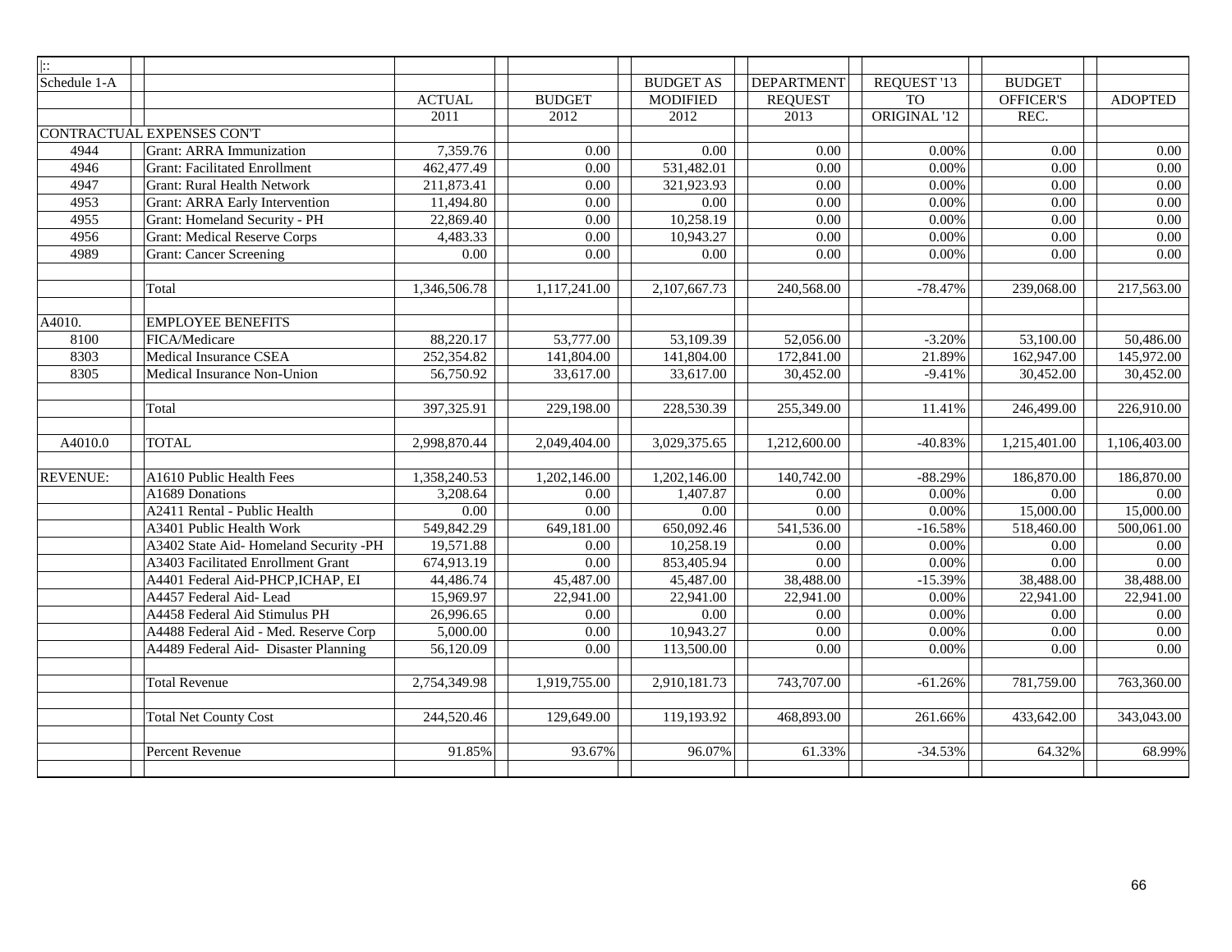| \|:: | | | | | | | | |
|---|---|---|---|---|---|---|---|---|
| Schedule 1-A | | ACTUAL | BUDGET | BUDGET AS MODIFIED | DEPARTMENT REQUEST | REQUEST '13 TO ORIGINAL '12 | BUDGET OFFICER'S REC. | ADOPTED |
| | | 2011 | 2012 | 2012 | 2013 | | | |
| CONTRACTUAL EXPENSES CON'T | | | | | | | | |
| 4944 | Grant: ARRA Immunization | 7,359.76 | 0.00 | 0.00 | 0.00 | 0.00% | 0.00 | 0.00 |
| 4946 | Grant: Facilitated Enrollment | 462,477.49 | 0.00 | 531,482.01 | 0.00 | 0.00% | 0.00 | 0.00 |
| 4947 | Grant: Rural Health Network | 211,873.41 | 0.00 | 321,923.93 | 0.00 | 0.00% | 0.00 | 0.00 |
| 4953 | Grant: ARRA Early Intervention | 11,494.80 | 0.00 | 0.00 | 0.00 | 0.00% | 0.00 | 0.00 |
| 4955 | Grant: Homeland Security - PH | 22,869.40 | 0.00 | 10,258.19 | 0.00 | 0.00% | 0.00 | 0.00 |
| 4956 | Grant: Medical Reserve Corps | 4,483.33 | 0.00 | 10,943.27 | 0.00 | 0.00% | 0.00 | 0.00 |
| 4989 | Grant: Cancer Screening | 0.00 | 0.00 | 0.00 | 0.00 | 0.00% | 0.00 | 0.00 |
| | Total | 1,346,506.78 | 1,117,241.00 | 2,107,667.73 | 240,568.00 | -78.47% | 239,068.00 | 217,563.00 |
| A4010. | EMPLOYEE BENEFITS | | | | | | | |
| 8100 | FICA/Medicare | 88,220.17 | 53,777.00 | 53,109.39 | 52,056.00 | -3.20% | 53,100.00 | 50,486.00 |
| 8303 | Medical Insurance CSEA | 252,354.82 | 141,804.00 | 141,804.00 | 172,841.00 | 21.89% | 162,947.00 | 145,972.00 |
| 8305 | Medical Insurance Non-Union | 56,750.92 | 33,617.00 | 33,617.00 | 30,452.00 | -9.41% | 30,452.00 | 30,452.00 |
| | Total | 397,325.91 | 229,198.00 | 228,530.39 | 255,349.00 | 11.41% | 246,499.00 | 226,910.00 |
| A4010.0 | TOTAL | 2,998,870.44 | 2,049,404.00 | 3,029,375.65 | 1,212,600.00 | -40.83% | 1,215,401.00 | 1,106,403.00 |
| REVENUE: | A1610 Public Health Fees | 1,358,240.53 | 1,202,146.00 | 1,202,146.00 | 140,742.00 | -88.29% | 186,870.00 | 186,870.00 |
| | A1689 Donations | 3,208.64 | 0.00 | 1,407.87 | 0.00 | 0.00% | 0.00 | 0.00 |
| | A2411 Rental - Public Health | 0.00 | 0.00 | 0.00 | 0.00 | 0.00% | 15,000.00 | 15,000.00 |
| | A3401 Public Health Work | 549,842.29 | 649,181.00 | 650,092.46 | 541,536.00 | -16.58% | 518,460.00 | 500,061.00 |
| | A3402 State Aid- Homeland Security -PH | 19,571.88 | 0.00 | 10,258.19 | 0.00 | 0.00% | 0.00 | 0.00 |
| | A3403 Facilitated Enrollment Grant | 674,913.19 | 0.00 | 853,405.94 | 0.00 | 0.00% | 0.00 | 0.00 |
| | A4401 Federal Aid-PHCP,ICHAP, EI | 44,486.74 | 45,487.00 | 45,487.00 | 38,488.00 | -15.39% | 38,488.00 | 38,488.00 |
| | A4457 Federal Aid- Lead | 15,969.97 | 22,941.00 | 22,941.00 | 22,941.00 | 0.00% | 22,941.00 | 22,941.00 |
| | A4458 Federal Aid Stimulus PH | 26,996.65 | 0.00 | 0.00 | 0.00 | 0.00% | 0.00 | 0.00 |
| | A4488 Federal Aid - Med. Reserve Corp | 5,000.00 | 0.00 | 10,943.27 | 0.00 | 0.00% | 0.00 | 0.00 |
| | A4489 Federal Aid- Disaster Planning | 56,120.09 | 0.00 | 113,500.00 | 0.00 | 0.00% | 0.00 | 0.00 |
| | Total Revenue | 2,754,349.98 | 1,919,755.00 | 2,910,181.73 | 743,707.00 | -61.26% | 781,759.00 | 763,360.00 |
| | Total Net County Cost | 244,520.46 | 129,649.00 | 119,193.92 | 468,893.00 | 261.66% | 433,642.00 | 343,043.00 |
| | Percent Revenue | 91.85% | 93.67% | 96.07% | 61.33% | -34.53% | 64.32% | 68.99% |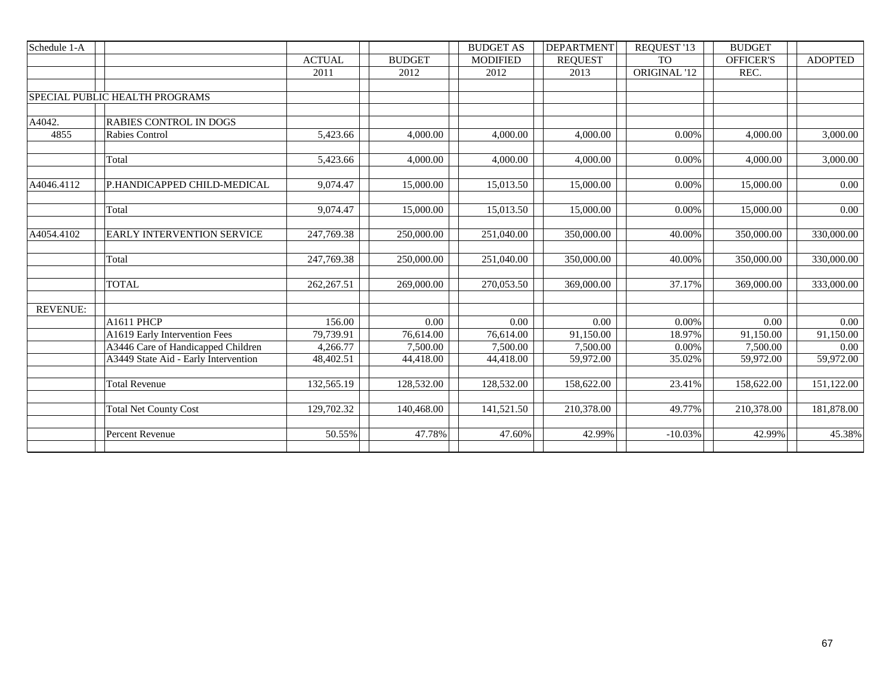| Schedule 1-A | | | | BUDGET AS | DEPARTMENT | REQUEST '13 | BUDGET | |
|---|---|---|---|---|---|---|---|---|
| | | ACTUAL | BUDGET | MODIFIED | REQUEST | TO | OFFICER'S | ADOPTED |
| | | 2011 | 2012 | 2012 | 2013 | ORIGINAL '12 | REC. | |
| SPECIAL PUBLIC HEALTH PROGRAMS | | | | | | | | |
| A4042. | RABIES CONTROL IN DOGS | | | | | | | |
| 4855 | Rabies Control | 5,423.66 | 4,000.00 | 4,000.00 | 4,000.00 | 0.00% | 4,000.00 | 3,000.00 |
| | Total | 5,423.66 | 4,000.00 | 4,000.00 | 4,000.00 | 0.00% | 4,000.00 | 3,000.00 |
| A4046.4112 | P.HANDICAPPED CHILD-MEDICAL | 9,074.47 | 15,000.00 | 15,013.50 | 15,000.00 | 0.00% | 15,000.00 | 0.00 |
| | Total | 9,074.47 | 15,000.00 | 15,013.50 | 15,000.00 | 0.00% | 15,000.00 | 0.00 |
| A4054.4102 | EARLY INTERVENTION SERVICE | 247,769.38 | 250,000.00 | 251,040.00 | 350,000.00 | 40.00% | 350,000.00 | 330,000.00 |
| | Total | 247,769.38 | 250,000.00 | 251,040.00 | 350,000.00 | 40.00% | 350,000.00 | 330,000.00 |
| | TOTAL | 262,267.51 | 269,000.00 | 270,053.50 | 369,000.00 | 37.17% | 369,000.00 | 333,000.00 |
| REVENUE: | | | | | | | | |
| | A1611 PHCP | 156.00 | 0.00 | 0.00 | 0.00 | 0.00% | 0.00 | 0.00 |
| | A1619 Early Intervention Fees | 79,739.91 | 76,614.00 | 76,614.00 | 91,150.00 | 18.97% | 91,150.00 | 91,150.00 |
| | A3446 Care of Handicapped Children | 4,266.77 | 7,500.00 | 7,500.00 | 7,500.00 | 0.00% | 7,500.00 | 0.00 |
| | A3449 State Aid - Early Intervention | 48,402.51 | 44,418.00 | 44,418.00 | 59,972.00 | 35.02% | 59,972.00 | 59,972.00 |
| | Total Revenue | 132,565.19 | 128,532.00 | 128,532.00 | 158,622.00 | 23.41% | 158,622.00 | 151,122.00 |
| | Total Net County Cost | 129,702.32 | 140,468.00 | 141,521.50 | 210,378.00 | 49.77% | 210,378.00 | 181,878.00 |
| | Percent Revenue | 50.55% | 47.78% | 47.60% | 42.99% | -10.03% | 42.99% | 45.38% |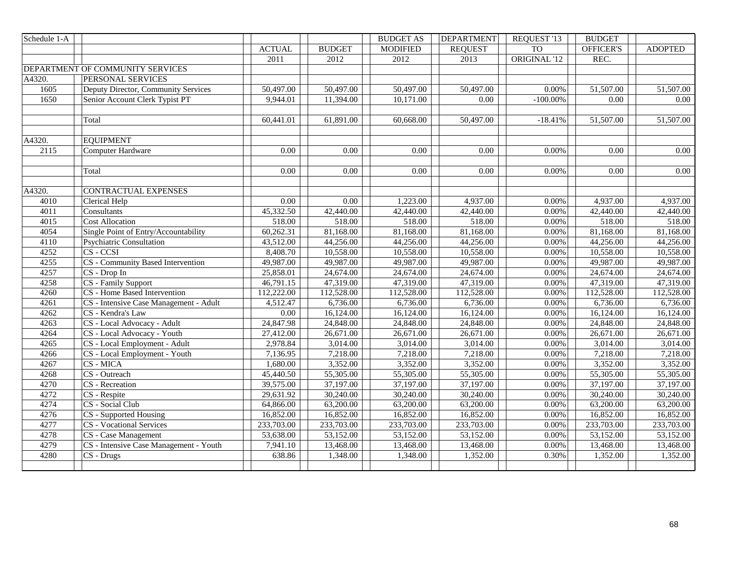| Schedule 1-A | | ACTUAL 2011 | BUDGET 2012 | BUDGET AS MODIFIED 2012 | DEPARTMENT REQUEST 2013 | REQUEST '13 TO ORIGINAL '12 | BUDGET OFFICER'S REC. | ADOPTED |
|---|---|---|---|---|---|---|---|---|
| DEPARTMENT OF COMMUNITY SERVICES | | | | | | | | |
| A4320. | PERSONAL SERVICES | | | | | | | |
| 1605 | Deputy Director, Community Services | 50,497.00 | 50,497.00 | 50,497.00 | 50,497.00 | 0.00% | 51,507.00 | 51,507.00 |
| 1650 | Senior Account Clerk Typist PT | 9,944.01 | 11,394.00 | 10,171.00 | 0.00 | -100.00% | 0.00 | 0.00 |
| | | | | | | | | |
| | Total | 60,441.01 | 61,891.00 | 60,668.00 | 50,497.00 | -18.41% | 51,507.00 | 51,507.00 |
| | | | | | | | | |
| A4320. | EQUIPMENT | | | | | | | |
| 2115 | Computer Hardware | 0.00 | 0.00 | 0.00 | 0.00 | 0.00% | 0.00 | 0.00 |
| | | | | | | | | |
| | Total | 0.00 | 0.00 | 0.00 | 0.00 | 0.00% | 0.00 | 0.00 |
| | | | | | | | | |
| A4320. | CONTRACTUAL EXPENSES | | | | | | | |
| 4010 | Clerical Help | 0.00 | 0.00 | 1,223.00 | 4,937.00 | 0.00% | 4,937.00 | 4,937.00 |
| 4011 | Consultants | 45,332.50 | 42,440.00 | 42,440.00 | 42,440.00 | 0.00% | 42,440.00 | 42,440.00 |
| 4015 | Cost Allocation | 518.00 | 518.00 | 518.00 | 518.00 | 0.00% | 518.00 | 518.00 |
| 4054 | Single Point of Entry/Accountability | 60,262.31 | 81,168.00 | 81,168.00 | 81,168.00 | 0.00% | 81,168.00 | 81,168.00 |
| 4110 | Psychiatric Consultation | 43,512.00 | 44,256.00 | 44,256.00 | 44,256.00 | 0.00% | 44,256.00 | 44,256.00 |
| 4252 | CS - CCSI | 8,408.70 | 10,558.00 | 10,558.00 | 10,558.00 | 0.00% | 10,558.00 | 10,558.00 |
| 4255 | CS - Community Based Intervention | 49,987.00 | 49,987.00 | 49,987.00 | 49,987.00 | 0.00% | 49,987.00 | 49,987.00 |
| 4257 | CS - Drop In | 25,858.01 | 24,674.00 | 24,674.00 | 24,674.00 | 0.00% | 24,674.00 | 24,674.00 |
| 4258 | CS - Family Support | 46,791.15 | 47,319.00 | 47,319.00 | 47,319.00 | 0.00% | 47,319.00 | 47,319.00 |
| 4260 | CS - Home Based Intervention | 112,222.00 | 112,528.00 | 112,528.00 | 112,528.00 | 0.00% | 112,528.00 | 112,528.00 |
| 4261 | CS - Intensive Case Management - Adult | 4,512.47 | 6,736.00 | 6,736.00 | 6,736.00 | 0.00% | 6,736.00 | 6,736.00 |
| 4262 | CS - Kendra's Law | 0.00 | 16,124.00 | 16,124.00 | 16,124.00 | 0.00% | 16,124.00 | 16,124.00 |
| 4263 | CS - Local Advocacy - Adult | 24,847.98 | 24,848.00 | 24,848.00 | 24,848.00 | 0.00% | 24,848.00 | 24,848.00 |
| 4264 | CS - Local Advocacy - Youth | 27,412.00 | 26,671.00 | 26,671.00 | 26,671.00 | 0.00% | 26,671.00 | 26,671.00 |
| 4265 | CS - Local Employment - Adult | 2,978.84 | 3,014.00 | 3,014.00 | 3,014.00 | 0.00% | 3,014.00 | 3,014.00 |
| 4266 | CS - Local Employment - Youth | 7,136.95 | 7,218.00 | 7,218.00 | 7,218.00 | 0.00% | 7,218.00 | 7,218.00 |
| 4267 | CS - MICA | 1,680.00 | 3,352.00 | 3,352.00 | 3,352.00 | 0.00% | 3,352.00 | 3,352.00 |
| 4268 | CS - Outreach | 45,440.50 | 55,305.00 | 55,305.00 | 55,305.00 | 0.00% | 55,305.00 | 55,305.00 |
| 4270 | CS - Recreation | 39,575.00 | 37,197.00 | 37,197.00 | 37,197.00 | 0.00% | 37,197.00 | 37,197.00 |
| 4272 | CS - Respite | 29,631.92 | 30,240.00 | 30,240.00 | 30,240.00 | 0.00% | 30,240.00 | 30,240.00 |
| 4274 | CS - Social Club | 64,866.00 | 63,200.00 | 63,200.00 | 63,200.00 | 0.00% | 63,200.00 | 63,200.00 |
| 4276 | CS - Supported Housing | 16,852.00 | 16,852.00 | 16,852.00 | 16,852.00 | 0.00% | 16,852.00 | 16,852.00 |
| 4277 | CS - Vocational Services | 233,703.00 | 233,703.00 | 233,703.00 | 233,703.00 | 0.00% | 233,703.00 | 233,703.00 |
| 4278 | CS - Case Management | 53,638.00 | 53,152.00 | 53,152.00 | 53,152.00 | 0.00% | 53,152.00 | 53,152.00 |
| 4279 | CS - Intensive Case Management - Youth | 7,941.10 | 13,468.00 | 13,468.00 | 13,468.00 | 0.00% | 13,468.00 | 13,468.00 |
| 4280 | CS - Drugs | 638.86 | 1,348.00 | 1,348.00 | 1,352.00 | 0.30% | 1,352.00 | 1,352.00 |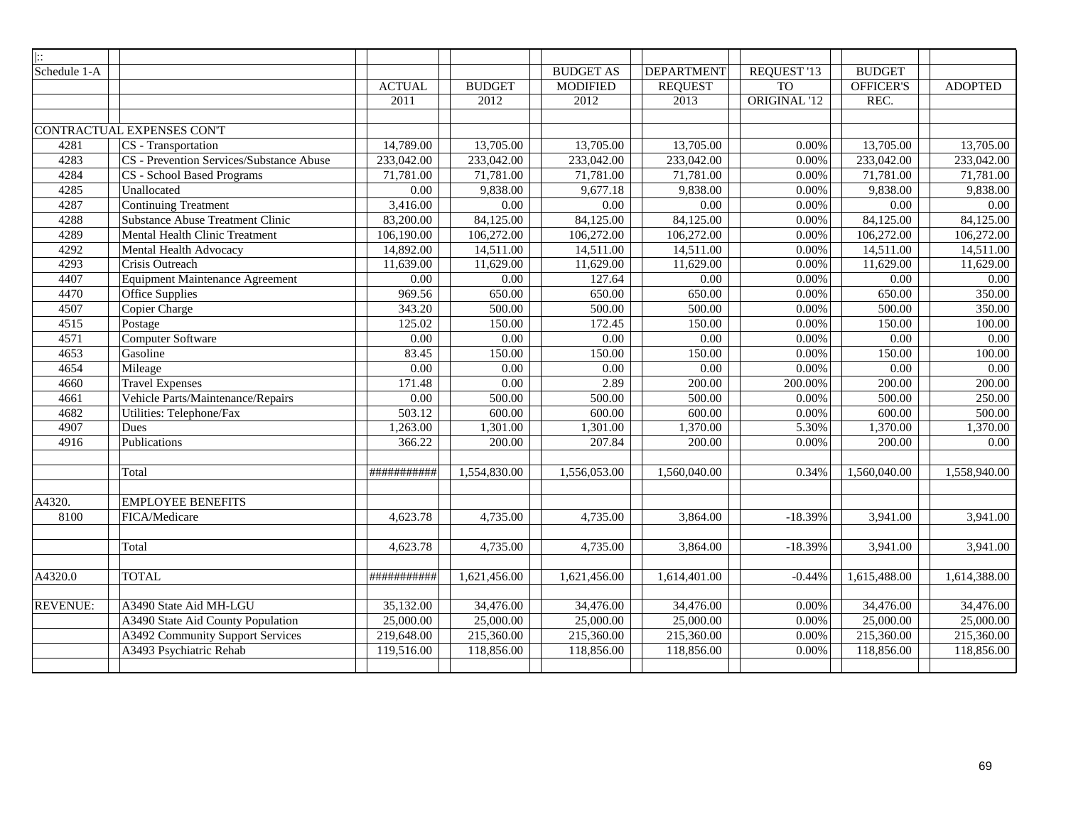| \|:: | | | | | | | | |
|---|---|---|---|---|---|---|---|---|
| Schedule 1-A | | | | BUDGET AS | DEPARTMENT | REQUEST '13 | BUDGET | |
| | | ACTUAL | BUDGET | MODIFIED | REQUEST | TO | OFFICER'S | ADOPTED |
| | | 2011 | 2012 | 2012 | 2013 | ORIGINAL '12 | REC. | |
| | | | | | | | | |
| | CONTRACTUAL EXPENSES CON'T | | | | | | | |
| 4281 | CS - Transportation | 14,789.00 | 13,705.00 | 13,705.00 | 13,705.00 | 0.00% | 13,705.00 | 13,705.00 |
| 4283 | CS - Prevention Services/Substance Abuse | 233,042.00 | 233,042.00 | 233,042.00 | 233,042.00 | 0.00% | 233,042.00 | 233,042.00 |
| 4284 | CS - School Based Programs | 71,781.00 | 71,781.00 | 71,781.00 | 71,781.00 | 0.00% | 71,781.00 | 71,781.00 |
| 4285 | Unallocated | 0.00 | 9,838.00 | 9,677.18 | 9,838.00 | 0.00% | 9,838.00 | 9,838.00 |
| 4287 | Continuing Treatment | 3,416.00 | 0.00 | 0.00 | 0.00 | 0.00% | 0.00 | 0.00 |
| 4288 | Substance Abuse Treatment Clinic | 83,200.00 | 84,125.00 | 84,125.00 | 84,125.00 | 0.00% | 84,125.00 | 84,125.00 |
| 4289 | Mental Health Clinic Treatment | 106,190.00 | 106,272.00 | 106,272.00 | 106,272.00 | 0.00% | 106,272.00 | 106,272.00 |
| 4292 | Mental Health Advocacy | 14,892.00 | 14,511.00 | 14,511.00 | 14,511.00 | 0.00% | 14,511.00 | 14,511.00 |
| 4293 | Crisis Outreach | 11,639.00 | 11,629.00 | 11,629.00 | 11,629.00 | 0.00% | 11,629.00 | 11,629.00 |
| 4407 | Equipment Maintenance Agreement | 0.00 | 0.00 | 127.64 | 0.00 | 0.00% | 0.00 | 0.00 |
| 4470 | Office Supplies | 969.56 | 650.00 | 650.00 | 650.00 | 0.00% | 650.00 | 350.00 |
| 4507 | Copier Charge | 343.20 | 500.00 | 500.00 | 500.00 | 0.00% | 500.00 | 350.00 |
| 4515 | Postage | 125.02 | 150.00 | 172.45 | 150.00 | 0.00% | 150.00 | 100.00 |
| 4571 | Computer Software | 0.00 | 0.00 | 0.00 | 0.00 | 0.00% | 0.00 | 0.00 |
| 4653 | Gasoline | 83.45 | 150.00 | 150.00 | 150.00 | 0.00% | 150.00 | 100.00 |
| 4654 | Mileage | 0.00 | 0.00 | 0.00 | 0.00 | 0.00% | 0.00 | 0.00 |
| 4660 | Travel Expenses | 171.48 | 0.00 | 2.89 | 200.00 | 200.00% | 200.00 | 200.00 |
| 4661 | Vehicle Parts/Maintenance/Repairs | 0.00 | 500.00 | 500.00 | 500.00 | 0.00% | 500.00 | 250.00 |
| 4682 | Utilities: Telephone/Fax | 503.12 | 600.00 | 600.00 | 600.00 | 0.00% | 600.00 | 500.00 |
| 4907 | Dues | 1,263.00 | 1,301.00 | 1,301.00 | 1,370.00 | 5.30% | 1,370.00 | 1,370.00 |
| 4916 | Publications | 366.22 | 200.00 | 207.84 | 200.00 | 0.00% | 200.00 | 0.00 |
| | | | | | | | | |
| | Total | ########### | 1,554,830.00 | 1,556,053.00 | 1,560,040.00 | 0.34% | 1,560,040.00 | 1,558,940.00 |
| | | | | | | | | |
| A4320. | EMPLOYEE BENEFITS | | | | | | | |
| 8100 | FICA/Medicare | 4,623.78 | 4,735.00 | 4,735.00 | 3,864.00 | -18.39% | 3,941.00 | 3,941.00 |
| | | | | | | | | |
| | Total | 4,623.78 | 4,735.00 | 4,735.00 | 3,864.00 | -18.39% | 3,941.00 | 3,941.00 |
| | | | | | | | | |
| A4320.0 | TOTAL | ########### | 1,621,456.00 | 1,621,456.00 | 1,614,401.00 | -0.44% | 1,615,488.00 | 1,614,388.00 |
| | | | | | | | | |
| REVENUE: | A3490 State Aid MH-LGU | 35,132.00 | 34,476.00 | 34,476.00 | 34,476.00 | 0.00% | 34,476.00 | 34,476.00 |
| | A3490 State Aid County Population | 25,000.00 | 25,000.00 | 25,000.00 | 25,000.00 | 0.00% | 25,000.00 | 25,000.00 |
| | A3492 Community Support Services | 219,648.00 | 215,360.00 | 215,360.00 | 215,360.00 | 0.00% | 215,360.00 | 215,360.00 |
| | A3493 Psychiatric Rehab | 119,516.00 | 118,856.00 | 118,856.00 | 118,856.00 | 0.00% | 118,856.00 | 118,856.00 |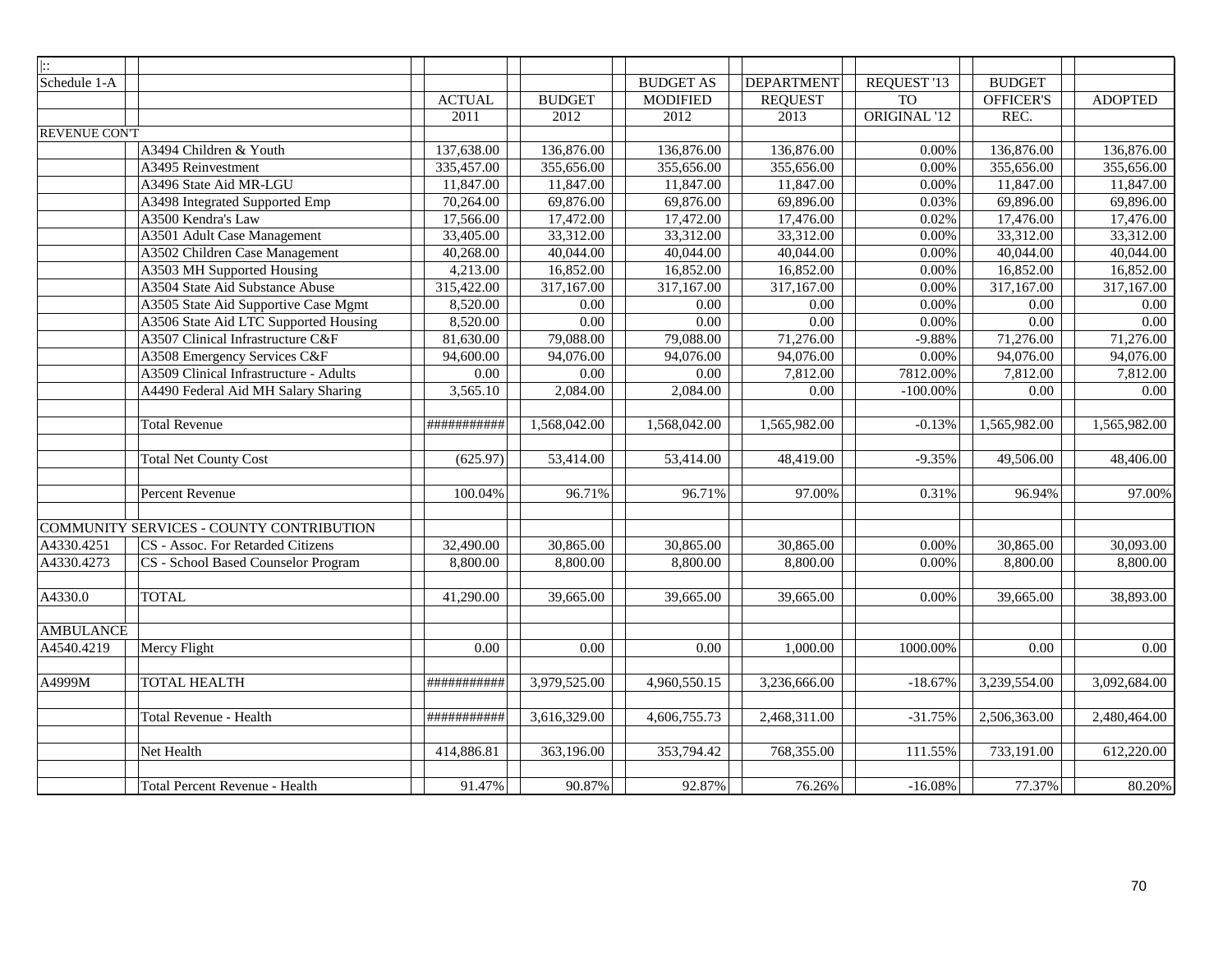| \|:: | | | | | | | | |
|---|---|---|---|---|---|---|---|---|
| Schedule 1-A | | | | BUDGET AS | DEPARTMENT | REQUEST '13 | BUDGET | |
| | | ACTUAL | BUDGET | MODIFIED | REQUEST | TO | OFFICER'S | ADOPTED |
| | | 2011 | 2012 | 2012 | 2013 | ORIGINAL '12 | REC. | |
| REVENUE CON'T | | | | | | | | |
| | A3494 Children & Youth | 137,638.00 | 136,876.00 | 136,876.00 | 136,876.00 | 0.00% | 136,876.00 | 136,876.00 |
| | A3495 Reinvestment | 335,457.00 | 355,656.00 | 355,656.00 | 355,656.00 | 0.00% | 355,656.00 | 355,656.00 |
| | A3496 State Aid MR-LGU | 11,847.00 | 11,847.00 | 11,847.00 | 11,847.00 | 0.00% | 11,847.00 | 11,847.00 |
| | A3498 Integrated Supported Emp | 70,264.00 | 69,876.00 | 69,876.00 | 69,896.00 | 0.03% | 69,896.00 | 69,896.00 |
| | A3500 Kendra's Law | 17,566.00 | 17,472.00 | 17,472.00 | 17,476.00 | 0.02% | 17,476.00 | 17,476.00 |
| | A3501 Adult Case Management | 33,405.00 | 33,312.00 | 33,312.00 | 33,312.00 | 0.00% | 33,312.00 | 33,312.00 |
| | A3502 Children Case Management | 40,268.00 | 40,044.00 | 40,044.00 | 40,044.00 | 0.00% | 40,044.00 | 40,044.00 |
| | A3503 MH Supported Housing | 4,213.00 | 16,852.00 | 16,852.00 | 16,852.00 | 0.00% | 16,852.00 | 16,852.00 |
| | A3504 State Aid Substance Abuse | 315,422.00 | 317,167.00 | 317,167.00 | 317,167.00 | 0.00% | 317,167.00 | 317,167.00 |
| | A3505 State Aid Supportive Case Mgmt | 8,520.00 | 0.00 | 0.00 | 0.00 | 0.00% | 0.00 | 0.00 |
| | A3506 State Aid LTC Supported Housing | 8,520.00 | 0.00 | 0.00 | 0.00 | 0.00% | 0.00 | 0.00 |
| | A3507 Clinical Infrastructure C&F | 81,630.00 | 79,088.00 | 79,088.00 | 71,276.00 | -9.88% | 71,276.00 | 71,276.00 |
| | A3508 Emergency Services C&F | 94,600.00 | 94,076.00 | 94,076.00 | 94,076.00 | 0.00% | 94,076.00 | 94,076.00 |
| | A3509 Clinical Infrastructure - Adults | 0.00 | 0.00 | 0.00 | 7,812.00 | 7812.00% | 7,812.00 | 7,812.00 |
| | A4490 Federal Aid MH Salary Sharing | 3,565.10 | 2,084.00 | 2,084.00 | 0.00 | -100.00% | 0.00 | 0.00 |
| | | | | | | | | |
| | Total Revenue | ########### | 1,568,042.00 | 1,568,042.00 | 1,565,982.00 | -0.13% | 1,565,982.00 | 1,565,982.00 |
| | | | | | | | | |
| | Total Net County Cost | (625.97) | 53,414.00 | 53,414.00 | 48,419.00 | -9.35% | 49,506.00 | 48,406.00 |
| | | | | | | | | |
| | Percent Revenue | 100.04% | 96.71% | 96.71% | 97.00% | 0.31% | 96.94% | 97.00% |
| | | | | | | | | |
| COMMUNITY SERVICES - COUNTY CONTRIBUTION | | | | | | | | |
| A4330.4251 | CS - Assoc. For Retarded Citizens | 32,490.00 | 30,865.00 | 30,865.00 | 30,865.00 | 0.00% | 30,865.00 | 30,093.00 |
| A4330.4273 | CS - School Based Counselor Program | 8,800.00 | 8,800.00 | 8,800.00 | 8,800.00 | 0.00% | 8,800.00 | 8,800.00 |
| | | | | | | | | |
| A4330.0 | TOTAL | 41,290.00 | 39,665.00 | 39,665.00 | 39,665.00 | 0.00% | 39,665.00 | 38,893.00 |
| | | | | | | | | |
| AMBULANCE | | | | | | | | |
| A4540.4219 | Mercy Flight | 0.00 | 0.00 | 0.00 | 1,000.00 | 1000.00% | 0.00 | 0.00 |
| | | | | | | | | |
| A4999M | TOTAL HEALTH | ########### | 3,979,525.00 | 4,960,550.15 | 3,236,666.00 | -18.67% | 3,239,554.00 | 3,092,684.00 |
| | | | | | | | | |
| | Total Revenue - Health | ########### | 3,616,329.00 | 4,606,755.73 | 2,468,311.00 | -31.75% | 2,506,363.00 | 2,480,464.00 |
| | | | | | | | | |
| | Net Health | 414,886.81 | 363,196.00 | 353,794.42 | 768,355.00 | 111.55% | 733,191.00 | 612,220.00 |
| | | | | | | | | |
| | Total Percent Revenue - Health | 91.47% | 90.87% | 92.87% | 76.26% | -16.08% | 77.37% | 80.20% |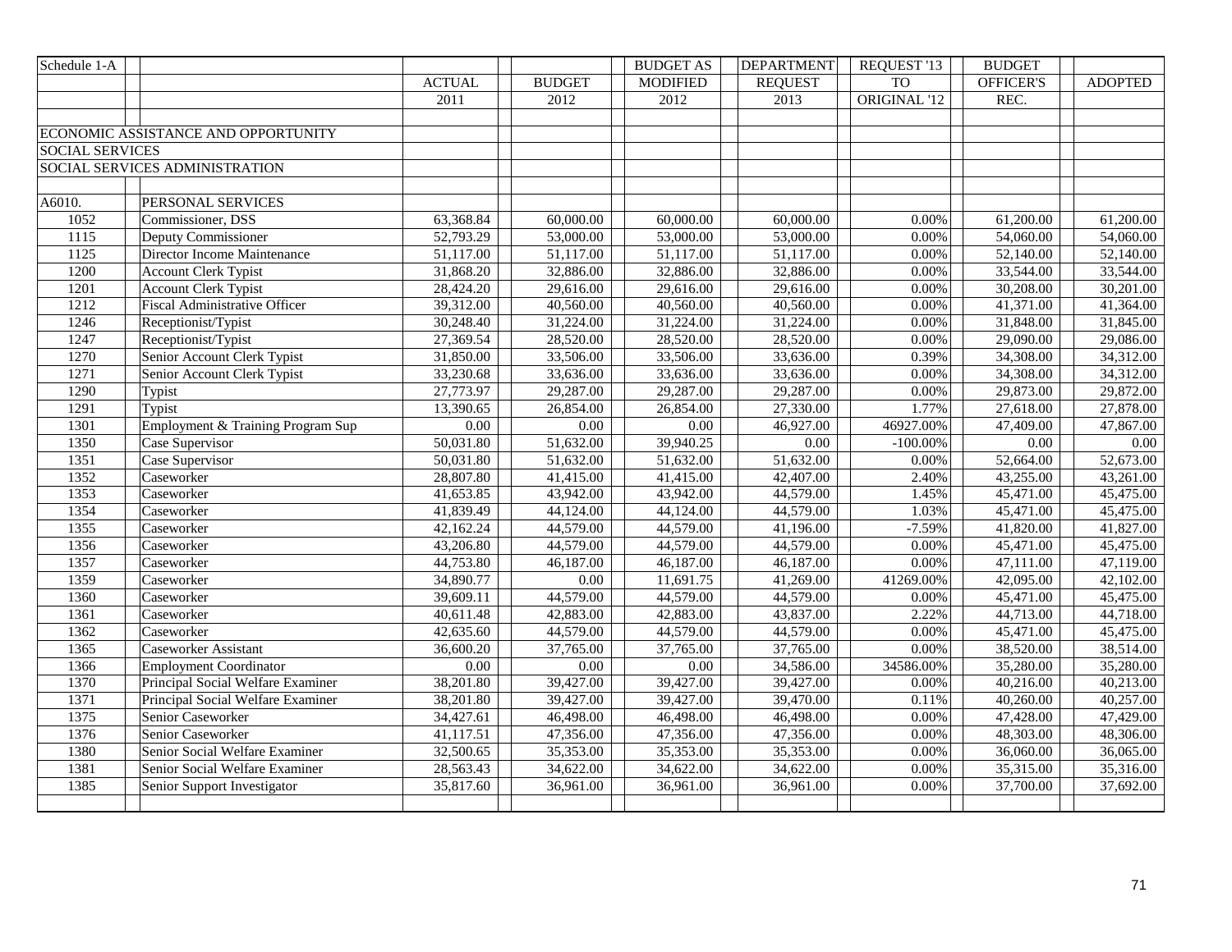| Schedule 1-A | | ACTUAL | BUDGET | BUDGET AS MODIFIED | DEPARTMENT REQUEST | REQUEST '13 TO ORIGINAL '12 | BUDGET OFFICER'S REC. | ADOPTED |
|---|---|---|---|---|---|---|---|---|
| | | 2011 | 2012 | 2012 | 2013 | | | |
| ECONOMIC ASSISTANCE AND OPPORTUNITY | | | | | | | | |
| SOCIAL SERVICES | | | | | | | | |
| SOCIAL SERVICES ADMINISTRATION | | | | | | | | |
| A6010. | PERSONAL SERVICES | | | | | | | |
| 1052 | Commissioner, DSS | 63,368.84 | 60,000.00 | 60,000.00 | 60,000.00 | 0.00% | 61,200.00 | 61,200.00 |
| 1115 | Deputy Commissioner | 52,793.29 | 53,000.00 | 53,000.00 | 53,000.00 | 0.00% | 54,060.00 | 54,060.00 |
| 1125 | Director Income Maintenance | 51,117.00 | 51,117.00 | 51,117.00 | 51,117.00 | 0.00% | 52,140.00 | 52,140.00 |
| 1200 | Account Clerk Typist | 31,868.20 | 32,886.00 | 32,886.00 | 32,886.00 | 0.00% | 33,544.00 | 33,544.00 |
| 1201 | Account Clerk Typist | 28,424.20 | 29,616.00 | 29,616.00 | 29,616.00 | 0.00% | 30,208.00 | 30,201.00 |
| 1212 | Fiscal Administrative Officer | 39,312.00 | 40,560.00 | 40,560.00 | 40,560.00 | 0.00% | 41,371.00 | 41,364.00 |
| 1246 | Receptionist/Typist | 30,248.40 | 31,224.00 | 31,224.00 | 31,224.00 | 0.00% | 31,848.00 | 31,845.00 |
| 1247 | Receptionist/Typist | 27,369.54 | 28,520.00 | 28,520.00 | 28,520.00 | 0.00% | 29,090.00 | 29,086.00 |
| 1270 | Senior Account Clerk Typist | 31,850.00 | 33,506.00 | 33,506.00 | 33,636.00 | 0.39% | 34,308.00 | 34,312.00 |
| 1271 | Senior Account Clerk Typist | 33,230.68 | 33,636.00 | 33,636.00 | 33,636.00 | 0.00% | 34,308.00 | 34,312.00 |
| 1290 | Typist | 27,773.97 | 29,287.00 | 29,287.00 | 29,287.00 | 0.00% | 29,873.00 | 29,872.00 |
| 1291 | Typist | 13,390.65 | 26,854.00 | 26,854.00 | 27,330.00 | 1.77% | 27,618.00 | 27,878.00 |
| 1301 | Employment & Training Program Sup | 0.00 | 0.00 | 0.00 | 46,927.00 | 46927.00% | 47,409.00 | 47,867.00 |
| 1350 | Case Supervisor | 50,031.80 | 51,632.00 | 39,940.25 | 0.00 | -100.00% | 0.00 | 0.00 |
| 1351 | Case Supervisor | 50,031.80 | 51,632.00 | 51,632.00 | 51,632.00 | 0.00% | 52,664.00 | 52,673.00 |
| 1352 | Caseworker | 28,807.80 | 41,415.00 | 41,415.00 | 42,407.00 | 2.40% | 43,255.00 | 43,261.00 |
| 1353 | Caseworker | 41,653.85 | 43,942.00 | 43,942.00 | 44,579.00 | 1.45% | 45,471.00 | 45,475.00 |
| 1354 | Caseworker | 41,839.49 | 44,124.00 | 44,124.00 | 44,579.00 | 1.03% | 45,471.00 | 45,475.00 |
| 1355 | Caseworker | 42,162.24 | 44,579.00 | 44,579.00 | 41,196.00 | -7.59% | 41,820.00 | 41,827.00 |
| 1356 | Caseworker | 43,206.80 | 44,579.00 | 44,579.00 | 44,579.00 | 0.00% | 45,471.00 | 45,475.00 |
| 1357 | Caseworker | 44,753.80 | 46,187.00 | 46,187.00 | 46,187.00 | 0.00% | 47,111.00 | 47,119.00 |
| 1359 | Caseworker | 34,890.77 | 0.00 | 11,691.75 | 41,269.00 | 41269.00% | 42,095.00 | 42,102.00 |
| 1360 | Caseworker | 39,609.11 | 44,579.00 | 44,579.00 | 44,579.00 | 0.00% | 45,471.00 | 45,475.00 |
| 1361 | Caseworker | 40,611.48 | 42,883.00 | 42,883.00 | 43,837.00 | 2.22% | 44,713.00 | 44,718.00 |
| 1362 | Caseworker | 42,635.60 | 44,579.00 | 44,579.00 | 44,579.00 | 0.00% | 45,471.00 | 45,475.00 |
| 1365 | Caseworker Assistant | 36,600.20 | 37,765.00 | 37,765.00 | 37,765.00 | 0.00% | 38,520.00 | 38,514.00 |
| 1366 | Employment Coordinator | 0.00 | 0.00 | 0.00 | 34,586.00 | 34586.00% | 35,280.00 | 35,280.00 |
| 1370 | Principal Social Welfare Examiner | 38,201.80 | 39,427.00 | 39,427.00 | 39,427.00 | 0.00% | 40,216.00 | 40,213.00 |
| 1371 | Principal Social Welfare Examiner | 38,201.80 | 39,427.00 | 39,427.00 | 39,470.00 | 0.11% | 40,260.00 | 40,257.00 |
| 1375 | Senior Caseworker | 34,427.61 | 46,498.00 | 46,498.00 | 46,498.00 | 0.00% | 47,428.00 | 47,429.00 |
| 1376 | Senior Caseworker | 41,117.51 | 47,356.00 | 47,356.00 | 47,356.00 | 0.00% | 48,303.00 | 48,306.00 |
| 1380 | Senior Social Welfare Examiner | 32,500.65 | 35,353.00 | 35,353.00 | 35,353.00 | 0.00% | 36,060.00 | 36,065.00 |
| 1381 | Senior Social Welfare Examiner | 28,563.43 | 34,622.00 | 34,622.00 | 34,622.00 | 0.00% | 35,315.00 | 35,316.00 |
| 1385 | Senior Support Investigator | 35,817.60 | 36,961.00 | 36,961.00 | 36,961.00 | 0.00% | 37,700.00 | 37,692.00 |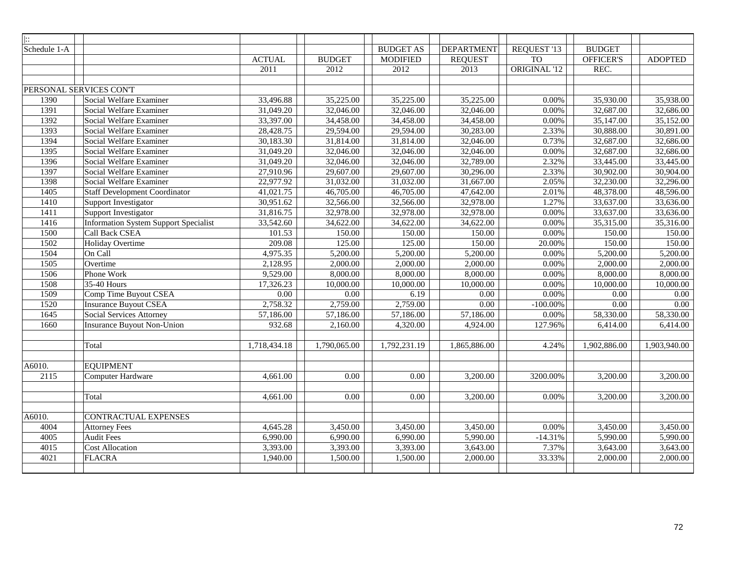| \|:: | | | | | | | | |
|---|---|---|---|---|---|---|---|---|
| Schedule 1-A | | | | BUDGET AS | DEPARTMENT | REQUEST '13 | BUDGET | |
| | | ACTUAL | BUDGET | MODIFIED | REQUEST | TO | OFFICER'S | ADOPTED |
| | | 2011 | 2012 | 2012 | 2013 | ORIGINAL '12 | REC. | |
| | | | | | | | | |
| PERSONAL SERVICES CON'T | | | | | | | | |
| 1390 | Social Welfare Examiner | 33,496.88 | 35,225.00 | 35,225.00 | 35,225.00 | 0.00% | 35,930.00 | 35,938.00 |
| 1391 | Social Welfare Examiner | 31,049.20 | 32,046.00 | 32,046.00 | 32,046.00 | 0.00% | 32,687.00 | 32,686.00 |
| 1392 | Social Welfare Examiner | 33,397.00 | 34,458.00 | 34,458.00 | 34,458.00 | 0.00% | 35,147.00 | 35,152.00 |
| 1393 | Social Welfare Examiner | 28,428.75 | 29,594.00 | 29,594.00 | 30,283.00 | 2.33% | 30,888.00 | 30,891.00 |
| 1394 | Social Welfare Examiner | 30,183.30 | 31,814.00 | 31,814.00 | 32,046.00 | 0.73% | 32,687.00 | 32,686.00 |
| 1395 | Social Welfare Examiner | 31,049.20 | 32,046.00 | 32,046.00 | 32,046.00 | 0.00% | 32,687.00 | 32,686.00 |
| 1396 | Social Welfare Examiner | 31,049.20 | 32,046.00 | 32,046.00 | 32,789.00 | 2.32% | 33,445.00 | 33,445.00 |
| 1397 | Social Welfare Examiner | 27,910.96 | 29,607.00 | 29,607.00 | 30,296.00 | 2.33% | 30,902.00 | 30,904.00 |
| 1398 | Social Welfare Examiner | 22,977.92 | 31,032.00 | 31,032.00 | 31,667.00 | 2.05% | 32,230.00 | 32,296.00 |
| 1405 | Staff Development Coordinator | 41,021.75 | 46,705.00 | 46,705.00 | 47,642.00 | 2.01% | 48,378.00 | 48,596.00 |
| 1410 | Support Investigator | 30,951.62 | 32,566.00 | 32,566.00 | 32,978.00 | 1.27% | 33,637.00 | 33,636.00 |
| 1411 | Support Investigator | 31,816.75 | 32,978.00 | 32,978.00 | 32,978.00 | 0.00% | 33,637.00 | 33,636.00 |
| 1416 | Information System Support Specialist | 33,542.60 | 34,622.00 | 34,622.00 | 34,622.00 | 0.00% | 35,315.00 | 35,316.00 |
| 1500 | Call Back CSEA | 101.53 | 150.00 | 150.00 | 150.00 | 0.00% | 150.00 | 150.00 |
| 1502 | Holiday Overtime | 209.08 | 125.00 | 125.00 | 150.00 | 20.00% | 150.00 | 150.00 |
| 1504 | On Call | 4,975.35 | 5,200.00 | 5,200.00 | 5,200.00 | 0.00% | 5,200.00 | 5,200.00 |
| 1505 | Overtime | 2,128.95 | 2,000.00 | 2,000.00 | 2,000.00 | 0.00% | 2,000.00 | 2,000.00 |
| 1506 | Phone Work | 9,529.00 | 8,000.00 | 8,000.00 | 8,000.00 | 0.00% | 8,000.00 | 8,000.00 |
| 1508 | 35-40 Hours | 17,326.23 | 10,000.00 | 10,000.00 | 10,000.00 | 0.00% | 10,000.00 | 10,000.00 |
| 1509 | Comp Time Buyout CSEA | 0.00 | 0.00 | 6.19 | 0.00 | 0.00% | 0.00 | 0.00 |
| 1520 | Insurance Buyout CSEA | 2,758.32 | 2,759.00 | 2,759.00 | 0.00 | -100.00% | 0.00 | 0.00 |
| 1645 | Social Services Attorney | 57,186.00 | 57,186.00 | 57,186.00 | 57,186.00 | 0.00% | 58,330.00 | 58,330.00 |
| 1660 | Insurance Buyout Non-Union | 932.68 | 2,160.00 | 4,320.00 | 4,924.00 | 127.96% | 6,414.00 | 6,414.00 |
| | | | | | | | | |
| | Total | 1,718,434.18 | 1,790,065.00 | 1,792,231.19 | 1,865,886.00 | 4.24% | 1,902,886.00 | 1,903,940.00 |
| | | | | | | | | |
| A6010. | EQUIPMENT | | | | | | | |
| 2115 | Computer Hardware | 4,661.00 | 0.00 | 0.00 | 3,200.00 | 3200.00% | 3,200.00 | 3,200.00 |
| | | | | | | | | |
| | Total | 4,661.00 | 0.00 | 0.00 | 3,200.00 | 0.00% | 3,200.00 | 3,200.00 |
| | | | | | | | | |
| A6010. | CONTRACTUAL EXPENSES | | | | | | | |
| 4004 | Attorney Fees | 4,645.28 | 3,450.00 | 3,450.00 | 3,450.00 | 0.00% | 3,450.00 | 3,450.00 |
| 4005 | Audit Fees | 6,990.00 | 6,990.00 | 6,990.00 | 5,990.00 | -14.31% | 5,990.00 | 5,990.00 |
| 4015 | Cost Allocation | 3,393.00 | 3,393.00 | 3,393.00 | 3,643.00 | 7.37% | 3,643.00 | 3,643.00 |
| 4021 | FLACRA | 1,940.00 | 1,500.00 | 1,500.00 | 2,000.00 | 33.33% | 2,000.00 | 2,000.00 |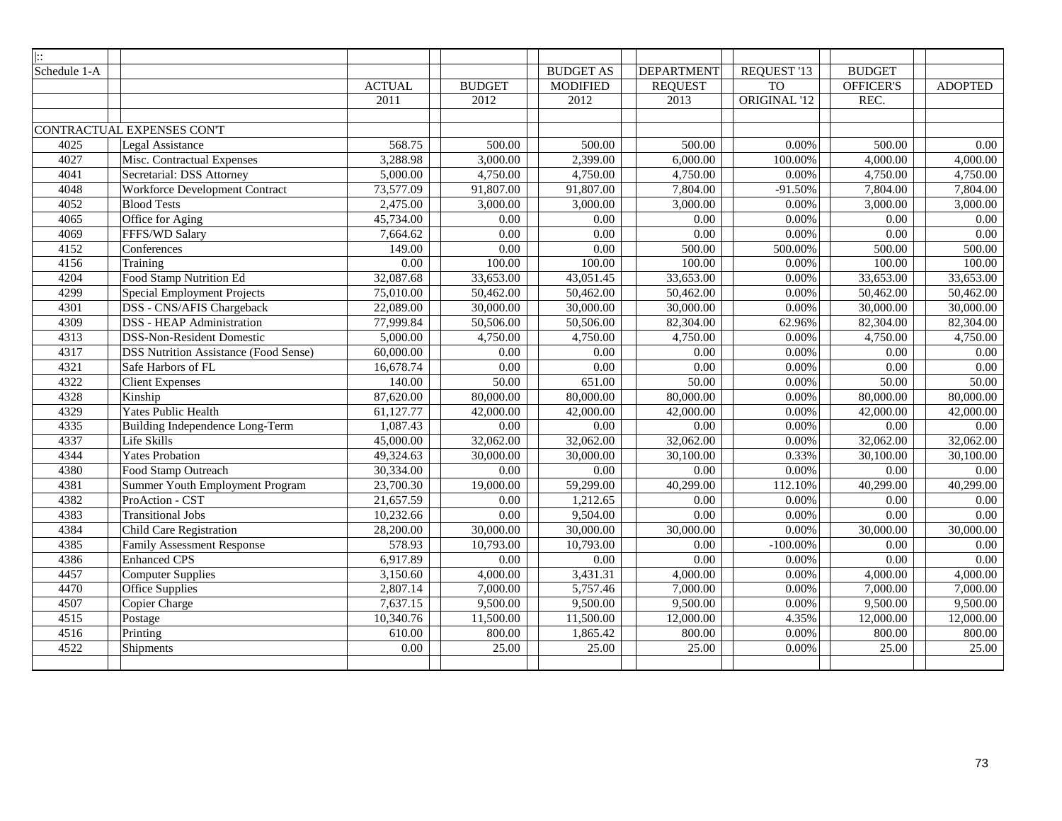| Schedule 1-A | | ACTUAL 2011 | BUDGET 2012 | BUDGET AS MODIFIED 2012 | DEPARTMENT REQUEST 2013 | REQUEST '13 TO ORIGINAL '12 | BUDGET OFFICER'S REC. | ADOPTED |
|---|---|---|---|---|---|---|---|---|
| CONTRACTUAL EXPENSES CON'T | | | | | | | | |
| 4025 | Legal Assistance | 568.75 | 500.00 | 500.00 | 500.00 | 0.00% | 500.00 | 0.00 |
| 4027 | Misc. Contractual Expenses | 3,288.98 | 3,000.00 | 2,399.00 | 6,000.00 | 100.00% | 4,000.00 | 4,000.00 |
| 4041 | Secretarial: DSS Attorney | 5,000.00 | 4,750.00 | 4,750.00 | 4,750.00 | 0.00% | 4,750.00 | 4,750.00 |
| 4048 | Workforce Development Contract | 73,577.09 | 91,807.00 | 91,807.00 | 7,804.00 | -91.50% | 7,804.00 | 7,804.00 |
| 4052 | Blood Tests | 2,475.00 | 3,000.00 | 3,000.00 | 3,000.00 | 0.00% | 3,000.00 | 3,000.00 |
| 4065 | Office for Aging | 45,734.00 | 0.00 | 0.00 | 0.00 | 0.00% | 0.00 | 0.00 |
| 4069 | FFFS/WD Salary | 7,664.62 | 0.00 | 0.00 | 0.00 | 0.00% | 0.00 | 0.00 |
| 4152 | Conferences | 149.00 | 0.00 | 0.00 | 500.00 | 500.00% | 500.00 | 500.00 |
| 4156 | Training | 0.00 | 100.00 | 100.00 | 100.00 | 0.00% | 100.00 | 100.00 |
| 4204 | Food Stamp Nutrition Ed | 32,087.68 | 33,653.00 | 43,051.45 | 33,653.00 | 0.00% | 33,653.00 | 33,653.00 |
| 4299 | Special Employment Projects | 75,010.00 | 50,462.00 | 50,462.00 | 50,462.00 | 0.00% | 50,462.00 | 50,462.00 |
| 4301 | DSS - CNS/AFIS Chargeback | 22,089.00 | 30,000.00 | 30,000.00 | 30,000.00 | 0.00% | 30,000.00 | 30,000.00 |
| 4309 | DSS - HEAP Administration | 77,999.84 | 50,506.00 | 50,506.00 | 82,304.00 | 62.96% | 82,304.00 | 82,304.00 |
| 4313 | DSS-Non-Resident Domestic | 5,000.00 | 4,750.00 | 4,750.00 | 4,750.00 | 0.00% | 4,750.00 | 4,750.00 |
| 4317 | DSS Nutrition Assistance (Food Sense) | 60,000.00 | 0.00 | 0.00 | 0.00 | 0.00% | 0.00 | 0.00 |
| 4321 | Safe Harbors of FL | 16,678.74 | 0.00 | 0.00 | 0.00 | 0.00% | 0.00 | 0.00 |
| 4322 | Client Expenses | 140.00 | 50.00 | 651.00 | 50.00 | 0.00% | 50.00 | 50.00 |
| 4328 | Kinship | 87,620.00 | 80,000.00 | 80,000.00 | 80,000.00 | 0.00% | 80,000.00 | 80,000.00 |
| 4329 | Yates Public Health | 61,127.77 | 42,000.00 | 42,000.00 | 42,000.00 | 0.00% | 42,000.00 | 42,000.00 |
| 4335 | Building Independence Long-Term | 1,087.43 | 0.00 | 0.00 | 0.00 | 0.00% | 0.00 | 0.00 |
| 4337 | Life Skills | 45,000.00 | 32,062.00 | 32,062.00 | 32,062.00 | 0.00% | 32,062.00 | 32,062.00 |
| 4344 | Yates Probation | 49,324.63 | 30,000.00 | 30,000.00 | 30,100.00 | 0.33% | 30,100.00 | 30,100.00 |
| 4380 | Food Stamp Outreach | 30,334.00 | 0.00 | 0.00 | 0.00 | 0.00% | 0.00 | 0.00 |
| 4381 | Summer Youth Employment Program | 23,700.30 | 19,000.00 | 59,299.00 | 40,299.00 | 112.10% | 40,299.00 | 40,299.00 |
| 4382 | ProAction - CST | 21,657.59 | 0.00 | 1,212.65 | 0.00 | 0.00% | 0.00 | 0.00 |
| 4383 | Transitional Jobs | 10,232.66 | 0.00 | 9,504.00 | 0.00 | 0.00% | 0.00 | 0.00 |
| 4384 | Child Care Registration | 28,200.00 | 30,000.00 | 30,000.00 | 30,000.00 | 0.00% | 30,000.00 | 30,000.00 |
| 4385 | Family Assessment Response | 578.93 | 10,793.00 | 10,793.00 | 0.00 | -100.00% | 0.00 | 0.00 |
| 4386 | Enhanced CPS | 6,917.89 | 0.00 | 0.00 | 0.00 | 0.00% | 0.00 | 0.00 |
| 4457 | Computer Supplies | 3,150.60 | 4,000.00 | 3,431.31 | 4,000.00 | 0.00% | 4,000.00 | 4,000.00 |
| 4470 | Office Supplies | 2,807.14 | 7,000.00 | 5,757.46 | 7,000.00 | 0.00% | 7,000.00 | 7,000.00 |
| 4507 | Copier Charge | 7,637.15 | 9,500.00 | 9,500.00 | 9,500.00 | 0.00% | 9,500.00 | 9,500.00 |
| 4515 | Postage | 10,340.76 | 11,500.00 | 11,500.00 | 12,000.00 | 4.35% | 12,000.00 | 12,000.00 |
| 4516 | Printing | 610.00 | 800.00 | 1,865.42 | 800.00 | 0.00% | 800.00 | 800.00 |
| 4522 | Shipments | 0.00 | 25.00 | 25.00 | 25.00 | 0.00% | 25.00 | 25.00 |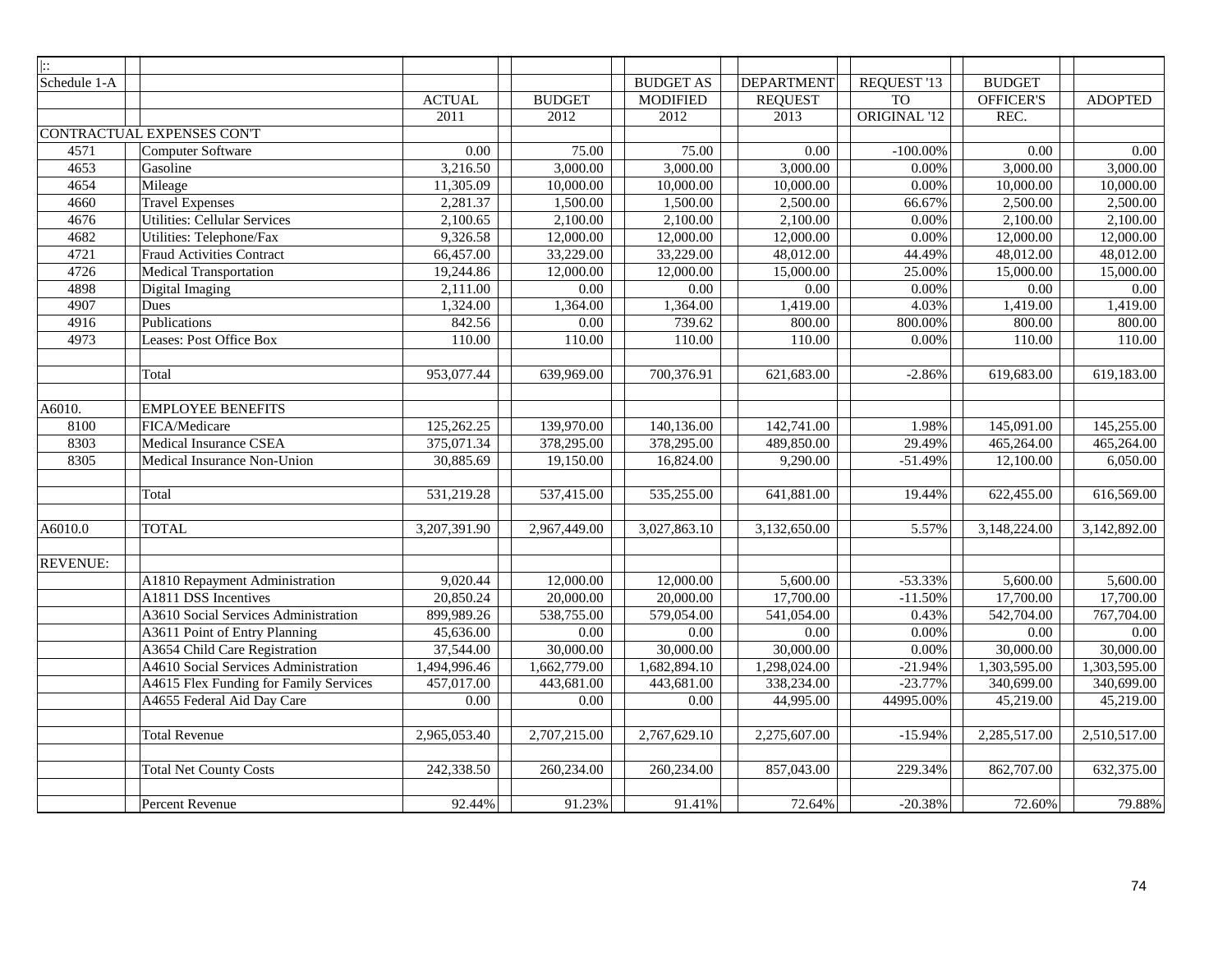| \|:: | | | | | | | | |
|---|---|---|---|---|---|---|---|---|
| Schedule 1-A | | | | BUDGET AS | DEPARTMENT | REQUEST '13 | BUDGET | |
| | | ACTUAL | BUDGET | MODIFIED | REQUEST | TO | OFFICER'S | ADOPTED |
| | | 2011 | 2012 | 2012 | 2013 | ORIGINAL '12 | REC. | |
| CONTRACTUAL EXPENSES CON'T | | | | | | | | |
| 4571 | Computer Software | 0.00 | 75.00 | 75.00 | 0.00 | -100.00% | 0.00 | 0.00 |
| 4653 | Gasoline | 3,216.50 | 3,000.00 | 3,000.00 | 3,000.00 | 0.00% | 3,000.00 | 3,000.00 |
| 4654 | Mileage | 11,305.09 | 10,000.00 | 10,000.00 | 10,000.00 | 0.00% | 10,000.00 | 10,000.00 |
| 4660 | Travel Expenses | 2,281.37 | 1,500.00 | 1,500.00 | 2,500.00 | 66.67% | 2,500.00 | 2,500.00 |
| 4676 | Utilities: Cellular Services | 2,100.65 | 2,100.00 | 2,100.00 | 2,100.00 | 0.00% | 2,100.00 | 2,100.00 |
| 4682 | Utilities: Telephone/Fax | 9,326.58 | 12,000.00 | 12,000.00 | 12,000.00 | 0.00% | 12,000.00 | 12,000.00 |
| 4721 | Fraud Activities Contract | 66,457.00 | 33,229.00 | 33,229.00 | 48,012.00 | 44.49% | 48,012.00 | 48,012.00 |
| 4726 | Medical Transportation | 19,244.86 | 12,000.00 | 12,000.00 | 15,000.00 | 25.00% | 15,000.00 | 15,000.00 |
| 4898 | Digital Imaging | 2,111.00 | 0.00 | 0.00 | 0.00 | 0.00% | 0.00 | 0.00 |
| 4907 | Dues | 1,324.00 | 1,364.00 | 1,364.00 | 1,419.00 | 4.03% | 1,419.00 | 1,419.00 |
| 4916 | Publications | 842.56 | 0.00 | 739.62 | 800.00 | 800.00% | 800.00 | 800.00 |
| 4973 | Leases: Post Office Box | 110.00 | 110.00 | 110.00 | 110.00 | 0.00% | 110.00 | 110.00 |
| | | | | | | | | |
| | Total | 953,077.44 | 639,969.00 | 700,376.91 | 621,683.00 | -2.86% | 619,683.00 | 619,183.00 |
| | | | | | | | | |
| A6010. | EMPLOYEE BENEFITS | | | | | | | |
| 8100 | FICA/Medicare | 125,262.25 | 139,970.00 | 140,136.00 | 142,741.00 | 1.98% | 145,091.00 | 145,255.00 |
| 8303 | Medical Insurance CSEA | 375,071.34 | 378,295.00 | 378,295.00 | 489,850.00 | 29.49% | 465,264.00 | 465,264.00 |
| 8305 | Medical Insurance Non-Union | 30,885.69 | 19,150.00 | 16,824.00 | 9,290.00 | -51.49% | 12,100.00 | 6,050.00 |
| | | | | | | | | |
| | Total | 531,219.28 | 537,415.00 | 535,255.00 | 641,881.00 | 19.44% | 622,455.00 | 616,569.00 |
| | | | | | | | | |
| A6010.0 | TOTAL | 3,207,391.90 | 2,967,449.00 | 3,027,863.10 | 3,132,650.00 | 5.57% | 3,148,224.00 | 3,142,892.00 |
| | | | | | | | | |
| REVENUE: | | | | | | | | |
| | A1810 Repayment Administration | 9,020.44 | 12,000.00 | 12,000.00 | 5,600.00 | -53.33% | 5,600.00 | 5,600.00 |
| | A1811 DSS Incentives | 20,850.24 | 20,000.00 | 20,000.00 | 17,700.00 | -11.50% | 17,700.00 | 17,700.00 |
| | A3610 Social Services Administration | 899,989.26 | 538,755.00 | 579,054.00 | 541,054.00 | 0.43% | 542,704.00 | 767,704.00 |
| | A3611 Point of Entry Planning | 45,636.00 | 0.00 | 0.00 | 0.00 | 0.00% | 0.00 | 0.00 |
| | A3654 Child Care Registration | 37,544.00 | 30,000.00 | 30,000.00 | 30,000.00 | 0.00% | 30,000.00 | 30,000.00 |
| | A4610 Social Services Administration | 1,494,996.46 | 1,662,779.00 | 1,682,894.10 | 1,298,024.00 | -21.94% | 1,303,595.00 | 1,303,595.00 |
| | A4615 Flex Funding for Family Services | 457,017.00 | 443,681.00 | 443,681.00 | 338,234.00 | -23.77% | 340,699.00 | 340,699.00 |
| | A4655 Federal Aid Day Care | 0.00 | 0.00 | 0.00 | 44,995.00 | 44995.00% | 45,219.00 | 45,219.00 |
| | | | | | | | | |
| | Total Revenue | 2,965,053.40 | 2,707,215.00 | 2,767,629.10 | 2,275,607.00 | -15.94% | 2,285,517.00 | 2,510,517.00 |
| | | | | | | | | |
| | Total Net County Costs | 242,338.50 | 260,234.00 | 260,234.00 | 857,043.00 | 229.34% | 862,707.00 | 632,375.00 |
| | | | | | | | | |
| | Percent Revenue | 92.44% | 91.23% | 91.41% | 72.64% | -20.38% | 72.60% | 79.88% |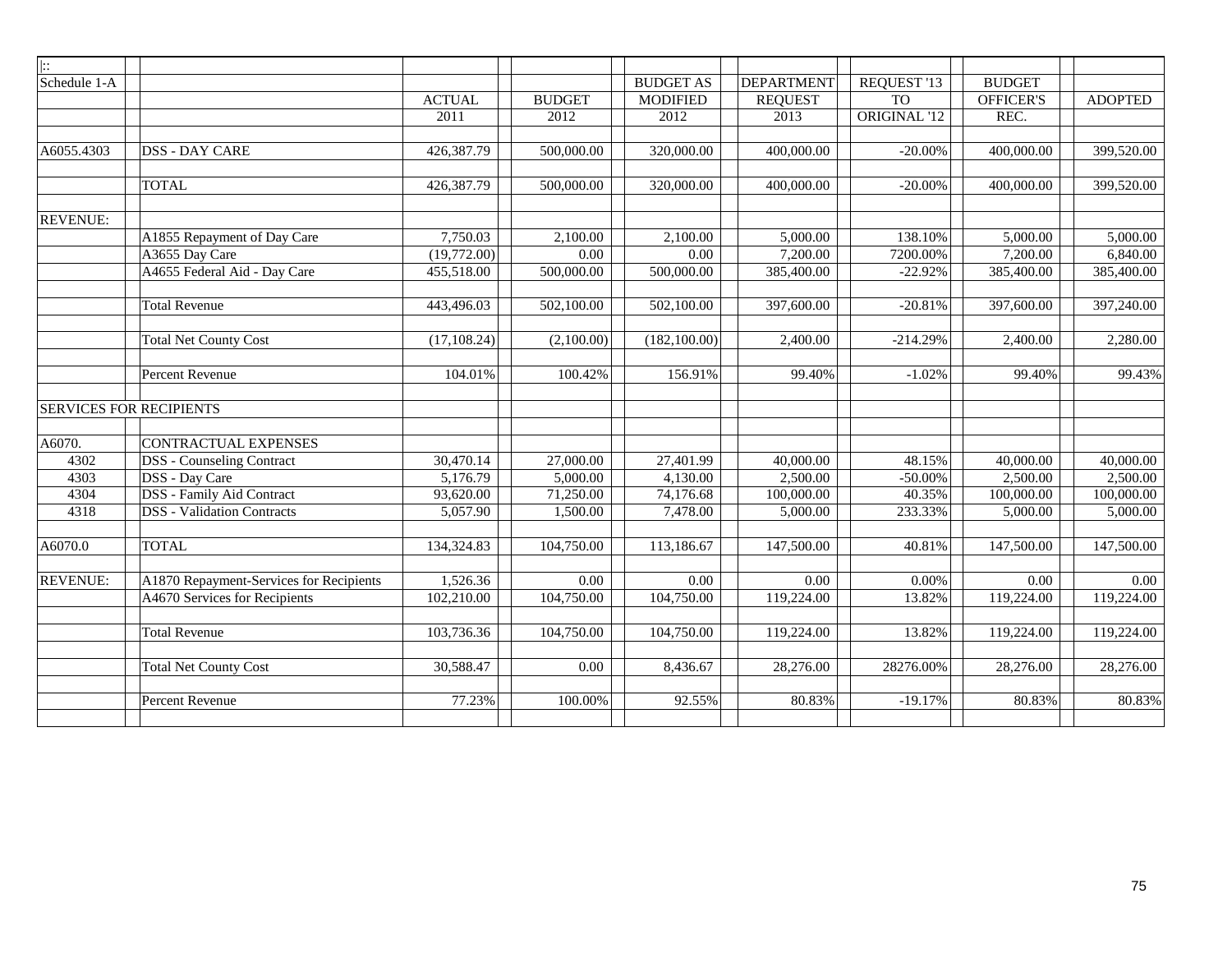| \|:: | | | | | | | | |
|---|---|---|---|---|---|---|---|---|
| Schedule 1-A | | | | BUDGET AS | DEPARTMENT | REQUEST '13 | BUDGET | |
| | | ACTUAL | BUDGET | MODIFIED | REQUEST | TO | OFFICER'S | ADOPTED |
| | | 2011 | 2012 | 2012 | 2013 | ORIGINAL '12 | REC. | |
| A6055.4303 | DSS - DAY CARE | 426,387.79 | 500,000.00 | 320,000.00 | 400,000.00 | -20.00% | 400,000.00 | 399,520.00 |
| | TOTAL | 426,387.79 | 500,000.00 | 320,000.00 | 400,000.00 | -20.00% | 400,000.00 | 399,520.00 |
| REVENUE: | | | | | | | | |
| | A1855 Repayment of Day Care | 7,750.03 | 2,100.00 | 2,100.00 | 5,000.00 | 138.10% | 5,000.00 | 5,000.00 |
| | A3655 Day Care | (19,772.00) | 0.00 | 0.00 | 7,200.00 | 7200.00% | 7,200.00 | 6,840.00 |
| | A4655 Federal Aid - Day Care | 455,518.00 | 500,000.00 | 500,000.00 | 385,400.00 | -22.92% | 385,400.00 | 385,400.00 |
| | Total Revenue | 443,496.03 | 502,100.00 | 502,100.00 | 397,600.00 | -20.81% | 397,600.00 | 397,240.00 |
| | Total Net County Cost | (17,108.24) | (2,100.00) | (182,100.00) | 2,400.00 | -214.29% | 2,400.00 | 2,280.00 |
| | Percent Revenue | 104.01% | 100.42% | 156.91% | 99.40% | -1.02% | 99.40% | 99.43% |
| SERVICES FOR RECIPIENTS | | | | | | | | |
| A6070. | CONTRACTUAL EXPENSES | | | | | | | |
| 4302 | DSS - Counseling Contract | 30,470.14 | 27,000.00 | 27,401.99 | 40,000.00 | 48.15% | 40,000.00 | 40,000.00 |
| 4303 | DSS - Day Care | 5,176.79 | 5,000.00 | 4,130.00 | 2,500.00 | -50.00% | 2,500.00 | 2,500.00 |
| 4304 | DSS - Family Aid Contract | 93,620.00 | 71,250.00 | 74,176.68 | 100,000.00 | 40.35% | 100,000.00 | 100,000.00 |
| 4318 | DSS - Validation Contracts | 5,057.90 | 1,500.00 | 7,478.00 | 5,000.00 | 233.33% | 5,000.00 | 5,000.00 |
| A6070.0 | TOTAL | 134,324.83 | 104,750.00 | 113,186.67 | 147,500.00 | 40.81% | 147,500.00 | 147,500.00 |
| REVENUE: | A1870 Repayment-Services for Recipients | 1,526.36 | 0.00 | 0.00 | 0.00 | 0.00% | 0.00 | 0.00 |
| | A4670 Services for Recipients | 102,210.00 | 104,750.00 | 104,750.00 | 119,224.00 | 13.82% | 119,224.00 | 119,224.00 |
| | Total Revenue | 103,736.36 | 104,750.00 | 104,750.00 | 119,224.00 | 13.82% | 119,224.00 | 119,224.00 |
| | Total Net County Cost | 30,588.47 | 0.00 | 8,436.67 | 28,276.00 | 28276.00% | 28,276.00 | 28,276.00 |
| | Percent Revenue | 77.23% | 100.00% | 92.55% | 80.83% | -19.17% | 80.83% | 80.83% |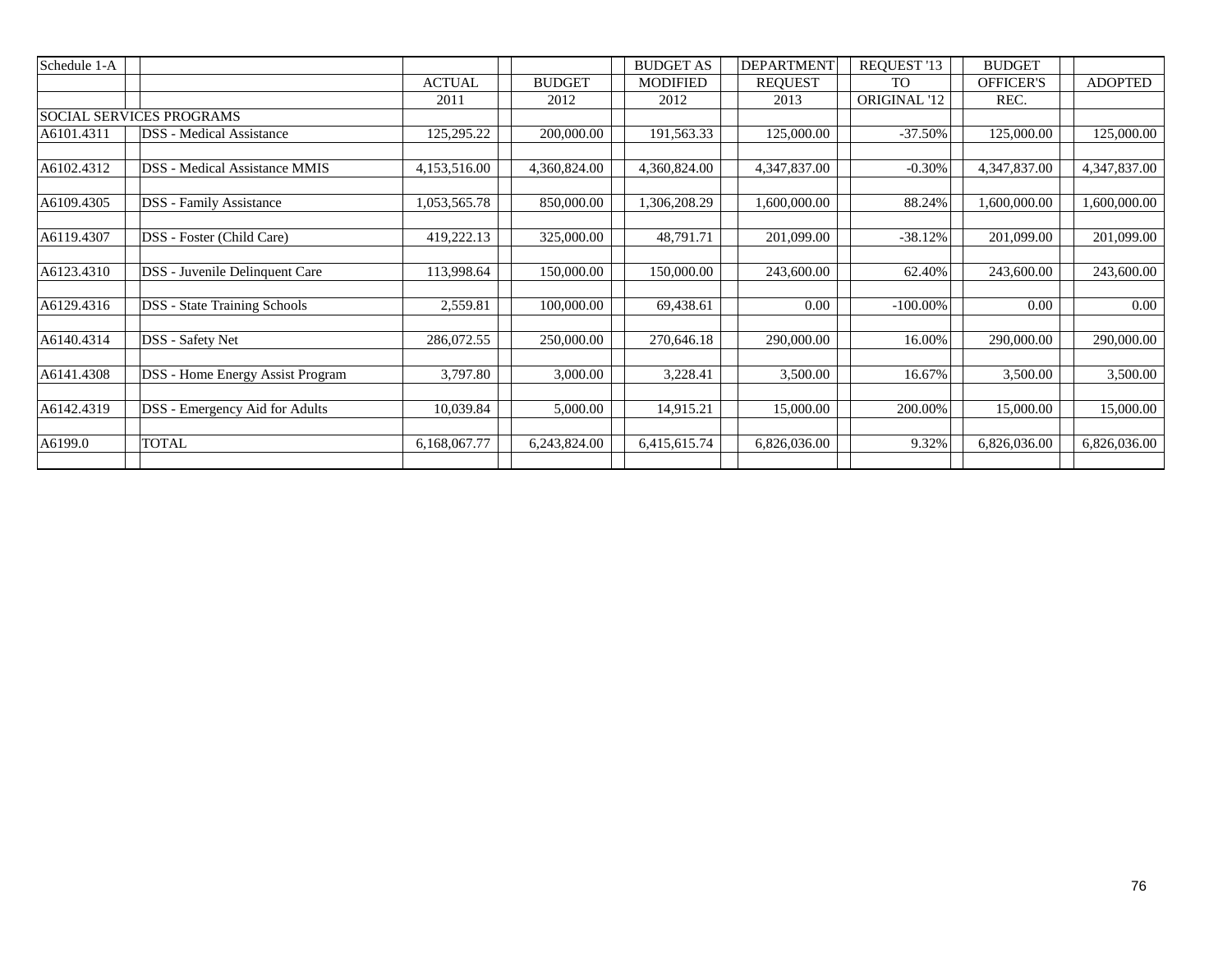| Schedule 1-A | | | | BUDGET AS | DEPARTMENT | REQUEST '13 | BUDGET | |
|---|---|---|---|---|---|---|---|---|
| | | ACTUAL | BUDGET | MODIFIED | REQUEST | TO | OFFICER'S | ADOPTED |
| | | 2011 | 2012 | 2012 | 2013 | ORIGINAL '12 | REC. | |
| SOCIAL SERVICES PROGRAMS | | | | | | | | |
| A6101.4311 | DSS - Medical Assistance | 125,295.22 | 200,000.00 | 191,563.33 | 125,000.00 | -37.50% | 125,000.00 | 125,000.00 |
| A6102.4312 | DSS - Medical Assistance MMIS | 4,153,516.00 | 4,360,824.00 | 4,360,824.00 | 4,347,837.00 | -0.30% | 4,347,837.00 | 4,347,837.00 |
| A6109.4305 | DSS - Family Assistance | 1,053,565.78 | 850,000.00 | 1,306,208.29 | 1,600,000.00 | 88.24% | 1,600,000.00 | 1,600,000.00 |
| A6119.4307 | DSS - Foster (Child Care) | 419,222.13 | 325,000.00 | 48,791.71 | 201,099.00 | -38.12% | 201,099.00 | 201,099.00 |
| A6123.4310 | DSS - Juvenile Delinquent Care | 113,998.64 | 150,000.00 | 150,000.00 | 243,600.00 | 62.40% | 243,600.00 | 243,600.00 |
| A6129.4316 | DSS - State Training Schools | 2,559.81 | 100,000.00 | 69,438.61 | 0.00 | -100.00% | 0.00 | 0.00 |
| A6140.4314 | DSS - Safety Net | 286,072.55 | 250,000.00 | 270,646.18 | 290,000.00 | 16.00% | 290,000.00 | 290,000.00 |
| A6141.4308 | DSS - Home Energy Assist Program | 3,797.80 | 3,000.00 | 3,228.41 | 3,500.00 | 16.67% | 3,500.00 | 3,500.00 |
| A6142.4319 | DSS - Emergency Aid for Adults | 10,039.84 | 5,000.00 | 14,915.21 | 15,000.00 | 200.00% | 15,000.00 | 15,000.00 |
| A6199.0 | TOTAL | 6,168,067.77 | 6,243,824.00 | 6,415,615.74 | 6,826,036.00 | 9.32% | 6,826,036.00 | 6,826,036.00 |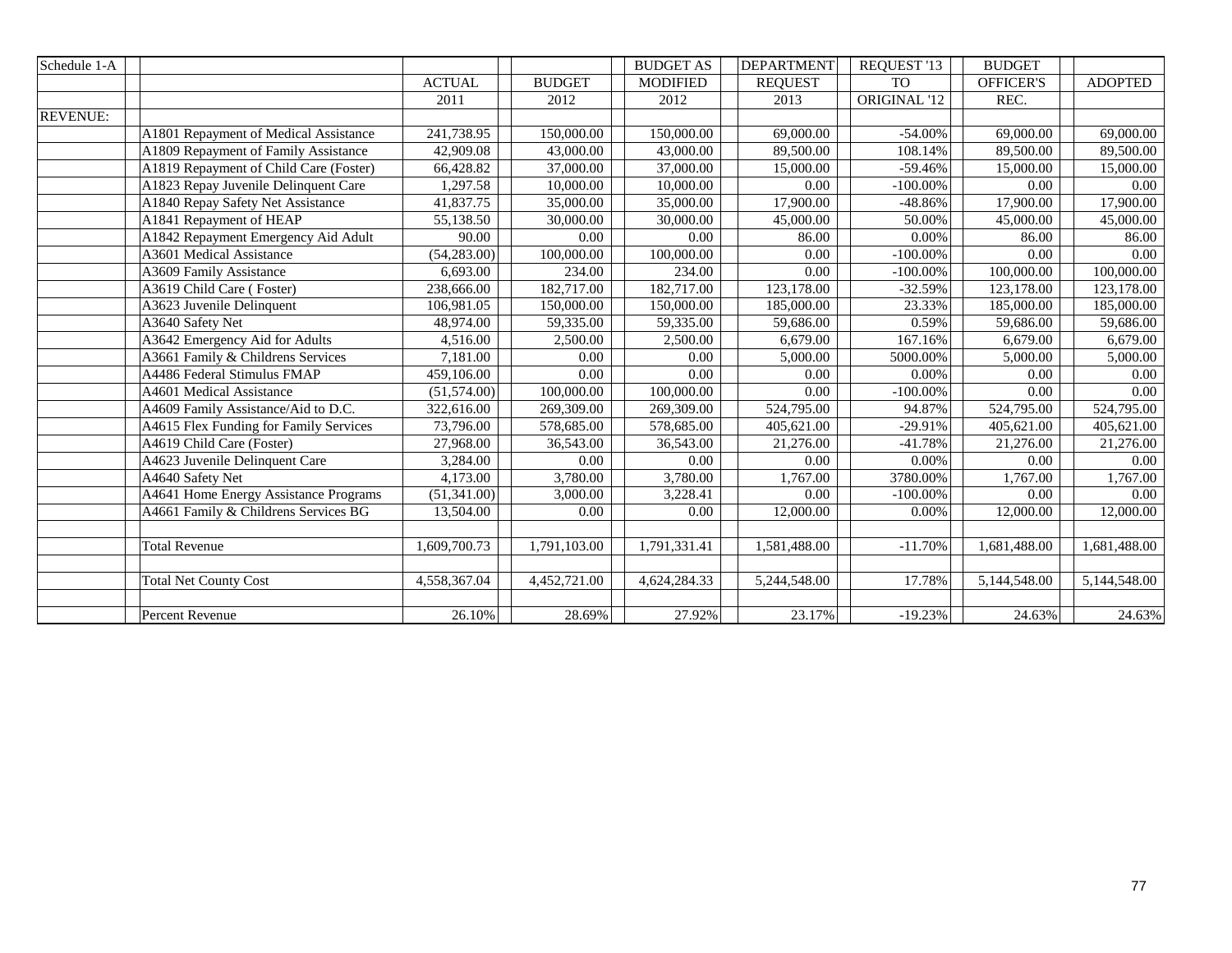| Schedule 1-A | | ACTUAL | BUDGET | BUDGET AS MODIFIED | DEPARTMENT REQUEST | REQUEST '13 TO ORIGINAL '12 | BUDGET OFFICER'S REC. | ADOPTED |
|---|---|---|---|---|---|---|---|---|
| | | 2011 | 2012 | 2012 | 2013 | | | |
| REVENUE: | | | | | | | | |
| | A1801 Repayment of Medical Assistance | 241,738.95 | 150,000.00 | 150,000.00 | 69,000.00 | -54.00% | 69,000.00 | 69,000.00 |
| | A1809 Repayment of Family Assistance | 42,909.08 | 43,000.00 | 43,000.00 | 89,500.00 | 108.14% | 89,500.00 | 89,500.00 |
| | A1819 Repayment of Child Care (Foster) | 66,428.82 | 37,000.00 | 37,000.00 | 15,000.00 | -59.46% | 15,000.00 | 15,000.00 |
| | A1823 Repay Juvenile Delinquent Care | 1,297.58 | 10,000.00 | 10,000.00 | 0.00 | -100.00% | 0.00 | 0.00 |
| | A1840 Repay Safety Net Assistance | 41,837.75 | 35,000.00 | 35,000.00 | 17,900.00 | -48.86% | 17,900.00 | 17,900.00 |
| | A1841 Repayment of HEAP | 55,138.50 | 30,000.00 | 30,000.00 | 45,000.00 | 50.00% | 45,000.00 | 45,000.00 |
| | A1842 Repayment Emergency Aid Adult | 90.00 | 0.00 | 0.00 | 86.00 | 0.00% | 86.00 | 86.00 |
| | A3601 Medical Assistance | (54,283.00) | 100,000.00 | 100,000.00 | 0.00 | -100.00% | 0.00 | 0.00 |
| | A3609 Family Assistance | 6,693.00 | 234.00 | 234.00 | 0.00 | -100.00% | 100,000.00 | 100,000.00 |
| | A3619 Child Care ( Foster) | 238,666.00 | 182,717.00 | 182,717.00 | 123,178.00 | -32.59% | 123,178.00 | 123,178.00 |
| | A3623 Juvenile Delinquent | 106,981.05 | 150,000.00 | 150,000.00 | 185,000.00 | 23.33% | 185,000.00 | 185,000.00 |
| | A3640 Safety Net | 48,974.00 | 59,335.00 | 59,335.00 | 59,686.00 | 0.59% | 59,686.00 | 59,686.00 |
| | A3642 Emergency Aid for Adults | 4,516.00 | 2,500.00 | 2,500.00 | 6,679.00 | 167.16% | 6,679.00 | 6,679.00 |
| | A3661 Family & Childrens Services | 7,181.00 | 0.00 | 0.00 | 5,000.00 | 5000.00% | 5,000.00 | 5,000.00 |
| | A4486 Federal Stimulus FMAP | 459,106.00 | 0.00 | 0.00 | 0.00 | 0.00% | 0.00 | 0.00 |
| | A4601 Medical Assistance | (51,574.00) | 100,000.00 | 100,000.00 | 0.00 | -100.00% | 0.00 | 0.00 |
| | A4609 Family Assistance/Aid to D.C. | 322,616.00 | 269,309.00 | 269,309.00 | 524,795.00 | 94.87% | 524,795.00 | 524,795.00 |
| | A4615 Flex Funding for Family Services | 73,796.00 | 578,685.00 | 578,685.00 | 405,621.00 | -29.91% | 405,621.00 | 405,621.00 |
| | A4619 Child Care (Foster) | 27,968.00 | 36,543.00 | 36,543.00 | 21,276.00 | -41.78% | 21,276.00 | 21,276.00 |
| | A4623 Juvenile Delinquent Care | 3,284.00 | 0.00 | 0.00 | 0.00 | 0.00% | 0.00 | 0.00 |
| | A4640 Safety Net | 4,173.00 | 3,780.00 | 3,780.00 | 1,767.00 | 3780.00% | 1,767.00 | 1,767.00 |
| | A4641 Home Energy Assistance Programs | (51,341.00) | 3,000.00 | 3,228.41 | 0.00 | -100.00% | 0.00 | 0.00 |
| | A4661 Family & Childrens Services BG | 13,504.00 | 0.00 | 0.00 | 12,000.00 | 0.00% | 12,000.00 | 12,000.00 |
| | | | | | | | | |
| | Total Revenue | 1,609,700.73 | 1,791,103.00 | 1,791,331.41 | 1,581,488.00 | -11.70% | 1,681,488.00 | 1,681,488.00 |
| | | | | | | | | |
| | Total Net County Cost | 4,558,367.04 | 4,452,721.00 | 4,624,284.33 | 5,244,548.00 | 17.78% | 5,144,548.00 | 5,144,548.00 |
| | | | | | | | | |
| | Percent Revenue | 26.10% | 28.69% | 27.92% | 23.17% | -19.23% | 24.63% | 24.63% |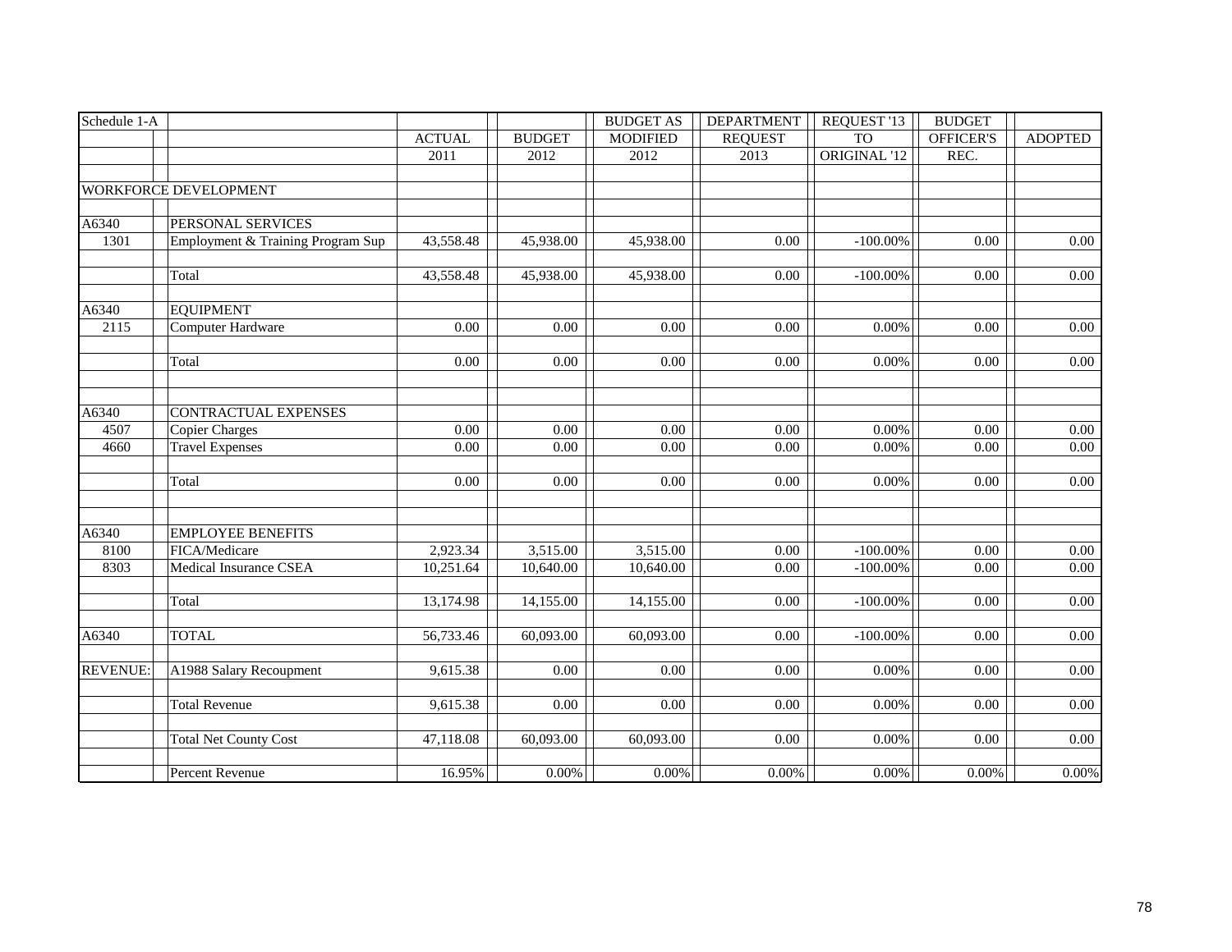| Schedule 1-A | | ACTUAL | BUDGET | BUDGET AS MODIFIED | DEPARTMENT REQUEST | REQUEST '13 TO ORIGINAL '12 | BUDGET OFFICER'S REC. | ADOPTED |
|---|---|---|---|---|---|---|---|---|
| | | 2011 | 2012 | 2012 | 2013 | | | |
| WORKFORCE DEVELOPMENT | | | | | | | | |
| A6340 | PERSONAL SERVICES | | | | | | | |
| 1301 | Employment & Training Program Sup | 43,558.48 | 45,938.00 | 45,938.00 | 0.00 | -100.00% | 0.00 | 0.00 |
| | Total | 43,558.48 | 45,938.00 | 45,938.00 | 0.00 | -100.00% | 0.00 | 0.00 |
| A6340 | EQUIPMENT | | | | | | | |
| 2115 | Computer Hardware | 0.00 | 0.00 | 0.00 | 0.00 | 0.00% | 0.00 | 0.00 |
| | Total | 0.00 | 0.00 | 0.00 | 0.00 | 0.00% | 0.00 | 0.00 |
| A6340 | CONTRACTUAL EXPENSES | | | | | | | |
| 4507 | Copier Charges | 0.00 | 0.00 | 0.00 | 0.00 | 0.00% | 0.00 | 0.00 |
| 4660 | Travel Expenses | 0.00 | 0.00 | 0.00 | 0.00 | 0.00% | 0.00 | 0.00 |
| | Total | 0.00 | 0.00 | 0.00 | 0.00 | 0.00% | 0.00 | 0.00 |
| A6340 | EMPLOYEE BENEFITS | | | | | | | |
| 8100 | FICA/Medicare | 2,923.34 | 3,515.00 | 3,515.00 | 0.00 | -100.00% | 0.00 | 0.00 |
| 8303 | Medical Insurance CSEA | 10,251.64 | 10,640.00 | 10,640.00 | 0.00 | -100.00% | 0.00 | 0.00 |
| | Total | 13,174.98 | 14,155.00 | 14,155.00 | 0.00 | -100.00% | 0.00 | 0.00 |
| A6340 | TOTAL | 56,733.46 | 60,093.00 | 60,093.00 | 0.00 | -100.00% | 0.00 | 0.00 |
| REVENUE: | A1988 Salary Recoupment | 9,615.38 | 0.00 | 0.00 | 0.00 | 0.00% | 0.00 | 0.00 |
| | Total Revenue | 9,615.38 | 0.00 | 0.00 | 0.00 | 0.00% | 0.00 | 0.00 |
| | Total Net County Cost | 47,118.08 | 60,093.00 | 60,093.00 | 0.00 | 0.00% | 0.00 | 0.00 |
| | Percent Revenue | 16.95% | 0.00% | 0.00% | 0.00% | 0.00% | 0.00% | 0.00% |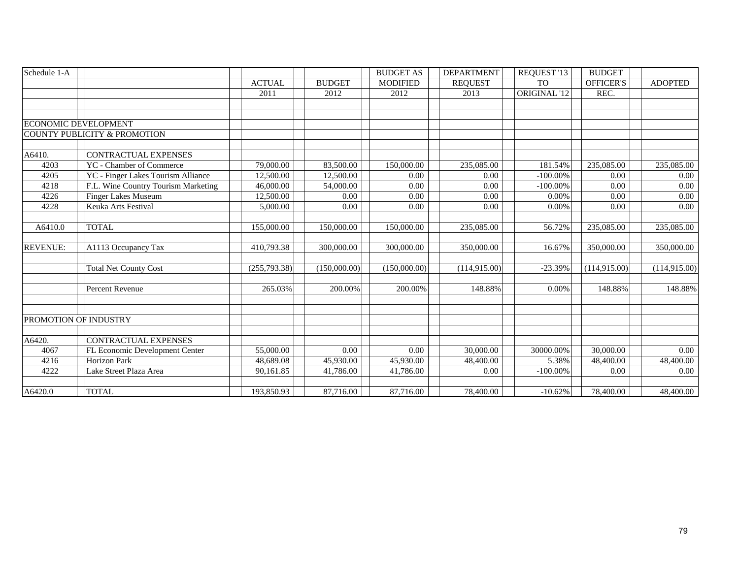| Schedule 1-A | | ACTUAL | BUDGET | BUDGET AS MODIFIED | DEPARTMENT REQUEST | REQUEST '13 TO | BUDGET OFFICER'S | ADOPTED |
|---|---|---|---|---|---|---|---|---|
| | | 2011 | 2012 | 2012 | 2013 | ORIGINAL '12 | REC. | |
| | | | | | | | | |
| ECONOMIC DEVELOPMENT | | | | | | | | |
| COUNTY PUBLICITY & PROMOTION | | | | | | | | |
| | | | | | | | | |
| A6410. | CONTRACTUAL EXPENSES | | | | | | | |
| 4203 | YC - Chamber of Commerce | 79,000.00 | 83,500.00 | 150,000.00 | 235,085.00 | 181.54% | 235,085.00 | 235,085.00 |
| 4205 | YC - Finger Lakes Tourism Alliance | 12,500.00 | 12,500.00 | 0.00 | 0.00 | -100.00% | 0.00 | 0.00 |
| 4218 | F.L. Wine Country Tourism Marketing | 46,000.00 | 54,000.00 | 0.00 | 0.00 | -100.00% | 0.00 | 0.00 |
| 4226 | Finger Lakes Museum | 12,500.00 | 0.00 | 0.00 | 0.00 | 0.00% | 0.00 | 0.00 |
| 4228 | Keuka Arts Festival | 5,000.00 | 0.00 | 0.00 | 0.00 | 0.00% | 0.00 | 0.00 |
| | | | | | | | | |
| A6410.0 | TOTAL | 155,000.00 | 150,000.00 | 150,000.00 | 235,085.00 | 56.72% | 235,085.00 | 235,085.00 |
| | | | | | | | | |
| REVENUE: | A1113 Occupancy Tax | 410,793.38 | 300,000.00 | 300,000.00 | 350,000.00 | 16.67% | 350,000.00 | 350,000.00 |
| | | | | | | | | |
| | Total Net County Cost | (255,793.38) | (150,000.00) | (150,000.00) | (114,915.00) | -23.39% | (114,915.00) | (114,915.00) |
| | | | | | | | | |
| | Percent Revenue | 265.03% | 200.00% | 200.00% | 148.88% | 0.00% | 148.88% | 148.88% |
| | | | | | | | | |
| | | | | | | | | |
| PROMOTION OF INDUSTRY | | | | | | | | |
| | | | | | | | | |
| A6420. | CONTRACTUAL EXPENSES | | | | | | | |
| 4067 | FL Economic Development Center | 55,000.00 | 0.00 | 0.00 | 30,000.00 | 30000.00% | 30,000.00 | 0.00 |
| 4216 | Horizon Park | 48,689.08 | 45,930.00 | 45,930.00 | 48,400.00 | 5.38% | 48,400.00 | 48,400.00 |
| 4222 | Lake Street Plaza Area | 90,161.85 | 41,786.00 | 41,786.00 | 0.00 | -100.00% | 0.00 | 0.00 |
| | | | | | | | | |
| A6420.0 | TOTAL | 193,850.93 | 87,716.00 | 87,716.00 | 78,400.00 | -10.62% | 78,400.00 | 48,400.00 |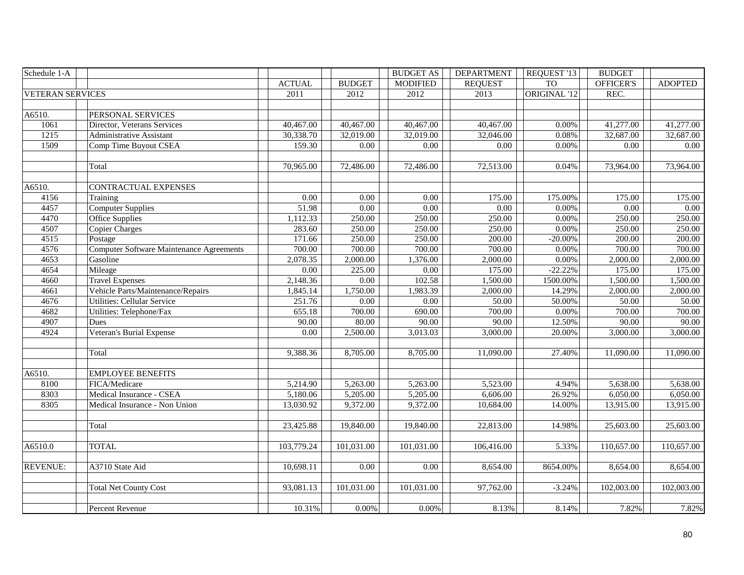| Schedule 1-A | | ACTUAL | BUDGET | BUDGET AS MODIFIED | DEPARTMENT REQUEST | REQUEST '13 TO | BUDGET OFFICER'S | ADOPTED |
|---|---|---|---|---|---|---|---|---|
| VETERAN SERVICES | | 2011 | 2012 | 2012 | 2013 | ORIGINAL '12 | REC. | |
| | | | | | | | | |
| A6510. | PERSONAL SERVICES | | | | | | | |
| 1061 | Director, Veterans Services | 40,467.00 | 40,467.00 | 40,467.00 | 40,467.00 | 0.00% | 41,277.00 | 41,277.00 |
| 1215 | Administrative Assistant | 30,338.70 | 32,019.00 | 32,019.00 | 32,046.00 | 0.08% | 32,687.00 | 32,687.00 |
| 1509 | Comp Time Buyout CSEA | 159.30 | 0.00 | 0.00 | 0.00 | 0.00% | 0.00 | 0.00 |
| | | | | | | | | |
| | Total | 70,965.00 | 72,486.00 | 72,486.00 | 72,513.00 | 0.04% | 73,964.00 | 73,964.00 |
| | | | | | | | | |
| A6510. | CONTRACTUAL EXPENSES | | | | | | | |
| 4156 | Training | 0.00 | 0.00 | 0.00 | 175.00 | 175.00% | 175.00 | 175.00 |
| 4457 | Computer Supplies | 51.98 | 0.00 | 0.00 | 0.00 | 0.00% | 0.00 | 0.00 |
| 4470 | Office Supplies | 1,112.33 | 250.00 | 250.00 | 250.00 | 0.00% | 250.00 | 250.00 |
| 4507 | Copier Charges | 283.60 | 250.00 | 250.00 | 250.00 | 0.00% | 250.00 | 250.00 |
| 4515 | Postage | 171.66 | 250.00 | 250.00 | 200.00 | -20.00% | 200.00 | 200.00 |
| 4576 | Computer Software Maintenance Agreements | 700.00 | 700.00 | 700.00 | 700.00 | 0.00% | 700.00 | 700.00 |
| 4653 | Gasoline | 2,078.35 | 2,000.00 | 1,376.00 | 2,000.00 | 0.00% | 2,000.00 | 2,000.00 |
| 4654 | Mileage | 0.00 | 225.00 | 0.00 | 175.00 | -22.22% | 175.00 | 175.00 |
| 4660 | Travel Expenses | 2,148.36 | 0.00 | 102.58 | 1,500.00 | 1500.00% | 1,500.00 | 1,500.00 |
| 4661 | Vehicle Parts/Maintenance/Repairs | 1,845.14 | 1,750.00 | 1,983.39 | 2,000.00 | 14.29% | 2,000.00 | 2,000.00 |
| 4676 | Utilities: Cellular Service | 251.76 | 0.00 | 0.00 | 50.00 | 50.00% | 50.00 | 50.00 |
| 4682 | Utilities: Telephone/Fax | 655.18 | 700.00 | 690.00 | 700.00 | 0.00% | 700.00 | 700.00 |
| 4907 | Dues | 90.00 | 80.00 | 90.00 | 90.00 | 12.50% | 90.00 | 90.00 |
| 4924 | Veteran's Burial Expense | 0.00 | 2,500.00 | 3,013.03 | 3,000.00 | 20.00% | 3,000.00 | 3,000.00 |
| | | | | | | | | |
| | Total | 9,388.36 | 8,705.00 | 8,705.00 | 11,090.00 | 27.40% | 11,090.00 | 11,090.00 |
| | | | | | | | | |
| A6510. | EMPLOYEE BENEFITS | | | | | | | |
| 8100 | FICA/Medicare | 5,214.90 | 5,263.00 | 5,263.00 | 5,523.00 | 4.94% | 5,638.00 | 5,638.00 |
| 8303 | Medical Insurance - CSEA | 5,180.06 | 5,205.00 | 5,205.00 | 6,606.00 | 26.92% | 6,050.00 | 6,050.00 |
| 8305 | Medical Insurance - Non Union | 13,030.92 | 9,372.00 | 9,372.00 | 10,684.00 | 14.00% | 13,915.00 | 13,915.00 |
| | | | | | | | | |
| | Total | 23,425.88 | 19,840.00 | 19,840.00 | 22,813.00 | 14.98% | 25,603.00 | 25,603.00 |
| | | | | | | | | |
| A6510.0 | TOTAL | 103,779.24 | 101,031.00 | 101,031.00 | 106,416.00 | 5.33% | 110,657.00 | 110,657.00 |
| | | | | | | | | |
| REVENUE: | A3710 State Aid | 10,698.11 | 0.00 | 0.00 | 8,654.00 | 8654.00% | 8,654.00 | 8,654.00 |
| | | | | | | | | |
| | Total Net County Cost | 93,081.13 | 101,031.00 | 101,031.00 | 97,762.00 | -3.24% | 102,003.00 | 102,003.00 |
| | | | | | | | | |
| | Percent Revenue | 10.31% | 0.00% | 0.00% | 8.13% | 8.14% | 7.82% | 7.82% |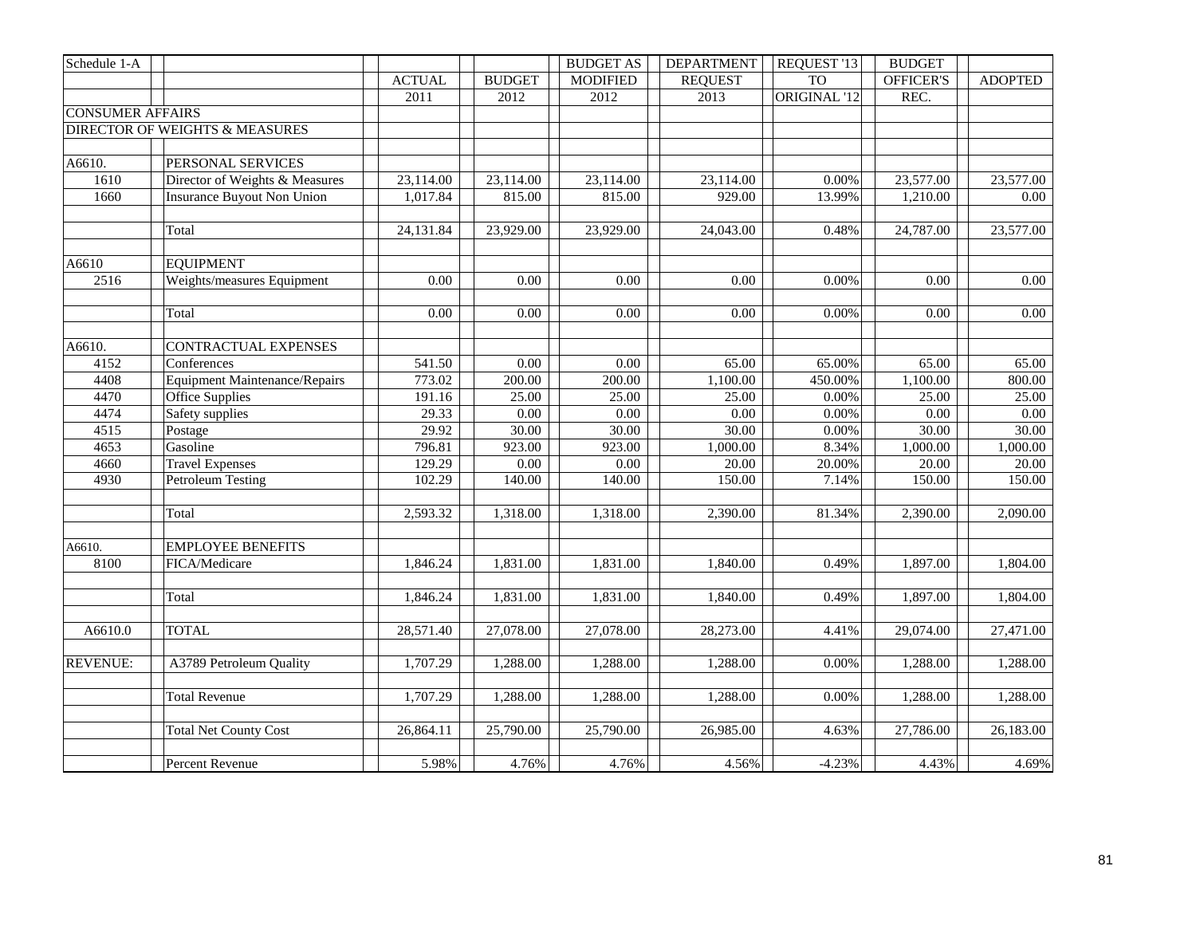| Schedule 1-A | | ACTUAL | BUDGET | BUDGET AS MODIFIED | DEPARTMENT REQUEST | REQUEST '13 TO | BUDGET OFFICER'S | ADOPTED |
|---|---|---|---|---|---|---|---|---|
| | | 2011 | 2012 | 2012 | 2013 | ORIGINAL '12 | REC. | |
| CONSUMER AFFAIRS | | | | | | | | |
| DIRECTOR OF WEIGHTS & MEASURES | | | | | | | | |
| | | | | | | | | |
| A6610. | PERSONAL SERVICES | | | | | | | |
| 1610 | Director of Weights & Measures | 23,114.00 | 23,114.00 | 23,114.00 | 23,114.00 | 0.00% | 23,577.00 | 23,577.00 |
| 1660 | Insurance Buyout Non Union | 1,017.84 | 815.00 | 815.00 | 929.00 | 13.99% | 1,210.00 | 0.00 |
| | | | | | | | | |
| | Total | 24,131.84 | 23,929.00 | 23,929.00 | 24,043.00 | 0.48% | 24,787.00 | 23,577.00 |
| | | | | | | | | |
| A6610 | EQUIPMENT | | | | | | | |
| 2516 | Weights/measures Equipment | 0.00 | 0.00 | 0.00 | 0.00 | 0.00% | 0.00 | 0.00 |
| | | | | | | | | |
| | Total | 0.00 | 0.00 | 0.00 | 0.00 | 0.00% | 0.00 | 0.00 |
| | | | | | | | | |
| A6610. | CONTRACTUAL EXPENSES | | | | | | | |
| 4152 | Conferences | 541.50 | 0.00 | 0.00 | 65.00 | 65.00% | 65.00 | 65.00 |
| 4408 | Equipment Maintenance/Repairs | 773.02 | 200.00 | 200.00 | 1,100.00 | 450.00% | 1,100.00 | 800.00 |
| 4470 | Office Supplies | 191.16 | 25.00 | 25.00 | 25.00 | 0.00% | 25.00 | 25.00 |
| 4474 | Safety supplies | 29.33 | 0.00 | 0.00 | 0.00 | 0.00% | 0.00 | 0.00 |
| 4515 | Postage | 29.92 | 30.00 | 30.00 | 30.00 | 0.00% | 30.00 | 30.00 |
| 4653 | Gasoline | 796.81 | 923.00 | 923.00 | 1,000.00 | 8.34% | 1,000.00 | 1,000.00 |
| 4660 | Travel Expenses | 129.29 | 0.00 | 0.00 | 20.00 | 20.00% | 20.00 | 20.00 |
| 4930 | Petroleum Testing | 102.29 | 140.00 | 140.00 | 150.00 | 7.14% | 150.00 | 150.00 |
| | | | | | | | | |
| | Total | 2,593.32 | 1,318.00 | 1,318.00 | 2,390.00 | 81.34% | 2,390.00 | 2,090.00 |
| | | | | | | | | |
| A6610. | EMPLOYEE BENEFITS | | | | | | | |
| 8100 | FICA/Medicare | 1,846.24 | 1,831.00 | 1,831.00 | 1,840.00 | 0.49% | 1,897.00 | 1,804.00 |
| | | | | | | | | |
| | Total | 1,846.24 | 1,831.00 | 1,831.00 | 1,840.00 | 0.49% | 1,897.00 | 1,804.00 |
| | | | | | | | | |
| A6610.0 | TOTAL | 28,571.40 | 27,078.00 | 27,078.00 | 28,273.00 | 4.41% | 29,074.00 | 27,471.00 |
| | | | | | | | | |
| REVENUE: | A3789 Petroleum Quality | 1,707.29 | 1,288.00 | 1,288.00 | 1,288.00 | 0.00% | 1,288.00 | 1,288.00 |
| | | | | | | | | |
| | Total Revenue | 1,707.29 | 1,288.00 | 1,288.00 | 1,288.00 | 0.00% | 1,288.00 | 1,288.00 |
| | | | | | | | | |
| | Total Net County Cost | 26,864.11 | 25,790.00 | 25,790.00 | 26,985.00 | 4.63% | 27,786.00 | 26,183.00 |
| | | | | | | | | |
| | Percent Revenue | 5.98% | 4.76% | 4.76% | 4.56% | -4.23% | 4.43% | 4.69% |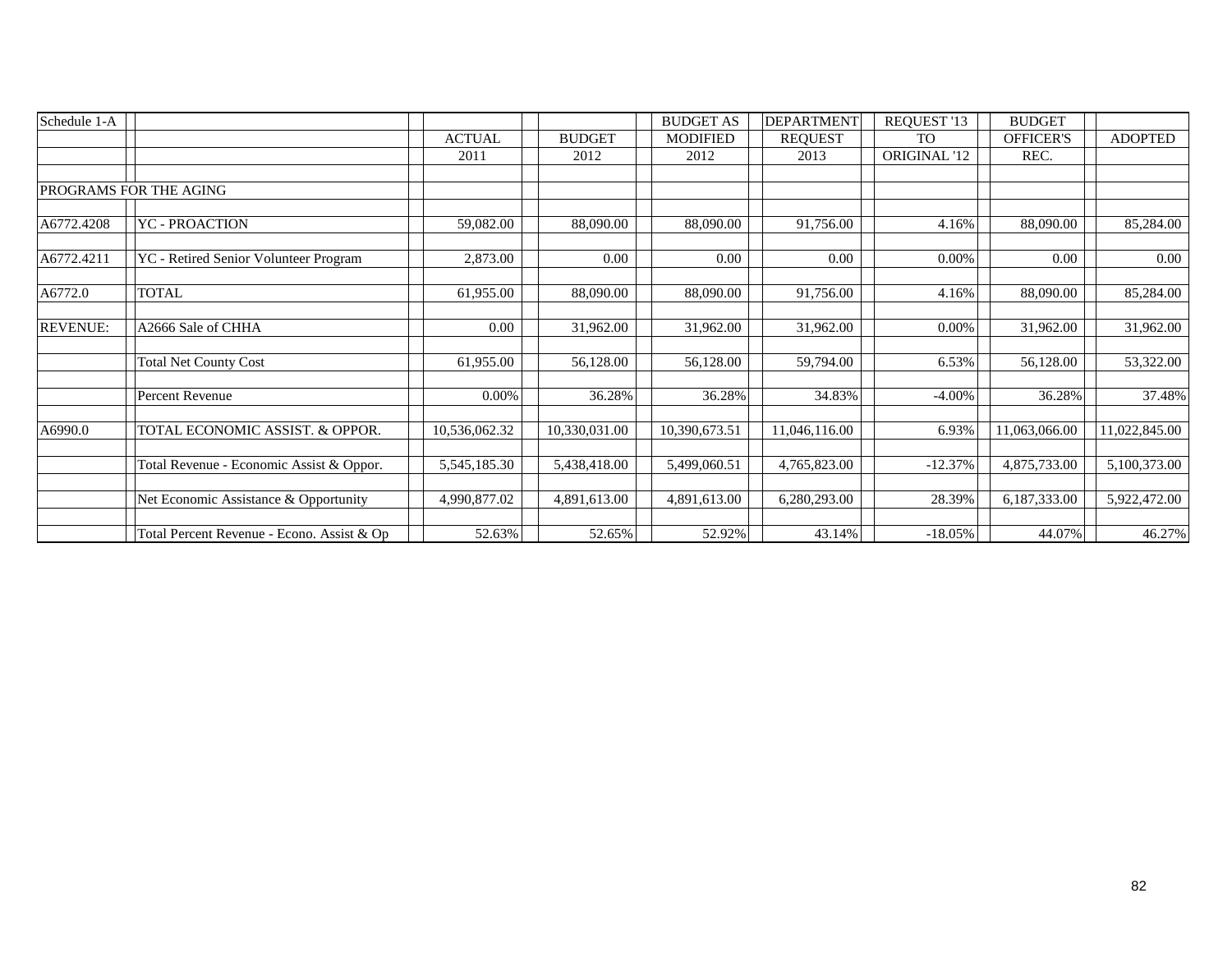| Schedule 1-A | | ACTUAL 2011 | BUDGET 2012 | BUDGET AS MODIFIED 2012 | DEPARTMENT REQUEST 2013 | REQUEST '13 TO ORIGINAL '12 | BUDGET OFFICER'S REC. | ADOPTED |
|---|---|---|---|---|---|---|---|---|
| PROGRAMS FOR THE AGING | | | | | | | | |
| A6772.4208 | YC - PROACTION | 59,082.00 | 88,090.00 | 88,090.00 | 91,756.00 | 4.16% | 88,090.00 | 85,284.00 |
| A6772.4211 | YC - Retired Senior Volunteer Program | 2,873.00 | 0.00 | 0.00 | 0.00 | 0.00% | 0.00 | 0.00 |
| A6772.0 | TOTAL | 61,955.00 | 88,090.00 | 88,090.00 | 91,756.00 | 4.16% | 88,090.00 | 85,284.00 |
| REVENUE: | A2666 Sale of CHHA | 0.00 | 31,962.00 | 31,962.00 | 31,962.00 | 0.00% | 31,962.00 | 31,962.00 |
| | Total Net County Cost | 61,955.00 | 56,128.00 | 56,128.00 | 59,794.00 | 6.53% | 56,128.00 | 53,322.00 |
| | Percent Revenue | 0.00% | 36.28% | 36.28% | 34.83% | -4.00% | 36.28% | 37.48% |
| A6990.0 | TOTAL ECONOMIC ASSIST. & OPPOR. | 10,536,062.32 | 10,330,031.00 | 10,390,673.51 | 11,046,116.00 | 6.93% | 11,063,066.00 | 11,022,845.00 |
| | Total Revenue - Economic Assist & Oppor. | 5,545,185.30 | 5,438,418.00 | 5,499,060.51 | 4,765,823.00 | -12.37% | 4,875,733.00 | 5,100,373.00 |
| | Net Economic Assistance & Opportunity | 4,990,877.02 | 4,891,613.00 | 4,891,613.00 | 6,280,293.00 | 28.39% | 6,187,333.00 | 5,922,472.00 |
| | Total Percent Revenue - Econo. Assist & Op | 52.63% | 52.65% | 52.92% | 43.14% | -18.05% | 44.07% | 46.27% |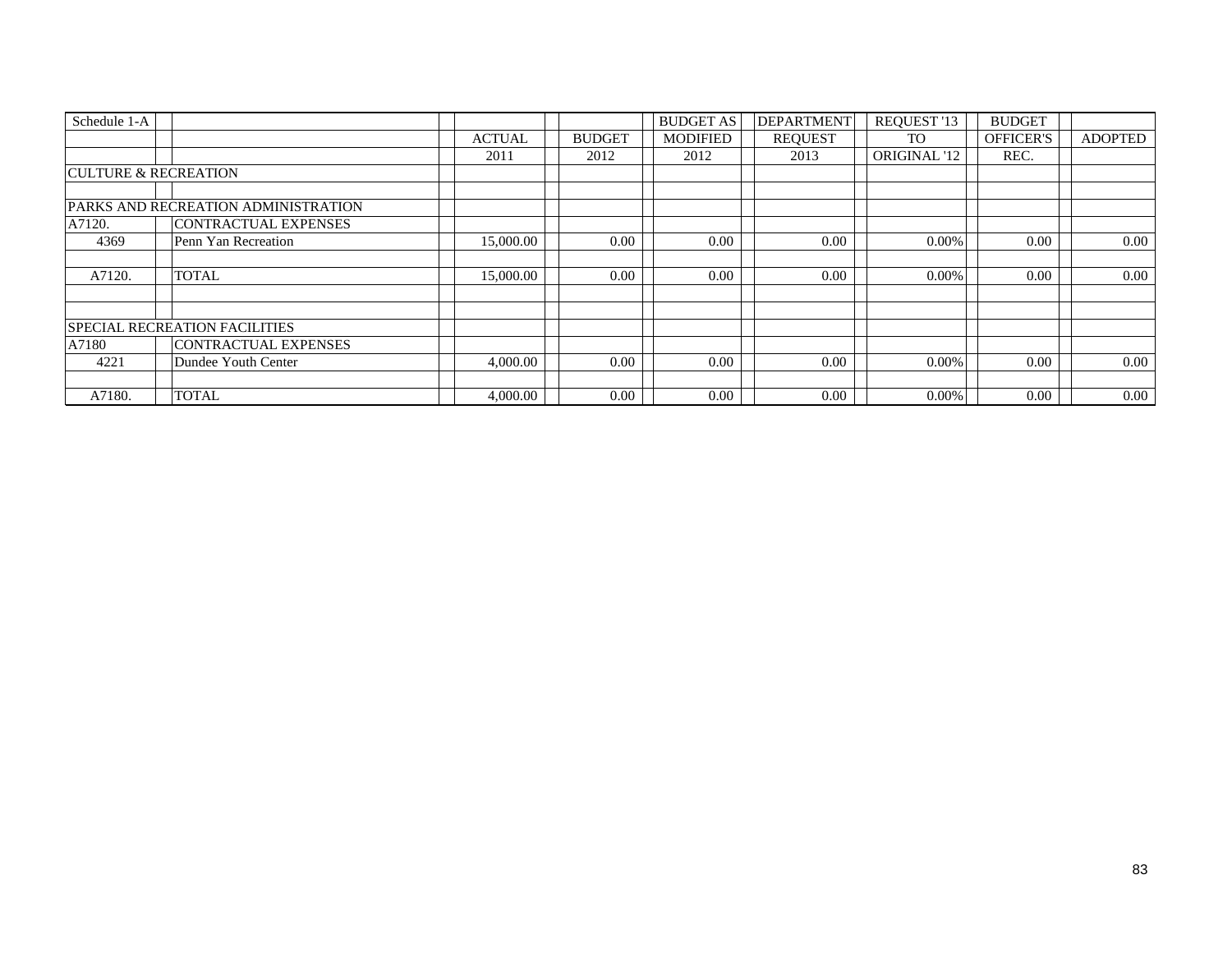| Schedule 1-A | | ACTUAL | BUDGET | BUDGET AS MODIFIED | DEPARTMENT REQUEST | REQUEST '13 TO ORIGINAL '12 | BUDGET OFFICER'S REC. | ADOPTED |
|---|---|---|---|---|---|---|---|---|
| | | 2011 | 2012 | 2012 | 2013 | | | |
| CULTURE & RECREATION | | | | | | | | |
| | | | | | | | | |
| PARKS AND RECREATION ADMINISTRATION | | | | | | | | |
| A7120. | CONTRACTUAL EXPENSES | | | | | | | |
| 4369 | Penn Yan Recreation | 15,000.00 | 0.00 | 0.00 | 0.00 | 0.00% | 0.00 | 0.00 |
| | | | | | | | | |
| A7120. | TOTAL | 15,000.00 | 0.00 | 0.00 | 0.00 | 0.00% | 0.00 | 0.00 |
| | | | | | | | | |
| | | | | | | | | |
| SPECIAL RECREATION FACILITIES | | | | | | | | |
| A7180 | CONTRACTUAL EXPENSES | | | | | | | |
| 4221 | Dundee Youth Center | 4,000.00 | 0.00 | 0.00 | 0.00 | 0.00% | 0.00 | 0.00 |
| | | | | | | | | |
| A7180. | TOTAL | 4,000.00 | 0.00 | 0.00 | 0.00 | 0.00% | 0.00 | 0.00 |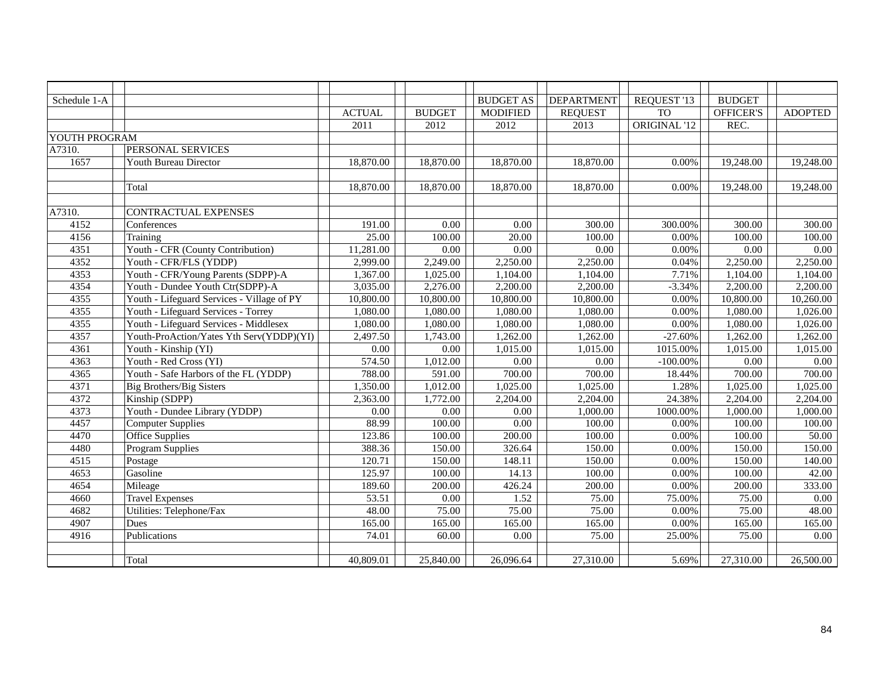| Schedule 1-A | | ACTUAL | BUDGET | BUDGET AS MODIFIED | DEPARTMENT REQUEST | REQUEST '13 TO ORIGINAL '12 | BUDGET OFFICER'S REC. | ADOPTED |
|---|---|---|---|---|---|---|---|---|
| | | 2011 | 2012 | 2012 | 2013 | | | |
| YOUTH PROGRAM | | | | | | | | |
| A7310. | PERSONAL SERVICES | | | | | | | |
| 1657 | Youth Bureau Director | 18,870.00 | 18,870.00 | 18,870.00 | 18,870.00 | 0.00% | 19,248.00 | 19,248.00 |
| | | | | | | | | |
| | Total | 18,870.00 | 18,870.00 | 18,870.00 | 18,870.00 | 0.00% | 19,248.00 | 19,248.00 |
| | | | | | | | | |
| A7310. | CONTRACTUAL EXPENSES | | | | | | | |
| 4152 | Conferences | 191.00 | 0.00 | 0.00 | 300.00 | 300.00% | 300.00 | 300.00 |
| 4156 | Training | 25.00 | 100.00 | 20.00 | 100.00 | 0.00% | 100.00 | 100.00 |
| 4351 | Youth - CFR (County Contribution) | 11,281.00 | 0.00 | 0.00 | 0.00 | 0.00% | 0.00 | 0.00 |
| 4352 | Youth - CFR/FLS (YDDP) | 2,999.00 | 2,249.00 | 2,250.00 | 2,250.00 | 0.04% | 2,250.00 | 2,250.00 |
| 4353 | Youth - CFR/Young Parents (SDPP)-A | 1,367.00 | 1,025.00 | 1,104.00 | 1,104.00 | 7.71% | 1,104.00 | 1,104.00 |
| 4354 | Youth - Dundee Youth Ctr(SDPP)-A | 3,035.00 | 2,276.00 | 2,200.00 | 2,200.00 | -3.34% | 2,200.00 | 2,200.00 |
| 4355 | Youth - Lifeguard Services - Village of PY | 10,800.00 | 10,800.00 | 10,800.00 | 10,800.00 | 0.00% | 10,800.00 | 10,260.00 |
| 4355 | Youth - Lifeguard Services - Torrey | 1,080.00 | 1,080.00 | 1,080.00 | 1,080.00 | 0.00% | 1,080.00 | 1,026.00 |
| 4355 | Youth - Lifeguard Services - Middlesex | 1,080.00 | 1,080.00 | 1,080.00 | 1,080.00 | 0.00% | 1,080.00 | 1,026.00 |
| 4357 | Youth-ProAction/Yates Yth Serv(YDDP)(YI) | 2,497.50 | 1,743.00 | 1,262.00 | 1,262.00 | -27.60% | 1,262.00 | 1,262.00 |
| 4361 | Youth - Kinship (YI) | 0.00 | 0.00 | 1,015.00 | 1,015.00 | 1015.00% | 1,015.00 | 1,015.00 |
| 4363 | Youth - Red Cross (YI) | 574.50 | 1,012.00 | 0.00 | 0.00 | -100.00% | 0.00 | 0.00 |
| 4365 | Youth - Safe Harbors of the FL (YDDP) | 788.00 | 591.00 | 700.00 | 700.00 | 18.44% | 700.00 | 700.00 |
| 4371 | Big Brothers/Big Sisters | 1,350.00 | 1,012.00 | 1,025.00 | 1,025.00 | 1.28% | 1,025.00 | 1,025.00 |
| 4372 | Kinship (SDPP) | 2,363.00 | 1,772.00 | 2,204.00 | 2,204.00 | 24.38% | 2,204.00 | 2,204.00 |
| 4373 | Youth - Dundee Library (YDDP) | 0.00 | 0.00 | 0.00 | 1,000.00 | 1000.00% | 1,000.00 | 1,000.00 |
| 4457 | Computer Supplies | 88.99 | 100.00 | 0.00 | 100.00 | 0.00% | 100.00 | 100.00 |
| 4470 | Office Supplies | 123.86 | 100.00 | 200.00 | 100.00 | 0.00% | 100.00 | 50.00 |
| 4480 | Program Supplies | 388.36 | 150.00 | 326.64 | 150.00 | 0.00% | 150.00 | 150.00 |
| 4515 | Postage | 120.71 | 150.00 | 148.11 | 150.00 | 0.00% | 150.00 | 140.00 |
| 4653 | Gasoline | 125.97 | 100.00 | 14.13 | 100.00 | 0.00% | 100.00 | 42.00 |
| 4654 | Mileage | 189.60 | 200.00 | 426.24 | 200.00 | 0.00% | 200.00 | 333.00 |
| 4660 | Travel Expenses | 53.51 | 0.00 | 1.52 | 75.00 | 75.00% | 75.00 | 0.00 |
| 4682 | Utilities: Telephone/Fax | 48.00 | 75.00 | 75.00 | 75.00 | 0.00% | 75.00 | 48.00 |
| 4907 | Dues | 165.00 | 165.00 | 165.00 | 165.00 | 0.00% | 165.00 | 165.00 |
| 4916 | Publications | 74.01 | 60.00 | 0.00 | 75.00 | 25.00% | 75.00 | 0.00 |
| | | | | | | | | |
| | Total | 40,809.01 | 25,840.00 | 26,096.64 | 27,310.00 | 5.69% | 27,310.00 | 26,500.00 |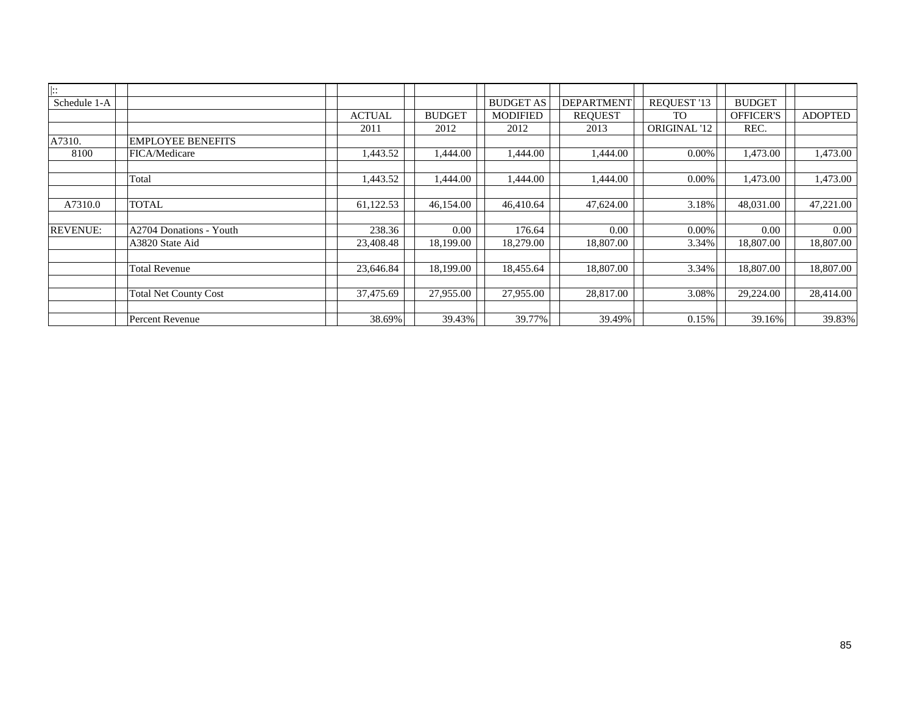| \|:: | | | | | | | | |
|---|---|---|---|---|---|---|---|---|
| Schedule 1-A | | | | BUDGET AS | DEPARTMENT | REQUEST '13 | BUDGET | |
| | | ACTUAL | BUDGET | MODIFIED | REQUEST | TO | OFFICER'S | ADOPTED |
| | | 2011 | 2012 | 2012 | 2013 | ORIGINAL '12 | REC. | |
| A7310. | EMPLOYEE BENEFITS | | | | | | | |
| 8100 | FICA/Medicare | 1,443.52 | 1,444.00 | 1,444.00 | 1,444.00 | 0.00% | 1,473.00 | 1,473.00 |
| | | | | | | | | |
| | Total | 1,443.52 | 1,444.00 | 1,444.00 | 1,444.00 | 0.00% | 1,473.00 | 1,473.00 |
| | | | | | | | | |
| A7310.0 | TOTAL | 61,122.53 | 46,154.00 | 46,410.64 | 47,624.00 | 3.18% | 48,031.00 | 47,221.00 |
| | | | | | | | | |
| REVENUE: | A2704 Donations - Youth | 238.36 | 0.00 | 176.64 | 0.00 | 0.00% | 0.00 | 0.00 |
| | A3820 State Aid | 23,408.48 | 18,199.00 | 18,279.00 | 18,807.00 | 3.34% | 18,807.00 | 18,807.00 |
| | | | | | | | | |
| | Total Revenue | 23,646.84 | 18,199.00 | 18,455.64 | 18,807.00 | 3.34% | 18,807.00 | 18,807.00 |
| | | | | | | | | |
| | Total Net County Cost | 37,475.69 | 27,955.00 | 27,955.00 | 28,817.00 | 3.08% | 29,224.00 | 28,414.00 |
| | | | | | | | | |
| | Percent Revenue | 38.69% | 39.43% | 39.77% | 39.49% | 0.15% | 39.16% | 39.83% |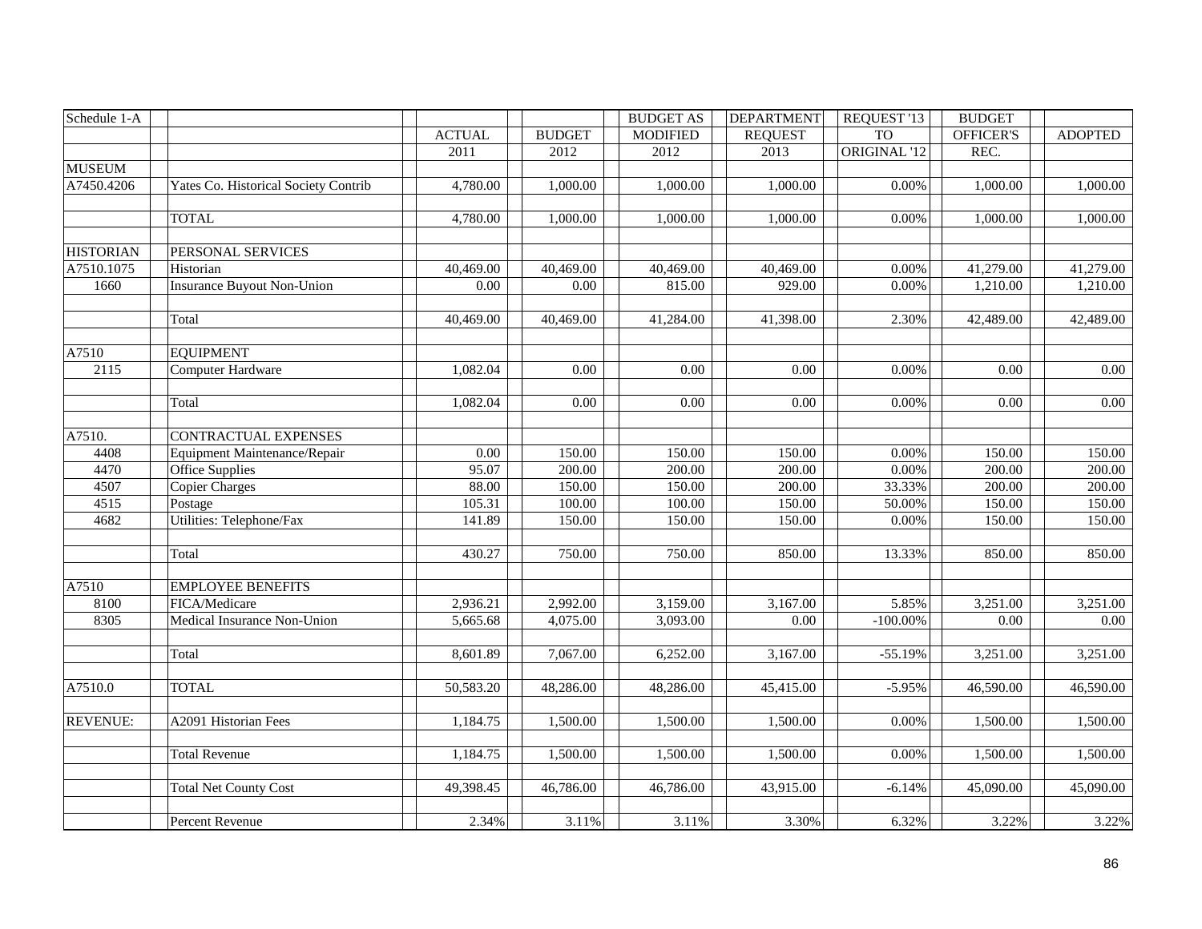| Schedule 1-A | | | | BUDGET AS | DEPARTMENT | REQUEST '13 | BUDGET | |
|---|---|---|---|---|---|---|---|---|
| | | ACTUAL | BUDGET | MODIFIED | REQUEST | TO | OFFICER'S | ADOPTED |
| | | 2011 | 2012 | 2012 | 2013 | ORIGINAL '12 | REC. | |
| MUSEUM | | | | | | | | |
| A7450.4206 | Yates Co. Historical Society Contrib | 4,780.00 | 1,000.00 | 1,000.00 | 1,000.00 | 0.00% | 1,000.00 | 1,000.00 |
| | | | | | | | | |
| | TOTAL | 4,780.00 | 1,000.00 | 1,000.00 | 1,000.00 | 0.00% | 1,000.00 | 1,000.00 |
| | | | | | | | | |
| HISTORIAN | PERSONAL SERVICES | | | | | | | |
| A7510.1075 | Historian | 40,469.00 | 40,469.00 | 40,469.00 | 40,469.00 | 0.00% | 41,279.00 | 41,279.00 |
| 1660 | Insurance Buyout Non-Union | 0.00 | 0.00 | 815.00 | 929.00 | 0.00% | 1,210.00 | 1,210.00 |
| | | | | | | | | |
| | Total | 40,469.00 | 40,469.00 | 41,284.00 | 41,398.00 | 2.30% | 42,489.00 | 42,489.00 |
| | | | | | | | | |
| A7510 | EQUIPMENT | | | | | | | |
| 2115 | Computer Hardware | 1,082.04 | 0.00 | 0.00 | 0.00 | 0.00% | 0.00 | 0.00 |
| | | | | | | | | |
| | Total | 1,082.04 | 0.00 | 0.00 | 0.00 | 0.00% | 0.00 | 0.00 |
| | | | | | | | | |
| A7510. | CONTRACTUAL EXPENSES | | | | | | | |
| 4408 | Equipment Maintenance/Repair | 0.00 | 150.00 | 150.00 | 150.00 | 0.00% | 150.00 | 150.00 |
| 4470 | Office Supplies | 95.07 | 200.00 | 200.00 | 200.00 | 0.00% | 200.00 | 200.00 |
| 4507 | Copier Charges | 88.00 | 150.00 | 150.00 | 200.00 | 33.33% | 200.00 | 200.00 |
| 4515 | Postage | 105.31 | 100.00 | 100.00 | 150.00 | 50.00% | 150.00 | 150.00 |
| 4682 | Utilities: Telephone/Fax | 141.89 | 150.00 | 150.00 | 150.00 | 0.00% | 150.00 | 150.00 |
| | | | | | | | | |
| | Total | 430.27 | 750.00 | 750.00 | 850.00 | 13.33% | 850.00 | 850.00 |
| | | | | | | | | |
| A7510 | EMPLOYEE BENEFITS | | | | | | | |
| 8100 | FICA/Medicare | 2,936.21 | 2,992.00 | 3,159.00 | 3,167.00 | 5.85% | 3,251.00 | 3,251.00 |
| 8305 | Medical Insurance Non-Union | 5,665.68 | 4,075.00 | 3,093.00 | 0.00 | -100.00% | 0.00 | 0.00 |
| | | | | | | | | |
| | Total | 8,601.89 | 7,067.00 | 6,252.00 | 3,167.00 | -55.19% | 3,251.00 | 3,251.00 |
| | | | | | | | | |
| A7510.0 | TOTAL | 50,583.20 | 48,286.00 | 48,286.00 | 45,415.00 | -5.95% | 46,590.00 | 46,590.00 |
| | | | | | | | | |
| REVENUE: | A2091 Historian Fees | 1,184.75 | 1,500.00 | 1,500.00 | 1,500.00 | 0.00% | 1,500.00 | 1,500.00 |
| | | | | | | | | |
| | Total Revenue | 1,184.75 | 1,500.00 | 1,500.00 | 1,500.00 | 0.00% | 1,500.00 | 1,500.00 |
| | | | | | | | | |
| | Total Net County Cost | 49,398.45 | 46,786.00 | 46,786.00 | 43,915.00 | -6.14% | 45,090.00 | 45,090.00 |
| | | | | | | | | |
| | Percent Revenue | 2.34% | 3.11% | 3.11% | 3.30% | 6.32% | 3.22% | 3.22% |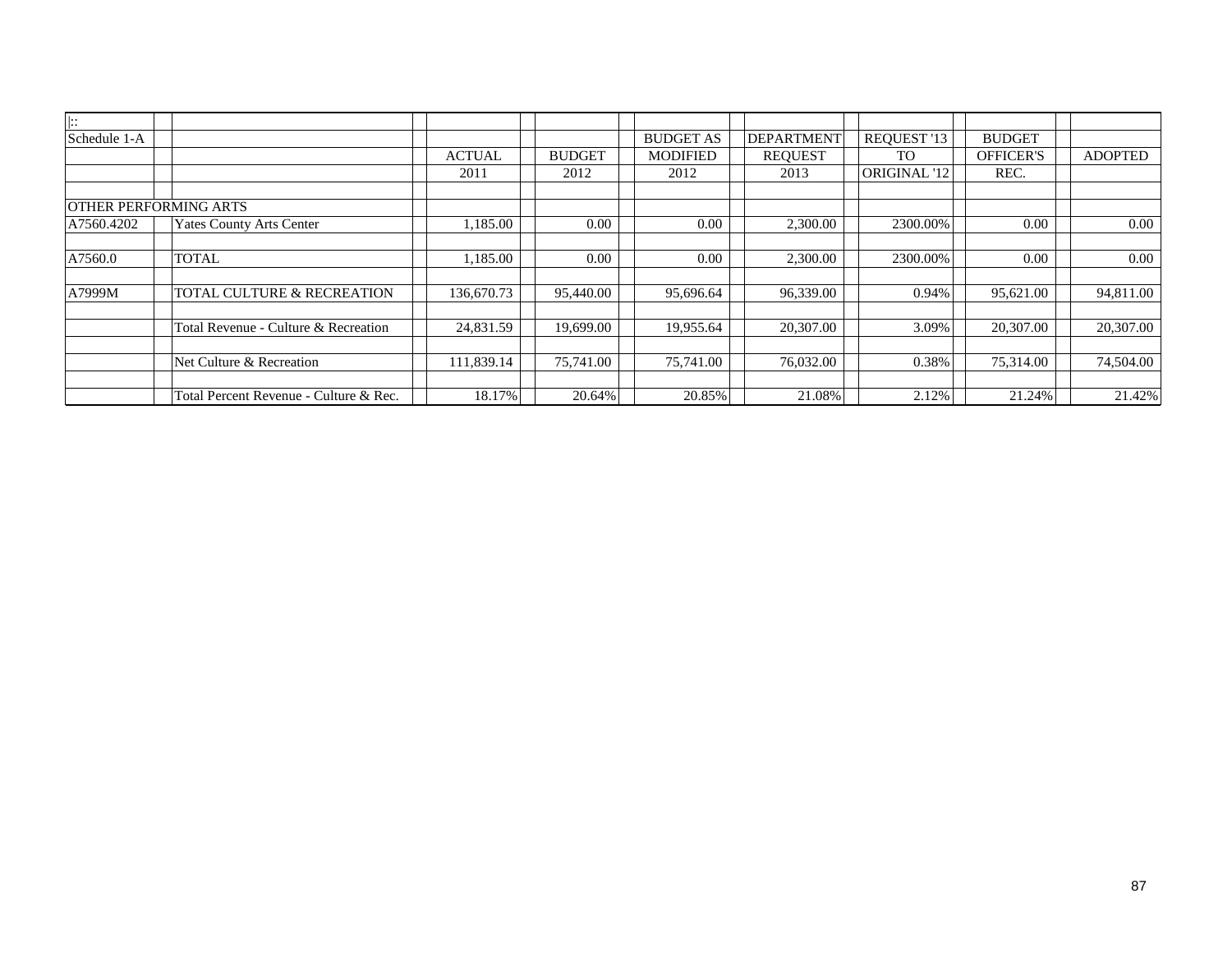| \|:: | | | | | | | | |
|---|---|---|---|---|---|---|---|---|
| Schedule 1-A | | | | BUDGET AS | DEPARTMENT | REQUEST '13 | BUDGET | |
| | | ACTUAL | BUDGET | MODIFIED | REQUEST | TO | OFFICER'S | ADOPTED |
| | | 2011 | 2012 | 2012 | 2013 | ORIGINAL '12 | REC. | |
| | | | | | | | | |
| OTHER PERFORMING ARTS | | | | | | | | |
| A7560.4202 | Yates County Arts Center | 1,185.00 | 0.00 | 0.00 | 2,300.00 | 2300.00% | 0.00 | 0.00 |
| | | | | | | | | |
| A7560.0 | TOTAL | 1,185.00 | 0.00 | 0.00 | 2,300.00 | 2300.00% | 0.00 | 0.00 |
| | | | | | | | | |
| A7999M | TOTAL CULTURE & RECREATION | 136,670.73 | 95,440.00 | 95,696.64 | 96,339.00 | 0.94% | 95,621.00 | 94,811.00 |
| | | | | | | | | |
| | Total Revenue - Culture & Recreation | 24,831.59 | 19,699.00 | 19,955.64 | 20,307.00 | 3.09% | 20,307.00 | 20,307.00 |
| | | | | | | | | |
| | Net Culture & Recreation | 111,839.14 | 75,741.00 | 75,741.00 | 76,032.00 | 0.38% | 75,314.00 | 74,504.00 |
| | | | | | | | | |
| | Total Percent Revenue - Culture & Rec. | 18.17% | 20.64% | 20.85% | 21.08% | 2.12% | 21.24% | 21.42% |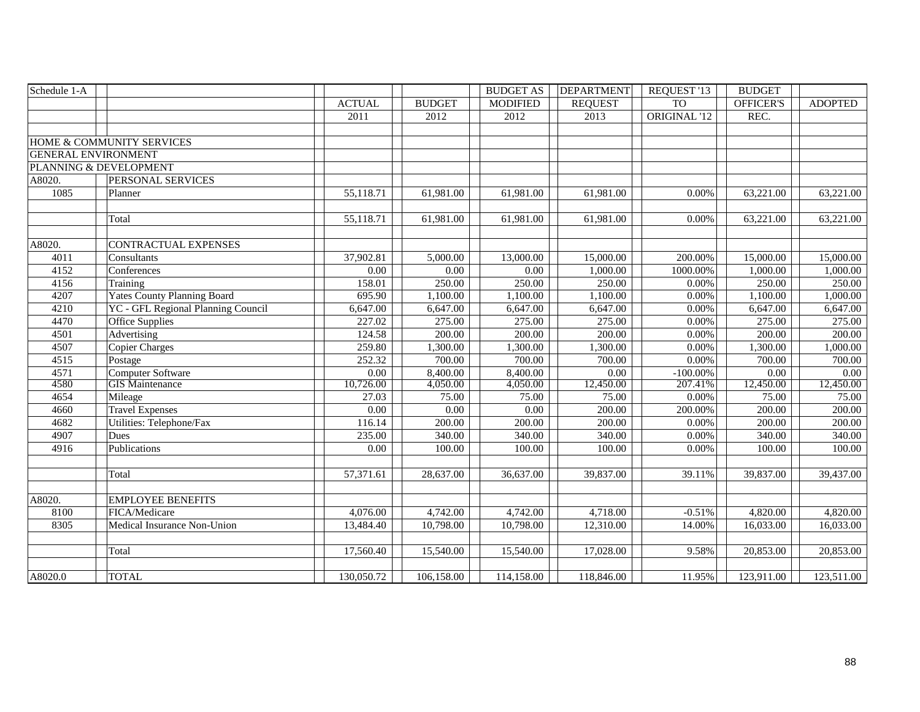| Schedule 1-A | | ACTUAL 2011 | BUDGET 2012 | BUDGET AS MODIFIED 2012 | DEPARTMENT REQUEST 2013 | REQUEST '13 TO ORIGINAL '12 | BUDGET OFFICER'S REC. | ADOPTED |
|---|---|---|---|---|---|---|---|---|
| HOME & COMMUNITY SERVICES | | | | | | | | |
| GENERAL ENVIRONMENT | | | | | | | | |
| PLANNING & DEVELOPMENT | | | | | | | | |
| A8020. | PERSONAL SERVICES | | | | | | | |
| 1085 | Planner | 55,118.71 | 61,981.00 | 61,981.00 | 61,981.00 | 0.00% | 63,221.00 | 63,221.00 |
| | Total | 55,118.71 | 61,981.00 | 61,981.00 | 61,981.00 | 0.00% | 63,221.00 | 63,221.00 |
| A8020. | CONTRACTUAL EXPENSES | | | | | | | |
| 4011 | Consultants | 37,902.81 | 5,000.00 | 13,000.00 | 15,000.00 | 200.00% | 15,000.00 | 15,000.00 |
| 4152 | Conferences | 0.00 | 0.00 | 0.00 | 1,000.00 | 1000.00% | 1,000.00 | 1,000.00 |
| 4156 | Training | 158.01 | 250.00 | 250.00 | 250.00 | 0.00% | 250.00 | 250.00 |
| 4207 | Yates County Planning Board | 695.90 | 1,100.00 | 1,100.00 | 1,100.00 | 0.00% | 1,100.00 | 1,000.00 |
| 4210 | YC - GFL Regional Planning Council | 6,647.00 | 6,647.00 | 6,647.00 | 6,647.00 | 0.00% | 6,647.00 | 6,647.00 |
| 4470 | Office Supplies | 227.02 | 275.00 | 275.00 | 275.00 | 0.00% | 275.00 | 275.00 |
| 4501 | Advertising | 124.58 | 200.00 | 200.00 | 200.00 | 0.00% | 200.00 | 200.00 |
| 4507 | Copier Charges | 259.80 | 1,300.00 | 1,300.00 | 1,300.00 | 0.00% | 1,300.00 | 1,000.00 |
| 4515 | Postage | 252.32 | 700.00 | 700.00 | 700.00 | 0.00% | 700.00 | 700.00 |
| 4571 | Computer Software | 0.00 | 8,400.00 | 8,400.00 | 0.00 | -100.00% | 0.00 | 0.00 |
| 4580 | GIS Maintenance | 10,726.00 | 4,050.00 | 4,050.00 | 12,450.00 | 207.41% | 12,450.00 | 12,450.00 |
| 4654 | Mileage | 27.03 | 75.00 | 75.00 | 75.00 | 0.00% | 75.00 | 75.00 |
| 4660 | Travel Expenses | 0.00 | 0.00 | 0.00 | 200.00 | 200.00% | 200.00 | 200.00 |
| 4682 | Utilities: Telephone/Fax | 116.14 | 200.00 | 200.00 | 200.00 | 0.00% | 200.00 | 200.00 |
| 4907 | Dues | 235.00 | 340.00 | 340.00 | 340.00 | 0.00% | 340.00 | 340.00 |
| 4916 | Publications | 0.00 | 100.00 | 100.00 | 100.00 | 0.00% | 100.00 | 100.00 |
| | Total | 57,371.61 | 28,637.00 | 36,637.00 | 39,837.00 | 39.11% | 39,837.00 | 39,437.00 |
| A8020. | EMPLOYEE BENEFITS | | | | | | | |
| 8100 | FICA/Medicare | 4,076.00 | 4,742.00 | 4,742.00 | 4,718.00 | -0.51% | 4,820.00 | 4,820.00 |
| 8305 | Medical Insurance Non-Union | 13,484.40 | 10,798.00 | 10,798.00 | 12,310.00 | 14.00% | 16,033.00 | 16,033.00 |
| | Total | 17,560.40 | 15,540.00 | 15,540.00 | 17,028.00 | 9.58% | 20,853.00 | 20,853.00 |
| A8020.0 | TOTAL | 130,050.72 | 106,158.00 | 114,158.00 | 118,846.00 | 11.95% | 123,911.00 | 123,511.00 |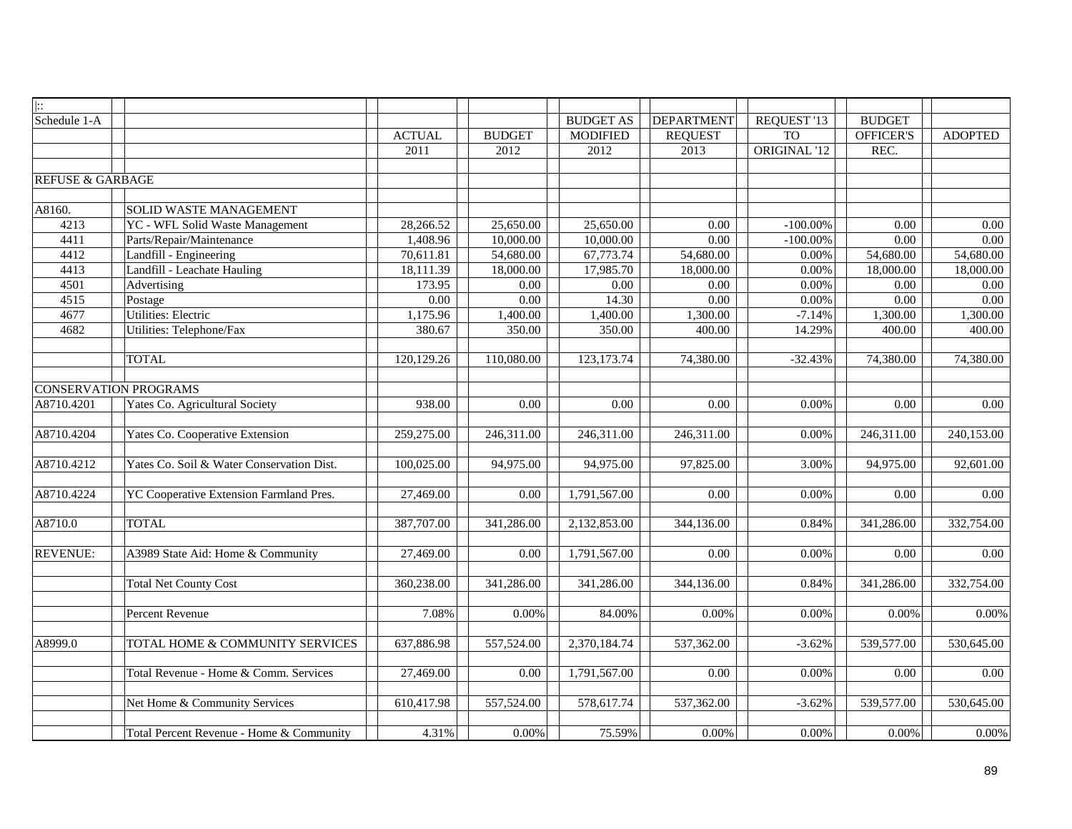| \|:: | | | | | | | | |
|---|---|---|---|---|---|---|---|---|
| Schedule 1-A | | | | BUDGET AS | DEPARTMENT | REQUEST '13 | BUDGET | |
| | | ACTUAL | BUDGET | MODIFIED | REQUEST | TO | OFFICER'S | ADOPTED |
| | | 2011 | 2012 | 2012 | 2013 | ORIGINAL '12 | REC. | |
| REFUSE & GARBAGE | | | | | | | | |
| A8160. | SOLID WASTE MANAGEMENT | | | | | | | |
| 4213 | YC - WFL Solid Waste Management | 28,266.52 | 25,650.00 | 25,650.00 | 0.00 | -100.00% | 0.00 | 0.00 |
| 4411 | Parts/Repair/Maintenance | 1,408.96 | 10,000.00 | 10,000.00 | 0.00 | -100.00% | 0.00 | 0.00 |
| 4412 | Landfill - Engineering | 70,611.81 | 54,680.00 | 67,773.74 | 54,680.00 | 0.00% | 54,680.00 | 54,680.00 |
| 4413 | Landfill - Leachate Hauling | 18,111.39 | 18,000.00 | 17,985.70 | 18,000.00 | 0.00% | 18,000.00 | 18,000.00 |
| 4501 | Advertising | 173.95 | 0.00 | 0.00 | 0.00 | 0.00% | 0.00 | 0.00 |
| 4515 | Postage | 0.00 | 0.00 | 14.30 | 0.00 | 0.00% | 0.00 | 0.00 |
| 4677 | Utilities: Electric | 1,175.96 | 1,400.00 | 1,400.00 | 1,300.00 | -7.14% | 1,300.00 | 1,300.00 |
| 4682 | Utilities: Telephone/Fax | 380.67 | 350.00 | 350.00 | 400.00 | 14.29% | 400.00 | 400.00 |
| | TOTAL | 120,129.26 | 110,080.00 | 123,173.74 | 74,380.00 | -32.43% | 74,380.00 | 74,380.00 |
| CONSERVATION PROGRAMS | | | | | | | | |
| A8710.4201 | Yates Co. Agricultural Society | 938.00 | 0.00 | 0.00 | 0.00 | 0.00% | 0.00 | 0.00 |
| A8710.4204 | Yates Co. Cooperative Extension | 259,275.00 | 246,311.00 | 246,311.00 | 246,311.00 | 0.00% | 246,311.00 | 240,153.00 |
| A8710.4212 | Yates Co. Soil & Water Conservation Dist. | 100,025.00 | 94,975.00 | 94,975.00 | 97,825.00 | 3.00% | 94,975.00 | 92,601.00 |
| A8710.4224 | YC Cooperative Extension Farmland Pres. | 27,469.00 | 0.00 | 1,791,567.00 | 0.00 | 0.00% | 0.00 | 0.00 |
| A8710.0 | TOTAL | 387,707.00 | 341,286.00 | 2,132,853.00 | 344,136.00 | 0.84% | 341,286.00 | 332,754.00 |
| REVENUE: | A3989 State Aid: Home & Community | 27,469.00 | 0.00 | 1,791,567.00 | 0.00 | 0.00% | 0.00 | 0.00 |
| | Total Net County Cost | 360,238.00 | 341,286.00 | 341,286.00 | 344,136.00 | 0.84% | 341,286.00 | 332,754.00 |
| | Percent Revenue | 7.08% | 0.00% | 84.00% | 0.00% | 0.00% | 0.00% | 0.00% |
| A8999.0 | TOTAL HOME & COMMUNITY SERVICES | 637,886.98 | 557,524.00 | 2,370,184.74 | 537,362.00 | -3.62% | 539,577.00 | 530,645.00 |
| | Total Revenue - Home & Comm. Services | 27,469.00 | 0.00 | 1,791,567.00 | 0.00 | 0.00% | 0.00 | 0.00 |
| | Net Home & Community Services | 610,417.98 | 557,524.00 | 578,617.74 | 537,362.00 | -3.62% | 539,577.00 | 530,645.00 |
| | Total Percent Revenue - Home & Community | 4.31% | 0.00% | 75.59% | 0.00% | 0.00% | 0.00% | 0.00% |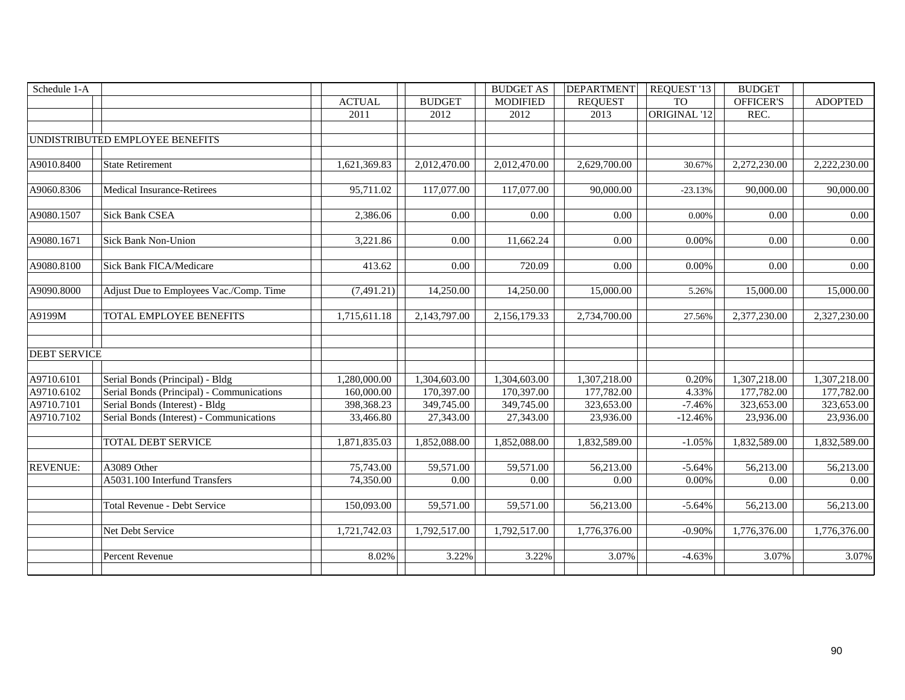| Schedule 1-A | | ACTUAL 2011 | BUDGET 2012 | BUDGET AS MODIFIED 2012 | DEPARTMENT REQUEST 2013 | REQUEST '13 TO ORIGINAL '12 | BUDGET OFFICER'S REC. | ADOPTED |
|---|---|---|---|---|---|---|---|---|
| UNDISTRIBUTED EMPLOYEE BENEFITS | | | | | | | | |
| A9010.8400 | State Retirement | 1,621,369.83 | 2,012,470.00 | 2,012,470.00 | 2,629,700.00 | 30.67% | 2,272,230.00 | 2,222,230.00 |
| A9060.8306 | Medical Insurance-Retirees | 95,711.02 | 117,077.00 | 117,077.00 | 90,000.00 | -23.13% | 90,000.00 | 90,000.00 |
| A9080.1507 | Sick Bank CSEA | 2,386.06 | 0.00 | 0.00 | 0.00 | 0.00% | 0.00 | 0.00 |
| A9080.1671 | Sick Bank Non-Union | 3,221.86 | 0.00 | 11,662.24 | 0.00 | 0.00% | 0.00 | 0.00 |
| A9080.8100 | Sick Bank FICA/Medicare | 413.62 | 0.00 | 720.09 | 0.00 | 0.00% | 0.00 | 0.00 |
| A9090.8000 | Adjust Due to Employees Vac./Comp. Time | (7,491.21) | 14,250.00 | 14,250.00 | 15,000.00 | 5.26% | 15,000.00 | 15,000.00 |
| A9199M | TOTAL EMPLOYEE BENEFITS | 1,715,611.18 | 2,143,797.00 | 2,156,179.33 | 2,734,700.00 | 27.56% | 2,377,230.00 | 2,327,230.00 |
| DEBT SERVICE | | | | | | | | |
| A9710.6101 | Serial Bonds (Principal) - Bldg | 1,280,000.00 | 1,304,603.00 | 1,304,603.00 | 1,307,218.00 | 0.20% | 1,307,218.00 | 1,307,218.00 |
| A9710.6102 | Serial Bonds (Principal) - Communications | 160,000.00 | 170,397.00 | 170,397.00 | 177,782.00 | 4.33% | 177,782.00 | 177,782.00 |
| A9710.7101 | Serial Bonds (Interest) - Bldg | 398,368.23 | 349,745.00 | 349,745.00 | 323,653.00 | -7.46% | 323,653.00 | 323,653.00 |
| A9710.7102 | Serial Bonds (Interest) - Communications | 33,466.80 | 27,343.00 | 27,343.00 | 23,936.00 | -12.46% | 23,936.00 | 23,936.00 |
| | TOTAL DEBT SERVICE | 1,871,835.03 | 1,852,088.00 | 1,852,088.00 | 1,832,589.00 | -1.05% | 1,832,589.00 | 1,832,589.00 |
| REVENUE: | A3089 Other | 75,743.00 | 59,571.00 | 59,571.00 | 56,213.00 | -5.64% | 56,213.00 | 56,213.00 |
| | A5031.100 Interfund Transfers | 74,350.00 | 0.00 | 0.00 | 0.00 | 0.00% | 0.00 | 0.00 |
| | Total Revenue - Debt Service | 150,093.00 | 59,571.00 | 59,571.00 | 56,213.00 | -5.64% | 56,213.00 | 56,213.00 |
| | Net Debt Service | 1,721,742.03 | 1,792,517.00 | 1,792,517.00 | 1,776,376.00 | -0.90% | 1,776,376.00 | 1,776,376.00 |
| | Percent Revenue | 8.02% | 3.22% | 3.22% | 3.07% | -4.63% | 3.07% | 3.07% |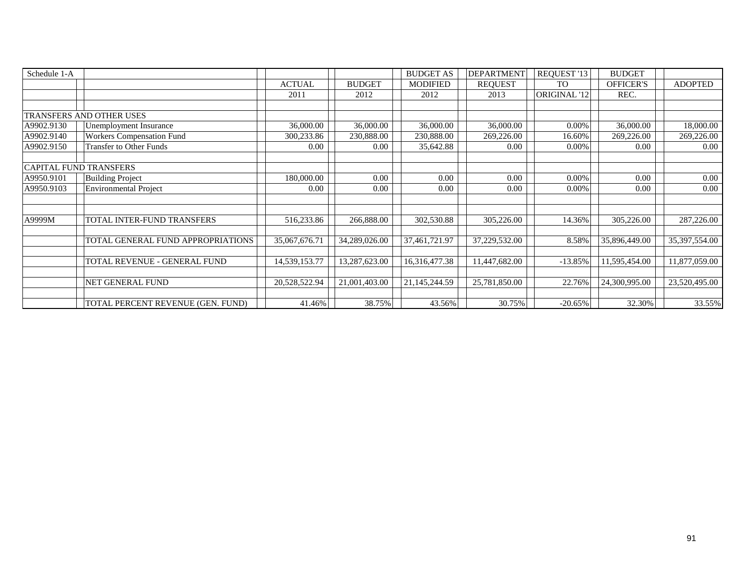| Schedule 1-A | | ACTUAL 2011 | BUDGET 2012 | BUDGET AS MODIFIED 2012 | DEPARTMENT REQUEST 2013 | REQUEST '13 TO ORIGINAL '12 | BUDGET OFFICER'S REC. | ADOPTED |
|---|---|---|---|---|---|---|---|---|
| TRANSFERS AND OTHER USES | | | | | | | | |
| A9902.9130 | Unemployment Insurance | 36,000.00 | 36,000.00 | 36,000.00 | 36,000.00 | 0.00% | 36,000.00 | 18,000.00 |
| A9902.9140 | Workers Compensation Fund | 300,233.86 | 230,888.00 | 230,888.00 | 269,226.00 | 16.60% | 269,226.00 | 269,226.00 |
| A9902.9150 | Transfer to Other Funds | 0.00 | 0.00 | 35,642.88 | 0.00 | 0.00% | 0.00 | 0.00 |
| CAPITAL FUND TRANSFERS | | | | | | | | |
| A9950.9101 | Building Project | 180,000.00 | 0.00 | 0.00 | 0.00 | 0.00% | 0.00 | 0.00 |
| A9950.9103 | Environmental Project | 0.00 | 0.00 | 0.00 | 0.00 | 0.00% | 0.00 | 0.00 |
| A9999M | TOTAL INTER-FUND TRANSFERS | 516,233.86 | 266,888.00 | 302,530.88 | 305,226.00 | 14.36% | 305,226.00 | 287,226.00 |
| | TOTAL GENERAL FUND APPROPRIATIONS | 35,067,676.71 | 34,289,026.00 | 37,461,721.97 | 37,229,532.00 | 8.58% | 35,896,449.00 | 35,397,554.00 |
| | TOTAL REVENUE - GENERAL FUND | 14,539,153.77 | 13,287,623.00 | 16,316,477.38 | 11,447,682.00 | -13.85% | 11,595,454.00 | 11,877,059.00 |
| | NET GENERAL FUND | 20,528,522.94 | 21,001,403.00 | 21,145,244.59 | 25,781,850.00 | 22.76% | 24,300,995.00 | 23,520,495.00 |
| | TOTAL PERCENT REVENUE (GEN. FUND) | 41.46% | 38.75% | 43.56% | 30.75% | -20.65% | 32.30% | 33.55% |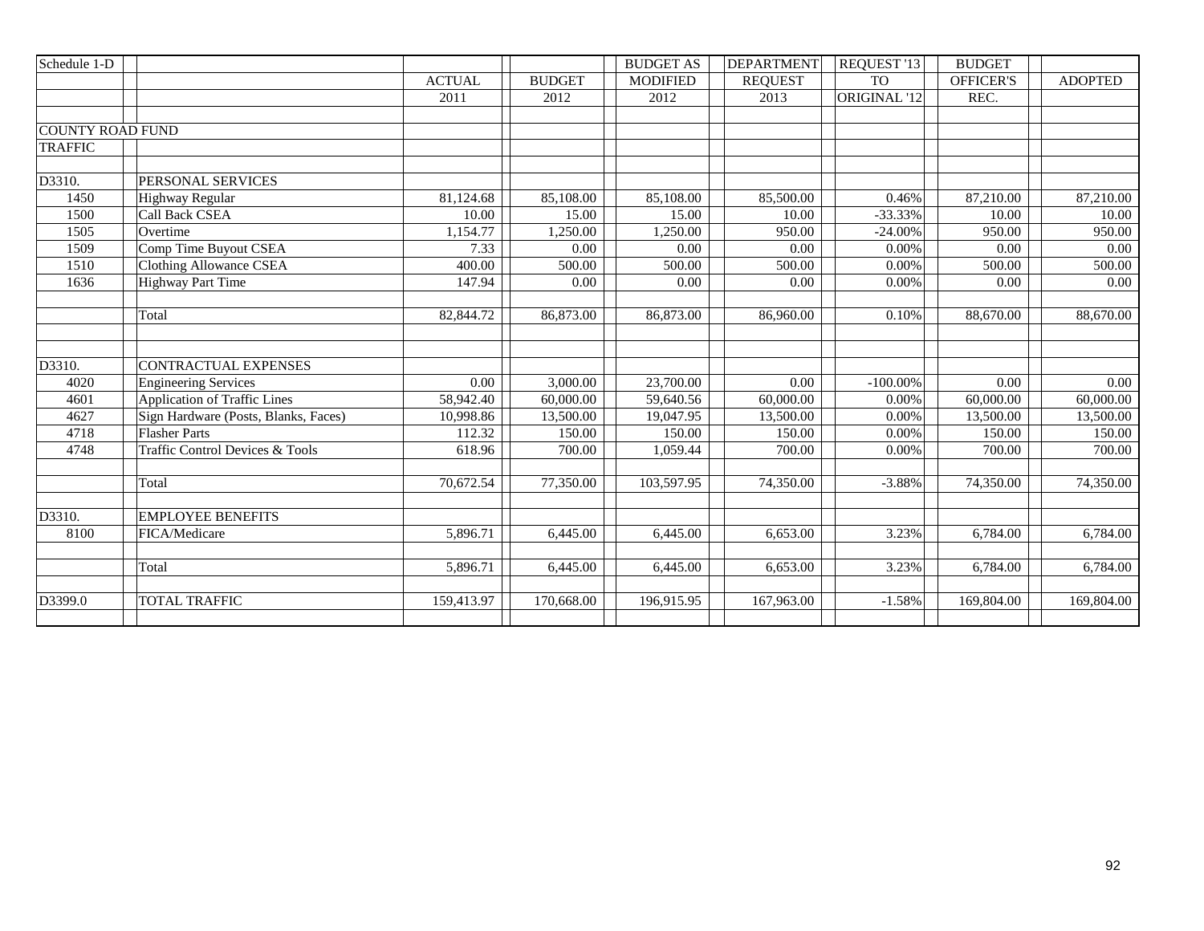| Schedule 1-D | | ACTUAL | BUDGET | BUDGET AS MODIFIED | DEPARTMENT REQUEST | REQUEST '13 TO | BUDGET OFFICER'S | ADOPTED |
|---|---|---|---|---|---|---|---|---|
| | | 2011 | 2012 | 2012 | 2013 | ORIGINAL '12 | REC. | |
| COUNTY ROAD FUND | | | | | | | | |
| TRAFFIC | | | | | | | | |
| D3310. | PERSONAL SERVICES | | | | | | | |
| 1450 | Highway Regular | 81,124.68 | 85,108.00 | 85,108.00 | 85,500.00 | 0.46% | 87,210.00 | 87,210.00 |
| 1500 | Call Back CSEA | 10.00 | 15.00 | 15.00 | 10.00 | -33.33% | 10.00 | 10.00 |
| 1505 | Overtime | 1,154.77 | 1,250.00 | 1,250.00 | 950.00 | -24.00% | 950.00 | 950.00 |
| 1509 | Comp Time Buyout CSEA | 7.33 | 0.00 | 0.00 | 0.00 | 0.00% | 0.00 | 0.00 |
| 1510 | Clothing Allowance CSEA | 400.00 | 500.00 | 500.00 | 500.00 | 0.00% | 500.00 | 500.00 |
| 1636 | Highway Part Time | 147.94 | 0.00 | 0.00 | 0.00 | 0.00% | 0.00 | 0.00 |
| | Total | 82,844.72 | 86,873.00 | 86,873.00 | 86,960.00 | 0.10% | 88,670.00 | 88,670.00 |
| D3310. | CONTRACTUAL EXPENSES | | | | | | | |
| 4020 | Engineering Services | 0.00 | 3,000.00 | 23,700.00 | 0.00 | -100.00% | 0.00 | 0.00 |
| 4601 | Application of Traffic Lines | 58,942.40 | 60,000.00 | 59,640.56 | 60,000.00 | 0.00% | 60,000.00 | 60,000.00 |
| 4627 | Sign Hardware (Posts, Blanks, Faces) | 10,998.86 | 13,500.00 | 19,047.95 | 13,500.00 | 0.00% | 13,500.00 | 13,500.00 |
| 4718 | Flasher Parts | 112.32 | 150.00 | 150.00 | 150.00 | 0.00% | 150.00 | 150.00 |
| 4748 | Traffic Control Devices & Tools | 618.96 | 700.00 | 1,059.44 | 700.00 | 0.00% | 700.00 | 700.00 |
| | Total | 70,672.54 | 77,350.00 | 103,597.95 | 74,350.00 | -3.88% | 74,350.00 | 74,350.00 |
| D3310. | EMPLOYEE BENEFITS | | | | | | | |
| 8100 | FICA/Medicare | 5,896.71 | 6,445.00 | 6,445.00 | 6,653.00 | 3.23% | 6,784.00 | 6,784.00 |
| | Total | 5,896.71 | 6,445.00 | 6,445.00 | 6,653.00 | 3.23% | 6,784.00 | 6,784.00 |
| D3399.0 | TOTAL TRAFFIC | 159,413.97 | 170,668.00 | 196,915.95 | 167,963.00 | -1.58% | 169,804.00 | 169,804.00 |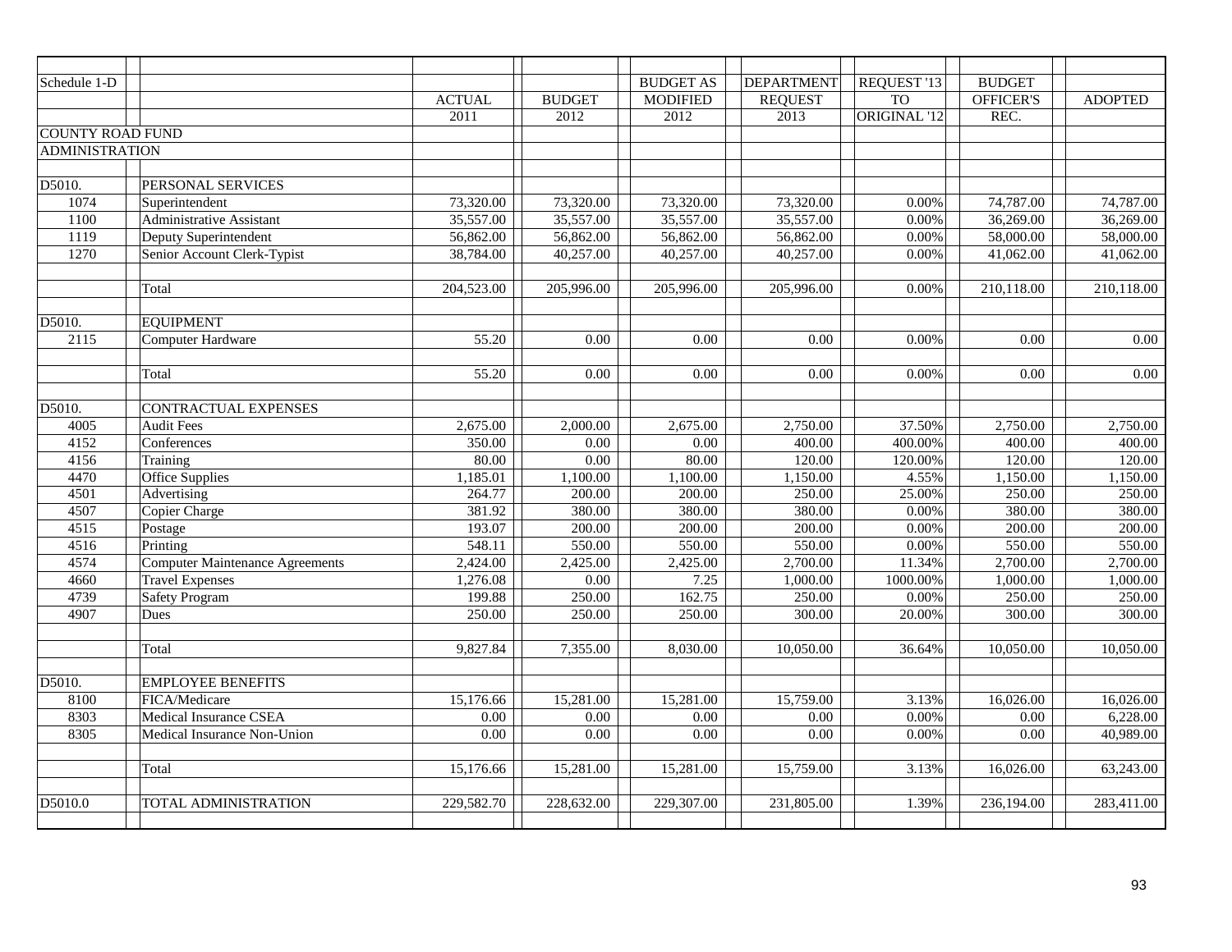| | | | | | | | | |
|---|---|---|---|---|---|---|---|---|
| Schedule 1-D | | | | BUDGET AS | DEPARTMENT | REQUEST '13 | BUDGET | |
| | | ACTUAL | BUDGET | MODIFIED | REQUEST | TO | OFFICER'S | ADOPTED |
| | | 2011 | 2012 | 2012 | 2013 | ORIGINAL '12 | REC. | |
| COUNTY ROAD FUND | | | | | | | | |
| ADMINISTRATION | | | | | | | | |
| | | | | | | | | |
| D5010. | PERSONAL SERVICES | | | | | | | |
| 1074 | Superintendent | 73,320.00 | 73,320.00 | 73,320.00 | 73,320.00 | 0.00% | 74,787.00 | 74,787.00 |
| 1100 | Administrative Assistant | 35,557.00 | 35,557.00 | 35,557.00 | 35,557.00 | 0.00% | 36,269.00 | 36,269.00 |
| 1119 | Deputy Superintendent | 56,862.00 | 56,862.00 | 56,862.00 | 56,862.00 | 0.00% | 58,000.00 | 58,000.00 |
| 1270 | Senior Account Clerk-Typist | 38,784.00 | 40,257.00 | 40,257.00 | 40,257.00 | 0.00% | 41,062.00 | 41,062.00 |
| | | | | | | | | |
| | Total | 204,523.00 | 205,996.00 | 205,996.00 | 205,996.00 | 0.00% | 210,118.00 | 210,118.00 |
| | | | | | | | | |
| D5010. | EQUIPMENT | | | | | | | |
| 2115 | Computer Hardware | 55.20 | 0.00 | 0.00 | 0.00 | 0.00% | 0.00 | 0.00 |
| | | | | | | | | |
| | Total | 55.20 | 0.00 | 0.00 | 0.00 | 0.00% | 0.00 | 0.00 |
| | | | | | | | | |
| D5010. | CONTRACTUAL EXPENSES | | | | | | | |
| 4005 | Audit Fees | 2,675.00 | 2,000.00 | 2,675.00 | 2,750.00 | 37.50% | 2,750.00 | 2,750.00 |
| 4152 | Conferences | 350.00 | 0.00 | 0.00 | 400.00 | 400.00% | 400.00 | 400.00 |
| 4156 | Training | 80.00 | 0.00 | 80.00 | 120.00 | 120.00% | 120.00 | 120.00 |
| 4470 | Office Supplies | 1,185.01 | 1,100.00 | 1,100.00 | 1,150.00 | 4.55% | 1,150.00 | 1,150.00 |
| 4501 | Advertising | 264.77 | 200.00 | 200.00 | 250.00 | 25.00% | 250.00 | 250.00 |
| 4507 | Copier Charge | 381.92 | 380.00 | 380.00 | 380.00 | 0.00% | 380.00 | 380.00 |
| 4515 | Postage | 193.07 | 200.00 | 200.00 | 200.00 | 0.00% | 200.00 | 200.00 |
| 4516 | Printing | 548.11 | 550.00 | 550.00 | 550.00 | 0.00% | 550.00 | 550.00 |
| 4574 | Computer Maintenance Agreements | 2,424.00 | 2,425.00 | 2,425.00 | 2,700.00 | 11.34% | 2,700.00 | 2,700.00 |
| 4660 | Travel Expenses | 1,276.08 | 0.00 | 7.25 | 1,000.00 | 1000.00% | 1,000.00 | 1,000.00 |
| 4739 | Safety Program | 199.88 | 250.00 | 162.75 | 250.00 | 0.00% | 250.00 | 250.00 |
| 4907 | Dues | 250.00 | 250.00 | 250.00 | 300.00 | 20.00% | 300.00 | 300.00 |
| | | | | | | | | |
| | Total | 9,827.84 | 7,355.00 | 8,030.00 | 10,050.00 | 36.64% | 10,050.00 | 10,050.00 |
| | | | | | | | | |
| D5010. | EMPLOYEE BENEFITS | | | | | | | |
| 8100 | FICA/Medicare | 15,176.66 | 15,281.00 | 15,281.00 | 15,759.00 | 3.13% | 16,026.00 | 16,026.00 |
| 8303 | Medical Insurance CSEA | 0.00 | 0.00 | 0.00 | 0.00 | 0.00% | 0.00 | 6,228.00 |
| 8305 | Medical Insurance Non-Union | 0.00 | 0.00 | 0.00 | 0.00 | 0.00% | 0.00 | 40,989.00 |
| | | | | | | | | |
| | Total | 15,176.66 | 15,281.00 | 15,281.00 | 15,759.00 | 3.13% | 16,026.00 | 63,243.00 |
| | | | | | | | | |
| D5010.0 | TOTAL ADMINISTRATION | 229,582.70 | 228,632.00 | 229,307.00 | 231,805.00 | 1.39% | 236,194.00 | 283,411.00 |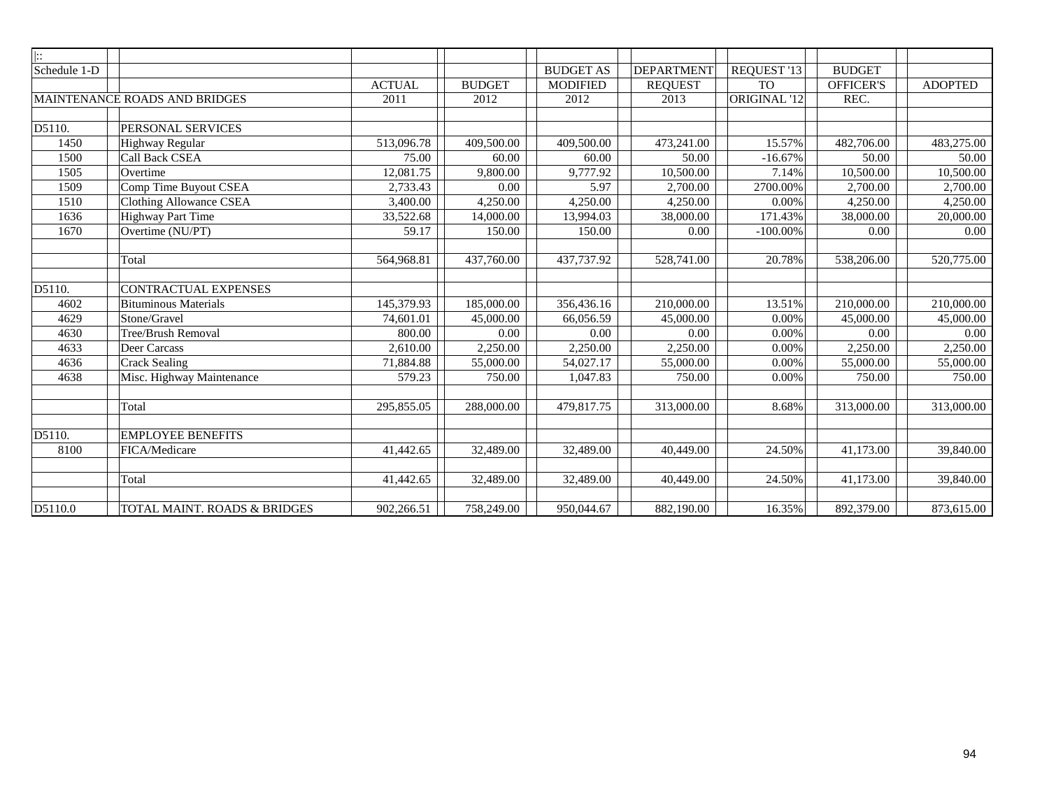| \|:: | | | | | | | | |
|---|---|---|---|---|---|---|---|---|
| Schedule 1-D | | | | BUDGET AS | DEPARTMENT | REQUEST '13 | BUDGET | |
| | | ACTUAL | BUDGET | MODIFIED | REQUEST | TO | OFFICER'S | ADOPTED |
| MAINTENANCE ROADS AND BRIDGES | | 2011 | 2012 | 2012 | 2013 | ORIGINAL '12 | REC. | |
| | | | | | | | | |
| D5110. | PERSONAL SERVICES | | | | | | | |
| 1450 | Highway Regular | 513,096.78 | 409,500.00 | 409,500.00 | 473,241.00 | 15.57% | 482,706.00 | 483,275.00 |
| 1500 | Call Back CSEA | 75.00 | 60.00 | 60.00 | 50.00 | -16.67% | 50.00 | 50.00 |
| 1505 | Overtime | 12,081.75 | 9,800.00 | 9,777.92 | 10,500.00 | 7.14% | 10,500.00 | 10,500.00 |
| 1509 | Comp Time Buyout CSEA | 2,733.43 | 0.00 | 5.97 | 2,700.00 | 2700.00% | 2,700.00 | 2,700.00 |
| 1510 | Clothing Allowance CSEA | 3,400.00 | 4,250.00 | 4,250.00 | 4,250.00 | 0.00% | 4,250.00 | 4,250.00 |
| 1636 | Highway Part Time | 33,522.68 | 14,000.00 | 13,994.03 | 38,000.00 | 171.43% | 38,000.00 | 20,000.00 |
| 1670 | Overtime (NU/PT) | 59.17 | 150.00 | 150.00 | 0.00 | -100.00% | 0.00 | 0.00 |
| | | | | | | | | |
| | Total | 564,968.81 | 437,760.00 | 437,737.92 | 528,741.00 | 20.78% | 538,206.00 | 520,775.00 |
| | | | | | | | | |
| D5110. | CONTRACTUAL EXPENSES | | | | | | | |
| 4602 | Bituminous Materials | 145,379.93 | 185,000.00 | 356,436.16 | 210,000.00 | 13.51% | 210,000.00 | 210,000.00 |
| 4629 | Stone/Gravel | 74,601.01 | 45,000.00 | 66,056.59 | 45,000.00 | 0.00% | 45,000.00 | 45,000.00 |
| 4630 | Tree/Brush Removal | 800.00 | 0.00 | 0.00 | 0.00 | 0.00% | 0.00 | 0.00 |
| 4633 | Deer Carcass | 2,610.00 | 2,250.00 | 2,250.00 | 2,250.00 | 0.00% | 2,250.00 | 2,250.00 |
| 4636 | Crack Sealing | 71,884.88 | 55,000.00 | 54,027.17 | 55,000.00 | 0.00% | 55,000.00 | 55,000.00 |
| 4638 | Misc. Highway Maintenance | 579.23 | 750.00 | 1,047.83 | 750.00 | 0.00% | 750.00 | 750.00 |
| | | | | | | | | |
| | Total | 295,855.05 | 288,000.00 | 479,817.75 | 313,000.00 | 8.68% | 313,000.00 | 313,000.00 |
| | | | | | | | | |
| D5110. | EMPLOYEE BENEFITS | | | | | | | |
| 8100 | FICA/Medicare | 41,442.65 | 32,489.00 | 32,489.00 | 40,449.00 | 24.50% | 41,173.00 | 39,840.00 |
| | | | | | | | | |
| | Total | 41,442.65 | 32,489.00 | 32,489.00 | 40,449.00 | 24.50% | 41,173.00 | 39,840.00 |
| | | | | | | | | |
| D5110.0 | TOTAL MAINT. ROADS & BRIDGES | 902,266.51 | 758,249.00 | 950,044.67 | 882,190.00 | 16.35% | 892,379.00 | 873,615.00 |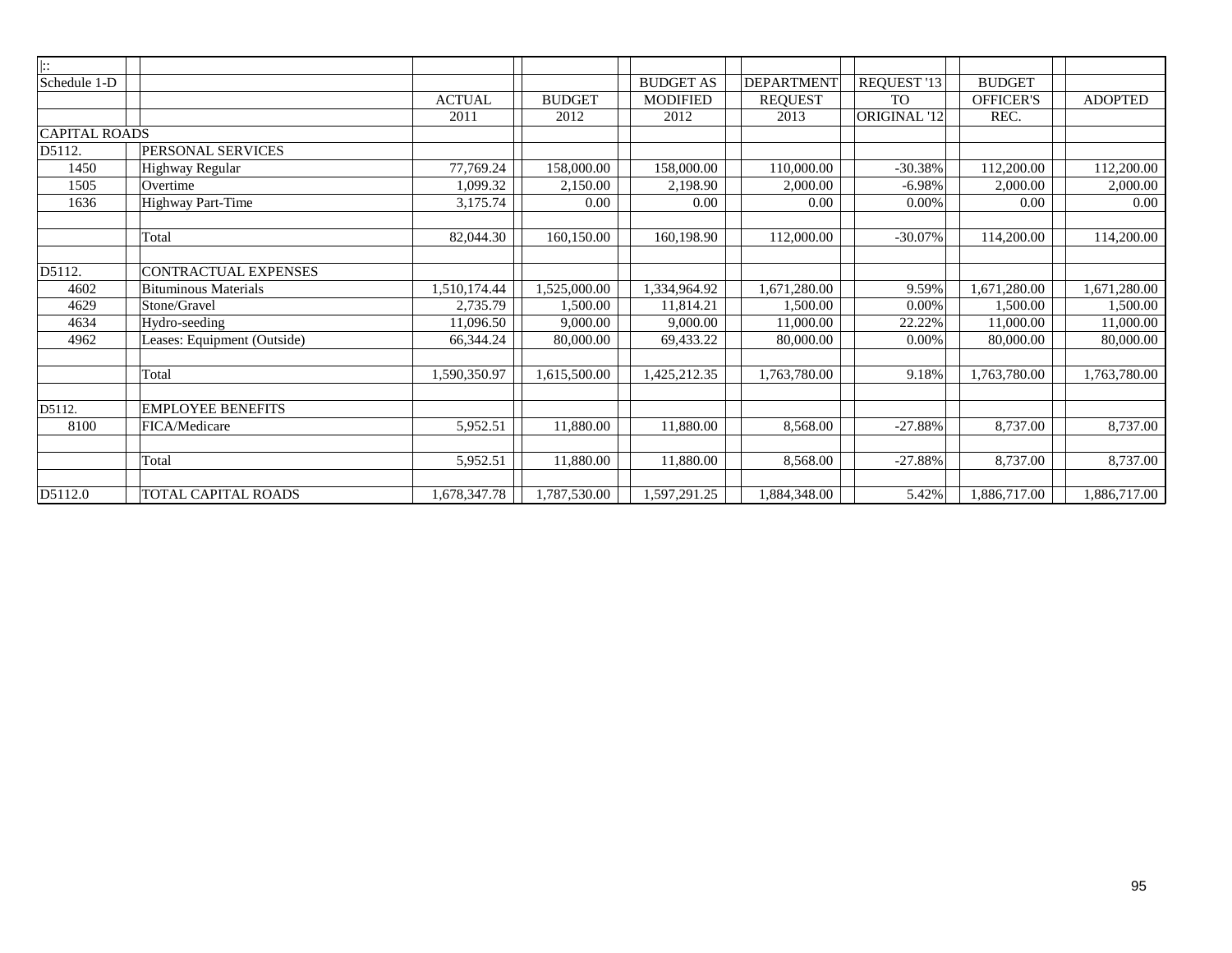| | | | | | | | | |
|---|---|---|---|---|---|---|---|---|
| Schedule 1-D | | | | BUDGET AS | DEPARTMENT | REQUEST '13 | BUDGET | |
| | | ACTUAL | BUDGET | MODIFIED | REQUEST | TO | OFFICER'S | ADOPTED |
| | | 2011 | 2012 | 2012 | 2013 | ORIGINAL '12 | REC. | |
| CAPITAL ROADS | | | | | | | | |
| D5112. | PERSONAL SERVICES | | | | | | | |
| 1450 | Highway Regular | 77,769.24 | 158,000.00 | 158,000.00 | 110,000.00 | -30.38% | 112,200.00 | 112,200.00 |
| 1505 | Overtime | 1,099.32 | 2,150.00 | 2,198.90 | 2,000.00 | -6.98% | 2,000.00 | 2,000.00 |
| 1636 | Highway Part-Time | 3,175.74 | 0.00 | 0.00 | 0.00 | 0.00% | 0.00 | 0.00 |
| | | | | | | | | |
| | Total | 82,044.30 | 160,150.00 | 160,198.90 | 112,000.00 | -30.07% | 114,200.00 | 114,200.00 |
| | | | | | | | | |
| D5112. | CONTRACTUAL EXPENSES | | | | | | | |
| 4602 | Bituminous Materials | 1,510,174.44 | 1,525,000.00 | 1,334,964.92 | 1,671,280.00 | 9.59% | 1,671,280.00 | 1,671,280.00 |
| 4629 | Stone/Gravel | 2,735.79 | 1,500.00 | 11,814.21 | 1,500.00 | 0.00% | 1,500.00 | 1,500.00 |
| 4634 | Hydro-seeding | 11,096.50 | 9,000.00 | 9,000.00 | 11,000.00 | 22.22% | 11,000.00 | 11,000.00 |
| 4962 | Leases: Equipment (Outside) | 66,344.24 | 80,000.00 | 69,433.22 | 80,000.00 | 0.00% | 80,000.00 | 80,000.00 |
| | | | | | | | | |
| | Total | 1,590,350.97 | 1,615,500.00 | 1,425,212.35 | 1,763,780.00 | 9.18% | 1,763,780.00 | 1,763,780.00 |
| | | | | | | | | |
| D5112. | EMPLOYEE BENEFITS | | | | | | | |
| 8100 | FICA/Medicare | 5,952.51 | 11,880.00 | 11,880.00 | 8,568.00 | -27.88% | 8,737.00 | 8,737.00 |
| | | | | | | | | |
| | Total | 5,952.51 | 11,880.00 | 11,880.00 | 8,568.00 | -27.88% | 8,737.00 | 8,737.00 |
| | | | | | | | | |
| D5112.0 | TOTAL CAPITAL ROADS | 1,678,347.78 | 1,787,530.00 | 1,597,291.25 | 1,884,348.00 | 5.42% | 1,886,717.00 | 1,886,717.00 |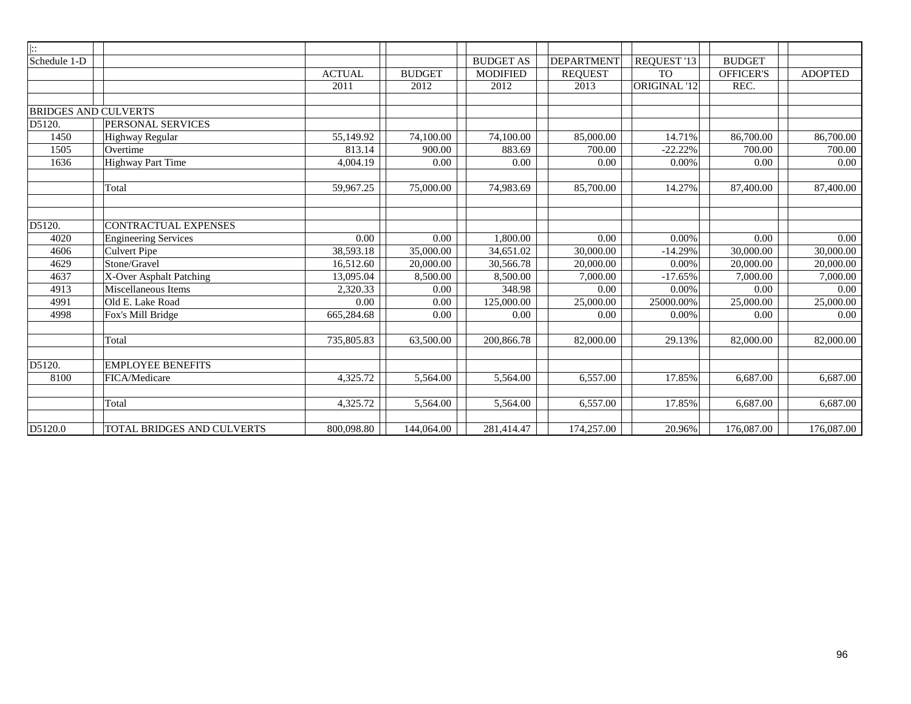| \|:: | | | | | | | | |
|---|---|---|---|---|---|---|---|---|
| Schedule 1-D | | | | BUDGET AS | DEPARTMENT | REQUEST '13 | BUDGET | |
| | | ACTUAL | BUDGET | MODIFIED | REQUEST | TO | OFFICER'S | ADOPTED |
| | | 2011 | 2012 | 2012 | 2013 | ORIGINAL '12 | REC. | |
| | | | | | | | | |
| BRIDGES AND CULVERTS | | | | | | | | |
| D5120. | PERSONAL SERVICES | | | | | | | |
| 1450 | Highway Regular | 55,149.92 | 74,100.00 | 74,100.00 | 85,000.00 | 14.71% | 86,700.00 | 86,700.00 |
| 1505 | Overtime | 813.14 | 900.00 | 883.69 | 700.00 | -22.22% | 700.00 | 700.00 |
| 1636 | Highway Part Time | 4,004.19 | 0.00 | 0.00 | 0.00 | 0.00% | 0.00 | 0.00 |
| | | | | | | | | |
| | Total | 59,967.25 | 75,000.00 | 74,983.69 | 85,700.00 | 14.27% | 87,400.00 | 87,400.00 |
| | | | | | | | | |
| | | | | | | | | |
| D5120. | CONTRACTUAL EXPENSES | | | | | | | |
| 4020 | Engineering Services | 0.00 | 0.00 | 1,800.00 | 0.00 | 0.00% | 0.00 | 0.00 |
| 4606 | Culvert Pipe | 38,593.18 | 35,000.00 | 34,651.02 | 30,000.00 | -14.29% | 30,000.00 | 30,000.00 |
| 4629 | Stone/Gravel | 16,512.60 | 20,000.00 | 30,566.78 | 20,000.00 | 0.00% | 20,000.00 | 20,000.00 |
| 4637 | X-Over Asphalt Patching | 13,095.04 | 8,500.00 | 8,500.00 | 7,000.00 | -17.65% | 7,000.00 | 7,000.00 |
| 4913 | Miscellaneous Items | 2,320.33 | 0.00 | 348.98 | 0.00 | 0.00% | 0.00 | 0.00 |
| 4991 | Old E. Lake Road | 0.00 | 0.00 | 125,000.00 | 25,000.00 | 25000.00% | 25,000.00 | 25,000.00 |
| 4998 | Fox's Mill Bridge | 665,284.68 | 0.00 | 0.00 | 0.00 | 0.00% | 0.00 | 0.00 |
| | | | | | | | | |
| | Total | 735,805.83 | 63,500.00 | 200,866.78 | 82,000.00 | 29.13% | 82,000.00 | 82,000.00 |
| | | | | | | | | |
| D5120. | EMPLOYEE BENEFITS | | | | | | | |
| 8100 | FICA/Medicare | 4,325.72 | 5,564.00 | 5,564.00 | 6,557.00 | 17.85% | 6,687.00 | 6,687.00 |
| | | | | | | | | |
| | Total | 4,325.72 | 5,564.00 | 5,564.00 | 6,557.00 | 17.85% | 6,687.00 | 6,687.00 |
| | | | | | | | | |
| D5120.0 | TOTAL BRIDGES AND CULVERTS | 800,098.80 | 144,064.00 | 281,414.47 | 174,257.00 | 20.96% | 176,087.00 | 176,087.00 |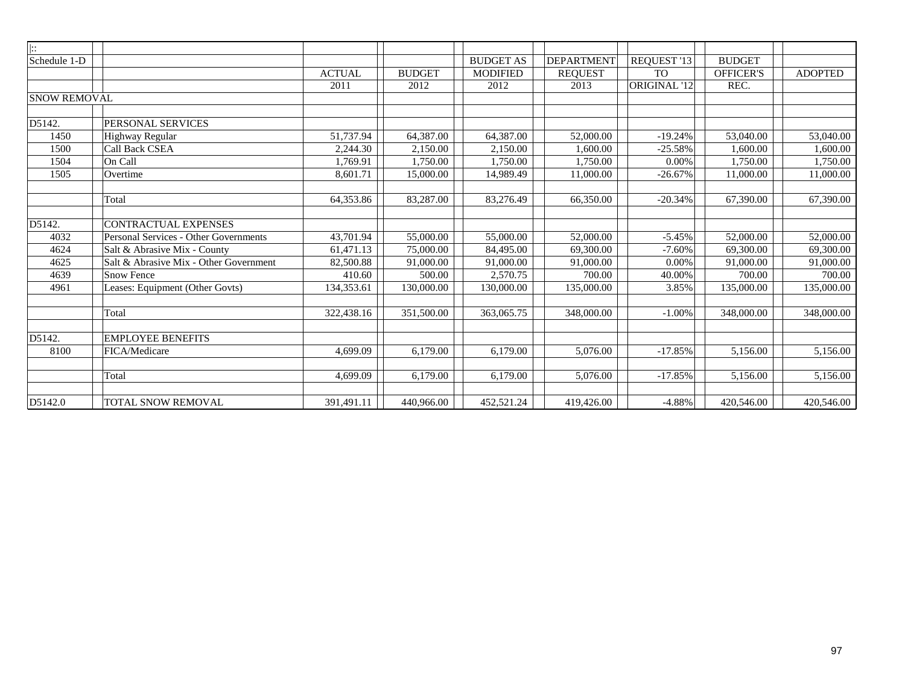| Schedule 1-D | | ACTUAL 2011 | BUDGET 2012 | BUDGET AS MODIFIED 2012 | DEPARTMENT REQUEST 2013 | REQUEST '13 TO ORIGINAL '12 | BUDGET OFFICER'S REC. | ADOPTED |
|---|---|---|---|---|---|---|---|---|
| SNOW REMOVAL | | | | | | | | |
| D5142. | PERSONAL SERVICES | | | | | | | |
| 1450 | Highway Regular | 51,737.94 | 64,387.00 | 64,387.00 | 52,000.00 | -19.24% | 53,040.00 | 53,040.00 |
| 1500 | Call Back CSEA | 2,244.30 | 2,150.00 | 2,150.00 | 1,600.00 | -25.58% | 1,600.00 | 1,600.00 |
| 1504 | On Call | 1,769.91 | 1,750.00 | 1,750.00 | 1,750.00 | 0.00% | 1,750.00 | 1,750.00 |
| 1505 | Overtime | 8,601.71 | 15,000.00 | 14,989.49 | 11,000.00 | -26.67% | 11,000.00 | 11,000.00 |
| | Total | 64,353.86 | 83,287.00 | 83,276.49 | 66,350.00 | -20.34% | 67,390.00 | 67,390.00 |
| D5142. | CONTRACTUAL EXPENSES | | | | | | | |
| 4032 | Personal Services - Other Governments | 43,701.94 | 55,000.00 | 55,000.00 | 52,000.00 | -5.45% | 52,000.00 | 52,000.00 |
| 4624 | Salt & Abrasive Mix - County | 61,471.13 | 75,000.00 | 84,495.00 | 69,300.00 | -7.60% | 69,300.00 | 69,300.00 |
| 4625 | Salt & Abrasive Mix - Other Government | 82,500.88 | 91,000.00 | 91,000.00 | 91,000.00 | 0.00% | 91,000.00 | 91,000.00 |
| 4639 | Snow Fence | 410.60 | 500.00 | 2,570.75 | 700.00 | 40.00% | 700.00 | 700.00 |
| 4961 | Leases: Equipment (Other Govts) | 134,353.61 | 130,000.00 | 130,000.00 | 135,000.00 | 3.85% | 135,000.00 | 135,000.00 |
| | Total | 322,438.16 | 351,500.00 | 363,065.75 | 348,000.00 | -1.00% | 348,000.00 | 348,000.00 |
| D5142. | EMPLOYEE BENEFITS | | | | | | | |
| 8100 | FICA/Medicare | 4,699.09 | 6,179.00 | 6,179.00 | 5,076.00 | -17.85% | 5,156.00 | 5,156.00 |
| | Total | 4,699.09 | 6,179.00 | 6,179.00 | 5,076.00 | -17.85% | 5,156.00 | 5,156.00 |
| D5142.0 | TOTAL SNOW REMOVAL | 391,491.11 | 440,966.00 | 452,521.24 | 419,426.00 | -4.88% | 420,546.00 | 420,546.00 |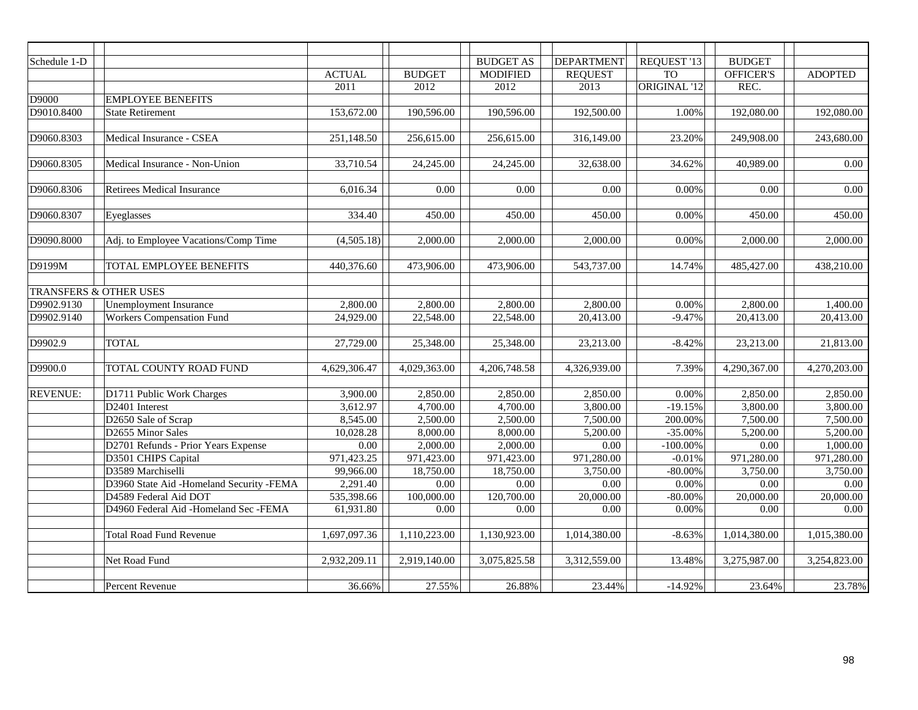| Schedule 1-D | | ACTUAL | BUDGET | BUDGET AS MODIFIED | DEPARTMENT REQUEST | REQUEST '13 TO ORIGINAL '12 | BUDGET OFFICER'S REC. | ADOPTED |
|---|---|---|---|---|---|---|---|---|
| | | 2011 | 2012 | 2012 | 2013 | | | |
| D9000 | EMPLOYEE BENEFITS | | | | | | | |
| D9010.8400 | State Retirement | 153,672.00 | 190,596.00 | 190,596.00 | 192,500.00 | 1.00% | 192,080.00 | 192,080.00 |
| D9060.8303 | Medical Insurance - CSEA | 251,148.50 | 256,615.00 | 256,615.00 | 316,149.00 | 23.20% | 249,908.00 | 243,680.00 |
| D9060.8305 | Medical Insurance - Non-Union | 33,710.54 | 24,245.00 | 24,245.00 | 32,638.00 | 34.62% | 40,989.00 | 0.00 |
| D9060.8306 | Retirees Medical Insurance | 6,016.34 | 0.00 | 0.00 | 0.00 | 0.00% | 0.00 | 0.00 |
| D9060.8307 | Eyeglasses | 334.40 | 450.00 | 450.00 | 450.00 | 0.00% | 450.00 | 450.00 |
| D9090.8000 | Adj. to Employee Vacations/Comp Time | (4,505.18) | 2,000.00 | 2,000.00 | 2,000.00 | 0.00% | 2,000.00 | 2,000.00 |
| D9199M | TOTAL EMPLOYEE BENEFITS | 440,376.60 | 473,906.00 | 473,906.00 | 543,737.00 | 14.74% | 485,427.00 | 438,210.00 |
| TRANSFERS & OTHER USES | | | | | | | | |
| D9902.9130 | Unemployment Insurance | 2,800.00 | 2,800.00 | 2,800.00 | 2,800.00 | 0.00% | 2,800.00 | 1,400.00 |
| D9902.9140 | Workers Compensation Fund | 24,929.00 | 22,548.00 | 22,548.00 | 20,413.00 | -9.47% | 20,413.00 | 20,413.00 |
| D9902.9 | TOTAL | 27,729.00 | 25,348.00 | 25,348.00 | 23,213.00 | -8.42% | 23,213.00 | 21,813.00 |
| D9900.0 | TOTAL COUNTY ROAD FUND | 4,629,306.47 | 4,029,363.00 | 4,206,748.58 | 4,326,939.00 | 7.39% | 4,290,367.00 | 4,270,203.00 |
| REVENUE: | D1711 Public Work Charges | 3,900.00 | 2,850.00 | 2,850.00 | 2,850.00 | 0.00% | 2,850.00 | 2,850.00 |
| | D2401 Interest | 3,612.97 | 4,700.00 | 4,700.00 | 3,800.00 | -19.15% | 3,800.00 | 3,800.00 |
| | D2650 Sale of Scrap | 8,545.00 | 2,500.00 | 2,500.00 | 7,500.00 | 200.00% | 7,500.00 | 7,500.00 |
| | D2655 Minor Sales | 10,028.28 | 8,000.00 | 8,000.00 | 5,200.00 | -35.00% | 5,200.00 | 5,200.00 |
| | D2701 Refunds - Prior Years Expense | 0.00 | 2,000.00 | 2,000.00 | 0.00 | -100.00% | 0.00 | 1,000.00 |
| | D3501 CHIPS Capital | 971,423.25 | 971,423.00 | 971,423.00 | 971,280.00 | -0.01% | 971,280.00 | 971,280.00 |
| | D3589 Marchiselli | 99,966.00 | 18,750.00 | 18,750.00 | 3,750.00 | -80.00% | 3,750.00 | 3,750.00 |
| | D3960 State Aid -Homeland Security -FEMA | 2,291.40 | 0.00 | 0.00 | 0.00 | 0.00% | 0.00 | 0.00 |
| | D4589 Federal Aid DOT | 535,398.66 | 100,000.00 | 120,700.00 | 20,000.00 | -80.00% | 20,000.00 | 20,000.00 |
| | D4960 Federal Aid -Homeland Sec -FEMA | 61,931.80 | 0.00 | 0.00 | 0.00 | 0.00% | 0.00 | 0.00 |
| | Total Road Fund Revenue | 1,697,097.36 | 1,110,223.00 | 1,130,923.00 | 1,014,380.00 | -8.63% | 1,014,380.00 | 1,015,380.00 |
| | Net Road Fund | 2,932,209.11 | 2,919,140.00 | 3,075,825.58 | 3,312,559.00 | 13.48% | 3,275,987.00 | 3,254,823.00 |
| | Percent Revenue | 36.66% | 27.55% | 26.88% | 23.44% | -14.92% | 23.64% | 23.78% |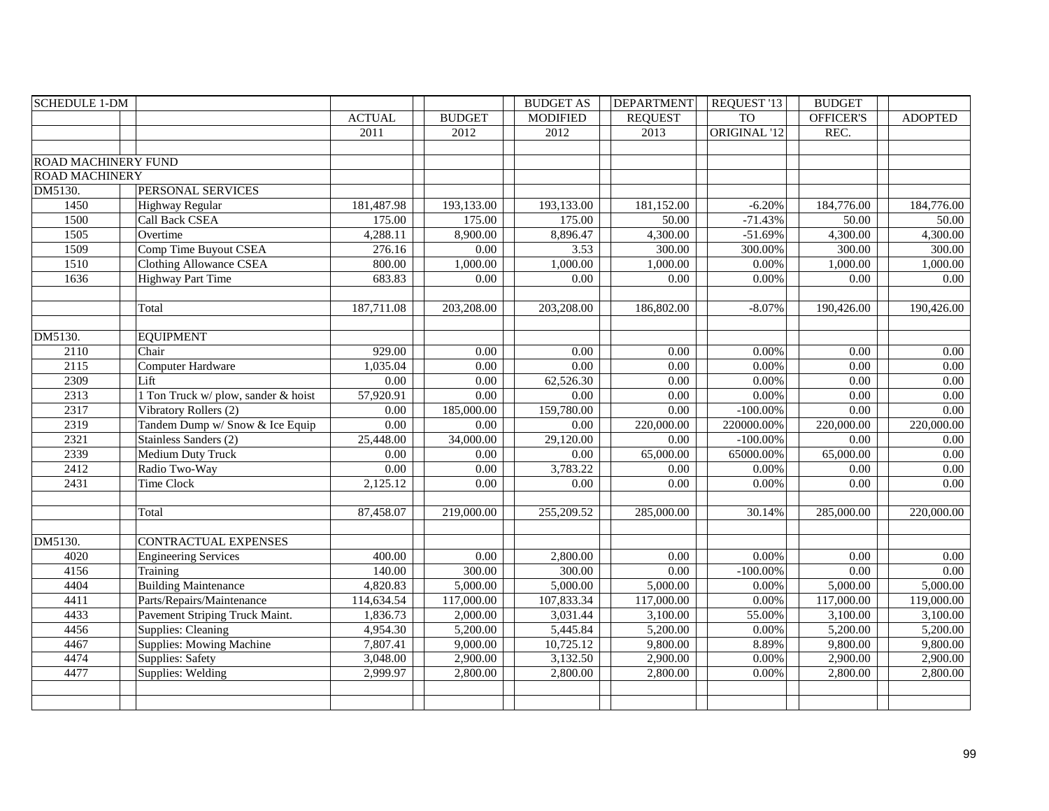| SCHEDULE 1-DM | | ACTUAL | BUDGET | BUDGET AS MODIFIED | DEPARTMENT REQUEST | REQUEST '13 TO ORIGINAL '12 | BUDGET OFFICER'S REC. | ADOPTED |
|---|---|---|---|---|---|---|---|---|
| | | 2011 | 2012 | 2012 | 2013 | | | |
| ROAD MACHINERY FUND | | | | | | | | |
| ROAD MACHINERY | | | | | | | | |
| DM5130. | PERSONAL SERVICES | | | | | | | |
| 1450 | Highway Regular | 181,487.98 | 193,133.00 | 193,133.00 | 181,152.00 | -6.20% | 184,776.00 | 184,776.00 |
| 1500 | Call Back CSEA | 175.00 | 175.00 | 175.00 | 50.00 | -71.43% | 50.00 | 50.00 |
| 1505 | Overtime | 4,288.11 | 8,900.00 | 8,896.47 | 4,300.00 | -51.69% | 4,300.00 | 4,300.00 |
| 1509 | Comp Time Buyout CSEA | 276.16 | 0.00 | 3.53 | 300.00 | 300.00% | 300.00 | 300.00 |
| 1510 | Clothing Allowance CSEA | 800.00 | 1,000.00 | 1,000.00 | 1,000.00 | 0.00% | 1,000.00 | 1,000.00 |
| 1636 | Highway Part Time | 683.83 | 0.00 | 0.00 | 0.00 | 0.00% | 0.00 | 0.00 |
| | Total | 187,711.08 | 203,208.00 | 203,208.00 | 186,802.00 | -8.07% | 190,426.00 | 190,426.00 |
| DM5130. | EQUIPMENT | | | | | | | |
| 2110 | Chair | 929.00 | 0.00 | 0.00 | 0.00 | 0.00% | 0.00 | 0.00 |
| 2115 | Computer Hardware | 1,035.04 | 0.00 | 0.00 | 0.00 | 0.00% | 0.00 | 0.00 |
| 2309 | Lift | 0.00 | 0.00 | 62,526.30 | 0.00 | 0.00% | 0.00 | 0.00 |
| 2313 | 1 Ton Truck w/ plow, sander & hoist | 57,920.91 | 0.00 | 0.00 | 0.00 | 0.00% | 0.00 | 0.00 |
| 2317 | Vibratory Rollers (2) | 0.00 | 185,000.00 | 159,780.00 | 0.00 | -100.00% | 0.00 | 0.00 |
| 2319 | Tandem Dump w/ Snow & Ice Equip | 0.00 | 0.00 | 0.00 | 220,000.00 | 220000.00% | 220,000.00 | 220,000.00 |
| 2321 | Stainless Sanders (2) | 25,448.00 | 34,000.00 | 29,120.00 | 0.00 | -100.00% | 0.00 | 0.00 |
| 2339 | Medium Duty Truck | 0.00 | 0.00 | 0.00 | 65,000.00 | 65000.00% | 65,000.00 | 0.00 |
| 2412 | Radio Two-Way | 0.00 | 0.00 | 3,783.22 | 0.00 | 0.00% | 0.00 | 0.00 |
| 2431 | Time Clock | 2,125.12 | 0.00 | 0.00 | 0.00 | 0.00% | 0.00 | 0.00 |
| | Total | 87,458.07 | 219,000.00 | 255,209.52 | 285,000.00 | 30.14% | 285,000.00 | 220,000.00 |
| DM5130. | CONTRACTUAL EXPENSES | | | | | | | |
| 4020 | Engineering Services | 400.00 | 0.00 | 2,800.00 | 0.00 | 0.00% | 0.00 | 0.00 |
| 4156 | Training | 140.00 | 300.00 | 300.00 | 0.00 | -100.00% | 0.00 | 0.00 |
| 4404 | Building Maintenance | 4,820.83 | 5,000.00 | 5,000.00 | 5,000.00 | 0.00% | 5,000.00 | 5,000.00 |
| 4411 | Parts/Repairs/Maintenance | 114,634.54 | 117,000.00 | 107,833.34 | 117,000.00 | 0.00% | 117,000.00 | 119,000.00 |
| 4433 | Pavement Striping Truck Maint. | 1,836.73 | 2,000.00 | 3,031.44 | 3,100.00 | 55.00% | 3,100.00 | 3,100.00 |
| 4456 | Supplies: Cleaning | 4,954.30 | 5,200.00 | 5,445.84 | 5,200.00 | 0.00% | 5,200.00 | 5,200.00 |
| 4467 | Supplies: Mowing Machine | 7,807.41 | 9,000.00 | 10,725.12 | 9,800.00 | 8.89% | 9,800.00 | 9,800.00 |
| 4474 | Supplies: Safety | 3,048.00 | 2,900.00 | 3,132.50 | 2,900.00 | 0.00% | 2,900.00 | 2,900.00 |
| 4477 | Supplies: Welding | 2,999.97 | 2,800.00 | 2,800.00 | 2,800.00 | 0.00% | 2,800.00 | 2,800.00 |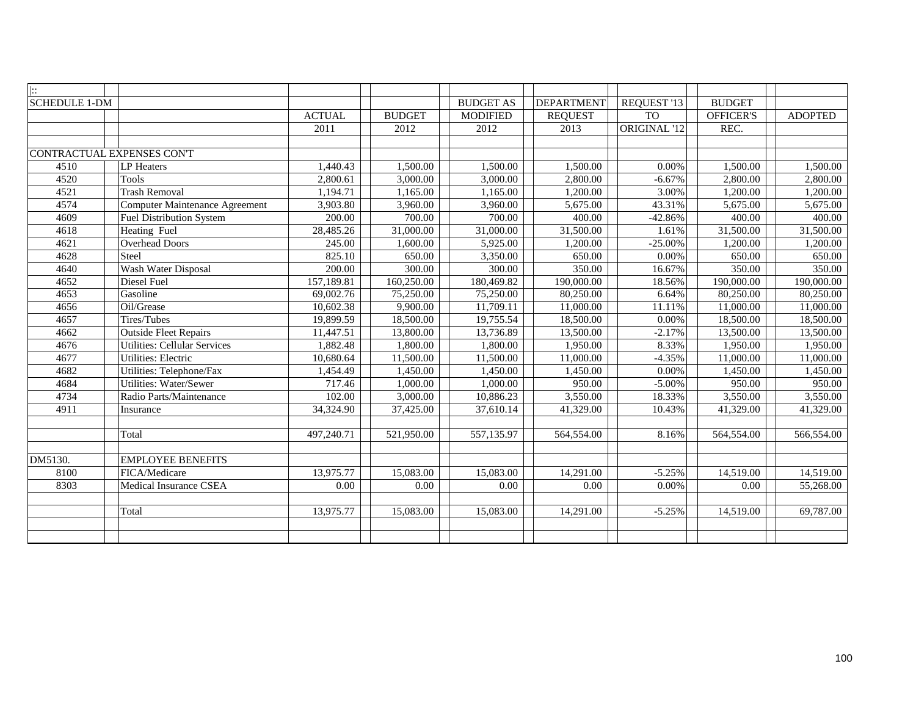| | | | | | | | | |
|---|---|---|---|---|---|---|---|---|
| \|:: | | | | | | | | |
| SCHEDULE 1-DM | | | | BUDGET AS | DEPARTMENT | REQUEST '13 | BUDGET | |
| | | ACTUAL | BUDGET | MODIFIED | REQUEST | TO | OFFICER'S | ADOPTED |
| | | 2011 | 2012 | 2012 | 2013 | ORIGINAL '12 | REC. | |
| | | | | | | | | |
| CONTRACTUAL EXPENSES CON'T | | | | | | | | |
| 4510 | LP Heaters | 1,440.43 | 1,500.00 | 1,500.00 | 1,500.00 | 0.00% | 1,500.00 | 1,500.00 |
| 4520 | Tools | 2,800.61 | 3,000.00 | 3,000.00 | 2,800.00 | -6.67% | 2,800.00 | 2,800.00 |
| 4521 | Trash Removal | 1,194.71 | 1,165.00 | 1,165.00 | 1,200.00 | 3.00% | 1,200.00 | 1,200.00 |
| 4574 | Computer Maintenance Agreement | 3,903.80 | 3,960.00 | 3,960.00 | 5,675.00 | 43.31% | 5,675.00 | 5,675.00 |
| 4609 | Fuel Distribution System | 200.00 | 700.00 | 700.00 | 400.00 | -42.86% | 400.00 | 400.00 |
| 4618 | Heating Fuel | 28,485.26 | 31,000.00 | 31,000.00 | 31,500.00 | 1.61% | 31,500.00 | 31,500.00 |
| 4621 | Overhead Doors | 245.00 | 1,600.00 | 5,925.00 | 1,200.00 | -25.00% | 1,200.00 | 1,200.00 |
| 4628 | Steel | 825.10 | 650.00 | 3,350.00 | 650.00 | 0.00% | 650.00 | 650.00 |
| 4640 | Wash Water Disposal | 200.00 | 300.00 | 300.00 | 350.00 | 16.67% | 350.00 | 350.00 |
| 4652 | Diesel Fuel | 157,189.81 | 160,250.00 | 180,469.82 | 190,000.00 | 18.56% | 190,000.00 | 190,000.00 |
| 4653 | Gasoline | 69,002.76 | 75,250.00 | 75,250.00 | 80,250.00 | 6.64% | 80,250.00 | 80,250.00 |
| 4656 | Oil/Grease | 10,602.38 | 9,900.00 | 11,709.11 | 11,000.00 | 11.11% | 11,000.00 | 11,000.00 |
| 4657 | Tires/Tubes | 19,899.59 | 18,500.00 | 19,755.54 | 18,500.00 | 0.00% | 18,500.00 | 18,500.00 |
| 4662 | Outside Fleet Repairs | 11,447.51 | 13,800.00 | 13,736.89 | 13,500.00 | -2.17% | 13,500.00 | 13,500.00 |
| 4676 | Utilities: Cellular Services | 1,882.48 | 1,800.00 | 1,800.00 | 1,950.00 | 8.33% | 1,950.00 | 1,950.00 |
| 4677 | Utilities: Electric | 10,680.64 | 11,500.00 | 11,500.00 | 11,000.00 | -4.35% | 11,000.00 | 11,000.00 |
| 4682 | Utilities: Telephone/Fax | 1,454.49 | 1,450.00 | 1,450.00 | 1,450.00 | 0.00% | 1,450.00 | 1,450.00 |
| 4684 | Utilities: Water/Sewer | 717.46 | 1,000.00 | 1,000.00 | 950.00 | -5.00% | 950.00 | 950.00 |
| 4734 | Radio Parts/Maintenance | 102.00 | 3,000.00 | 10,886.23 | 3,550.00 | 18.33% | 3,550.00 | 3,550.00 |
| 4911 | Insurance | 34,324.90 | 37,425.00 | 37,610.14 | 41,329.00 | 10.43% | 41,329.00 | 41,329.00 |
| | | | | | | | | |
| | Total | 497,240.71 | 521,950.00 | 557,135.97 | 564,554.00 | 8.16% | 564,554.00 | 566,554.00 |
| | | | | | | | | |
| DM5130. | EMPLOYEE BENEFITS | | | | | | | |
| 8100 | FICA/Medicare | 13,975.77 | 15,083.00 | 15,083.00 | 14,291.00 | -5.25% | 14,519.00 | 14,519.00 |
| 8303 | Medical Insurance CSEA | 0.00 | 0.00 | 0.00 | 0.00 | 0.00% | 0.00 | 55,268.00 |
| | | | | | | | | |
| | Total | 13,975.77 | 15,083.00 | 15,083.00 | 14,291.00 | -5.25% | 14,519.00 | 69,787.00 |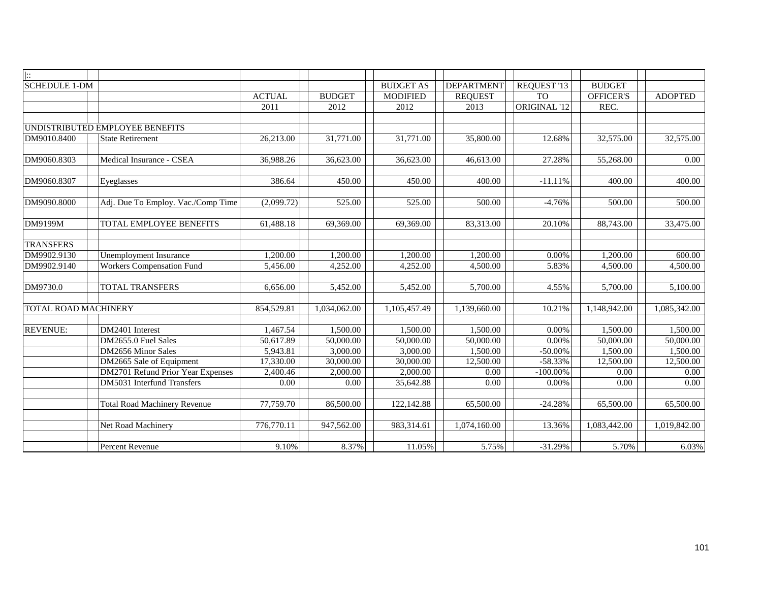| | | | | | | | | |
|---|---|---|---|---|---|---|---|---|
| \|:: | | | | | | | | |
| SCHEDULE 1-DM | | | | BUDGET AS | DEPARTMENT | REQUEST '13 | BUDGET | |
| | | ACTUAL | BUDGET | MODIFIED | REQUEST | TO | OFFICER'S | ADOPTED |
| | | 2011 | 2012 | 2012 | 2013 | ORIGINAL '12 | REC. | |
| UNDISTRIBUTED EMPLOYEE BENEFITS | | | | | | | | |
| DM9010.8400 | State Retirement | 26,213.00 | 31,771.00 | 31,771.00 | 35,800.00 | 12.68% | 32,575.00 | 32,575.00 |
| DM9060.8303 | Medical Insurance - CSEA | 36,988.26 | 36,623.00 | 36,623.00 | 46,613.00 | 27.28% | 55,268.00 | 0.00 |
| DM9060.8307 | Eyeglasses | 386.64 | 450.00 | 450.00 | 400.00 | -11.11% | 400.00 | 400.00 |
| DM9090.8000 | Adj. Due To Employ. Vac./Comp Time | (2,099.72) | 525.00 | 525.00 | 500.00 | -4.76% | 500.00 | 500.00 |
| DM9199M | TOTAL EMPLOYEE BENEFITS | 61,488.18 | 69,369.00 | 69,369.00 | 83,313.00 | 20.10% | 88,743.00 | 33,475.00 |
| TRANSFERS | | | | | | | | |
| DM9902.9130 | Unemployment Insurance | 1,200.00 | 1,200.00 | 1,200.00 | 1,200.00 | 0.00% | 1,200.00 | 600.00 |
| DM9902.9140 | Workers Compensation Fund | 5,456.00 | 4,252.00 | 4,252.00 | 4,500.00 | 5.83% | 4,500.00 | 4,500.00 |
| DM9730.0 | TOTAL TRANSFERS | 6,656.00 | 5,452.00 | 5,452.00 | 5,700.00 | 4.55% | 5,700.00 | 5,100.00 |
| TOTAL ROAD MACHINERY | | 854,529.81 | 1,034,062.00 | 1,105,457.49 | 1,139,660.00 | 10.21% | 1,148,942.00 | 1,085,342.00 |
| REVENUE: | DM2401 Interest | 1,467.54 | 1,500.00 | 1,500.00 | 1,500.00 | 0.00% | 1,500.00 | 1,500.00 |
| | DM2655.0 Fuel Sales | 50,617.89 | 50,000.00 | 50,000.00 | 50,000.00 | 0.00% | 50,000.00 | 50,000.00 |
| | DM2656 Minor Sales | 5,943.81 | 3,000.00 | 3,000.00 | 1,500.00 | -50.00% | 1,500.00 | 1,500.00 |
| | DM2665 Sale of Equipment | 17,330.00 | 30,000.00 | 30,000.00 | 12,500.00 | -58.33% | 12,500.00 | 12,500.00 |
| | DM2701 Refund Prior Year Expenses | 2,400.46 | 2,000.00 | 2,000.00 | 0.00 | -100.00% | 0.00 | 0.00 |
| | DM5031 Interfund Transfers | 0.00 | 0.00 | 35,642.88 | 0.00 | 0.00% | 0.00 | 0.00 |
| | Total Road Machinery Revenue | 77,759.70 | 86,500.00 | 122,142.88 | 65,500.00 | -24.28% | 65,500.00 | 65,500.00 |
| | Net Road Machinery | 776,770.11 | 947,562.00 | 983,314.61 | 1,074,160.00 | 13.36% | 1,083,442.00 | 1,019,842.00 |
| | Percent Revenue | 9.10% | 8.37% | 11.05% | 5.75% | -31.29% | 5.70% | 6.03% |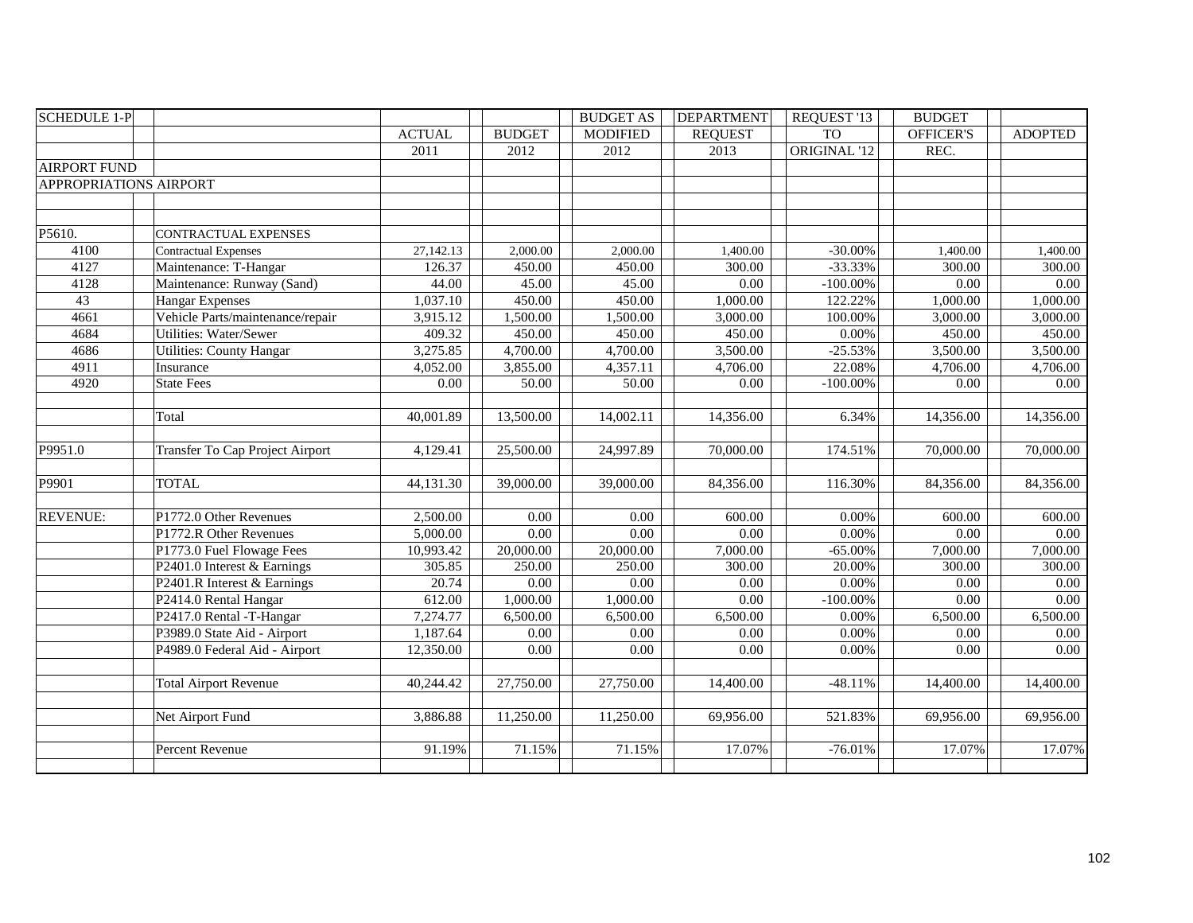| SCHEDULE 1-P | | ACTUAL 2011 | BUDGET 2012 | BUDGET AS MODIFIED 2012 | DEPARTMENT REQUEST 2013 | REQUEST '13 TO ORIGINAL '12 | BUDGET OFFICER'S REC. | ADOPTED |
|---|---|---|---|---|---|---|---|---|
| AIRPORT FUND | | | | | | | | |
| APPROPRIATIONS AIRPORT | | | | | | | | |
| | | | | | | | | |
| | | | | | | | | |
| P5610. | CONTRACTUAL EXPENSES | | | | | | | |
| 4100 | Contractual Expenses | 27,142.13 | 2,000.00 | 2,000.00 | 1,400.00 | -30.00% | 1,400.00 | 1,400.00 |
| 4127 | Maintenance: T-Hangar | 126.37 | 450.00 | 450.00 | 300.00 | -33.33% | 300.00 | 300.00 |
| 4128 | Maintenance: Runway (Sand) | 44.00 | 45.00 | 45.00 | 0.00 | -100.00% | 0.00 | 0.00 |
| 43 | Hangar Expenses | 1,037.10 | 450.00 | 450.00 | 1,000.00 | 122.22% | 1,000.00 | 1,000.00 |
| 4661 | Vehicle Parts/maintenance/repair | 3,915.12 | 1,500.00 | 1,500.00 | 3,000.00 | 100.00% | 3,000.00 | 3,000.00 |
| 4684 | Utilities: Water/Sewer | 409.32 | 450.00 | 450.00 | 450.00 | 0.00% | 450.00 | 450.00 |
| 4686 | Utilities: County Hangar | 3,275.85 | 4,700.00 | 4,700.00 | 3,500.00 | -25.53% | 3,500.00 | 3,500.00 |
| 4911 | Insurance | 4,052.00 | 3,855.00 | 4,357.11 | 4,706.00 | 22.08% | 4,706.00 | 4,706.00 |
| 4920 | State Fees | 0.00 | 50.00 | 50.00 | 0.00 | -100.00% | 0.00 | 0.00 |
| | | | | | | | | |
| | Total | 40,001.89 | 13,500.00 | 14,002.11 | 14,356.00 | 6.34% | 14,356.00 | 14,356.00 |
| | | | | | | | | |
| P9951.0 | Transfer To Cap Project Airport | 4,129.41 | 25,500.00 | 24,997.89 | 70,000.00 | 174.51% | 70,000.00 | 70,000.00 |
| | | | | | | | | |
| P9901 | TOTAL | 44,131.30 | 39,000.00 | 39,000.00 | 84,356.00 | 116.30% | 84,356.00 | 84,356.00 |
| | | | | | | | | |
| REVENUE: | P1772.0 Other Revenues | 2,500.00 | 0.00 | 0.00 | 600.00 | 0.00% | 600.00 | 600.00 |
| | P1772.R Other Revenues | 5,000.00 | 0.00 | 0.00 | 0.00 | 0.00% | 0.00 | 0.00 |
| | P1773.0 Fuel Flowage Fees | 10,993.42 | 20,000.00 | 20,000.00 | 7,000.00 | -65.00% | 7,000.00 | 7,000.00 |
| | P2401.0 Interest & Earnings | 305.85 | 250.00 | 250.00 | 300.00 | 20.00% | 300.00 | 300.00 |
| | P2401.R Interest & Earnings | 20.74 | 0.00 | 0.00 | 0.00 | 0.00% | 0.00 | 0.00 |
| | P2414.0 Rental Hangar | 612.00 | 1,000.00 | 1,000.00 | 0.00 | -100.00% | 0.00 | 0.00 |
| | P2417.0 Rental -T-Hangar | 7,274.77 | 6,500.00 | 6,500.00 | 6,500.00 | 0.00% | 6,500.00 | 6,500.00 |
| | P3989.0 State Aid - Airport | 1,187.64 | 0.00 | 0.00 | 0.00 | 0.00% | 0.00 | 0.00 |
| | P4989.0 Federal Aid - Airport | 12,350.00 | 0.00 | 0.00 | 0.00 | 0.00% | 0.00 | 0.00 |
| | | | | | | | | |
| | Total Airport Revenue | 40,244.42 | 27,750.00 | 27,750.00 | 14,400.00 | -48.11% | 14,400.00 | 14,400.00 |
| | | | | | | | | |
| | Net Airport Fund | 3,886.88 | 11,250.00 | 11,250.00 | 69,956.00 | 521.83% | 69,956.00 | 69,956.00 |
| | | | | | | | | |
| | Percent Revenue | 91.19% | 71.15% | 71.15% | 17.07% | -76.01% | 17.07% | 17.07% |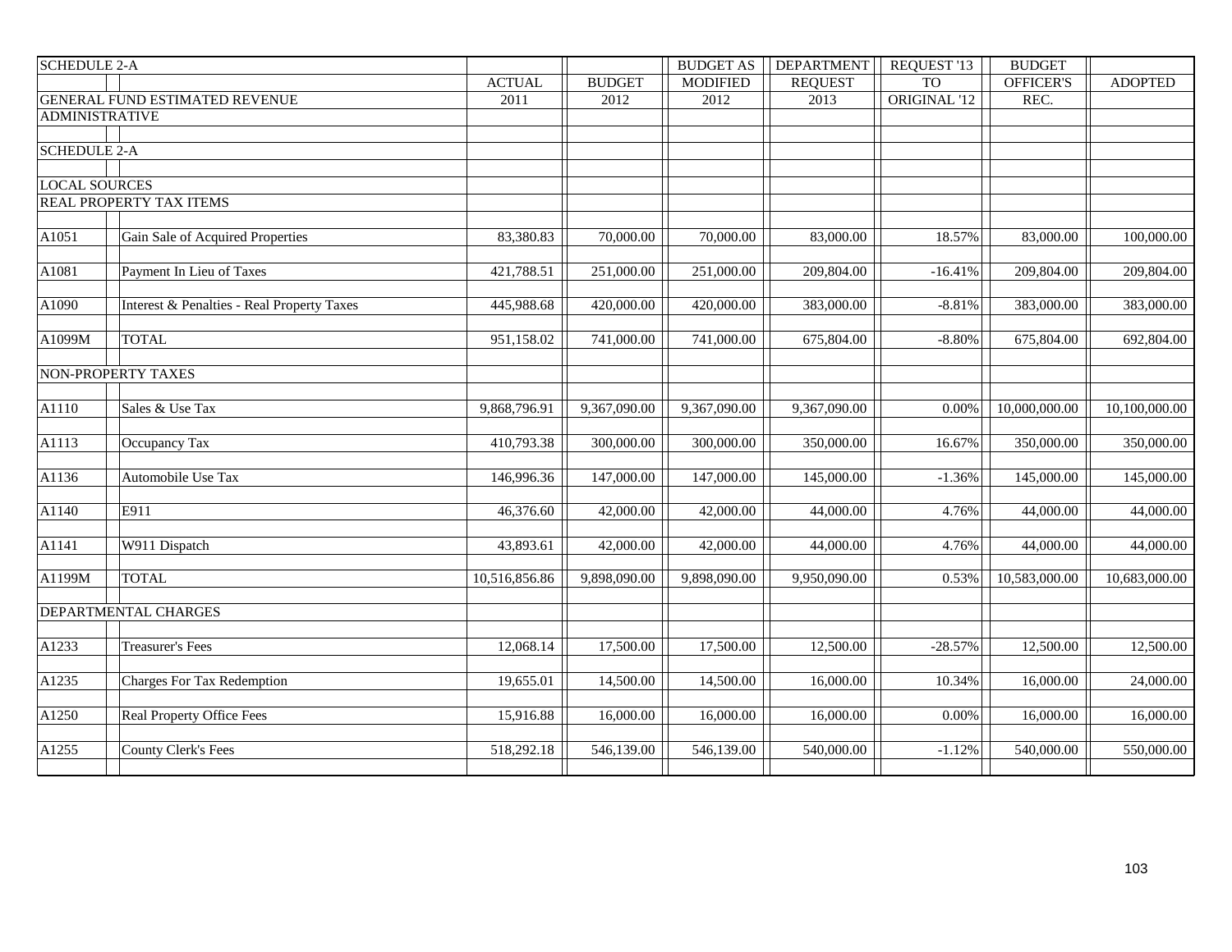| SCHEDULE 2-A | | ACTUAL | BUDGET | BUDGET AS MODIFIED | DEPARTMENT REQUEST | REQUEST '13 TO ORIGINAL '12 | BUDGET OFFICER'S REC. | ADOPTED |
|---|---|---|---|---|---|---|---|---|
| GENERAL FUND ESTIMATED REVENUE | | 2011 | 2012 | 2012 | 2013 | | | |
| ADMINISTRATIVE | | | | | | | | |
| SCHEDULE 2-A | | | | | | | | |
| LOCAL SOURCES | | | | | | | | |
| REAL PROPERTY TAX ITEMS | | | | | | | | |
| A1051 | Gain Sale of Acquired Properties | 83,380.83 | 70,000.00 | 70,000.00 | 83,000.00 | 18.57% | 83,000.00 | 100,000.00 |
| A1081 | Payment In Lieu of Taxes | 421,788.51 | 251,000.00 | 251,000.00 | 209,804.00 | -16.41% | 209,804.00 | 209,804.00 |
| A1090 | Interest & Penalties - Real Property Taxes | 445,988.68 | 420,000.00 | 420,000.00 | 383,000.00 | -8.81% | 383,000.00 | 383,000.00 |
| A1099M | TOTAL | 951,158.02 | 741,000.00 | 741,000.00 | 675,804.00 | -8.80% | 675,804.00 | 692,804.00 |
| NON-PROPERTY TAXES | | | | | | | | |
| A1110 | Sales & Use Tax | 9,868,796.91 | 9,367,090.00 | 9,367,090.00 | 9,367,090.00 | 0.00% | 10,000,000.00 | 10,100,000.00 |
| A1113 | Occupancy Tax | 410,793.38 | 300,000.00 | 300,000.00 | 350,000.00 | 16.67% | 350,000.00 | 350,000.00 |
| A1136 | Automobile Use Tax | 146,996.36 | 147,000.00 | 147,000.00 | 145,000.00 | -1.36% | 145,000.00 | 145,000.00 |
| A1140 | E911 | 46,376.60 | 42,000.00 | 42,000.00 | 44,000.00 | 4.76% | 44,000.00 | 44,000.00 |
| A1141 | W911 Dispatch | 43,893.61 | 42,000.00 | 42,000.00 | 44,000.00 | 4.76% | 44,000.00 | 44,000.00 |
| A1199M | TOTAL | 10,516,856.86 | 9,898,090.00 | 9,898,090.00 | 9,950,090.00 | 0.53% | 10,583,000.00 | 10,683,000.00 |
| DEPARTMENTAL CHARGES | | | | | | | | |
| A1233 | Treasurer's Fees | 12,068.14 | 17,500.00 | 17,500.00 | 12,500.00 | -28.57% | 12,500.00 | 12,500.00 |
| A1235 | Charges For Tax Redemption | 19,655.01 | 14,500.00 | 14,500.00 | 16,000.00 | 10.34% | 16,000.00 | 24,000.00 |
| A1250 | Real Property Office Fees | 15,916.88 | 16,000.00 | 16,000.00 | 16,000.00 | 0.00% | 16,000.00 | 16,000.00 |
| A1255 | County Clerk's Fees | 518,292.18 | 546,139.00 | 546,139.00 | 540,000.00 | -1.12% | 540,000.00 | 550,000.00 |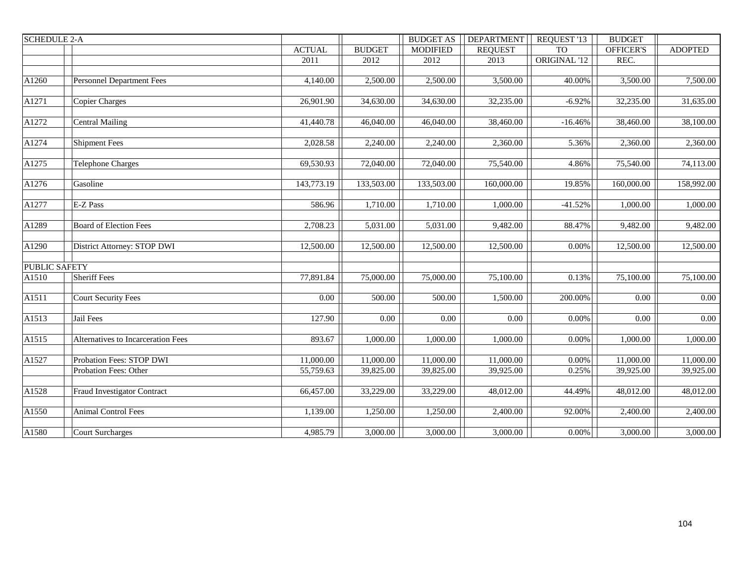| SCHEDULE 2-A | | ACTUAL 2011 | BUDGET 2012 | BUDGET AS MODIFIED 2012 | DEPARTMENT REQUEST 2013 | REQUEST '13 TO ORIGINAL '12 | BUDGET OFFICER'S REC. | ADOPTED |
|---|---|---|---|---|---|---|---|---|
| A1260 | Personnel Department Fees | 4,140.00 | 2,500.00 | 2,500.00 | 3,500.00 | 40.00% | 3,500.00 | 7,500.00 |
| A1271 | Copier Charges | 26,901.90 | 34,630.00 | 34,630.00 | 32,235.00 | -6.92% | 32,235.00 | 31,635.00 |
| A1272 | Central Mailing | 41,440.78 | 46,040.00 | 46,040.00 | 38,460.00 | -16.46% | 38,460.00 | 38,100.00 |
| A1274 | Shipment Fees | 2,028.58 | 2,240.00 | 2,240.00 | 2,360.00 | 5.36% | 2,360.00 | 2,360.00 |
| A1275 | Telephone Charges | 69,530.93 | 72,040.00 | 72,040.00 | 75,540.00 | 4.86% | 75,540.00 | 74,113.00 |
| A1276 | Gasoline | 143,773.19 | 133,503.00 | 133,503.00 | 160,000.00 | 19.85% | 160,000.00 | 158,992.00 |
| A1277 | E-Z Pass | 586.96 | 1,710.00 | 1,710.00 | 1,000.00 | -41.52% | 1,000.00 | 1,000.00 |
| A1289 | Board of Election Fees | 2,708.23 | 5,031.00 | 5,031.00 | 9,482.00 | 88.47% | 9,482.00 | 9,482.00 |
| A1290 | District Attorney: STOP DWI | 12,500.00 | 12,500.00 | 12,500.00 | 12,500.00 | 0.00% | 12,500.00 | 12,500.00 |
| PUBLIC SAFETY | | | | | | | | |
| A1510 | Sheriff Fees | 77,891.84 | 75,000.00 | 75,000.00 | 75,100.00 | 0.13% | 75,100.00 | 75,100.00 |
| A1511 | Court Security Fees | 0.00 | 500.00 | 500.00 | 1,500.00 | 200.00% | 0.00 | 0.00 |
| A1513 | Jail Fees | 127.90 | 0.00 | 0.00 | 0.00 | 0.00% | 0.00 | 0.00 |
| A1515 | Alternatives to Incarceration Fees | 893.67 | 1,000.00 | 1,000.00 | 1,000.00 | 0.00% | 1,000.00 | 1,000.00 |
| A1527 | Probation Fees: STOP DWI | 11,000.00 | 11,000.00 | 11,000.00 | 11,000.00 | 0.00% | 11,000.00 | 11,000.00 |
| | Probation Fees: Other | 55,759.63 | 39,825.00 | 39,825.00 | 39,925.00 | 0.25% | 39,925.00 | 39,925.00 |
| A1528 | Fraud Investigator Contract | 66,457.00 | 33,229.00 | 33,229.00 | 48,012.00 | 44.49% | 48,012.00 | 48,012.00 |
| A1550 | Animal Control Fees | 1,139.00 | 1,250.00 | 1,250.00 | 2,400.00 | 92.00% | 2,400.00 | 2,400.00 |
| A1580 | Court Surcharges | 4,985.79 | 3,000.00 | 3,000.00 | 3,000.00 | 0.00% | 3,000.00 | 3,000.00 |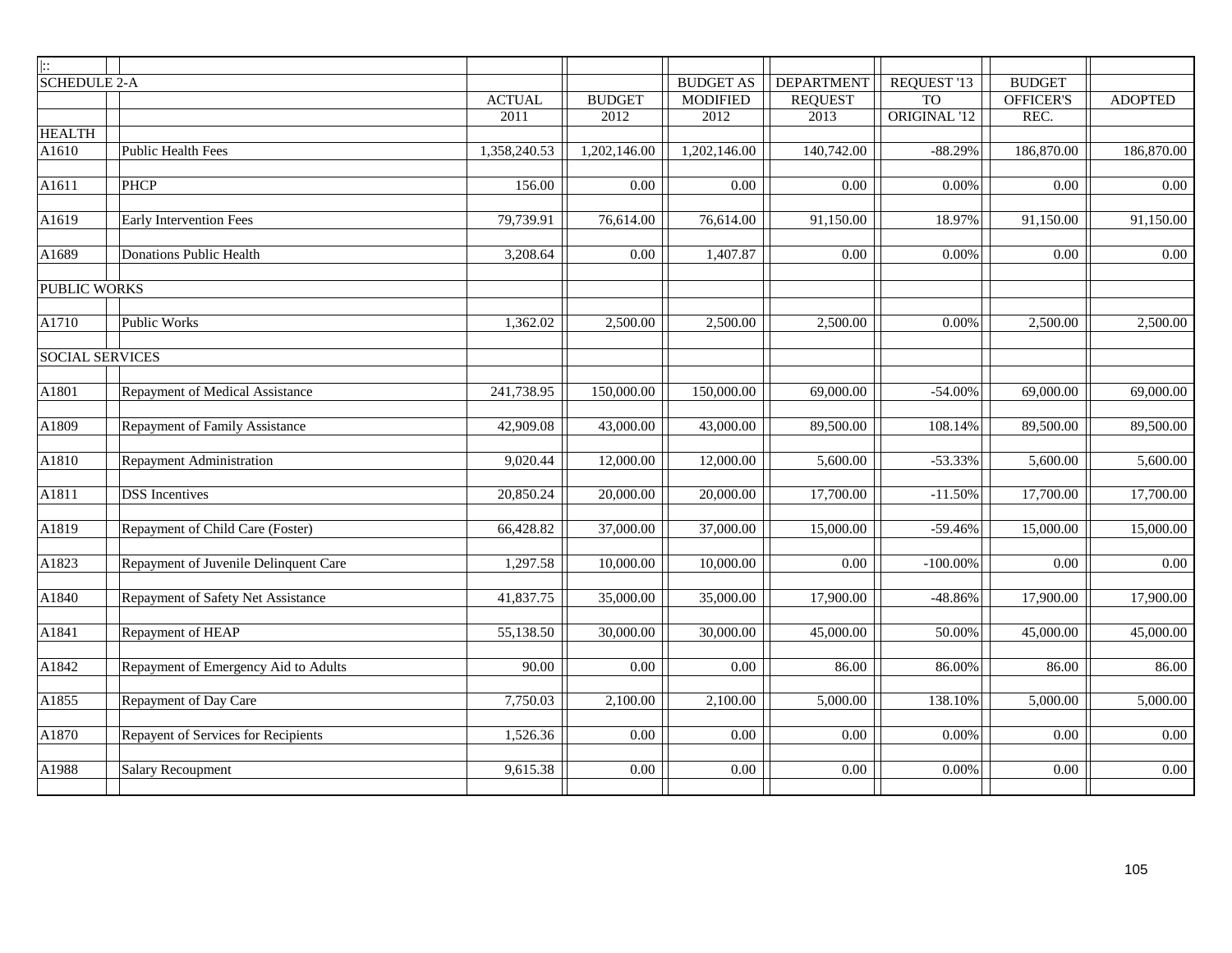| \|:: | | | | | | | | |
|---|---|---|---|---|---|---|---|---|
| SCHEDULE 2-A | | | | BUDGET AS | DEPARTMENT | REQUEST '13 | BUDGET | |
| | | ACTUAL | BUDGET | MODIFIED | REQUEST | TO | OFFICER'S | ADOPTED |
| | | 2011 | 2012 | 2012 | 2013 | ORIGINAL '12 | REC. | |
| HEALTH | | | | | | | | |
| A1610 | Public Health Fees | 1,358,240.53 | 1,202,146.00 | 1,202,146.00 | 140,742.00 | -88.29% | 186,870.00 | 186,870.00 |
| A1611 | PHCP | 156.00 | 0.00 | 0.00 | 0.00 | 0.00% | 0.00 | 0.00 |
| A1619 | Early Intervention Fees | 79,739.91 | 76,614.00 | 76,614.00 | 91,150.00 | 18.97% | 91,150.00 | 91,150.00 |
| A1689 | Donations Public Health | 3,208.64 | 0.00 | 1,407.87 | 0.00 | 0.00% | 0.00 | 0.00 |
| PUBLIC WORKS | | | | | | | | |
| A1710 | Public Works | 1,362.02 | 2,500.00 | 2,500.00 | 2,500.00 | 0.00% | 2,500.00 | 2,500.00 |
| SOCIAL SERVICES | | | | | | | | |
| A1801 | Repayment of Medical Assistance | 241,738.95 | 150,000.00 | 150,000.00 | 69,000.00 | -54.00% | 69,000.00 | 69,000.00 |
| A1809 | Repayment of Family Assistance | 42,909.08 | 43,000.00 | 43,000.00 | 89,500.00 | 108.14% | 89,500.00 | 89,500.00 |
| A1810 | Repayment Administration | 9,020.44 | 12,000.00 | 12,000.00 | 5,600.00 | -53.33% | 5,600.00 | 5,600.00 |
| A1811 | DSS Incentives | 20,850.24 | 20,000.00 | 20,000.00 | 17,700.00 | -11.50% | 17,700.00 | 17,700.00 |
| A1819 | Repayment of Child Care (Foster) | 66,428.82 | 37,000.00 | 37,000.00 | 15,000.00 | -59.46% | 15,000.00 | 15,000.00 |
| A1823 | Repayment of Juvenile Delinquent Care | 1,297.58 | 10,000.00 | 10,000.00 | 0.00 | -100.00% | 0.00 | 0.00 |
| A1840 | Repayment of Safety Net Assistance | 41,837.75 | 35,000.00 | 35,000.00 | 17,900.00 | -48.86% | 17,900.00 | 17,900.00 |
| A1841 | Repayment of HEAP | 55,138.50 | 30,000.00 | 30,000.00 | 45,000.00 | 50.00% | 45,000.00 | 45,000.00 |
| A1842 | Repayment of Emergency Aid to Adults | 90.00 | 0.00 | 0.00 | 86.00 | 86.00% | 86.00 | 86.00 |
| A1855 | Repayment of Day Care | 7,750.03 | 2,100.00 | 2,100.00 | 5,000.00 | 138.10% | 5,000.00 | 5,000.00 |
| A1870 | Repayent of Services for Recipients | 1,526.36 | 0.00 | 0.00 | 0.00 | 0.00% | 0.00 | 0.00 |
| A1988 | Salary Recoupment | 9,615.38 | 0.00 | 0.00 | 0.00 | 0.00% | 0.00 | 0.00 |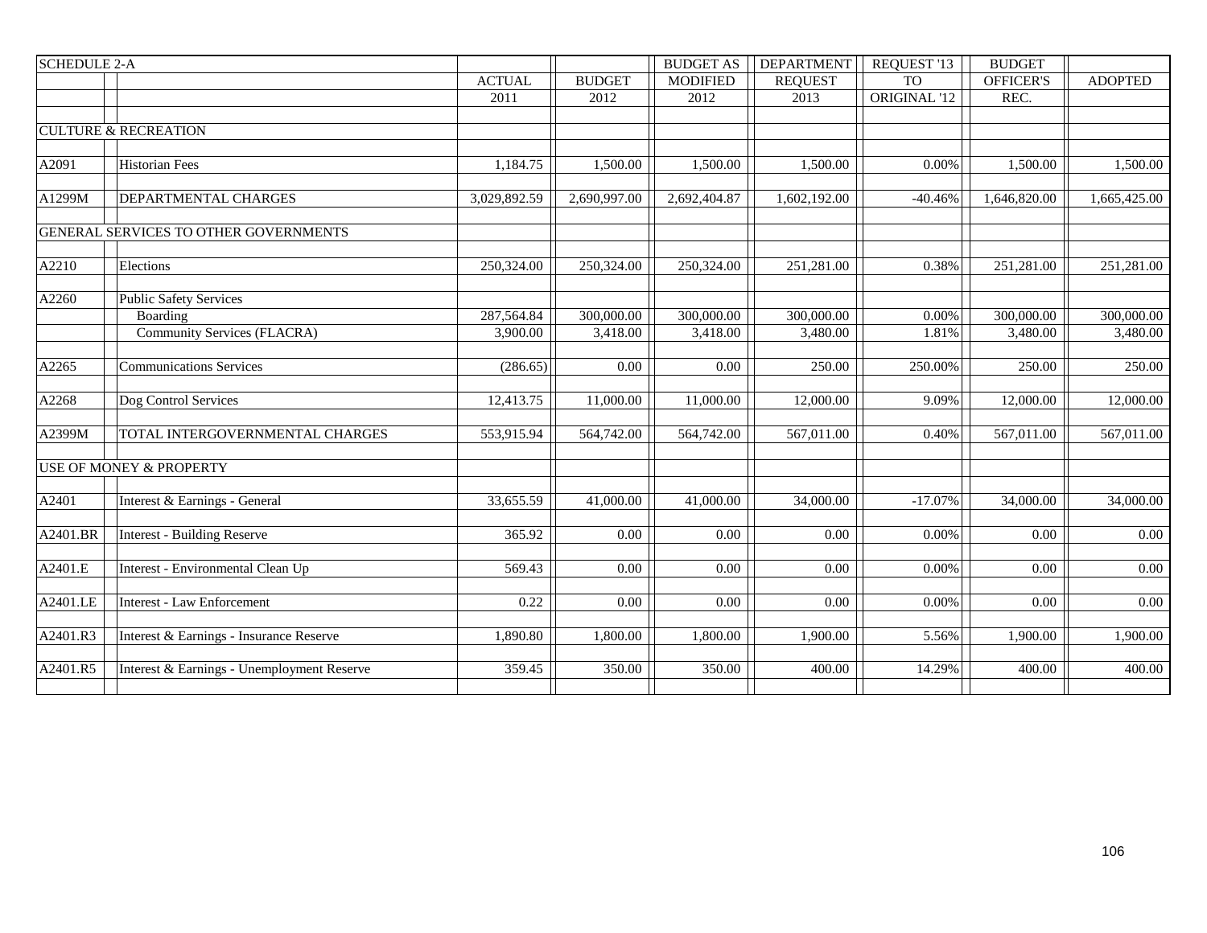| SCHEDULE 2-A | | ACTUAL | BUDGET | BUDGET AS MODIFIED | DEPARTMENT REQUEST | REQUEST '13 TO ORIGINAL '12 | BUDGET OFFICER'S REC. | ADOPTED |
|---|---|---|---|---|---|---|---|---|
| | | 2011 | 2012 | 2012 | 2013 | | | |
| CULTURE & RECREATION | | | | | | | | |
| A2091 | Historian Fees | 1,184.75 | 1,500.00 | 1,500.00 | 1,500.00 | 0.00% | 1,500.00 | 1,500.00 |
| A1299M | DEPARTMENTAL CHARGES | 3,029,892.59 | 2,690,997.00 | 2,692,404.87 | 1,602,192.00 | -40.46% | 1,646,820.00 | 1,665,425.00 |
| GENERAL SERVICES TO OTHER GOVERNMENTS | | | | | | | | |
| A2210 | Elections | 250,324.00 | 250,324.00 | 250,324.00 | 251,281.00 | 0.38% | 251,281.00 | 251,281.00 |
| A2260 | Public Safety Services | | | | | | | |
| | Boarding | 287,564.84 | 300,000.00 | 300,000.00 | 300,000.00 | 0.00% | 300,000.00 | 300,000.00 |
| | Community Services (FLACRA) | 3,900.00 | 3,418.00 | 3,418.00 | 3,480.00 | 1.81% | 3,480.00 | 3,480.00 |
| A2265 | Communications Services | (286.65) | 0.00 | 0.00 | 250.00 | 250.00% | 250.00 | 250.00 |
| A2268 | Dog Control Services | 12,413.75 | 11,000.00 | 11,000.00 | 12,000.00 | 9.09% | 12,000.00 | 12,000.00 |
| A2399M | TOTAL INTERGOVERNMENTAL CHARGES | 553,915.94 | 564,742.00 | 564,742.00 | 567,011.00 | 0.40% | 567,011.00 | 567,011.00 |
| USE OF MONEY & PROPERTY | | | | | | | | |
| A2401 | Interest & Earnings - General | 33,655.59 | 41,000.00 | 41,000.00 | 34,000.00 | -17.07% | 34,000.00 | 34,000.00 |
| A2401.BR | Interest - Building Reserve | 365.92 | 0.00 | 0.00 | 0.00 | 0.00% | 0.00 | 0.00 |
| A2401.E | Interest - Environmental Clean Up | 569.43 | 0.00 | 0.00 | 0.00 | 0.00% | 0.00 | 0.00 |
| A2401.LE | Interest - Law Enforcement | 0.22 | 0.00 | 0.00 | 0.00 | 0.00% | 0.00 | 0.00 |
| A2401.R3 | Interest & Earnings - Insurance Reserve | 1,890.80 | 1,800.00 | 1,800.00 | 1,900.00 | 5.56% | 1,900.00 | 1,900.00 |
| A2401.R5 | Interest & Earnings - Unemployment Reserve | 359.45 | 350.00 | 350.00 | 400.00 | 14.29% | 400.00 | 400.00 |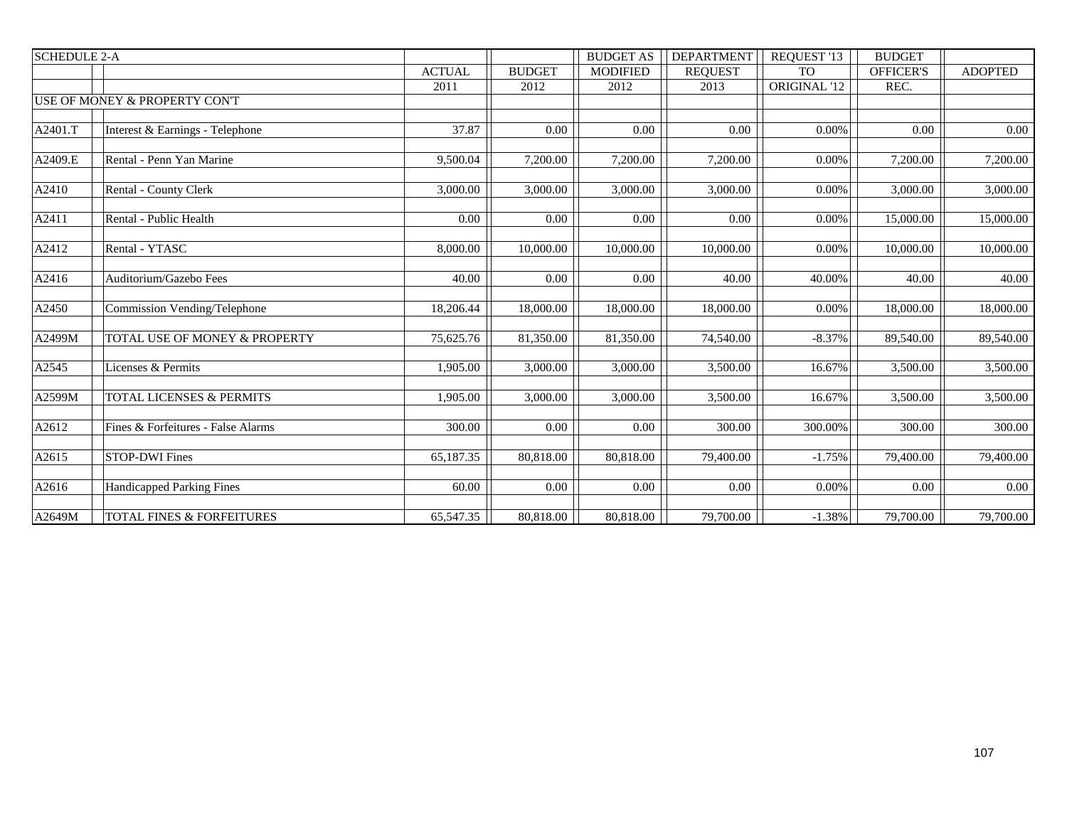| SCHEDULE 2-A | | ACTUAL | BUDGET | BUDGET AS MODIFIED | DEPARTMENT REQUEST | REQUEST '13 TO ORIGINAL '12 | BUDGET OFFICER'S REC. | ADOPTED |
|---|---|---|---|---|---|---|---|---|
| | | 2011 | 2012 | 2012 | 2013 | | | |
| USE OF MONEY & PROPERTY CON'T | | | | | | | | |
| A2401.T | Interest & Earnings - Telephone | 37.87 | 0.00 | 0.00 | 0.00 | 0.00% | 0.00 | 0.00 |
| A2409.E | Rental - Penn Yan Marine | 9,500.04 | 7,200.00 | 7,200.00 | 7,200.00 | 0.00% | 7,200.00 | 7,200.00 |
| A2410 | Rental - County Clerk | 3,000.00 | 3,000.00 | 3,000.00 | 3,000.00 | 0.00% | 3,000.00 | 3,000.00 |
| A2411 | Rental - Public Health | 0.00 | 0.00 | 0.00 | 0.00 | 0.00% | 15,000.00 | 15,000.00 |
| A2412 | Rental - YTASC | 8,000.00 | 10,000.00 | 10,000.00 | 10,000.00 | 0.00% | 10,000.00 | 10,000.00 |
| A2416 | Auditorium/Gazebo Fees | 40.00 | 0.00 | 0.00 | 40.00 | 40.00% | 40.00 | 40.00 |
| A2450 | Commission Vending/Telephone | 18,206.44 | 18,000.00 | 18,000.00 | 18,000.00 | 0.00% | 18,000.00 | 18,000.00 |
| A2499M | TOTAL USE OF MONEY & PROPERTY | 75,625.76 | 81,350.00 | 81,350.00 | 74,540.00 | -8.37% | 89,540.00 | 89,540.00 |
| A2545 | Licenses & Permits | 1,905.00 | 3,000.00 | 3,000.00 | 3,500.00 | 16.67% | 3,500.00 | 3,500.00 |
| A2599M | TOTAL LICENSES & PERMITS | 1,905.00 | 3,000.00 | 3,000.00 | 3,500.00 | 16.67% | 3,500.00 | 3,500.00 |
| A2612 | Fines & Forfeitures - False Alarms | 300.00 | 0.00 | 0.00 | 300.00 | 300.00% | 300.00 | 300.00 |
| A2615 | STOP-DWI Fines | 65,187.35 | 80,818.00 | 80,818.00 | 79,400.00 | -1.75% | 79,400.00 | 79,400.00 |
| A2616 | Handicapped Parking Fines | 60.00 | 0.00 | 0.00 | 0.00 | 0.00% | 0.00 | 0.00 |
| A2649M | TOTAL FINES & FORFEITURES | 65,547.35 | 80,818.00 | 80,818.00 | 79,700.00 | -1.38% | 79,700.00 | 79,700.00 |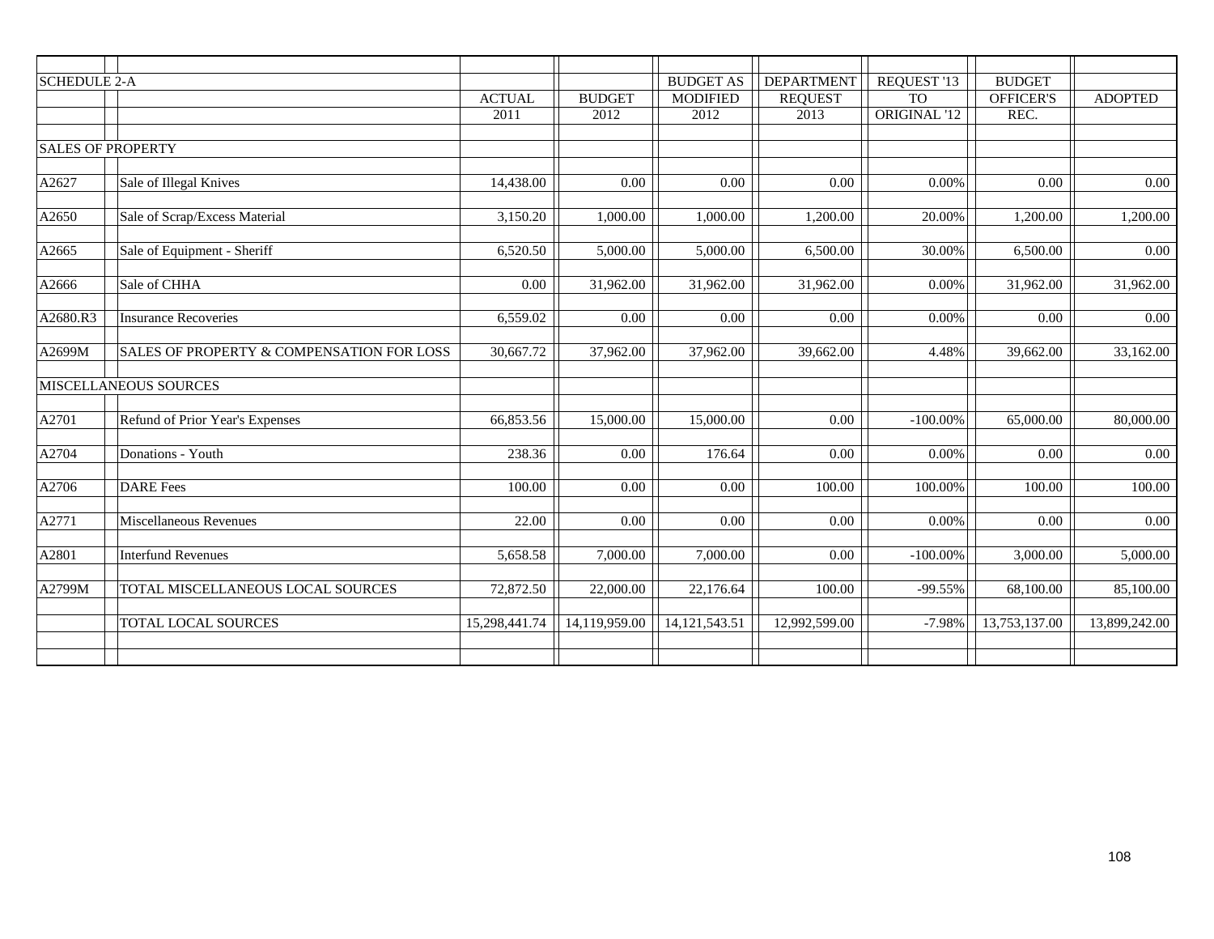| | | | | | | | | |
|---|---|---|---|---|---|---|---|---|
| SCHEDULE 2-A | | ACTUAL 2011 | BUDGET 2012 | BUDGET AS MODIFIED 2012 | DEPARTMENT REQUEST 2013 | REQUEST '13 TO ORIGINAL '12 | BUDGET OFFICER'S REC. | ADOPTED |
| SALES OF PROPERTY | | | | | | | | |
| A2627 | Sale of Illegal Knives | 14,438.00 | 0.00 | 0.00 | 0.00 | 0.00% | 0.00 | 0.00 |
| A2650 | Sale of Scrap/Excess Material | 3,150.20 | 1,000.00 | 1,000.00 | 1,200.00 | 20.00% | 1,200.00 | 1,200.00 |
| A2665 | Sale of Equipment - Sheriff | 6,520.50 | 5,000.00 | 5,000.00 | 6,500.00 | 30.00% | 6,500.00 | 0.00 |
| A2666 | Sale of CHHA | 0.00 | 31,962.00 | 31,962.00 | 31,962.00 | 0.00% | 31,962.00 | 31,962.00 |
| A2680.R3 | Insurance Recoveries | 6,559.02 | 0.00 | 0.00 | 0.00 | 0.00% | 0.00 | 0.00 |
| A2699M | SALES OF PROPERTY & COMPENSATION FOR LOSS | 30,667.72 | 37,962.00 | 37,962.00 | 39,662.00 | 4.48% | 39,662.00 | 33,162.00 |
| MISCELLANEOUS SOURCES | | | | | | | | |
| A2701 | Refund of Prior Year's Expenses | 66,853.56 | 15,000.00 | 15,000.00 | 0.00 | -100.00% | 65,000.00 | 80,000.00 |
| A2704 | Donations - Youth | 238.36 | 0.00 | 176.64 | 0.00 | 0.00% | 0.00 | 0.00 |
| A2706 | DARE Fees | 100.00 | 0.00 | 0.00 | 100.00 | 100.00% | 100.00 | 100.00 |
| A2771 | Miscellaneous Revenues | 22.00 | 0.00 | 0.00 | 0.00 | 0.00% | 0.00 | 0.00 |
| A2801 | Interfund Revenues | 5,658.58 | 7,000.00 | 7,000.00 | 0.00 | -100.00% | 3,000.00 | 5,000.00 |
| A2799M | TOTAL MISCELLANEOUS LOCAL SOURCES | 72,872.50 | 22,000.00 | 22,176.64 | 100.00 | -99.55% | 68,100.00 | 85,100.00 |
| | TOTAL LOCAL SOURCES | 15,298,441.74 | 14,119,959.00 | 14,121,543.51 | 12,992,599.00 | -7.98% | 13,753,137.00 | 13,899,242.00 |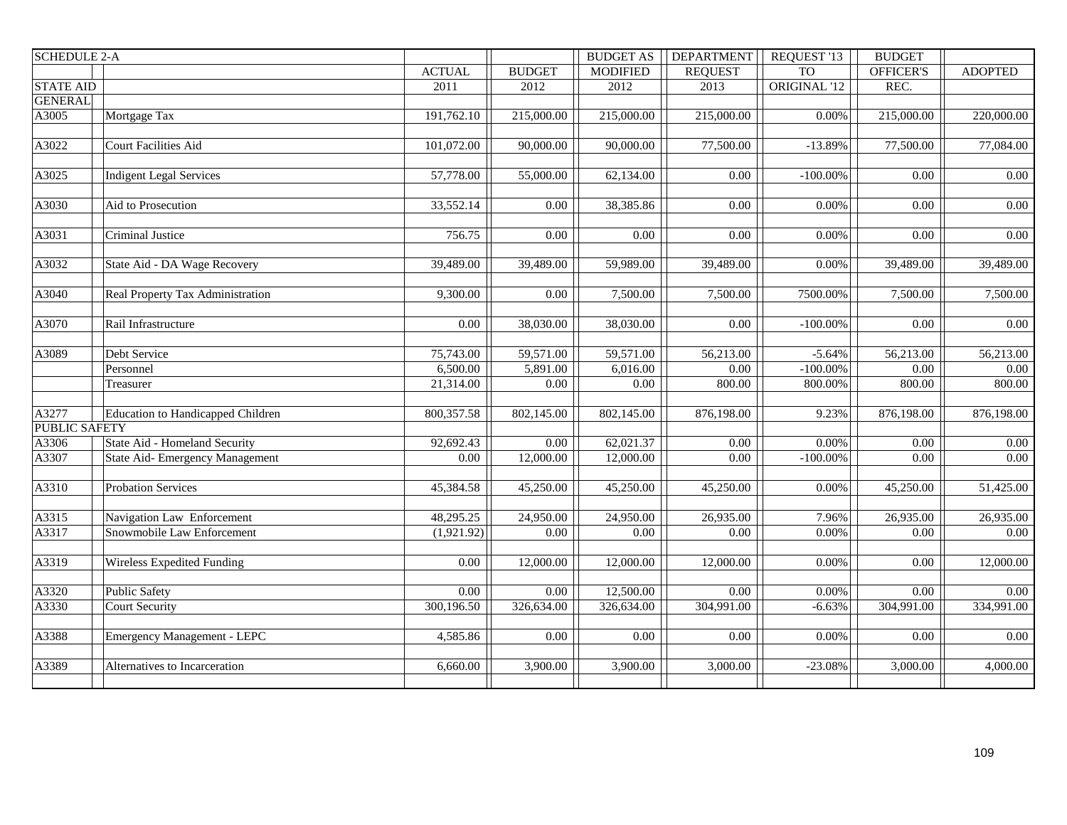| SCHEDULE 2-A | | ACTUAL | BUDGET | BUDGET AS MODIFIED | DEPARTMENT REQUEST | REQUEST '13 TO ORIGINAL '12 | BUDGET OFFICER'S REC. | ADOPTED |
|---|---|---|---|---|---|---|---|---|
| STATE AID | | 2011 | 2012 | 2012 | 2013 | | | |
| GENERAL | | | | | | | | |
| A3005 | Mortgage Tax | 191,762.10 | 215,000.00 | 215,000.00 | 215,000.00 | 0.00% | 215,000.00 | 220,000.00 |
| A3022 | Court Facilities Aid | 101,072.00 | 90,000.00 | 90,000.00 | 77,500.00 | -13.89% | 77,500.00 | 77,084.00 |
| A3025 | Indigent Legal Services | 57,778.00 | 55,000.00 | 62,134.00 | 0.00 | -100.00% | 0.00 | 0.00 |
| A3030 | Aid to Prosecution | 33,552.14 | 0.00 | 38,385.86 | 0.00 | 0.00% | 0.00 | 0.00 |
| A3031 | Criminal Justice | 756.75 | 0.00 | 0.00 | 0.00 | 0.00% | 0.00 | 0.00 |
| A3032 | State Aid - DA Wage Recovery | 39,489.00 | 39,489.00 | 59,989.00 | 39,489.00 | 0.00% | 39,489.00 | 39,489.00 |
| A3040 | Real Property Tax Administration | 9,300.00 | 0.00 | 7,500.00 | 7,500.00 | 7500.00% | 7,500.00 | 7,500.00 |
| A3070 | Rail Infrastructure | 0.00 | 38,030.00 | 38,030.00 | 0.00 | -100.00% | 0.00 | 0.00 |
| A3089 | Debt Service | 75,743.00 | 59,571.00 | 59,571.00 | 56,213.00 | -5.64% | 56,213.00 | 56,213.00 |
| | Personnel | 6,500.00 | 5,891.00 | 6,016.00 | 0.00 | -100.00% | 0.00 | 0.00 |
| | Treasurer | 21,314.00 | 0.00 | 0.00 | 800.00 | 800.00% | 800.00 | 800.00 |
| A3277 | Education to Handicapped Children | 800,357.58 | 802,145.00 | 802,145.00 | 876,198.00 | 9.23% | 876,198.00 | 876,198.00 |
| PUBLIC SAFETY | | | | | | | | |
| A3306 | State Aid - Homeland Security | 92,692.43 | 0.00 | 62,021.37 | 0.00 | 0.00% | 0.00 | 0.00 |
| A3307 | State Aid- Emergency Management | 0.00 | 12,000.00 | 12,000.00 | 0.00 | -100.00% | 0.00 | 0.00 |
| A3310 | Probation Services | 45,384.58 | 45,250.00 | 45,250.00 | 45,250.00 | 0.00% | 45,250.00 | 51,425.00 |
| A3315 | Navigation Law Enforcement | 48,295.25 | 24,950.00 | 24,950.00 | 26,935.00 | 7.96% | 26,935.00 | 26,935.00 |
| A3317 | Snowmobile Law Enforcement | (1,921.92) | 0.00 | 0.00 | 0.00 | 0.00% | 0.00 | 0.00 |
| A3319 | Wireless Expedited Funding | 0.00 | 12,000.00 | 12,000.00 | 12,000.00 | 0.00% | 0.00 | 12,000.00 |
| A3320 | Public Safety | 0.00 | 0.00 | 12,500.00 | 0.00 | 0.00% | 0.00 | 0.00 |
| A3330 | Court Security | 300,196.50 | 326,634.00 | 326,634.00 | 304,991.00 | -6.63% | 304,991.00 | 334,991.00 |
| A3388 | Emergency Management - LEPC | 4,585.86 | 0.00 | 0.00 | 0.00 | 0.00% | 0.00 | 0.00 |
| A3389 | Alternatives to Incarceration | 6,660.00 | 3,900.00 | 3,900.00 | 3,000.00 | -23.08% | 3,000.00 | 4,000.00 |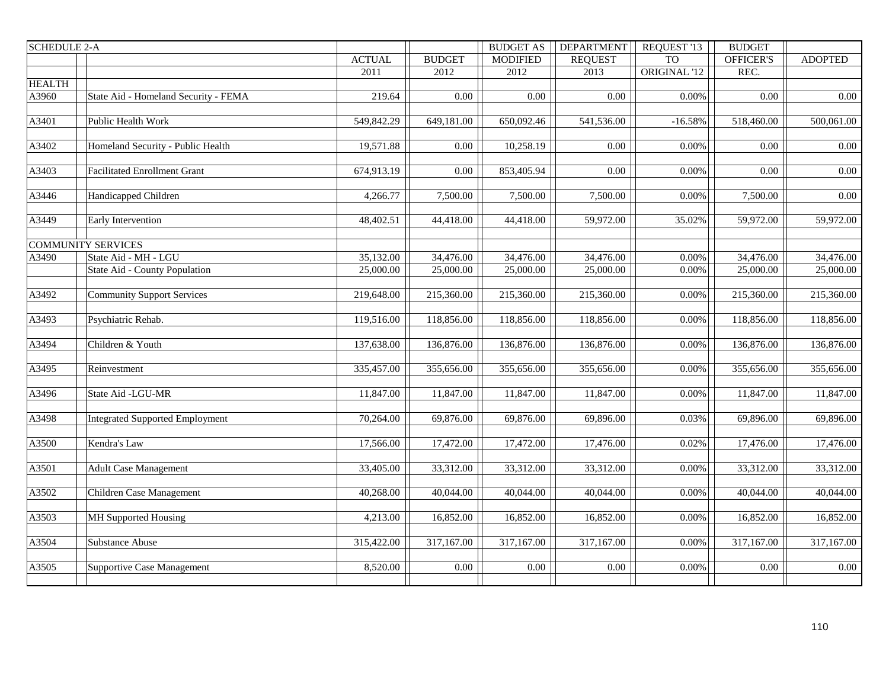| SCHEDULE 2-A | | ACTUAL 2011 | BUDGET 2012 | BUDGET AS MODIFIED 2012 | DEPARTMENT REQUEST 2013 | REQUEST '13 TO ORIGINAL '12 | BUDGET OFFICER'S REC. | ADOPTED |
|---|---|---|---|---|---|---|---|---|
| HEALTH | | | | | | | | |
| A3960 | State Aid - Homeland Security - FEMA | 219.64 | 0.00 | 0.00 | 0.00 | 0.00% | 0.00 | 0.00 |
| A3401 | Public Health Work | 549,842.29 | 649,181.00 | 650,092.46 | 541,536.00 | -16.58% | 518,460.00 | 500,061.00 |
| A3402 | Homeland Security - Public Health | 19,571.88 | 0.00 | 10,258.19 | 0.00 | 0.00% | 0.00 | 0.00 |
| A3403 | Facilitated Enrollment Grant | 674,913.19 | 0.00 | 853,405.94 | 0.00 | 0.00% | 0.00 | 0.00 |
| A3446 | Handicapped Children | 4,266.77 | 7,500.00 | 7,500.00 | 7,500.00 | 0.00% | 7,500.00 | 0.00 |
| A3449 | Early Intervention | 48,402.51 | 44,418.00 | 44,418.00 | 59,972.00 | 35.02% | 59,972.00 | 59,972.00 |
| COMMUNITY SERVICES | | | | | | | | |
| A3490 | State Aid - MH - LGU | 35,132.00 | 34,476.00 | 34,476.00 | 34,476.00 | 0.00% | 34,476.00 | 34,476.00 |
| | State Aid - County Population | 25,000.00 | 25,000.00 | 25,000.00 | 25,000.00 | 0.00% | 25,000.00 | 25,000.00 |
| A3492 | Community Support Services | 219,648.00 | 215,360.00 | 215,360.00 | 215,360.00 | 0.00% | 215,360.00 | 215,360.00 |
| A3493 | Psychiatric Rehab. | 119,516.00 | 118,856.00 | 118,856.00 | 118,856.00 | 0.00% | 118,856.00 | 118,856.00 |
| A3494 | Children & Youth | 137,638.00 | 136,876.00 | 136,876.00 | 136,876.00 | 0.00% | 136,876.00 | 136,876.00 |
| A3495 | Reinvestment | 335,457.00 | 355,656.00 | 355,656.00 | 355,656.00 | 0.00% | 355,656.00 | 355,656.00 |
| A3496 | State Aid -LGU-MR | 11,847.00 | 11,847.00 | 11,847.00 | 11,847.00 | 0.00% | 11,847.00 | 11,847.00 |
| A3498 | Integrated Supported Employment | 70,264.00 | 69,876.00 | 69,876.00 | 69,896.00 | 0.03% | 69,896.00 | 69,896.00 |
| A3500 | Kendra's Law | 17,566.00 | 17,472.00 | 17,472.00 | 17,476.00 | 0.02% | 17,476.00 | 17,476.00 |
| A3501 | Adult Case Management | 33,405.00 | 33,312.00 | 33,312.00 | 33,312.00 | 0.00% | 33,312.00 | 33,312.00 |
| A3502 | Children Case Management | 40,268.00 | 40,044.00 | 40,044.00 | 40,044.00 | 0.00% | 40,044.00 | 40,044.00 |
| A3503 | MH Supported Housing | 4,213.00 | 16,852.00 | 16,852.00 | 16,852.00 | 0.00% | 16,852.00 | 16,852.00 |
| A3504 | Substance Abuse | 315,422.00 | 317,167.00 | 317,167.00 | 317,167.00 | 0.00% | 317,167.00 | 317,167.00 |
| A3505 | Supportive Case Management | 8,520.00 | 0.00 | 0.00 | 0.00 | 0.00% | 0.00 | 0.00 |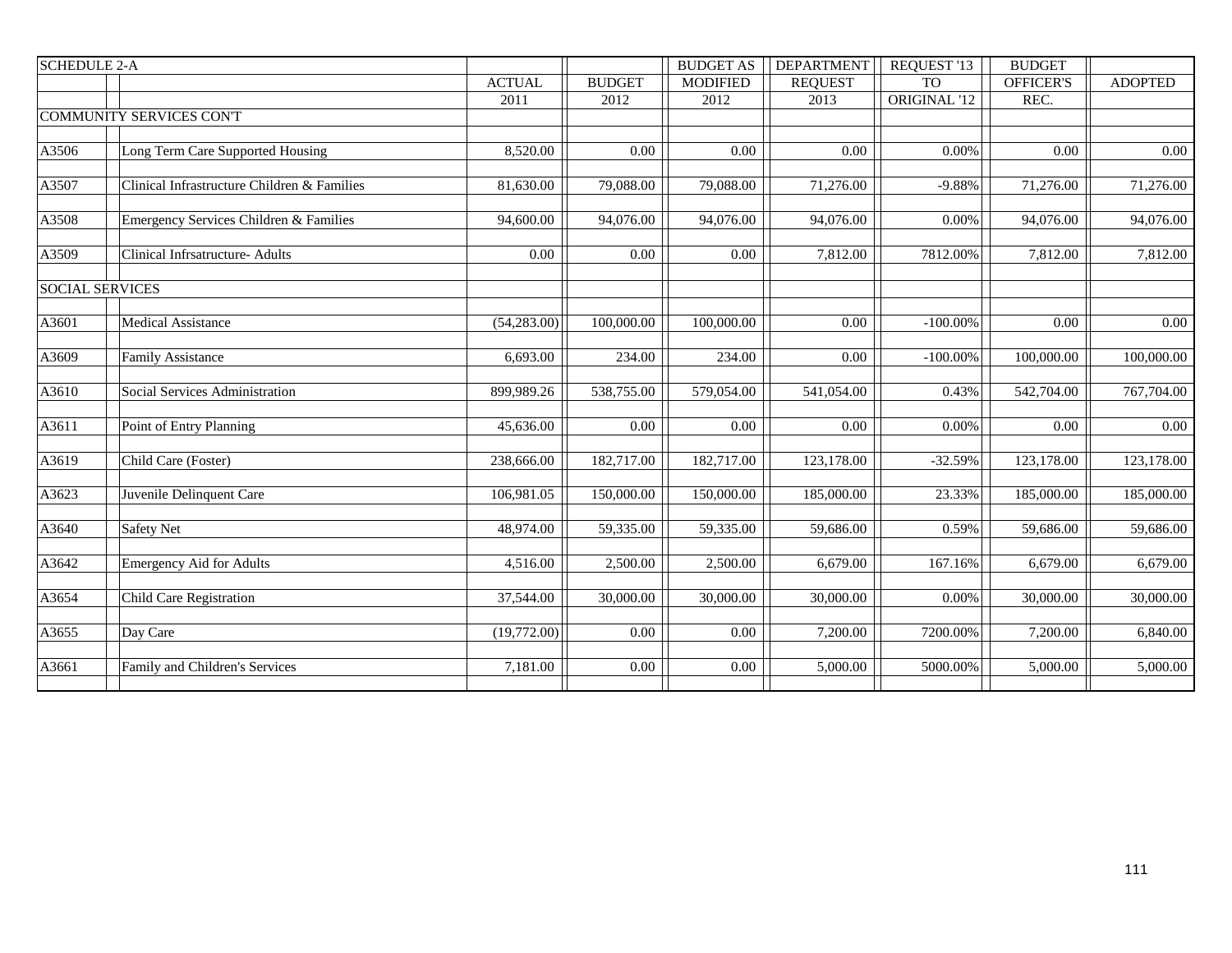| SCHEDULE 2-A | | ACTUAL | BUDGET | BUDGET AS MODIFIED | DEPARTMENT REQUEST | REQUEST '13 TO ORIGINAL '12 | BUDGET OFFICER'S REC. | ADOPTED |
|---|---|---|---|---|---|---|---|---|
| | | 2011 | 2012 | 2012 | 2013 | | | |
| COMMUNITY SERVICES CON'T | | | | | | | | |
| A3506 | Long Term Care Supported Housing | 8,520.00 | 0.00 | 0.00 | 0.00 | 0.00% | 0.00 | 0.00 |
| A3507 | Clinical Infrastructure Children & Families | 81,630.00 | 79,088.00 | 79,088.00 | 71,276.00 | -9.88% | 71,276.00 | 71,276.00 |
| A3508 | Emergency Services Children & Families | 94,600.00 | 94,076.00 | 94,076.00 | 94,076.00 | 0.00% | 94,076.00 | 94,076.00 |
| A3509 | Clinical Infrsatructure- Adults | 0.00 | 0.00 | 0.00 | 7,812.00 | 7812.00% | 7,812.00 | 7,812.00 |
| SOCIAL SERVICES | | | | | | | | |
| A3601 | Medical Assistance | (54,283.00) | 100,000.00 | 100,000.00 | 0.00 | -100.00% | 0.00 | 0.00 |
| A3609 | Family Assistance | 6,693.00 | 234.00 | 234.00 | 0.00 | -100.00% | 100,000.00 | 100,000.00 |
| A3610 | Social Services Administration | 899,989.26 | 538,755.00 | 579,054.00 | 541,054.00 | 0.43% | 542,704.00 | 767,704.00 |
| A3611 | Point of Entry Planning | 45,636.00 | 0.00 | 0.00 | 0.00 | 0.00% | 0.00 | 0.00 |
| A3619 | Child Care (Foster) | 238,666.00 | 182,717.00 | 182,717.00 | 123,178.00 | -32.59% | 123,178.00 | 123,178.00 |
| A3623 | Juvenile Delinquent Care | 106,981.05 | 150,000.00 | 150,000.00 | 185,000.00 | 23.33% | 185,000.00 | 185,000.00 |
| A3640 | Safety Net | 48,974.00 | 59,335.00 | 59,335.00 | 59,686.00 | 0.59% | 59,686.00 | 59,686.00 |
| A3642 | Emergency Aid for Adults | 4,516.00 | 2,500.00 | 2,500.00 | 6,679.00 | 167.16% | 6,679.00 | 6,679.00 |
| A3654 | Child Care Registration | 37,544.00 | 30,000.00 | 30,000.00 | 30,000.00 | 0.00% | 30,000.00 | 30,000.00 |
| A3655 | Day Care | (19,772.00) | 0.00 | 0.00 | 7,200.00 | 7200.00% | 7,200.00 | 6,840.00 |
| A3661 | Family and Children's Services | 7,181.00 | 0.00 | 0.00 | 5,000.00 | 5000.00% | 5,000.00 | 5,000.00 |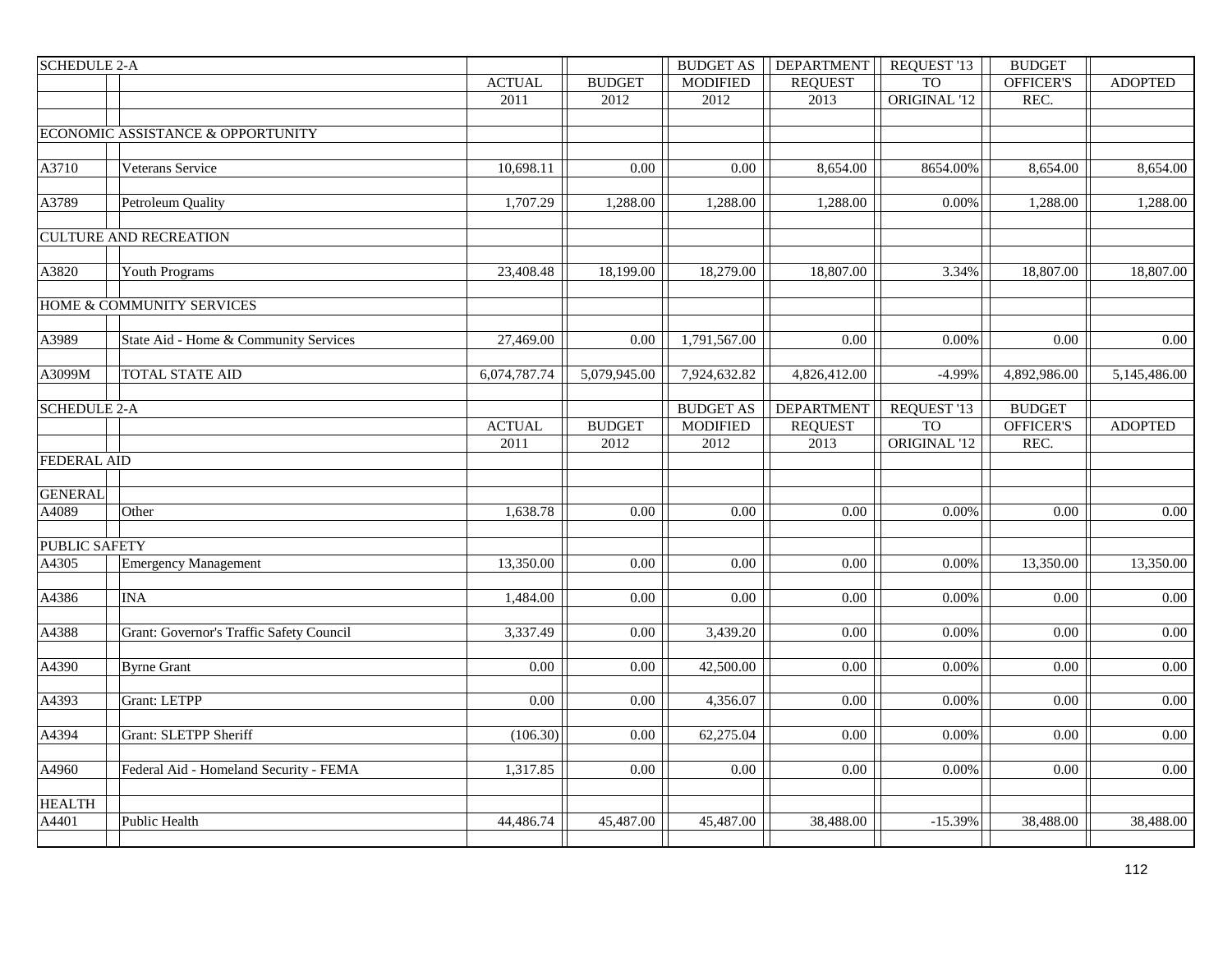| SCHEDULE 2-A | | ACTUAL 2011 | BUDGET 2012 | BUDGET AS MODIFIED 2012 | DEPARTMENT REQUEST 2013 | REQUEST '13 TO ORIGINAL '12 | BUDGET OFFICER'S REC. | ADOPTED |
|---|---|---|---|---|---|---|---|---|
| ECONOMIC ASSISTANCE & OPPORTUNITY | | | | | | | | |
| A3710 | Veterans Service | 10,698.11 | 0.00 | 0.00 | 8,654.00 | 8654.00% | 8,654.00 | 8,654.00 |
| A3789 | Petroleum Quality | 1,707.29 | 1,288.00 | 1,288.00 | 1,288.00 | 0.00% | 1,288.00 | 1,288.00 |
| CULTURE AND RECREATION | | | | | | | | |
| A3820 | Youth Programs | 23,408.48 | 18,199.00 | 18,279.00 | 18,807.00 | 3.34% | 18,807.00 | 18,807.00 |
| HOME & COMMUNITY SERVICES | | | | | | | | |
| A3989 | State Aid - Home & Community Services | 27,469.00 | 0.00 | 1,791,567.00 | 0.00 | 0.00% | 0.00 | 0.00 |
| A3099M | TOTAL STATE AID | 6,074,787.74 | 5,079,945.00 | 7,924,632.82 | 4,826,412.00 | -4.99% | 4,892,986.00 | 5,145,486.00 |

| SCHEDULE 2-A | | ACTUAL 2011 | BUDGET 2012 | BUDGET AS MODIFIED 2012 | DEPARTMENT REQUEST 2013 | REQUEST '13 TO ORIGINAL '12 | BUDGET OFFICER'S REC. | ADOPTED |
|---|---|---|---|---|---|---|---|---|
| FEDERAL AID | | | | | | | | |
| GENERAL | | | | | | | | |
| A4089 | Other | 1,638.78 | 0.00 | 0.00 | 0.00 | 0.00% | 0.00 | 0.00 |
| PUBLIC SAFETY | | | | | | | | |
| A4305 | Emergency Management | 13,350.00 | 0.00 | 0.00 | 0.00 | 0.00% | 13,350.00 | 13,350.00 |
| A4386 | INA | 1,484.00 | 0.00 | 0.00 | 0.00 | 0.00% | 0.00 | 0.00 |
| A4388 | Grant: Governor's Traffic Safety Council | 3,337.49 | 0.00 | 3,439.20 | 0.00 | 0.00% | 0.00 | 0.00 |
| A4390 | Byrne Grant | 0.00 | 0.00 | 42,500.00 | 0.00 | 0.00% | 0.00 | 0.00 |
| A4393 | Grant: LETPP | 0.00 | 0.00 | 4,356.07 | 0.00 | 0.00% | 0.00 | 0.00 |
| A4394 | Grant: SLETPP Sheriff | (106.30) | 0.00 | 62,275.04 | 0.00 | 0.00% | 0.00 | 0.00 |
| A4960 | Federal Aid - Homeland Security - FEMA | 1,317.85 | 0.00 | 0.00 | 0.00 | 0.00% | 0.00 | 0.00 |
| HEALTH | | | | | | | | |
| A4401 | Public Health | 44,486.74 | 45,487.00 | 45,487.00 | 38,488.00 | -15.39% | 38,488.00 | 38,488.00 |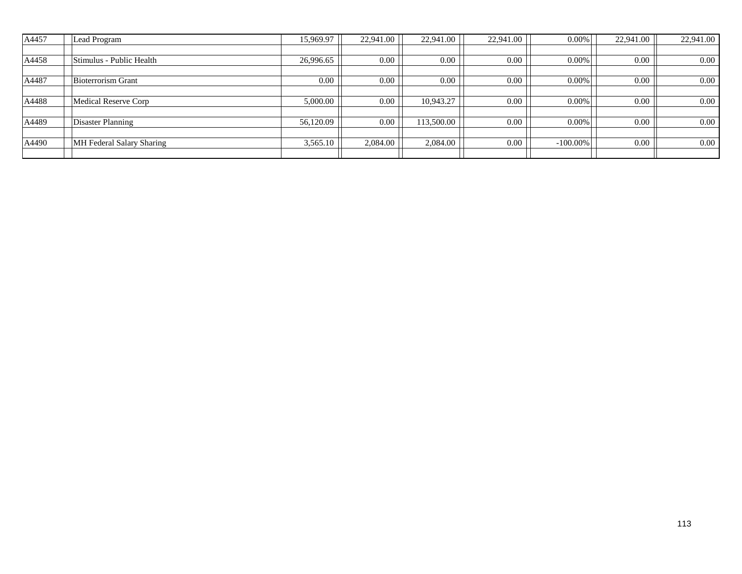| | | | | | | | | |
|---|---|---|---|---|---|---|---|---|
| A4457 | Lead Program | 15,969.97 | 22,941.00 | 22,941.00 | 22,941.00 | 0.00% | 22,941.00 | 22,941.00 |
| | | | | | | | | |
| A4458 | Stimulus - Public Health | 26,996.65 | 0.00 | 0.00 | 0.00 | 0.00% | 0.00 | 0.00 |
| | | | | | | | | |
| A4487 | Bioterrorism Grant | 0.00 | 0.00 | 0.00 | 0.00 | 0.00% | 0.00 | 0.00 |
| | | | | | | | | |
| A4488 | Medical Reserve Corp | 5,000.00 | 0.00 | 10,943.27 | 0.00 | 0.00% | 0.00 | 0.00 |
| | | | | | | | | |
| A4489 | Disaster Planning | 56,120.09 | 0.00 | 113,500.00 | 0.00 | 0.00% | 0.00 | 0.00 |
| | | | | | | | | |
| A4490 | MH Federal Salary Sharing | 3,565.10 | 2,084.00 | 2,084.00 | 0.00 | -100.00% | 0.00 | 0.00 |
| | | | | | | | | |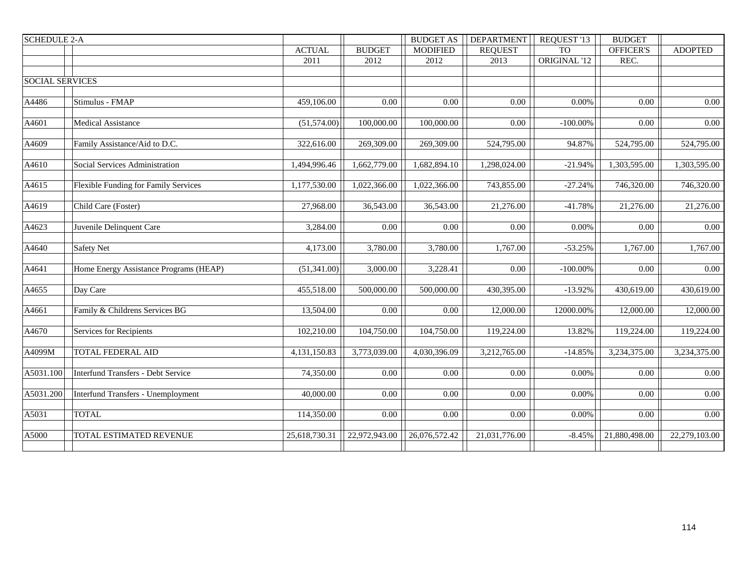| SCHEDULE 2-A | | ACTUAL 2011 | BUDGET 2012 | BUDGET AS MODIFIED 2012 | DEPARTMENT REQUEST 2013 | REQUEST '13 TO ORIGINAL '12 | BUDGET OFFICER'S REC. | ADOPTED |
|---|---|---|---|---|---|---|---|---|
| SOCIAL SERVICES | | | | | | | | |
| A4486 | Stimulus - FMAP | 459,106.00 | 0.00 | 0.00 | 0.00 | 0.00% | 0.00 | 0.00 |
| A4601 | Medical Assistance | (51,574.00) | 100,000.00 | 100,000.00 | 0.00 | -100.00% | 0.00 | 0.00 |
| A4609 | Family Assistance/Aid to D.C. | 322,616.00 | 269,309.00 | 269,309.00 | 524,795.00 | 94.87% | 524,795.00 | 524,795.00 |
| A4610 | Social Services Administration | 1,494,996.46 | 1,662,779.00 | 1,682,894.10 | 1,298,024.00 | -21.94% | 1,303,595.00 | 1,303,595.00 |
| A4615 | Flexible Funding for Family Services | 1,177,530.00 | 1,022,366.00 | 1,022,366.00 | 743,855.00 | -27.24% | 746,320.00 | 746,320.00 |
| A4619 | Child Care (Foster) | 27,968.00 | 36,543.00 | 36,543.00 | 21,276.00 | -41.78% | 21,276.00 | 21,276.00 |
| A4623 | Juvenile Delinquent Care | 3,284.00 | 0.00 | 0.00 | 0.00 | 0.00% | 0.00 | 0.00 |
| A4640 | Safety Net | 4,173.00 | 3,780.00 | 3,780.00 | 1,767.00 | -53.25% | 1,767.00 | 1,767.00 |
| A4641 | Home Energy Assistance Programs (HEAP) | (51,341.00) | 3,000.00 | 3,228.41 | 0.00 | -100.00% | 0.00 | 0.00 |
| A4655 | Day Care | 455,518.00 | 500,000.00 | 500,000.00 | 430,395.00 | -13.92% | 430,619.00 | 430,619.00 |
| A4661 | Family & Childrens Services BG | 13,504.00 | 0.00 | 0.00 | 12,000.00 | 12000.00% | 12,000.00 | 12,000.00 |
| A4670 | Services for Recipients | 102,210.00 | 104,750.00 | 104,750.00 | 119,224.00 | 13.82% | 119,224.00 | 119,224.00 |
| A4099M | TOTAL FEDERAL AID | 4,131,150.83 | 3,773,039.00 | 4,030,396.09 | 3,212,765.00 | -14.85% | 3,234,375.00 | 3,234,375.00 |
| A5031.100 | Interfund Transfers - Debt Service | 74,350.00 | 0.00 | 0.00 | 0.00 | 0.00% | 0.00 | 0.00 |
| A5031.200 | Interfund Transfers - Unemployment | 40,000.00 | 0.00 | 0.00 | 0.00 | 0.00% | 0.00 | 0.00 |
| A5031 | TOTAL | 114,350.00 | 0.00 | 0.00 | 0.00 | 0.00% | 0.00 | 0.00 |
| A5000 | TOTAL ESTIMATED REVENUE | 25,618,730.31 | 22,972,943.00 | 26,076,572.42 | 21,031,776.00 | -8.45% | 21,880,498.00 | 22,279,103.00 |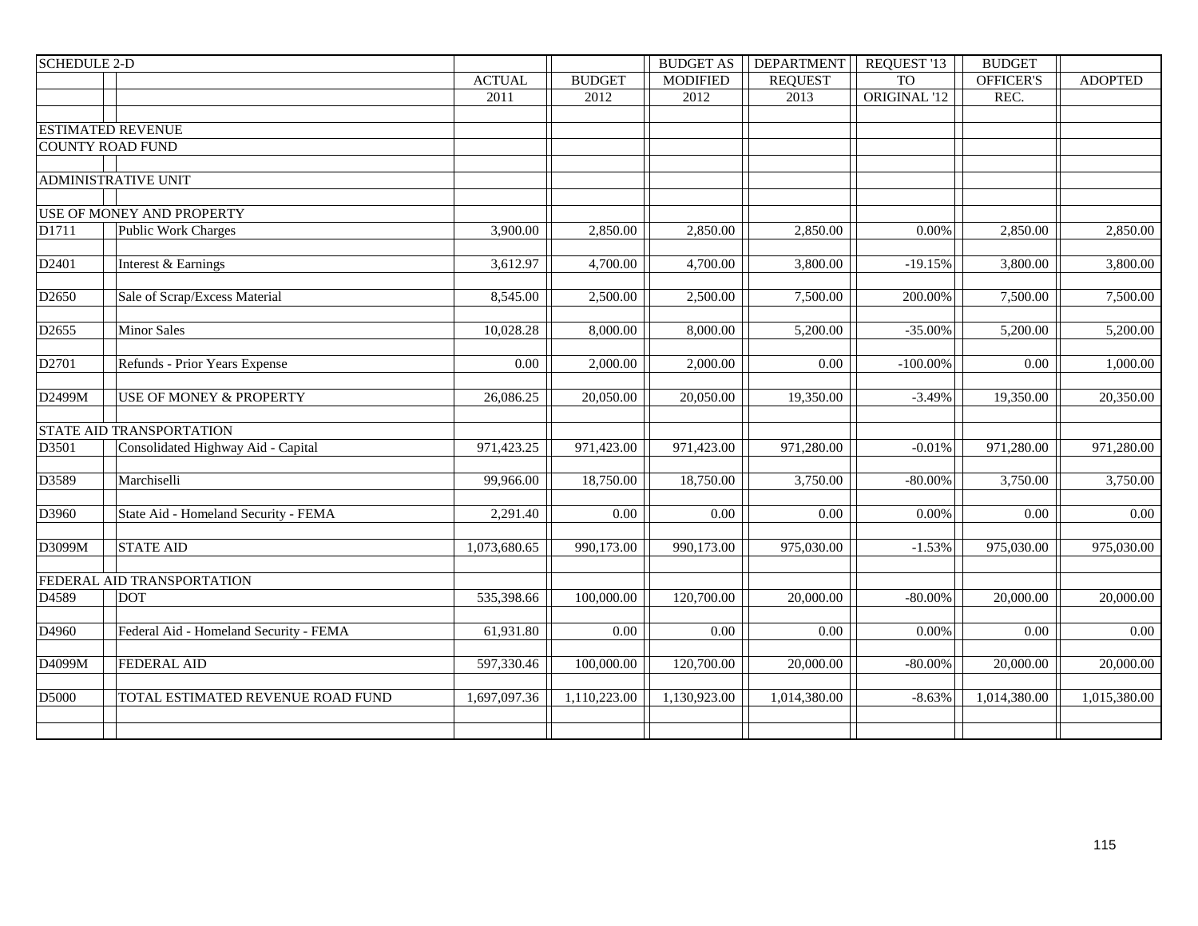| SCHEDULE 2-D | | | BUDGET AS | DEPARTMENT | REQUEST '13 | BUDGET | |
|---|---|---|---|---|---|---|---|
| | | ACTUAL | BUDGET | MODIFIED | REQUEST | TO | OFFICER'S | ADOPTED |
| | | 2011 | 2012 | 2012 | 2013 | ORIGINAL '12 | REC. | |
| ESTIMATED REVENUE | | | | | | | | |
| COUNTY ROAD FUND | | | | | | | | |
| ADMINISTRATIVE UNIT | | | | | | | | |
| USE OF MONEY AND PROPERTY | | | | | | | | |
| D1711 | Public Work Charges | 3,900.00 | 2,850.00 | 2,850.00 | 2,850.00 | 0.00% | 2,850.00 | 2,850.00 |
| D2401 | Interest & Earnings | 3,612.97 | 4,700.00 | 4,700.00 | 3,800.00 | -19.15% | 3,800.00 | 3,800.00 |
| D2650 | Sale of Scrap/Excess Material | 8,545.00 | 2,500.00 | 2,500.00 | 7,500.00 | 200.00% | 7,500.00 | 7,500.00 |
| D2655 | Minor Sales | 10,028.28 | 8,000.00 | 8,000.00 | 5,200.00 | -35.00% | 5,200.00 | 5,200.00 |
| D2701 | Refunds - Prior Years Expense | 0.00 | 2,000.00 | 2,000.00 | 0.00 | -100.00% | 0.00 | 1,000.00 |
| D2499M | USE OF MONEY & PROPERTY | 26,086.25 | 20,050.00 | 20,050.00 | 19,350.00 | -3.49% | 19,350.00 | 20,350.00 |
| STATE AID TRANSPORTATION | | | | | | | | |
| D3501 | Consolidated Highway Aid - Capital | 971,423.25 | 971,423.00 | 971,423.00 | 971,280.00 | -0.01% | 971,280.00 | 971,280.00 |
| D3589 | Marchiselli | 99,966.00 | 18,750.00 | 18,750.00 | 3,750.00 | -80.00% | 3,750.00 | 3,750.00 |
| D3960 | State Aid - Homeland Security - FEMA | 2,291.40 | 0.00 | 0.00 | 0.00 | 0.00% | 0.00 | 0.00 |
| D3099M | STATE AID | 1,073,680.65 | 990,173.00 | 990,173.00 | 975,030.00 | -1.53% | 975,030.00 | 975,030.00 |
| FEDERAL AID TRANSPORTATION | | | | | | | | |
| D4589 | DOT | 535,398.66 | 100,000.00 | 120,700.00 | 20,000.00 | -80.00% | 20,000.00 | 20,000.00 |
| D4960 | Federal Aid - Homeland Security - FEMA | 61,931.80 | 0.00 | 0.00 | 0.00 | 0.00% | 0.00 | 0.00 |
| D4099M | FEDERAL AID | 597,330.46 | 100,000.00 | 120,700.00 | 20,000.00 | -80.00% | 20,000.00 | 20,000.00 |
| D5000 | TOTAL ESTIMATED REVENUE ROAD FUND | 1,697,097.36 | 1,110,223.00 | 1,130,923.00 | 1,014,380.00 | -8.63% | 1,014,380.00 | 1,015,380.00 |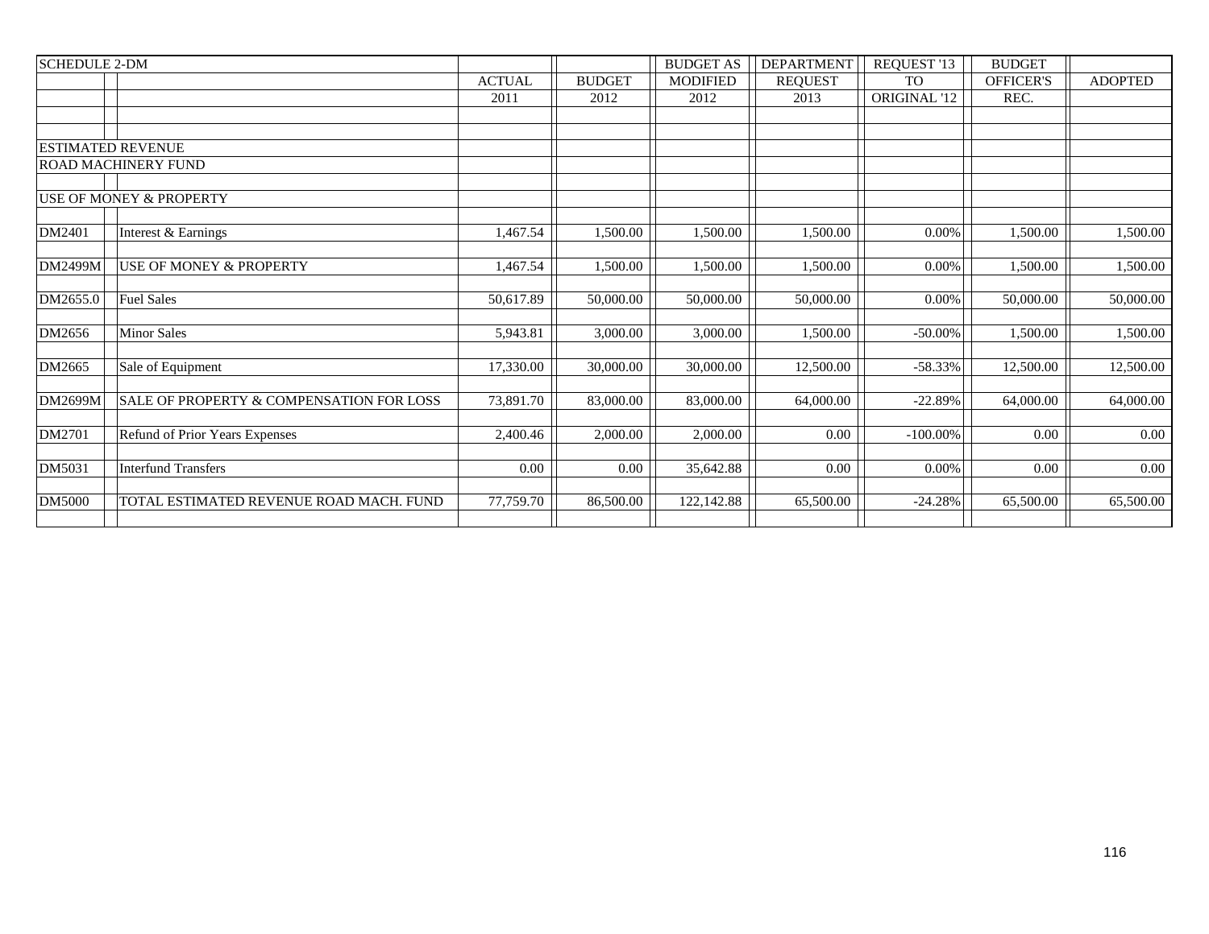| SCHEDULE 2-DM | | ACTUAL 2011 | BUDGET 2012 | BUDGET AS MODIFIED 2012 | DEPARTMENT REQUEST 2013 | REQUEST '13 TO ORIGINAL '12 | BUDGET OFFICER'S REC. | ADOPTED |
|---|---|---|---|---|---|---|---|---|
| ESTIMATED REVENUE | | | | | | | | |
| ROAD MACHINERY FUND | | | | | | | | |
| USE OF MONEY & PROPERTY | | | | | | | | |
| DM2401 | Interest & Earnings | 1,467.54 | 1,500.00 | 1,500.00 | 1,500.00 | 0.00% | 1,500.00 | 1,500.00 |
| DM2499M | USE OF MONEY & PROPERTY | 1,467.54 | 1,500.00 | 1,500.00 | 1,500.00 | 0.00% | 1,500.00 | 1,500.00 |
| DM2655.0 | Fuel Sales | 50,617.89 | 50,000.00 | 50,000.00 | 50,000.00 | 0.00% | 50,000.00 | 50,000.00 |
| DM2656 | Minor Sales | 5,943.81 | 3,000.00 | 3,000.00 | 1,500.00 | -50.00% | 1,500.00 | 1,500.00 |
| DM2665 | Sale of Equipment | 17,330.00 | 30,000.00 | 30,000.00 | 12,500.00 | -58.33% | 12,500.00 | 12,500.00 |
| DM2699M | SALE OF PROPERTY & COMPENSATION FOR LOSS | 73,891.70 | 83,000.00 | 83,000.00 | 64,000.00 | -22.89% | 64,000.00 | 64,000.00 |
| DM2701 | Refund of Prior Years Expenses | 2,400.46 | 2,000.00 | 2,000.00 | 0.00 | -100.00% | 0.00 | 0.00 |
| DM5031 | Interfund Transfers | 0.00 | 0.00 | 35,642.88 | 0.00 | 0.00% | 0.00 | 0.00 |
| DM5000 | TOTAL ESTIMATED REVENUE ROAD MACH. FUND | 77,759.70 | 86,500.00 | 122,142.88 | 65,500.00 | -24.28% | 65,500.00 | 65,500.00 |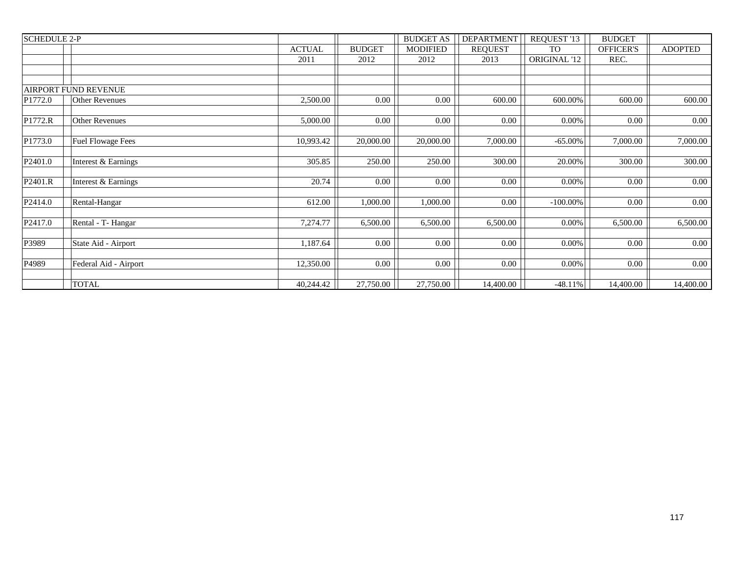| SCHEDULE 2-P | | ACTUAL 2011 | BUDGET 2012 | BUDGET AS MODIFIED 2012 | DEPARTMENT REQUEST 2013 | REQUEST '13 TO ORIGINAL '12 | BUDGET OFFICER'S REC. | ADOPTED |
|---|---|---|---|---|---|---|---|---|
| AIRPORT FUND REVENUE | | | | | | | | |
| P1772.0 | Other Revenues | 2,500.00 | 0.00 | 0.00 | 600.00 | 600.00% | 600.00 | 600.00 |
| P1772.R | Other Revenues | 5,000.00 | 0.00 | 0.00 | 0.00 | 0.00% | 0.00 | 0.00 |
| P1773.0 | Fuel Flowage Fees | 10,993.42 | 20,000.00 | 20,000.00 | 7,000.00 | -65.00% | 7,000.00 | 7,000.00 |
| P2401.0 | Interest & Earnings | 305.85 | 250.00 | 250.00 | 300.00 | 20.00% | 300.00 | 300.00 |
| P2401.R | Interest & Earnings | 20.74 | 0.00 | 0.00 | 0.00 | 0.00% | 0.00 | 0.00 |
| P2414.0 | Rental-Hangar | 612.00 | 1,000.00 | 1,000.00 | 0.00 | -100.00% | 0.00 | 0.00 |
| P2417.0 | Rental - T- Hangar | 7,274.77 | 6,500.00 | 6,500.00 | 6,500.00 | 0.00% | 6,500.00 | 6,500.00 |
| P3989 | State Aid - Airport | 1,187.64 | 0.00 | 0.00 | 0.00 | 0.00% | 0.00 | 0.00 |
| P4989 | Federal Aid - Airport | 12,350.00 | 0.00 | 0.00 | 0.00 | 0.00% | 0.00 | 0.00 |
| | TOTAL | 40,244.42 | 27,750.00 | 27,750.00 | 14,400.00 | -48.11% | 14,400.00 | 14,400.00 |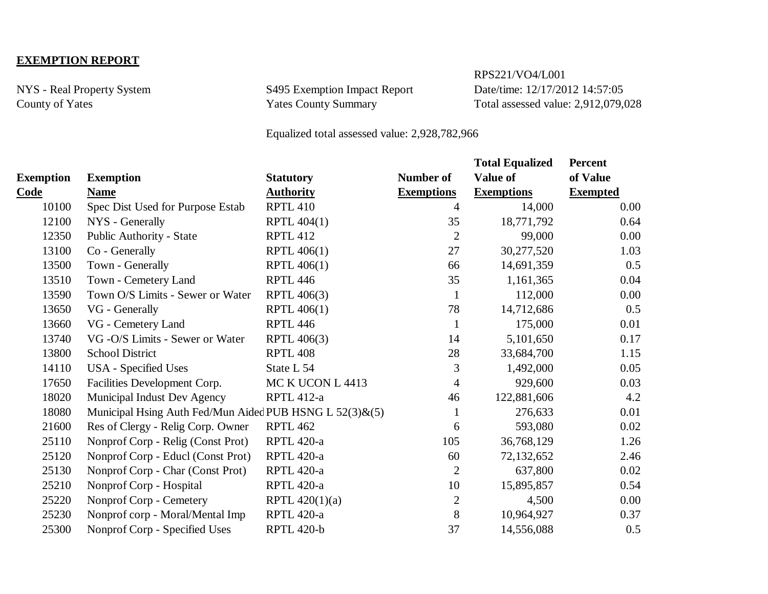## EXEMPTION REPORT

RPS221/VO4/L001

NYS - Real Property System | S495 Exemption Impact Report | Date/time: 12/17/2012 14:57:05

County of Yates | Yates County Summary | Total assessed value: 2,912,079,028

Equalized total assessed value: 2,928,782,966

| Exemption Code | Exemption Name | Statutory Authority | Number of Exemptions | Total Equalized Value of Exemptions | Percent of Value Exempted |
|---|---|---|---|---|---|
| 10100 | Spec Dist Used for Purpose Estab | RPTL 410 | 4 | 14,000 | 0.00 |
| 12100 | NYS - Generally | RPTL 404(1) | 35 | 18,771,792 | 0.64 |
| 12350 | Public Authority - State | RPTL 412 | 2 | 99,000 | 0.00 |
| 13100 | Co - Generally | RPTL 406(1) | 27 | 30,277,520 | 1.03 |
| 13500 | Town - Generally | RPTL 406(1) | 66 | 14,691,359 | 0.5 |
| 13510 | Town - Cemetery Land | RPTL 446 | 35 | 1,161,365 | 0.04 |
| 13590 | Town O/S Limits - Sewer or Water | RPTL 406(3) | 1 | 112,000 | 0.00 |
| 13650 | VG - Generally | RPTL 406(1) | 78 | 14,712,686 | 0.5 |
| 13660 | VG - Cemetery Land | RPTL 446 | 1 | 175,000 | 0.01 |
| 13740 | VG -O/S Limits - Sewer or Water | RPTL 406(3) | 14 | 5,101,650 | 0.17 |
| 13800 | School District | RPTL 408 | 28 | 33,684,700 | 1.15 |
| 14110 | USA - Specified Uses | State L 54 | 3 | 1,492,000 | 0.05 |
| 17650 | Facilities Development Corp. | MC K UCON L 4413 | 4 | 929,600 | 0.03 |
| 18020 | Municipal Indust Dev Agency | RPTL 412-a | 46 | 122,881,606 | 4.2 |
| 18080 | Municipal Hsing Auth Fed/Mun Aided | PUB HSNG L 52(3)&(5) | 1 | 276,633 | 0.01 |
| 21600 | Res of Clergy - Relig Corp. Owner | RPTL 462 | 6 | 593,080 | 0.02 |
| 25110 | Nonprof Corp - Relig (Const Prot) | RPTL 420-a | 105 | 36,768,129 | 1.26 |
| 25120 | Nonprof Corp - Educl (Const Prot) | RPTL 420-a | 60 | 72,132,652 | 2.46 |
| 25130 | Nonprof Corp - Char (Const Prot) | RPTL 420-a | 2 | 637,800 | 0.02 |
| 25210 | Nonprof Corp - Hospital | RPTL 420-a | 10 | 15,895,857 | 0.54 |
| 25220 | Nonprof Corp - Cemetery | RPTL 420(1)(a) | 2 | 4,500 | 0.00 |
| 25230 | Nonprof corp - Moral/Mental Imp | RPTL 420-a | 8 | 10,964,927 | 0.37 |
| 25300 | Nonprof Corp - Specified Uses | RPTL 420-b | 37 | 14,556,088 | 0.5 |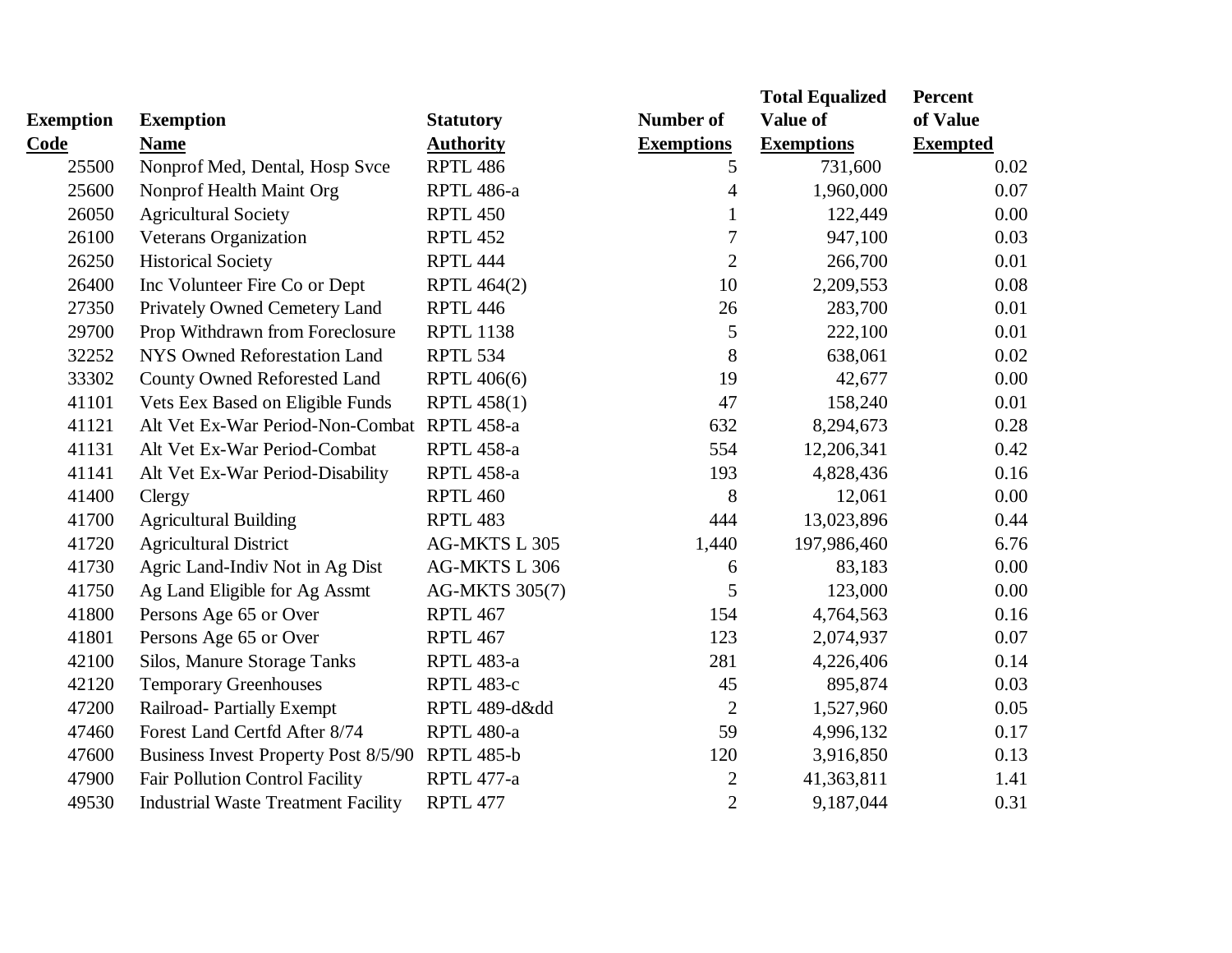| Exemption Code | Exemption Name | Statutory Authority | Number of Exemptions | Total Equalized Value of Exemptions | Percent of Value Exempted |
|---|---|---|---|---|---|
| 25500 | Nonprof Med, Dental, Hosp Svce | RPTL 486 | 5 | 731,600 | 0.02 |
| 25600 | Nonprof Health Maint Org | RPTL 486-a | 4 | 1,960,000 | 0.07 |
| 26050 | Agricultural Society | RPTL 450 | 1 | 122,449 | 0.00 |
| 26100 | Veterans Organization | RPTL 452 | 7 | 947,100 | 0.03 |
| 26250 | Historical Society | RPTL 444 | 2 | 266,700 | 0.01 |
| 26400 | Inc Volunteer Fire Co or Dept | RPTL 464(2) | 10 | 2,209,553 | 0.08 |
| 27350 | Privately Owned Cemetery Land | RPTL 446 | 26 | 283,700 | 0.01 |
| 29700 | Prop Withdrawn from Foreclosure | RPTL 1138 | 5 | 222,100 | 0.01 |
| 32252 | NYS Owned Reforestation Land | RPTL 534 | 8 | 638,061 | 0.02 |
| 33302 | County Owned Reforested Land | RPTL 406(6) | 19 | 42,677 | 0.00 |
| 41101 | Vets Eex Based on Eligible Funds | RPTL 458(1) | 47 | 158,240 | 0.01 |
| 41121 | Alt Vet Ex-War Period-Non-Combat | RPTL 458-a | 632 | 8,294,673 | 0.28 |
| 41131 | Alt Vet Ex-War Period-Combat | RPTL 458-a | 554 | 12,206,341 | 0.42 |
| 41141 | Alt Vet Ex-War Period-Disability | RPTL 458-a | 193 | 4,828,436 | 0.16 |
| 41400 | Clergy | RPTL 460 | 8 | 12,061 | 0.00 |
| 41700 | Agricultural Building | RPTL 483 | 444 | 13,023,896 | 0.44 |
| 41720 | Agricultural District | AG-MKTS L 305 | 1,440 | 197,986,460 | 6.76 |
| 41730 | Agric Land-Indiv Not in Ag Dist | AG-MKTS L 306 | 6 | 83,183 | 0.00 |
| 41750 | Ag Land Eligible for Ag Assmt | AG-MKTS 305(7) | 5 | 123,000 | 0.00 |
| 41800 | Persons Age 65 or Over | RPTL 467 | 154 | 4,764,563 | 0.16 |
| 41801 | Persons Age 65 or Over | RPTL 467 | 123 | 2,074,937 | 0.07 |
| 42100 | Silos, Manure Storage Tanks | RPTL 483-a | 281 | 4,226,406 | 0.14 |
| 42120 | Temporary Greenhouses | RPTL 483-c | 45 | 895,874 | 0.03 |
| 47200 | Railroad- Partially Exempt | RPTL 489-d&dd | 2 | 1,527,960 | 0.05 |
| 47460 | Forest Land Certfd After 8/74 | RPTL 480-a | 59 | 4,996,132 | 0.17 |
| 47600 | Business Invest Property Post 8/5/90 | RPTL 485-b | 120 | 3,916,850 | 0.13 |
| 47900 | Fair Pollution Control Facility | RPTL 477-a | 2 | 41,363,811 | 1.41 |
| 49530 | Industrial Waste Treatment Facility | RPTL 477 | 2 | 9,187,044 | 0.31 |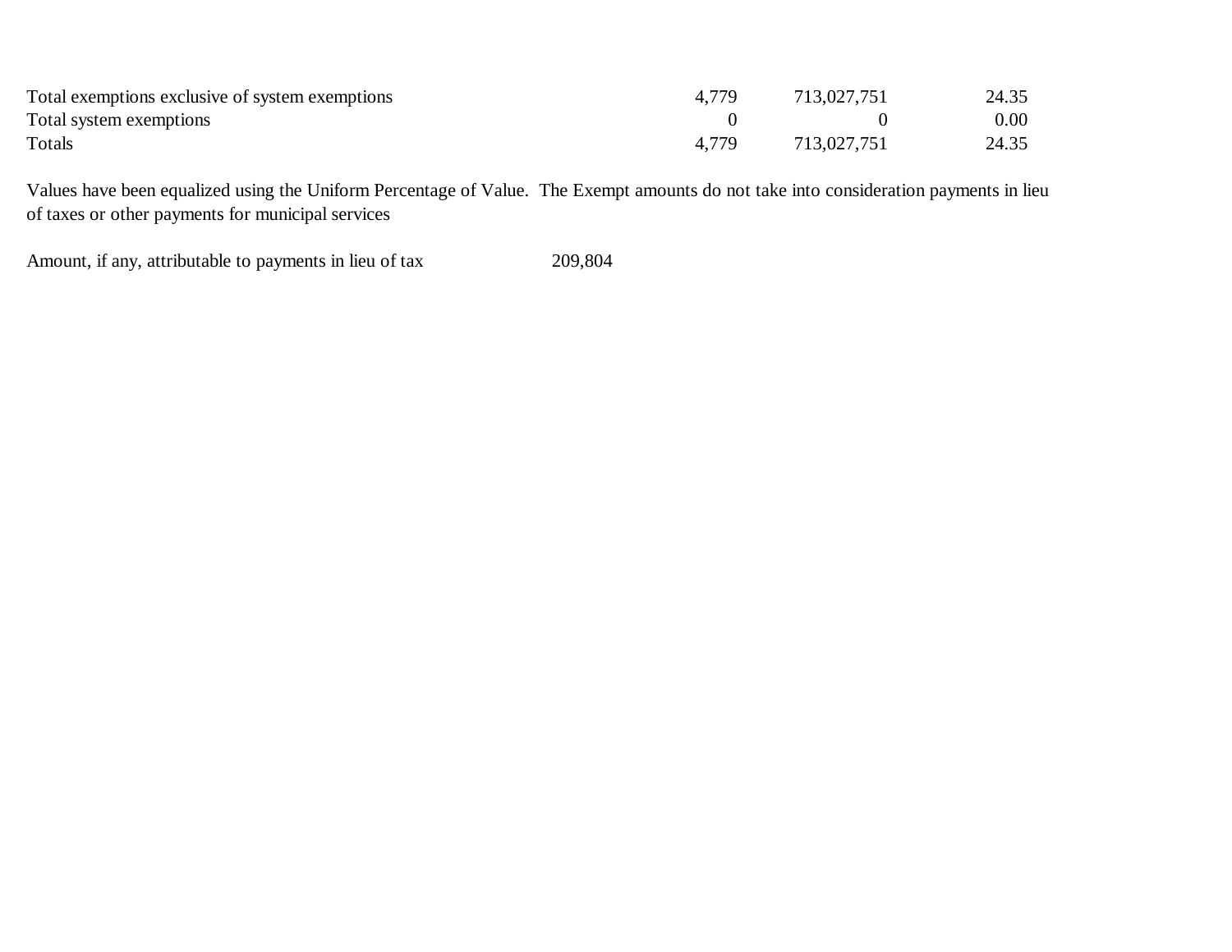| | | | |
|---|---|---|---|
| Total exemptions exclusive of system exemptions | 4,779 | 713,027,751 | 24.35 |
| Total system exemptions | 0 | 0 | 0.00 |
| Totals | 4,779 | 713,027,751 | 24.35 |

Values have been equalized using the Uniform Percentage of Value. The Exempt amounts do not take into consideration payments in lieu of taxes or other payments for municipal services

Amount, if any, attributable to payments in lieu of tax 209,804